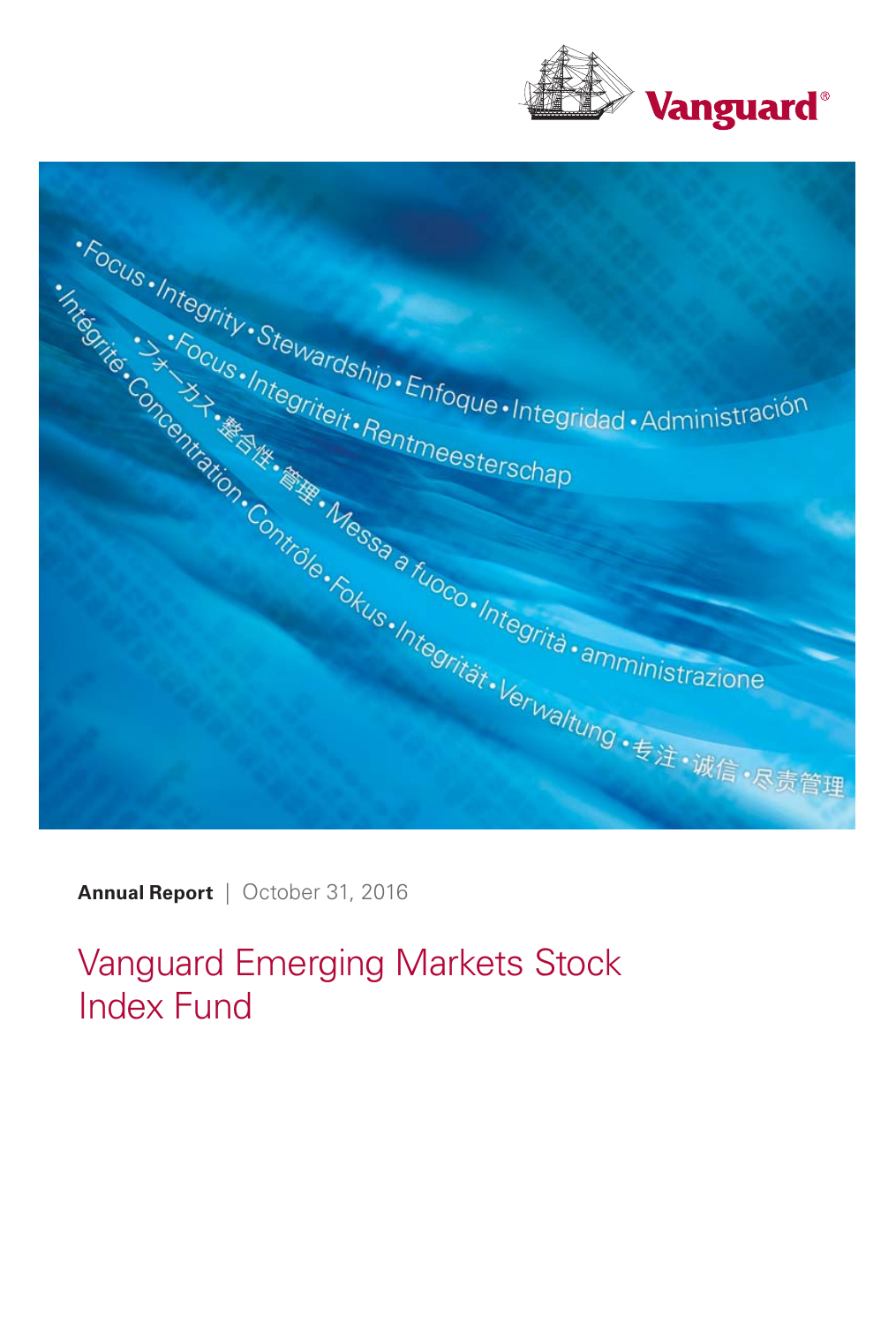**Annual Report** | October 31, 2016

# Vanguard Emerging Markets Stock Index Fund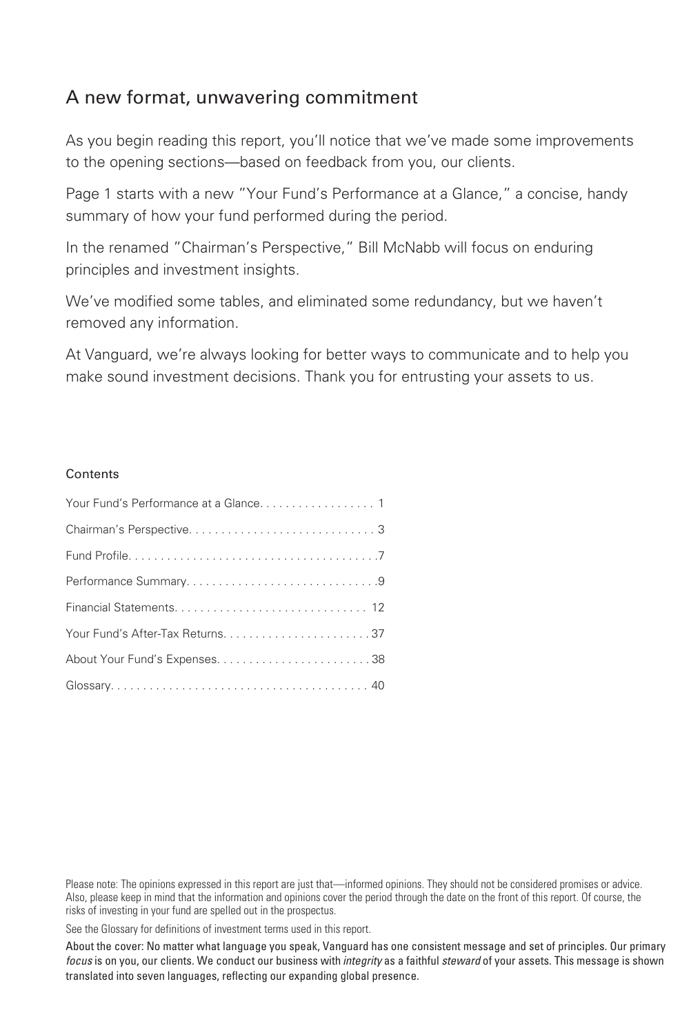## A new format, unwavering commitment

As you begin reading this report, you'll notice that we've made some improvements to the opening sections—based on feedback from you, our clients.

Page 1 starts with a new "Your Fund's Performance at a Glance," a concise, handy summary of how your fund performed during the period.

In the renamed "Chairman's Perspective," Bill McNabb will focus on enduring principles and investment insights.

We've modified some tables, and eliminated some redundancy, but we haven't removed any information.

At Vanguard, we're always looking for better ways to communicate and to help you make sound investment decisions. Thank you for entrusting your assets to us.

### Contents

| | |
|---|---|
| Your Fund's Performance at a Glance | 1 |
| Chairman's Perspective | 3 |
| Fund Profile | 7 |
| Performance Summary | 9 |
| Financial Statements | 12 |
| Your Fund's After-Tax Returns | 37 |
| About Your Fund's Expenses | 38 |
| Glossary | 40 |

Please note: The opinions expressed in this report are just that—informed opinions. They should not be considered promises or advice. Also, please keep in mind that the information and opinions cover the period through the date on the front of this report. Of course, the risks of investing in your fund are spelled out in the prospectus.

See the Glossary for definitions of investment terms used in this report.

About the cover: No matter what language you speak, Vanguard has one consistent message and set of principles. Our primary *focus* is on you, our clients. We conduct our business with *integrity* as a faithful *steward* of your assets. This message is shown translated into seven languages, reflecting our expanding global presence.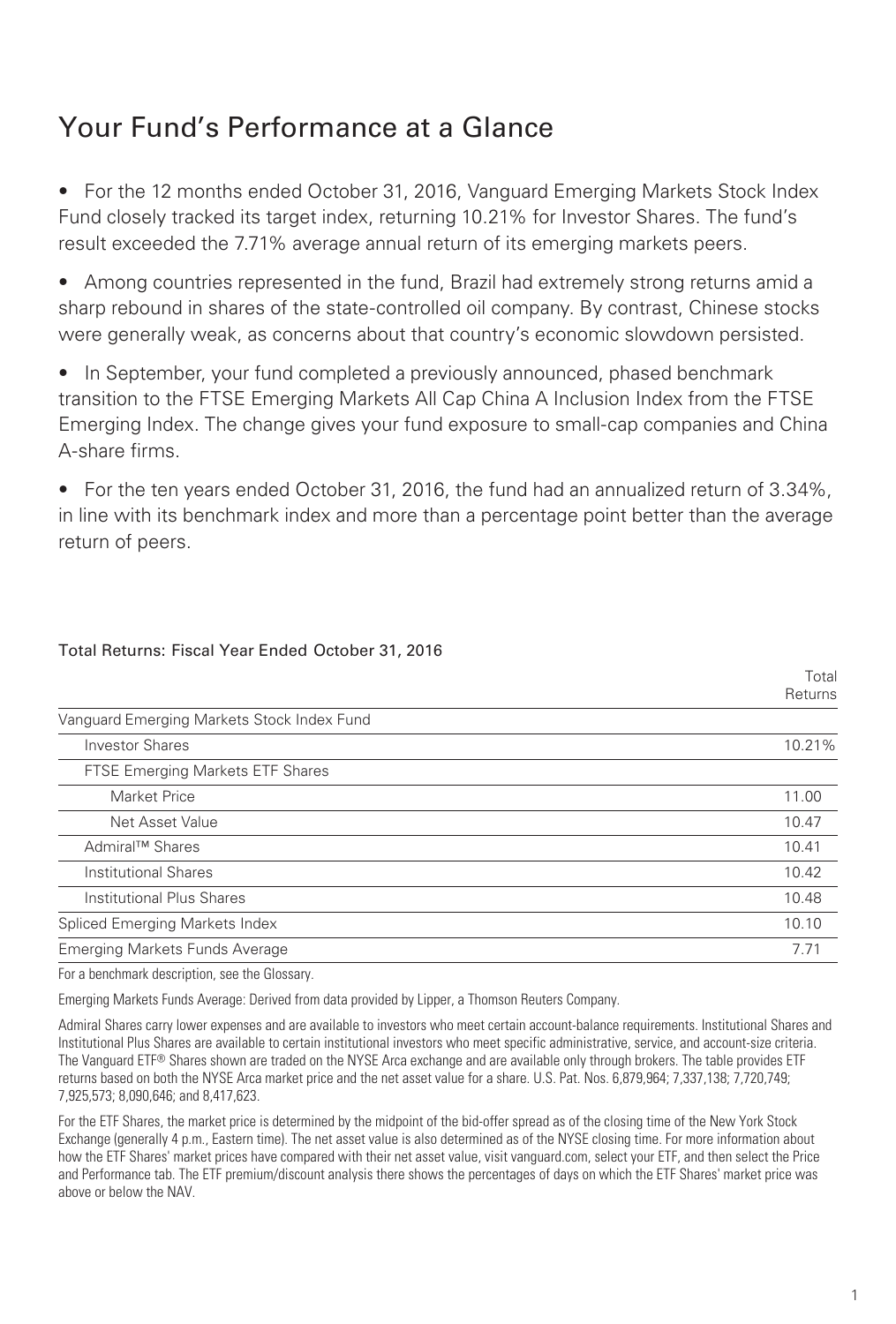# Your Fund's Performance at a Glance

- For the 12 months ended October 31, 2016, Vanguard Emerging Markets Stock Index Fund closely tracked its target index, returning 10.21% for Investor Shares. The fund's result exceeded the 7.71% average annual return of its emerging markets peers.

- Among countries represented in the fund, Brazil had extremely strong returns amid a sharp rebound in shares of the state-controlled oil company. By contrast, Chinese stocks were generally weak, as concerns about that country's economic slowdown persisted.

- In September, your fund completed a previously announced, phased benchmark transition to the FTSE Emerging Markets All Cap China A Inclusion Index from the FTSE Emerging Index. The change gives your fund exposure to small-cap companies and China A-share firms.

- For the ten years ended October 31, 2016, the fund had an annualized return of 3.34%, in line with its benchmark index and more than a percentage point better than the average return of peers.

Total Returns: Fiscal Year Ended October 31, 2016

| | Total Returns |
|---|---|
| Vanguard Emerging Markets Stock Index Fund | |
| Investor Shares | 10.21% |
| FTSE Emerging Markets ETF Shares | |
| Market Price | 11.00 |
| Net Asset Value | 10.47 |
| Admiral™ Shares | 10.41 |
| Institutional Shares | 10.42 |
| Institutional Plus Shares | 10.48 |
| Spliced Emerging Markets Index | 10.10 |
| Emerging Markets Funds Average | 7.71 |

For a benchmark description, see the Glossary.

Emerging Markets Funds Average: Derived from data provided by Lipper, a Thomson Reuters Company.

Admiral Shares carry lower expenses and are available to investors who meet certain account-balance requirements. Institutional Shares and Institutional Plus Shares are available to certain institutional investors who meet specific administrative, service, and account-size criteria. The Vanguard ETF® Shares shown are traded on the NYSE Arca exchange and are available only through brokers. The table provides ETF returns based on both the NYSE Arca market price and the net asset value for a share. U.S. Pat. Nos. 6,879,964; 7,337,138; 7,720,749; 7,925,573; 8,090,646; and 8,417,623.

For the ETF Shares, the market price is determined by the midpoint of the bid-offer spread as of the closing time of the New York Stock Exchange (generally 4 p.m., Eastern time). The net asset value is also determined as of the NYSE closing time. For more information about how the ETF Shares' market prices have compared with their net asset value, visit vanguard.com, select your ETF, and then select the Price and Performance tab. The ETF premium/discount analysis there shows the percentages of days on which the ETF Shares' market price was above or below the NAV.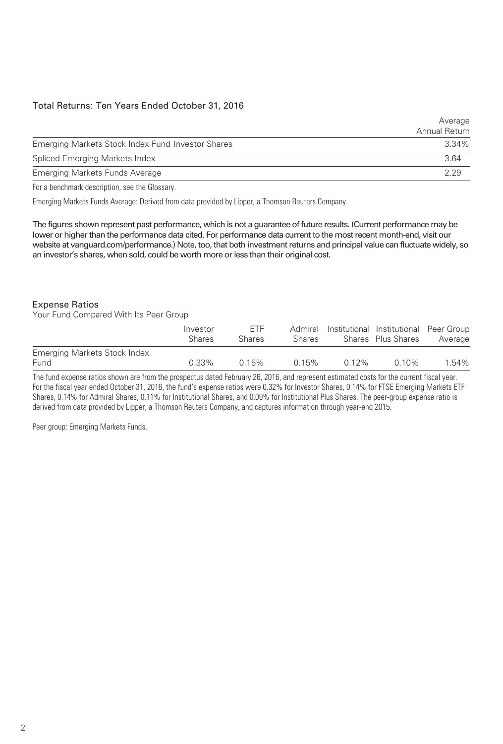### Total Returns: Ten Years Ended October 31, 2016

| | Average Annual Return |
|---|---|
| Emerging Markets Stock Index Fund Investor Shares | 3.34% |
| Spliced Emerging Markets Index | 3.64 |
| Emerging Markets Funds Average | 2.29 |

For a benchmark description, see the Glossary.

Emerging Markets Funds Average: Derived from data provided by Lipper, a Thomson Reuters Company.

**The figures shown represent past performance, which is not a guarantee of future results. (Current performance may be lower or higher than the performance data cited. For performance data current to the most recent month-end, visit our website at vanguard.com/performance.) Note, too, that both investment returns and principal value can fluctuate widely, so an investor's shares, when sold, could be worth more or less than their original cost.**

### Expense Ratios

Your Fund Compared With Its Peer Group

| | Investor Shares | ETF Shares | Admiral Shares | Institutional Shares | Institutional Plus Shares | Peer Group Average |
|---|---|---|---|---|---|---|
| Emerging Markets Stock Index Fund | 0.33% | 0.15% | 0.15% | 0.12% | 0.10% | 1.54% |

The fund expense ratios shown are from the prospectus dated February 26, 2016, and represent estimated costs for the current fiscal year. For the fiscal year ended October 31, 2016, the fund's expense ratios were 0.32% for Investor Shares, 0.14% for FTSE Emerging Markets ETF Shares, 0.14% for Admiral Shares, 0.11% for Institutional Shares, and 0.09% for Institutional Plus Shares. The peer-group expense ratio is derived from data provided by Lipper, a Thomson Reuters Company, and captures information through year-end 2015.

Peer group: Emerging Markets Funds.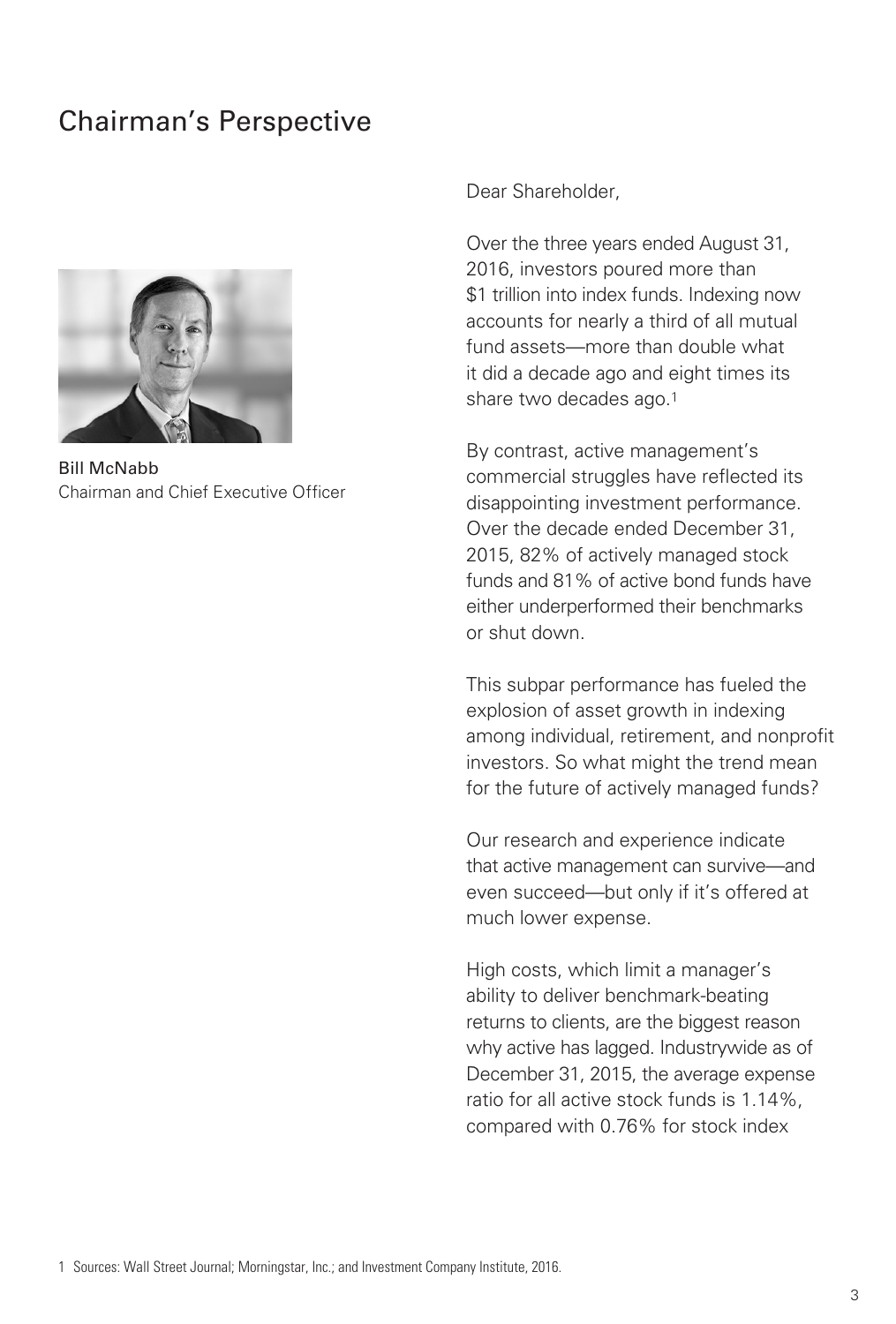# Chairman's Perspective

Bill McNabb
Chairman and Chief Executive Officer

Dear Shareholder,

Over the three years ended August 31, 2016, investors poured more than $1 trillion into index funds. Indexing now accounts for nearly a third of all mutual fund assets—more than double what it did a decade ago and eight times its share two decades ago.[1]

By contrast, active management's commercial struggles have reflected its disappointing investment performance. Over the decade ended December 31, 2015, 82% of actively managed stock funds and 81% of active bond funds have either underperformed their benchmarks or shut down.

This subpar performance has fueled the explosion of asset growth in indexing among individual, retirement, and nonprofit investors. So what might the trend mean for the future of actively managed funds?

Our research and experience indicate that active management can survive—and even succeed—but only if it's offered at much lower expense.

High costs, which limit a manager's ability to deliver benchmark-beating returns to clients, are the biggest reason why active has lagged. Industrywide as of December 31, 2015, the average expense ratio for all active stock funds is 1.14%, compared with 0.76% for stock index

1 Sources: Wall Street Journal; Morningstar, Inc.; and Investment Company Institute, 2016.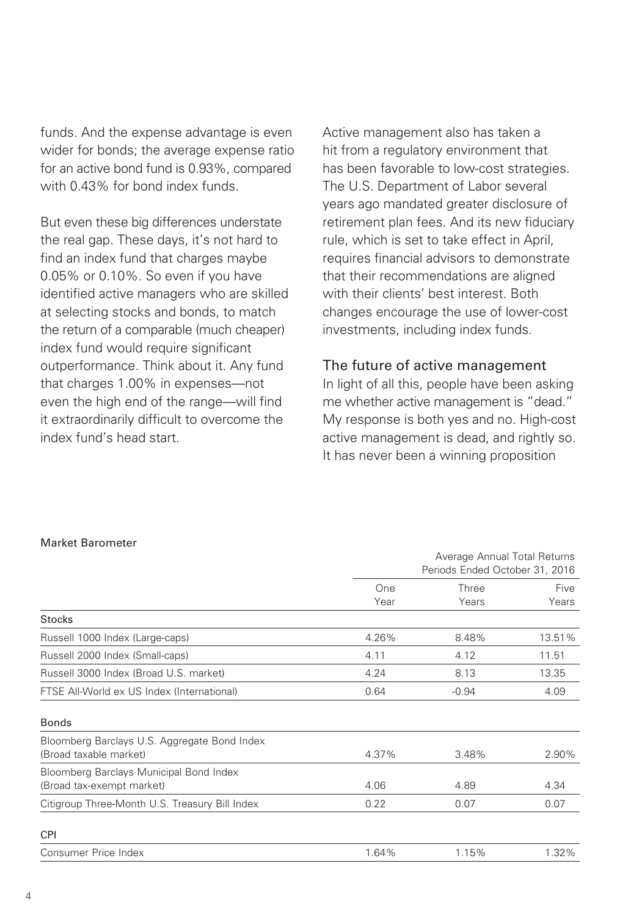funds. And the expense advantage is even wider for bonds; the average expense ratio for an active bond fund is 0.93%, compared with 0.43% for bond index funds.

But even these big differences understate the real gap. These days, it's not hard to find an index fund that charges maybe 0.05% or 0.10%. So even if you have identified active managers who are skilled at selecting stocks and bonds, to match the return of a comparable (much cheaper) index fund would require significant outperformance. Think about it. Any fund that charges 1.00% in expenses—not even the high end of the range—will find it extraordinarily difficult to overcome the index fund's head start.

Active management also has taken a hit from a regulatory environment that has been favorable to low-cost strategies. The U.S. Department of Labor several years ago mandated greater disclosure of retirement plan fees. And its new fiduciary rule, which is set to take effect in April, requires financial advisors to demonstrate that their recommendations are aligned with their clients' best interest. Both changes encourage the use of lower-cost investments, including index funds.

### The future of active management

In light of all this, people have been asking me whether active management is "dead." My response is both yes and no. High-cost active management is dead, and rightly so. It has never been a winning proposition

**Market Barometer**

| | Average Annual Total Returns Periods Ended October 31, 2016 | | |
|---|---|---|---|
| | One Year | Three Years | Five Years |
| **Stocks** | | | |
| Russell 1000 Index (Large-caps) | 4.26% | 8.48% | 13.51% |
| Russell 2000 Index (Small-caps) | 4.11 | 4.12 | 11.51 |
| Russell 3000 Index (Broad U.S. market) | 4.24 | 8.13 | 13.35 |
| FTSE All-World ex US Index (International) | 0.64 | -0.94 | 4.09 |
| **Bonds** | | | |
| Bloomberg Barclays U.S. Aggregate Bond Index (Broad taxable market) | 4.37% | 3.48% | 2.90% |
| Bloomberg Barclays Municipal Bond Index (Broad tax-exempt market) | 4.06 | 4.89 | 4.34 |
| Citigroup Three-Month U.S. Treasury Bill Index | 0.22 | 0.07 | 0.07 |
| **CPI** | | | |
| Consumer Price Index | 1.64% | 1.15% | 1.32% |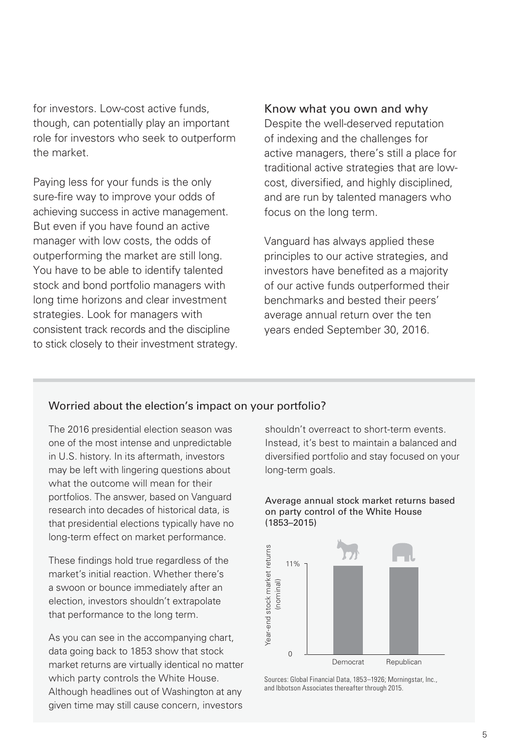for investors. Low-cost active funds, though, can potentially play an important role for investors who seek to outperform the market.

Paying less for your funds is the only sure-fire way to improve your odds of achieving success in active management. But even if you have found an active manager with low costs, the odds of outperforming the market are still long. You have to be able to identify talented stock and bond portfolio managers with long time horizons and clear investment strategies. Look for managers with consistent track records and the discipline to stick closely to their investment strategy.

## Know what you own and why

Despite the well-deserved reputation of indexing and the challenges for active managers, there's still a place for traditional active strategies that are low-cost, diversified, and highly disciplined, and are run by talented managers who focus on the long term.

Vanguard has always applied these principles to our active strategies, and investors have benefited as a majority of our active funds outperformed their benchmarks and bested their peers' average annual return over the ten years ended September 30, 2016.

## Worried about the election's impact on your portfolio?

The 2016 presidential election season was one of the most intense and unpredictable in U.S. history. In its aftermath, investors may be left with lingering questions about what the outcome will mean for their portfolios. The answer, based on Vanguard research into decades of historical data, is that presidential elections typically have no long-term effect on market performance.

These findings hold true regardless of the market's initial reaction. Whether there's a swoon or bounce immediately after an election, investors shouldn't extrapolate that performance to the long term.

As you can see in the accompanying chart, data going back to 1853 show that stock market returns are virtually identical no matter which party controls the White House. Although headlines out of Washington at any given time may still cause concern, investors shouldn't overreact to short-term events. Instead, it's best to maintain a balanced and diversified portfolio and stay focused on your long-term goals.

**Average annual stock market returns based on party control of the White House (1853–2015)**

Year-end stock market returns (nominal)

11%

0

Democrat Republican

Sources: Global Financial Data, 1853–1926; Morningstar, Inc., and Ibbotson Associates thereafter through 2015.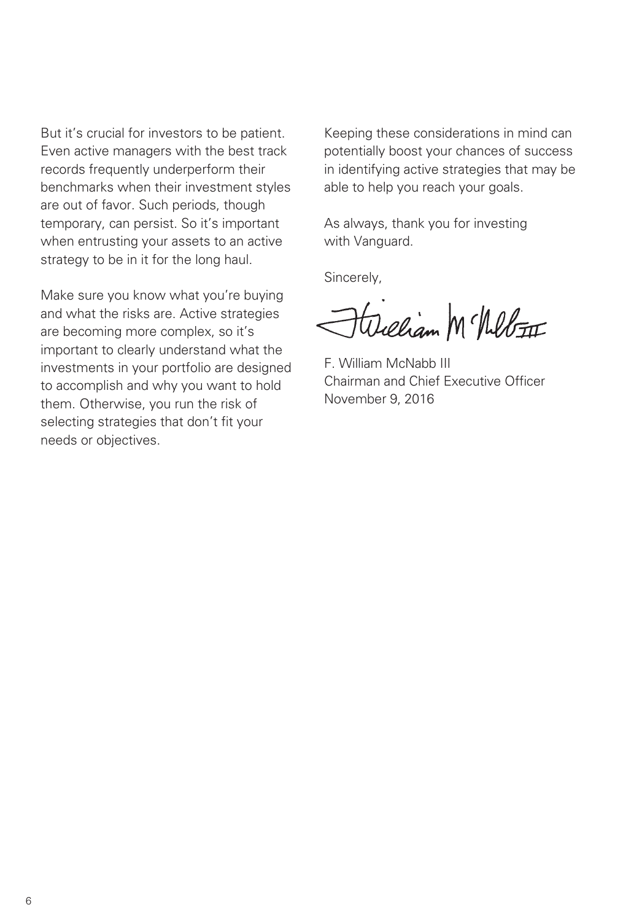But it's crucial for investors to be patient. Even active managers with the best track records frequently underperform their benchmarks when their investment styles are out of favor. Such periods, though temporary, can persist. So it's important when entrusting your assets to an active strategy to be in it for the long haul.

Make sure you know what you're buying and what the risks are. Active strategies are becoming more complex, so it's important to clearly understand what the investments in your portfolio are designed to accomplish and why you want to hold them. Otherwise, you run the risk of selecting strategies that don't fit your needs or objectives.

Keeping these considerations in mind can potentially boost your chances of success in identifying active strategies that may be able to help you reach your goals.

As always, thank you for investing with Vanguard.

Sincerely,

F. William McNabb III
Chairman and Chief Executive Officer
November 9, 2016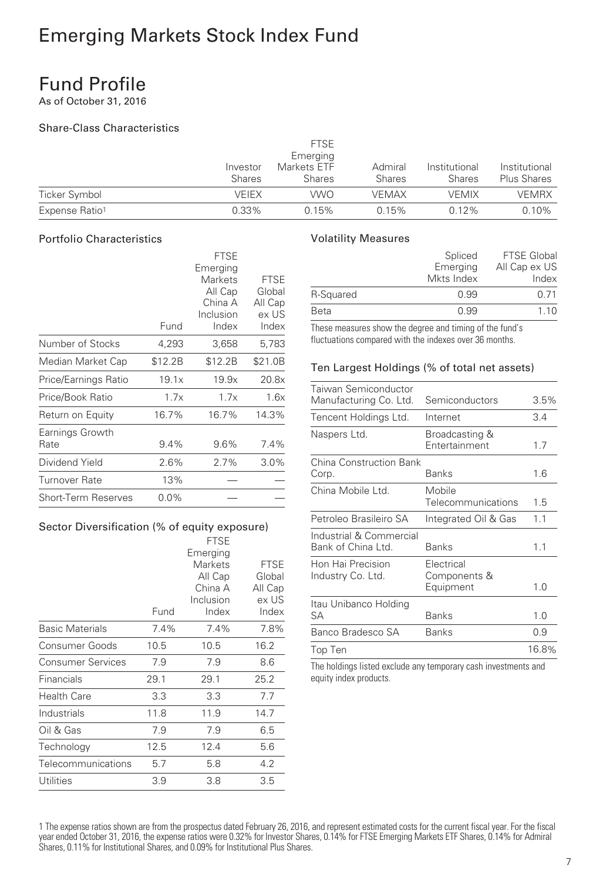# Emerging Markets Stock Index Fund

## Fund Profile

As of October 31, 2016

### Share-Class Characteristics

| | Investor Shares | FTSE Emerging Markets ETF Shares | Admiral Shares | Institutional Shares | Institutional Plus Shares |
|---|---|---|---|---|---|
| Ticker Symbol | VEIEX | VWO | VEMAX | VEMIX | VEMRX |
| Expense Ratio[1] | 0.33% | 0.15% | 0.15% | 0.12% | 0.10% |

### Portfolio Characteristics

| | Fund | FTSE Emerging Markets All Cap China A Inclusion Index | FTSE Global All Cap ex US Index |
|---|---|---|---|
| Number of Stocks | 4,293 | 3,658 | 5,783 |
| Median Market Cap | $12.2B | $12.2B | $21.0B |
| Price/Earnings Ratio | 19.1x | 19.9x | 20.8x |
| Price/Book Ratio | 1.7x | 1.7x | 1.6x |
| Return on Equity | 16.7% | 16.7% | 14.3% |
| Earnings Growth Rate | 9.4% | 9.6% | 7.4% |
| Dividend Yield | 2.6% | 2.7% | 3.0% |
| Turnover Rate | 13% | — | — |
| Short-Term Reserves | 0.0% | — | — |

### Sector Diversification (% of equity exposure)

| | Fund | FTSE Emerging Markets All Cap China A Inclusion Index | FTSE Global All Cap ex US Index |
|---|---|---|---|
| Basic Materials | 7.4% | 7.4% | 7.8% |
| Consumer Goods | 10.5 | 10.5 | 16.2 |
| Consumer Services | 7.9 | 7.9 | 8.6 |
| Financials | 29.1 | 29.1 | 25.2 |
| Health Care | 3.3 | 3.3 | 7.7 |
| Industrials | 11.8 | 11.9 | 14.7 |
| Oil & Gas | 7.9 | 7.9 | 6.5 |
| Technology | 12.5 | 12.4 | 5.6 |
| Telecommunications | 5.7 | 5.8 | 4.2 |
| Utilities | 3.9 | 3.8 | 3.5 |

### Volatility Measures

| | Spliced Emerging Mkts Index | FTSE Global All Cap ex US Index |
|---|---|---|
| R-Squared | 0.99 | 0.71 |
| Beta | 0.99 | 1.10 |

These measures show the degree and timing of the fund's fluctuations compared with the indexes over 36 months.

### Ten Largest Holdings (% of total net assets)

| | | |
|---|---|---|
| Taiwan Semiconductor Manufacturing Co. Ltd. | Semiconductors | 3.5% |
| Tencent Holdings Ltd. | Internet | 3.4 |
| Naspers Ltd. | Broadcasting & Entertainment | 1.7 |
| China Construction Bank Corp. | Banks | 1.6 |
| China Mobile Ltd. | Mobile Telecommunications | 1.5 |
| Petroleo Brasileiro SA | Integrated Oil & Gas | 1.1 |
| Industrial & Commercial Bank of China Ltd. | Banks | 1.1 |
| Hon Hai Precision Industry Co. Ltd. | Electrical Components & Equipment | 1.0 |
| Itau Unibanco Holding SA | Banks | 1.0 |
| Banco Bradesco SA | Banks | 0.9 |
| Top Ten | | 16.8% |

The holdings listed exclude any temporary cash investments and equity index products.

1 The expense ratios shown are from the prospectus dated February 26, 2016, and represent estimated costs for the current fiscal year. For the fiscal year ended October 31, 2016, the expense ratios were 0.32% for Investor Shares, 0.14% for FTSE Emerging Markets ETF Shares, 0.14% for Admiral Shares, 0.11% for Institutional Shares, and 0.09% for Institutional Plus Shares.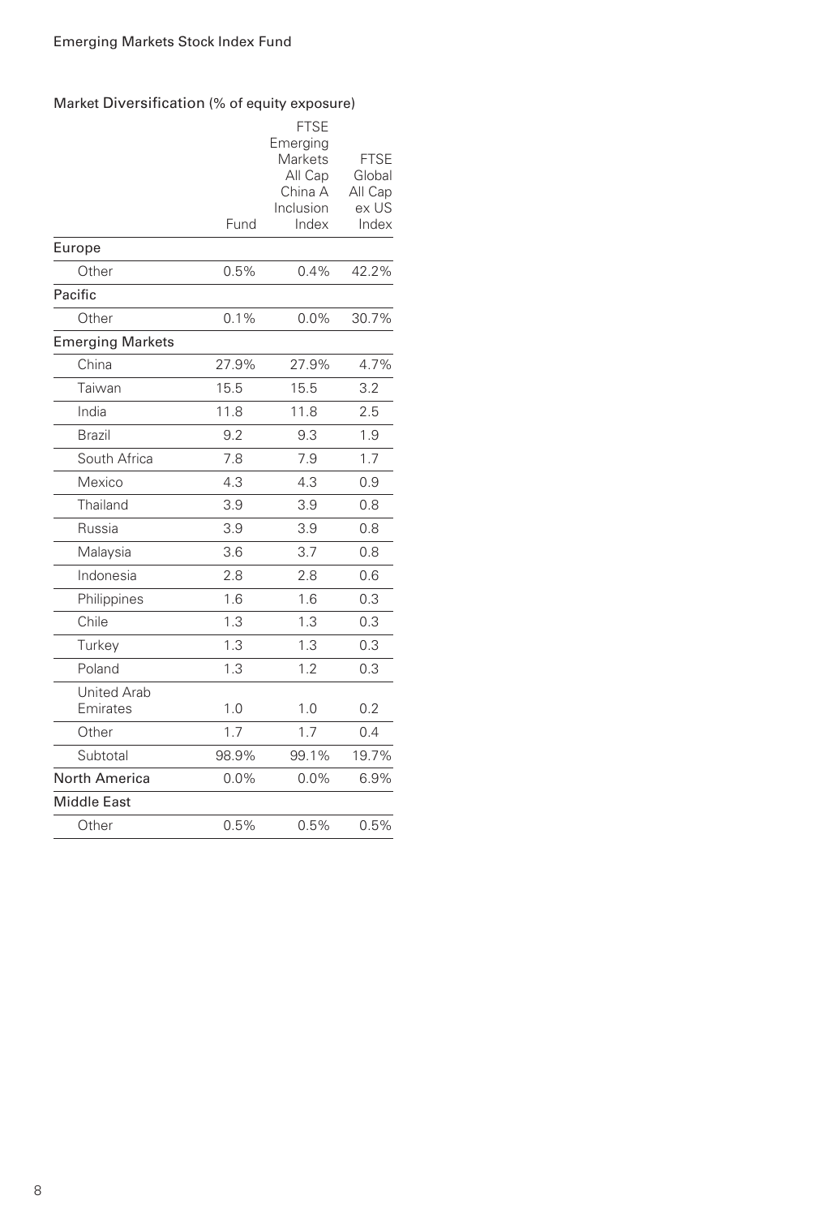Emerging Markets Stock Index Fund

## Market Diversification (% of equity exposure)

| | Fund | FTSE Emerging Markets All Cap China A Inclusion Index | FTSE Global All Cap ex US Index |
|---|---|---|---|
| **Europe** | | | |
| Other | 0.5% | 0.4% | 42.2% |
| **Pacific** | | | |
| Other | 0.1% | 0.0% | 30.7% |
| **Emerging Markets** | | | |
| China | 27.9% | 27.9% | 4.7% |
| Taiwan | 15.5 | 15.5 | 3.2 |
| India | 11.8 | 11.8 | 2.5 |
| Brazil | 9.2 | 9.3 | 1.9 |
| South Africa | 7.8 | 7.9 | 1.7 |
| Mexico | 4.3 | 4.3 | 0.9 |
| Thailand | 3.9 | 3.9 | 0.8 |
| Russia | 3.9 | 3.9 | 0.8 |
| Malaysia | 3.6 | 3.7 | 0.8 |
| Indonesia | 2.8 | 2.8 | 0.6 |
| Philippines | 1.6 | 1.6 | 0.3 |
| Chile | 1.3 | 1.3 | 0.3 |
| Turkey | 1.3 | 1.3 | 0.3 |
| Poland | 1.3 | 1.2 | 0.3 |
| United Arab Emirates | 1.0 | 1.0 | 0.2 |
| Other | 1.7 | 1.7 | 0.4 |
| Subtotal | 98.9% | 99.1% | 19.7% |
| **North America** | 0.0% | 0.0% | 6.9% |
| **Middle East** | | | |
| Other | 0.5% | 0.5% | 0.5% |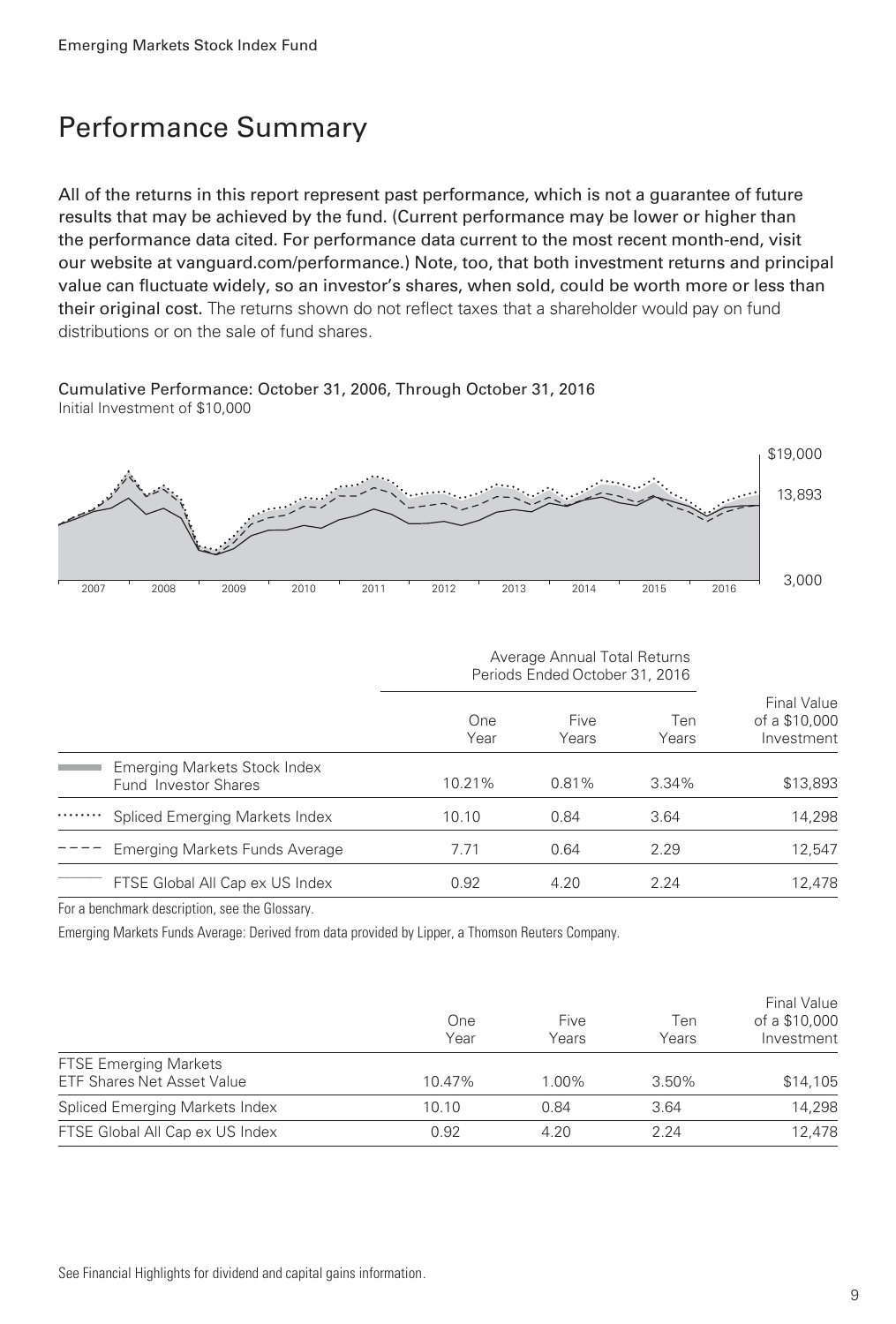## Performance Summary

**All of the returns in this report represent past performance, which is not a guarantee of future results that may be achieved by the fund. (Current performance may be lower or higher than the performance data cited. For performance data current to the most recent month-end, visit our website at vanguard.com/performance.) Note, too, that both investment returns and principal value can fluctuate widely, so an investor's shares, when sold, could be worth more or less than their original cost.** The returns shown do not reflect taxes that a shareholder would pay on fund distributions or on the sale of fund shares.

Cumulative Performance: October 31, 2006, Through October 31, 2016
Initial Investment of $10,000

| | Average Annual Total Returns Periods Ended October 31, 2016 | | | |
|---|---|---|---|---|
| | One Year | Five Years | Ten Years | Final Value of a $10,000 Investment |
| Emerging Markets Stock Index Fund Investor Shares | 10.21% | 0.81% | 3.34% | $13,893 |
| Spliced Emerging Markets Index | 10.10 | 0.84 | 3.64 | 14,298 |
| Emerging Markets Funds Average | 7.71 | 0.64 | 2.29 | 12,547 |
| FTSE Global All Cap ex US Index | 0.92 | 4.20 | 2.24 | 12,478 |

For a benchmark description, see the Glossary.

Emerging Markets Funds Average: Derived from data provided by Lipper, a Thomson Reuters Company.

| | One Year | Five Years | Ten Years | Final Value of a $10,000 Investment |
|---|---|---|---|---|
| FTSE Emerging Markets ETF Shares Net Asset Value | 10.47% | 1.00% | 3.50% | $14,105 |
| Spliced Emerging Markets Index | 10.10 | 0.84 | 3.64 | 14,298 |
| FTSE Global All Cap ex US Index | 0.92 | 4.20 | 2.24 | 12,478 |

See Financial Highlights for dividend and capital gains information.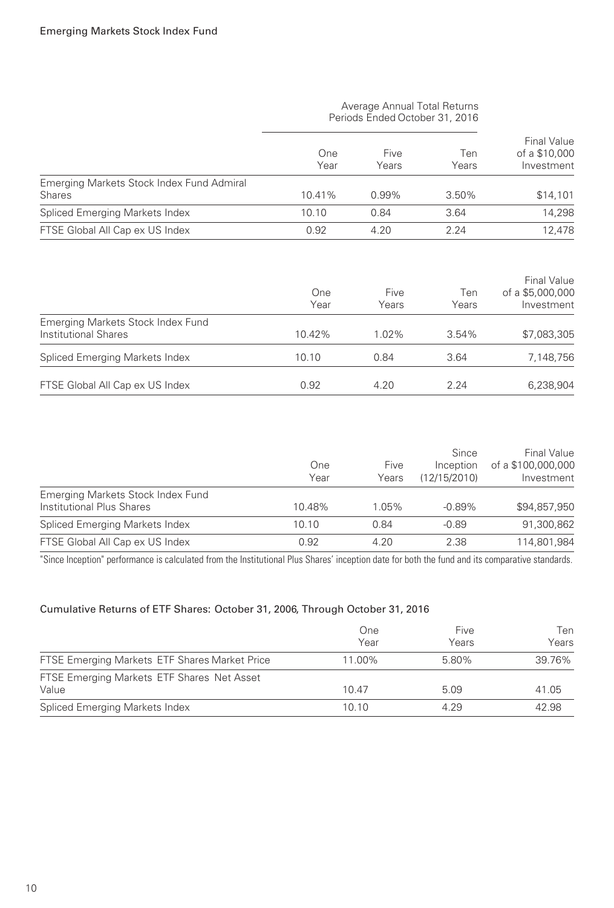Emerging Markets Stock Index Fund

| | Average Annual Total Returns Periods Ended October 31, 2016 | | | |
|---|---|---|---|---|
| | One Year | Five Years | Ten Years | Final Value of a $10,000 Investment |
| Emerging Markets Stock Index Fund Admiral Shares | 10.41% | 0.99% | 3.50% | $14,101 |
| Spliced Emerging Markets Index | 10.10 | 0.84 | 3.64 | 14,298 |
| FTSE Global All Cap ex US Index | 0.92 | 4.20 | 2.24 | 12,478 |

| | One Year | Five Years | Ten Years | Final Value of a $5,000,000 Investment |
|---|---|---|---|---|
| Emerging Markets Stock Index Fund Institutional Shares | 10.42% | 1.02% | 3.54% | $7,083,305 |
| Spliced Emerging Markets Index | 10.10 | 0.84 | 3.64 | 7,148,756 |
| FTSE Global All Cap ex US Index | 0.92 | 4.20 | 2.24 | 6,238,904 |

| | One Year | Five Years | Since Inception (12/15/2010) | Final Value of a $100,000,000 Investment |
|---|---|---|---|---|
| Emerging Markets Stock Index Fund Institutional Plus Shares | 10.48% | 1.05% | -0.89% | $94,857,950 |
| Spliced Emerging Markets Index | 10.10 | 0.84 | -0.89 | 91,300,862 |
| FTSE Global All Cap ex US Index | 0.92 | 4.20 | 2.38 | 114,801,984 |

"Since Inception" performance is calculated from the Institutional Plus Shares' inception date for both the fund and its comparative standards.

### Cumulative Returns of ETF Shares: October 31, 2006, Through October 31, 2016

| | One Year | Five Years | Ten Years |
|---|---|---|---|
| FTSE Emerging Markets ETF Shares Market Price | 11.00% | 5.80% | 39.76% |
| FTSE Emerging Markets ETF Shares Net Asset Value | 10.47 | 5.09 | 41.05 |
| Spliced Emerging Markets Index | 10.10 | 4.29 | 42.98 |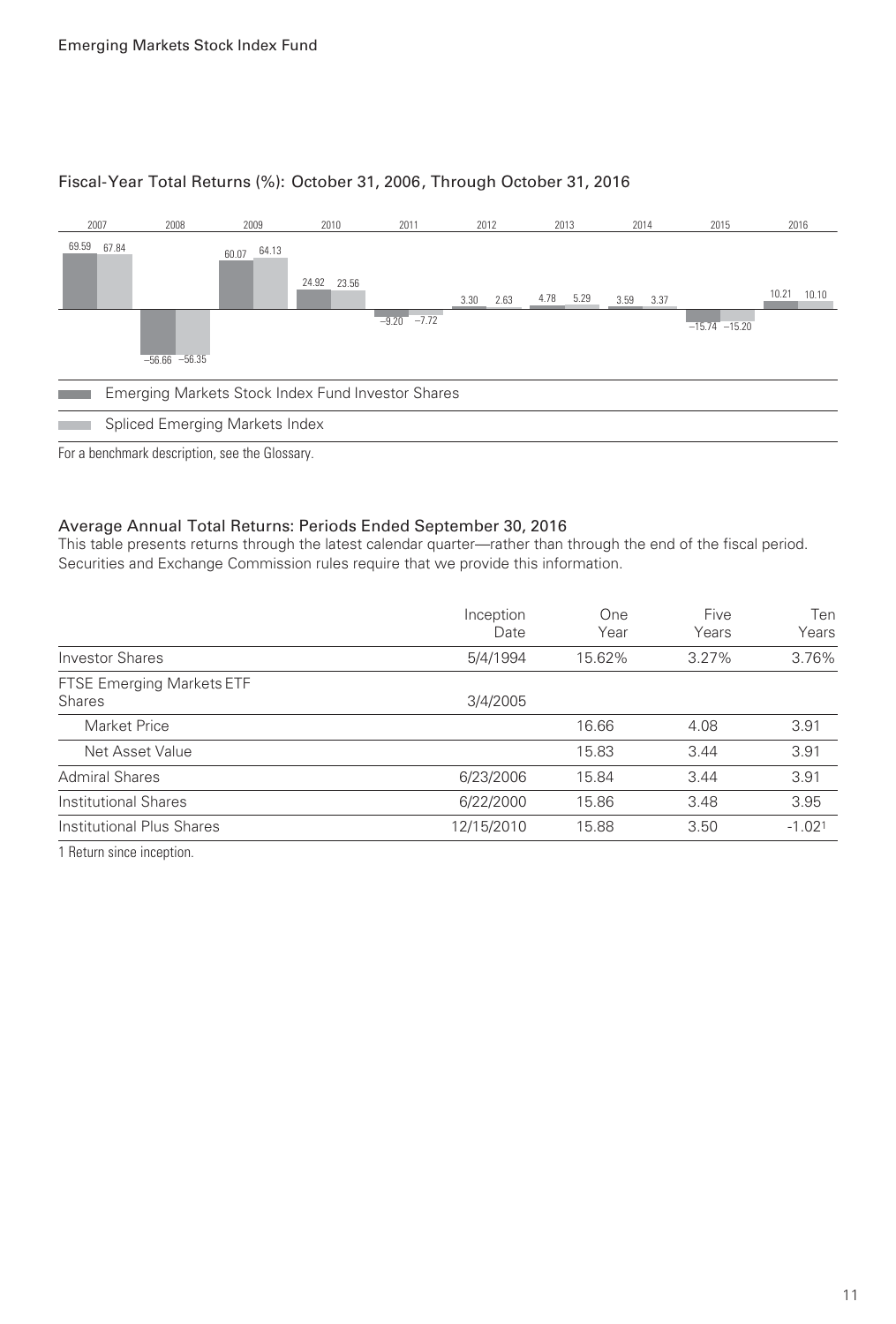## Fiscal-Year Total Returns (%): October 31, 2006, Through October 31, 2016

| | 2007 | 2008 | 2009 | 2010 | 2011 | 2012 | 2013 | 2014 | 2015 | 2016 |
|---|---|---|---|---|---|---|---|---|---|---|
| Emerging Markets Stock Index Fund Investor Shares | 69.59 | −56.66 | 60.07 | 24.92 | −9.20 | 3.30 | 4.78 | 3.59 | −15.74 | 10.21 |
| Spliced Emerging Markets Index | 67.84 | −56.35 | 64.13 | 23.56 | −7.72 | 2.63 | 5.29 | 3.37 | −15.20 | 10.10 |

For a benchmark description, see the Glossary.

## Average Annual Total Returns: Periods Ended September 30, 2016

This table presents returns through the latest calendar quarter—rather than through the end of the fiscal period. Securities and Exchange Commission rules require that we provide this information.

| | Inception Date | One Year | Five Years | Ten Years |
|---|---|---|---|---|
| Investor Shares | 5/4/1994 | 15.62% | 3.27% | 3.76% |
| FTSE Emerging Markets ETF Shares | 3/4/2005 | | | |
| Market Price | | 16.66 | 4.08 | 3.91 |
| Net Asset Value | | 15.83 | 3.44 | 3.91 |
| Admiral Shares | 6/23/2006 | 15.84 | 3.44 | 3.91 |
| Institutional Shares | 6/22/2000 | 15.86 | 3.48 | 3.95 |
| Institutional Plus Shares | 12/15/2010 | 15.88 | 3.50 | -1.02[1] |

1 Return since inception.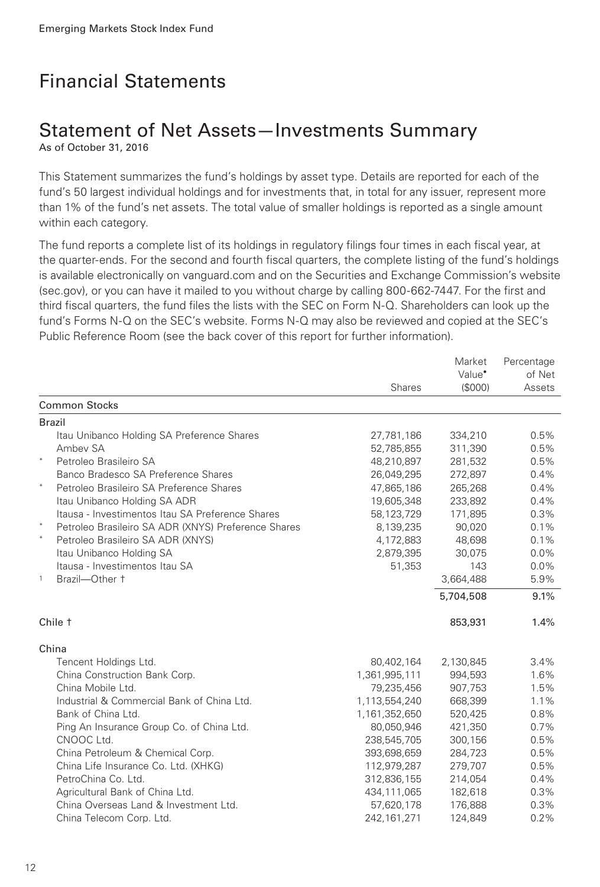# Financial Statements

## Statement of Net Assets—Investments Summary

As of October 31, 2016

This Statement summarizes the fund's holdings by asset type. Details are reported for each of the fund's 50 largest individual holdings and for investments that, in total for any issuer, represent more than 1% of the fund's net assets. The total value of smaller holdings is reported as a single amount within each category.

The fund reports a complete list of its holdings in regulatory filings four times in each fiscal year, at the quarter-ends. For the second and fourth fiscal quarters, the complete listing of the fund's holdings is available electronically on vanguard.com and on the Securities and Exchange Commission's website (sec.gov), or you can have it mailed to you without charge by calling 800-662-7447. For the first and third fiscal quarters, the fund files the lists with the SEC on Form N-Q. Shareholders can look up the fund's Forms N-Q on the SEC's website. Forms N-Q may also be reviewed and copied at the SEC's Public Reference Room (see the back cover of this report for further information).

| | | Shares | Market Value• ($000) | Percentage of Net Assets |
|---|---|---|---|---|
| **Common Stocks** | | | | |
| Brazil | | | | |
| | Itau Unibanco Holding SA Preference Shares | 27,781,186 | 334,210 | 0.5% |
| | Ambev SA | 52,785,855 | 311,390 | 0.5% |
| * | Petroleo Brasileiro SA | 48,210,897 | 281,532 | 0.5% |
| | Banco Bradesco SA Preference Shares | 26,049,295 | 272,897 | 0.4% |
| * | Petroleo Brasileiro SA Preference Shares | 47,865,186 | 265,268 | 0.4% |
| | Itau Unibanco Holding SA ADR | 19,605,348 | 233,892 | 0.4% |
| | Itausa - Investimentos Itau SA Preference Shares | 58,123,729 | 171,895 | 0.3% |
| * | Petroleo Brasileiro SA ADR (XNYS) Preference Shares | 8,139,235 | 90,020 | 0.1% |
| * | Petroleo Brasileiro SA ADR (XNYS) | 4,172,883 | 48,698 | 0.1% |
| | Itau Unibanco Holding SA | 2,879,395 | 30,075 | 0.0% |
| | Itausa - Investimentos Itau SA | 51,353 | 143 | 0.0% |
| 1 | Brazil—Other † | | 3,664,488 | 5.9% |
| | | | 5,704,508 | 9.1% |
| Chile † | | | 853,931 | 1.4% |
| China | | | | |
| | Tencent Holdings Ltd. | 80,402,164 | 2,130,845 | 3.4% |
| | China Construction Bank Corp. | 1,361,995,111 | 994,593 | 1.6% |
| | China Mobile Ltd. | 79,235,456 | 907,753 | 1.5% |
| | Industrial & Commercial Bank of China Ltd. | 1,113,554,240 | 668,399 | 1.1% |
| | Bank of China Ltd. | 1,161,352,650 | 520,425 | 0.8% |
| | Ping An Insurance Group Co. of China Ltd. | 80,050,946 | 421,350 | 0.7% |
| | CNOOC Ltd. | 238,545,705 | 300,156 | 0.5% |
| | China Petroleum & Chemical Corp. | 393,698,659 | 284,723 | 0.5% |
| | China Life Insurance Co. Ltd. (XHKG) | 112,979,287 | 279,707 | 0.5% |
| | PetroChina Co. Ltd. | 312,836,155 | 214,054 | 0.4% |
| | Agricultural Bank of China Ltd. | 434,111,065 | 182,618 | 0.3% |
| | China Overseas Land & Investment Ltd. | 57,620,178 | 176,888 | 0.3% |
| | China Telecom Corp. Ltd. | 242,161,271 | 124,849 | 0.2% |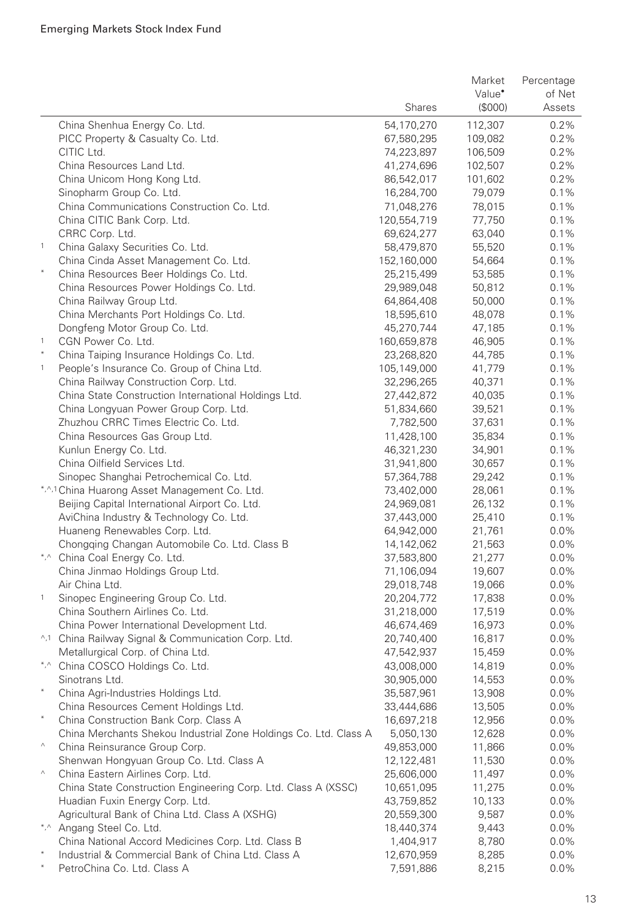| | | Shares | Market Value• ($000) | Percentage of Net Assets |
|---|---|---|---|---|
| | China Shenhua Energy Co. Ltd. | 54,170,270 | 112,307 | 0.2% |
| | PICC Property & Casualty Co. Ltd. | 67,580,295 | 109,082 | 0.2% |
| | CITIC Ltd. | 74,223,897 | 106,509 | 0.2% |
| | China Resources Land Ltd. | 41,274,696 | 102,507 | 0.2% |
| | China Unicom Hong Kong Ltd. | 86,542,017 | 101,602 | 0.2% |
| | Sinopharm Group Co. Ltd. | 16,284,700 | 79,079 | 0.1% |
| | China Communications Construction Co. Ltd. | 71,048,276 | 78,015 | 0.1% |
| | China CITIC Bank Corp. Ltd. | 120,554,719 | 77,750 | 0.1% |
| | CRRC Corp. Ltd. | 69,624,277 | 63,040 | 0.1% |
| 1 | China Galaxy Securities Co. Ltd. | 58,479,870 | 55,520 | 0.1% |
| | China Cinda Asset Management Co. Ltd. | 152,160,000 | 54,664 | 0.1% |
| * | China Resources Beer Holdings Co. Ltd. | 25,215,499 | 53,585 | 0.1% |
| | China Resources Power Holdings Co. Ltd. | 29,989,048 | 50,812 | 0.1% |
| | China Railway Group Ltd. | 64,864,408 | 50,000 | 0.1% |
| | China Merchants Port Holdings Co. Ltd. | 18,595,610 | 48,078 | 0.1% |
| | Dongfeng Motor Group Co. Ltd. | 45,270,744 | 47,185 | 0.1% |
| 1 | CGN Power Co. Ltd. | 160,659,878 | 46,905 | 0.1% |
| * | China Taiping Insurance Holdings Co. Ltd. | 23,268,820 | 44,785 | 0.1% |
| 1 | People's Insurance Co. Group of China Ltd. | 105,149,000 | 41,779 | 0.1% |
| | China Railway Construction Corp. Ltd. | 32,296,265 | 40,371 | 0.1% |
| | China State Construction International Holdings Ltd. | 27,442,872 | 40,035 | 0.1% |
| | China Longyuan Power Group Corp. Ltd. | 51,834,660 | 39,521 | 0.1% |
| | Zhuzhou CRRC Times Electric Co. Ltd. | 7,782,500 | 37,631 | 0.1% |
| | China Resources Gas Group Ltd. | 11,428,100 | 35,834 | 0.1% |
| | Kunlun Energy Co. Ltd. | 46,321,230 | 34,901 | 0.1% |
| | China Oilfield Services Ltd. | 31,941,800 | 30,657 | 0.1% |
| | Sinopec Shanghai Petrochemical Co. Ltd. | 57,364,788 | 29,242 | 0.1% |
| *,^,1 | China Huarong Asset Management Co. Ltd. | 73,402,000 | 28,061 | 0.1% |
| | Beijing Capital International Airport Co. Ltd. | 24,969,081 | 26,132 | 0.1% |
| | AviChina Industry & Technology Co. Ltd. | 37,443,000 | 25,410 | 0.1% |
| | Huaneng Renewables Corp. Ltd. | 64,942,000 | 21,761 | 0.0% |
| | Chongqing Changan Automobile Co. Ltd. Class B | 14,142,062 | 21,563 | 0.0% |
| *,^ | China Coal Energy Co. Ltd. | 37,583,800 | 21,277 | 0.0% |
| | China Jinmao Holdings Group Ltd. | 71,106,094 | 19,607 | 0.0% |
| | Air China Ltd. | 29,018,748 | 19,066 | 0.0% |
| 1 | Sinopec Engineering Group Co. Ltd. | 20,204,772 | 17,838 | 0.0% |
| | China Southern Airlines Co. Ltd. | 31,218,000 | 17,519 | 0.0% |
| | China Power International Development Ltd. | 46,674,469 | 16,973 | 0.0% |
| ^,1 | China Railway Signal & Communication Corp. Ltd. | 20,740,400 | 16,817 | 0.0% |
| | Metallurgical Corp. of China Ltd. | 47,542,937 | 15,459 | 0.0% |
| *,^ | China COSCO Holdings Co. Ltd. | 43,008,000 | 14,819 | 0.0% |
| | Sinotrans Ltd. | 30,905,000 | 14,553 | 0.0% |
| * | China Agri-Industries Holdings Ltd. | 35,587,961 | 13,908 | 0.0% |
| | China Resources Cement Holdings Ltd. | 33,444,686 | 13,505 | 0.0% |
| * | China Construction Bank Corp. Class A | 16,697,218 | 12,956 | 0.0% |
| | China Merchants Shekou Industrial Zone Holdings Co. Ltd. Class A | 5,050,130 | 12,628 | 0.0% |
| ^ | China Reinsurance Group Corp. | 49,853,000 | 11,866 | 0.0% |
| | Shenwan Hongyuan Group Co. Ltd. Class A | 12,122,481 | 11,530 | 0.0% |
| ^ | China Eastern Airlines Corp. Ltd. | 25,606,000 | 11,497 | 0.0% |
| | China State Construction Engineering Corp. Ltd. Class A (XSSC) | 10,651,095 | 11,275 | 0.0% |
| | Huadian Fuxin Energy Corp. Ltd. | 43,759,852 | 10,133 | 0.0% |
| | Agricultural Bank of China Ltd. Class A (XSHG) | 20,559,300 | 9,587 | 0.0% |
| *,^ | Angang Steel Co. Ltd. | 18,440,374 | 9,443 | 0.0% |
| | China National Accord Medicines Corp. Ltd. Class B | 1,404,917 | 8,780 | 0.0% |
| * | Industrial & Commercial Bank of China Ltd. Class A | 12,670,959 | 8,285 | 0.0% |
| * | PetroChina Co. Ltd. Class A | 7,591,886 | 8,215 | 0.0% |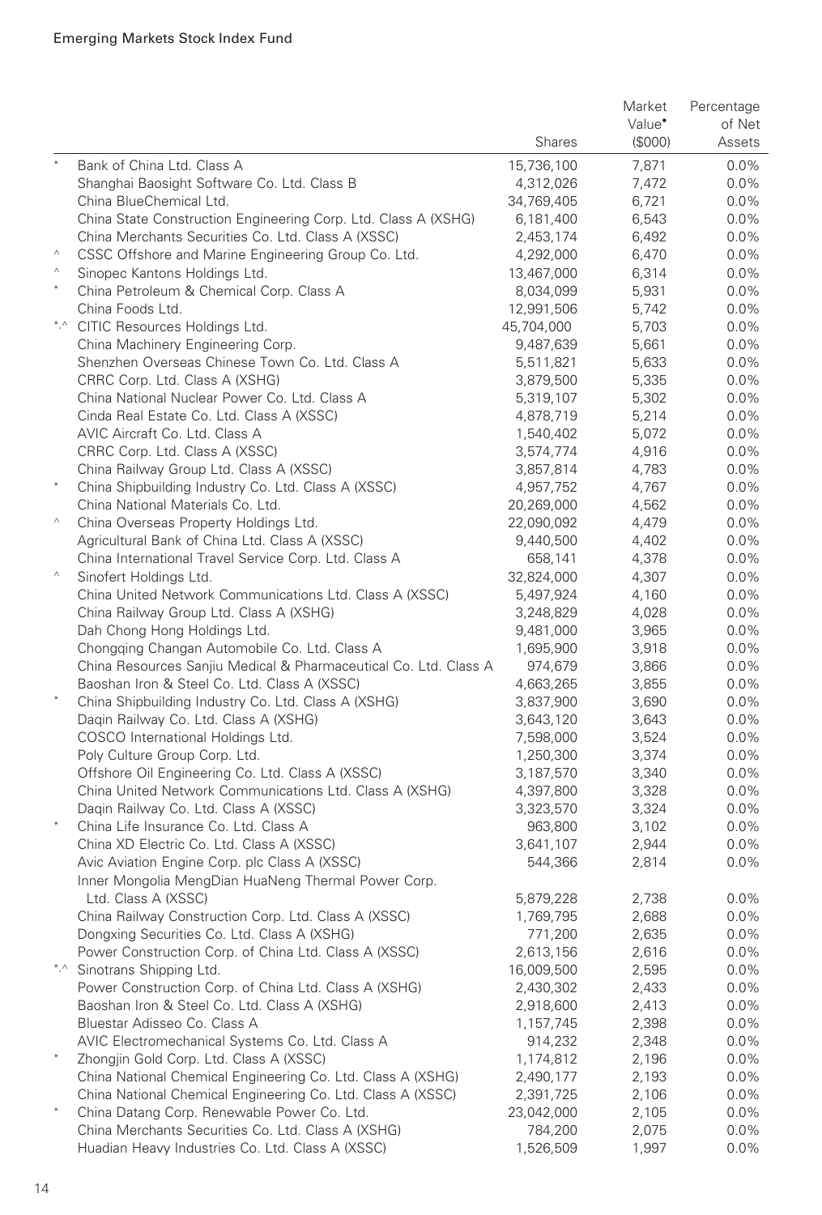| | | Shares | Market Value• ($000) | Percentage of Net Assets |
|---|---|---|---|---|
| * | Bank of China Ltd. Class A | 15,736,100 | 7,871 | 0.0% |
| | Shanghai Baosight Software Co. Ltd. Class B | 4,312,026 | 7,472 | 0.0% |
| | China BlueChemical Ltd. | 34,769,405 | 6,721 | 0.0% |
| | China State Construction Engineering Corp. Ltd. Class A (XSHG) | 6,181,400 | 6,543 | 0.0% |
| | China Merchants Securities Co. Ltd. Class A (XSSC) | 2,453,174 | 6,492 | 0.0% |
| ^ | CSSC Offshore and Marine Engineering Group Co. Ltd. | 4,292,000 | 6,470 | 0.0% |
| ^ | Sinopec Kantons Holdings Ltd. | 13,467,000 | 6,314 | 0.0% |
| * | China Petroleum & Chemical Corp. Class A | 8,034,099 | 5,931 | 0.0% |
| | China Foods Ltd. | 12,991,506 | 5,742 | 0.0% |
| *,^ | CITIC Resources Holdings Ltd. | 45,704,000 | 5,703 | 0.0% |
| | China Machinery Engineering Corp. | 9,487,639 | 5,661 | 0.0% |
| | Shenzhen Overseas Chinese Town Co. Ltd. Class A | 5,511,821 | 5,633 | 0.0% |
| | CRRC Corp. Ltd. Class A (XSHG) | 3,879,500 | 5,335 | 0.0% |
| | China National Nuclear Power Co. Ltd. Class A | 5,319,107 | 5,302 | 0.0% |
| | Cinda Real Estate Co. Ltd. Class A (XSSC) | 4,878,719 | 5,214 | 0.0% |
| | AVIC Aircraft Co. Ltd. Class A | 1,540,402 | 5,072 | 0.0% |
| | CRRC Corp. Ltd. Class A (XSSC) | 3,574,774 | 4,916 | 0.0% |
| | China Railway Group Ltd. Class A (XSSC) | 3,857,814 | 4,783 | 0.0% |
| * | China Shipbuilding Industry Co. Ltd. Class A (XSSC) | 4,957,752 | 4,767 | 0.0% |
| | China National Materials Co. Ltd. | 20,269,000 | 4,562 | 0.0% |
| ^ | China Overseas Property Holdings Ltd. | 22,090,092 | 4,479 | 0.0% |
| | Agricultural Bank of China Ltd. Class A (XSSC) | 9,440,500 | 4,402 | 0.0% |
| | China International Travel Service Corp. Ltd. Class A | 658,141 | 4,378 | 0.0% |
| ^ | Sinofert Holdings Ltd. | 32,824,000 | 4,307 | 0.0% |
| | China United Network Communications Ltd. Class A (XSSC) | 5,497,924 | 4,160 | 0.0% |
| | China Railway Group Ltd. Class A (XSHG) | 3,248,829 | 4,028 | 0.0% |
| | Dah Chong Hong Holdings Ltd. | 9,481,000 | 3,965 | 0.0% |
| | Chongqing Changan Automobile Co. Ltd. Class A | 1,695,900 | 3,918 | 0.0% |
| | China Resources Sanjiu Medical & Pharmaceutical Co. Ltd. Class A | 974,679 | 3,866 | 0.0% |
| | Baoshan Iron & Steel Co. Ltd. Class A (XSSC) | 4,663,265 | 3,855 | 0.0% |
| * | China Shipbuilding Industry Co. Ltd. Class A (XSHG) | 3,837,900 | 3,690 | 0.0% |
| | Daqin Railway Co. Ltd. Class A (XSHG) | 3,643,120 | 3,643 | 0.0% |
| | COSCO International Holdings Ltd. | 7,598,000 | 3,524 | 0.0% |
| | Poly Culture Group Corp. Ltd. | 1,250,300 | 3,374 | 0.0% |
| | Offshore Oil Engineering Co. Ltd. Class A (XSSC) | 3,187,570 | 3,340 | 0.0% |
| | China United Network Communications Ltd. Class A (XSHG) | 4,397,800 | 3,328 | 0.0% |
| | Daqin Railway Co. Ltd. Class A (XSSC) | 3,323,570 | 3,324 | 0.0% |
| * | China Life Insurance Co. Ltd. Class A | 963,800 | 3,102 | 0.0% |
| | China XD Electric Co. Ltd. Class A (XSSC) | 3,641,107 | 2,944 | 0.0% |
| | Avic Aviation Engine Corp. plc Class A (XSSC) | 544,366 | 2,814 | 0.0% |
| | Inner Mongolia MengDian HuaNeng Thermal Power Corp. Ltd. Class A (XSSC) | 5,879,228 | 2,738 | 0.0% |
| | China Railway Construction Corp. Ltd. Class A (XSSC) | 1,769,795 | 2,688 | 0.0% |
| | Dongxing Securities Co. Ltd. Class A (XSHG) | 771,200 | 2,635 | 0.0% |
| | Power Construction Corp. of China Ltd. Class A (XSSC) | 2,613,156 | 2,616 | 0.0% |
| *,^ | Sinotrans Shipping Ltd. | 16,009,500 | 2,595 | 0.0% |
| | Power Construction Corp. of China Ltd. Class A (XSHG) | 2,430,302 | 2,433 | 0.0% |
| | Baoshan Iron & Steel Co. Ltd. Class A (XSHG) | 2,918,600 | 2,413 | 0.0% |
| | Bluestar Adisseo Co. Class A | 1,157,745 | 2,398 | 0.0% |
| | AVIC Electromechanical Systems Co. Ltd. Class A | 914,232 | 2,348 | 0.0% |
| * | Zhongjin Gold Corp. Ltd. Class A (XSSC) | 1,174,812 | 2,196 | 0.0% |
| | China National Chemical Engineering Co. Ltd. Class A (XSHG) | 2,490,177 | 2,193 | 0.0% |
| | China National Chemical Engineering Co. Ltd. Class A (XSSC) | 2,391,725 | 2,106 | 0.0% |
| * | China Datang Corp. Renewable Power Co. Ltd. | 23,042,000 | 2,105 | 0.0% |
| | China Merchants Securities Co. Ltd. Class A (XSHG) | 784,200 | 2,075 | 0.0% |
| | Huadian Heavy Industries Co. Ltd. Class A (XSSC) | 1,526,509 | 1,997 | 0.0% |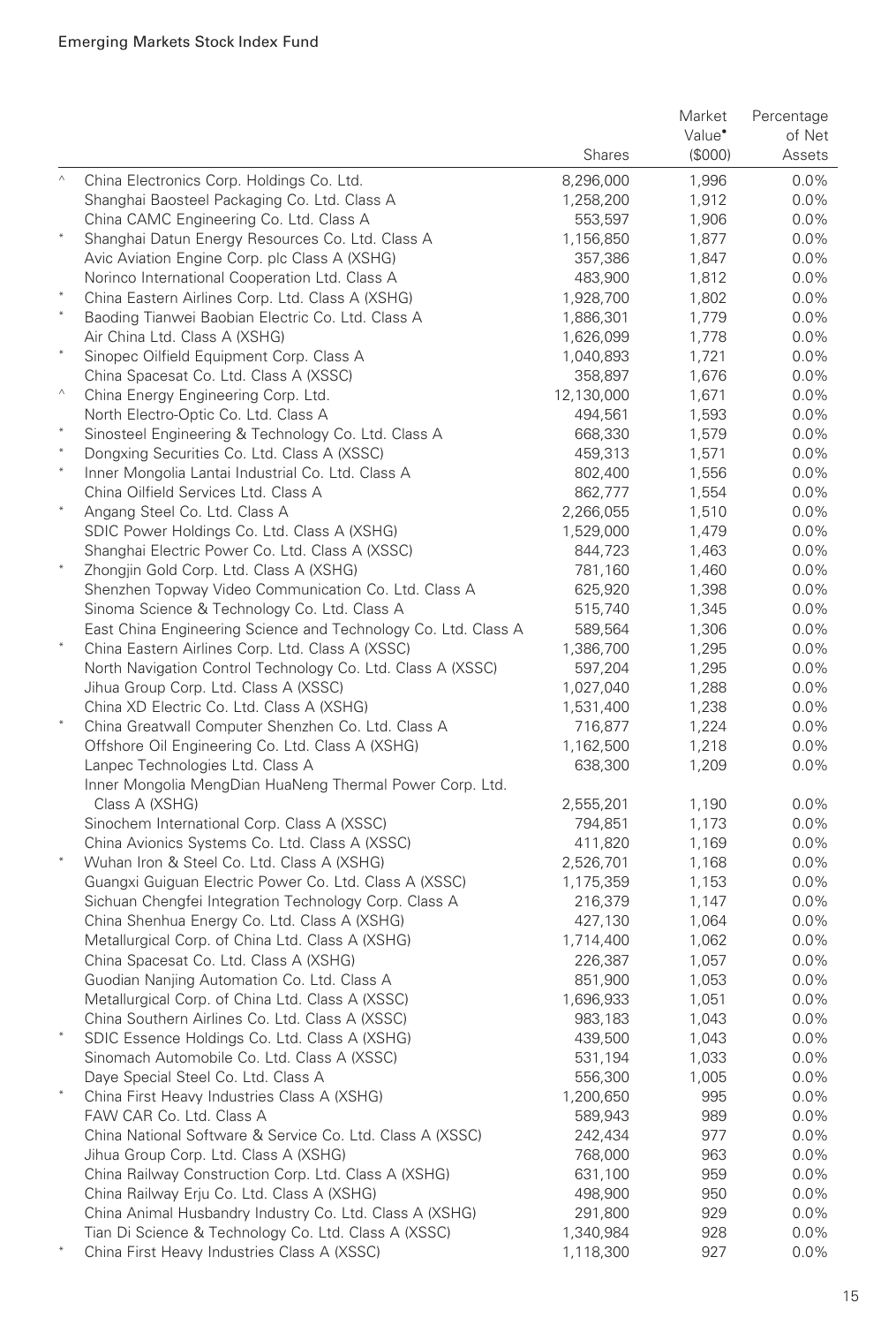|  |  | Shares | Market Value• ($000) | Percentage of Net Assets |
|---|---|---|---|---|
| ^ | China Electronics Corp. Holdings Co. Ltd. | 8,296,000 | 1,996 | 0.0% |
|  | Shanghai Baosteel Packaging Co. Ltd. Class A | 1,258,200 | 1,912 | 0.0% |
|  | China CAMC Engineering Co. Ltd. Class A | 553,597 | 1,906 | 0.0% |
| * | Shanghai Datun Energy Resources Co. Ltd. Class A | 1,156,850 | 1,877 | 0.0% |
|  | Avic Aviation Engine Corp. plc Class A (XSHG) | 357,386 | 1,847 | 0.0% |
|  | Norinco International Cooperation Ltd. Class A | 483,900 | 1,812 | 0.0% |
| * | China Eastern Airlines Corp. Ltd. Class A (XSHG) | 1,928,700 | 1,802 | 0.0% |
| * | Baoding Tianwei Baobian Electric Co. Ltd. Class A | 1,886,301 | 1,779 | 0.0% |
|  | Air China Ltd. Class A (XSHG) | 1,626,099 | 1,778 | 0.0% |
| * | Sinopec Oilfield Equipment Corp. Class A | 1,040,893 | 1,721 | 0.0% |
|  | China Spacesat Co. Ltd. Class A (XSSC) | 358,897 | 1,676 | 0.0% |
| ^ | China Energy Engineering Corp. Ltd. | 12,130,000 | 1,671 | 0.0% |
|  | North Electro-Optic Co. Ltd. Class A | 494,561 | 1,593 | 0.0% |
| * | Sinosteel Engineering & Technology Co. Ltd. Class A | 668,330 | 1,579 | 0.0% |
| * | Dongxing Securities Co. Ltd. Class A (XSSC) | 459,313 | 1,571 | 0.0% |
| * | Inner Mongolia Lantai Industrial Co. Ltd. Class A | 802,400 | 1,556 | 0.0% |
|  | China Oilfield Services Ltd. Class A | 862,777 | 1,554 | 0.0% |
| * | Angang Steel Co. Ltd. Class A | 2,266,055 | 1,510 | 0.0% |
|  | SDIC Power Holdings Co. Ltd. Class A (XSHG) | 1,529,000 | 1,479 | 0.0% |
|  | Shanghai Electric Power Co. Ltd. Class A (XSSC) | 844,723 | 1,463 | 0.0% |
| * | Zhongjin Gold Corp. Ltd. Class A (XSHG) | 781,160 | 1,460 | 0.0% |
|  | Shenzhen Topway Video Communication Co. Ltd. Class A | 625,920 | 1,398 | 0.0% |
|  | Sinoma Science & Technology Co. Ltd. Class A | 515,740 | 1,345 | 0.0% |
|  | East China Engineering Science and Technology Co. Ltd. Class A | 589,564 | 1,306 | 0.0% |
| * | China Eastern Airlines Corp. Ltd. Class A (XSSC) | 1,386,700 | 1,295 | 0.0% |
|  | North Navigation Control Technology Co. Ltd. Class A (XSSC) | 597,204 | 1,295 | 0.0% |
|  | Jihua Group Corp. Ltd. Class A (XSSC) | 1,027,040 | 1,288 | 0.0% |
|  | China XD Electric Co. Ltd. Class A (XSHG) | 1,531,400 | 1,238 | 0.0% |
| * | China Greatwall Computer Shenzhen Co. Ltd. Class A | 716,877 | 1,224 | 0.0% |
|  | Offshore Oil Engineering Co. Ltd. Class A (XSHG) | 1,162,500 | 1,218 | 0.0% |
|  | Lanpec Technologies Ltd. Class A | 638,300 | 1,209 | 0.0% |
|  | Inner Mongolia MengDian HuaNeng Thermal Power Corp. Ltd. Class A (XSHG) | 2,555,201 | 1,190 | 0.0% |
|  | Sinochem International Corp. Class A (XSSC) | 794,851 | 1,173 | 0.0% |
|  | China Avionics Systems Co. Ltd. Class A (XSSC) | 411,820 | 1,169 | 0.0% |
| * | Wuhan Iron & Steel Co. Ltd. Class A (XSHG) | 2,526,701 | 1,168 | 0.0% |
|  | Guangxi Guiguan Electric Power Co. Ltd. Class A (XSSC) | 1,175,359 | 1,153 | 0.0% |
|  | Sichuan Chengfei Integration Technology Corp. Class A | 216,379 | 1,147 | 0.0% |
|  | China Shenhua Energy Co. Ltd. Class A (XSHG) | 427,130 | 1,064 | 0.0% |
|  | Metallurgical Corp. of China Ltd. Class A (XSHG) | 1,714,400 | 1,062 | 0.0% |
|  | China Spacesat Co. Ltd. Class A (XSHG) | 226,387 | 1,057 | 0.0% |
|  | Guodian Nanjing Automation Co. Ltd. Class A | 851,900 | 1,053 | 0.0% |
|  | Metallurgical Corp. of China Ltd. Class A (XSSC) | 1,696,933 | 1,051 | 0.0% |
|  | China Southern Airlines Co. Ltd. Class A (XSSC) | 983,183 | 1,043 | 0.0% |
| * | SDIC Essence Holdings Co. Ltd. Class A (XSHG) | 439,500 | 1,043 | 0.0% |
|  | Sinomach Automobile Co. Ltd. Class A (XSSC) | 531,194 | 1,033 | 0.0% |
|  | Daye Special Steel Co. Ltd. Class A | 556,300 | 1,005 | 0.0% |
| * | China First Heavy Industries Class A (XSHG) | 1,200,650 | 995 | 0.0% |
|  | FAW CAR Co. Ltd. Class A | 589,943 | 989 | 0.0% |
|  | China National Software & Service Co. Ltd. Class A (XSSC) | 242,434 | 977 | 0.0% |
|  | Jihua Group Corp. Ltd. Class A (XSHG) | 768,000 | 963 | 0.0% |
|  | China Railway Construction Corp. Ltd. Class A (XSHG) | 631,100 | 959 | 0.0% |
|  | China Railway Erju Co. Ltd. Class A (XSHG) | 498,900 | 950 | 0.0% |
|  | China Animal Husbandry Industry Co. Ltd. Class A (XSHG) | 291,800 | 929 | 0.0% |
|  | Tian Di Science & Technology Co. Ltd. Class A (XSSC) | 1,340,984 | 928 | 0.0% |
| * | China First Heavy Industries Class A (XSSC) | 1,118,300 | 927 | 0.0% |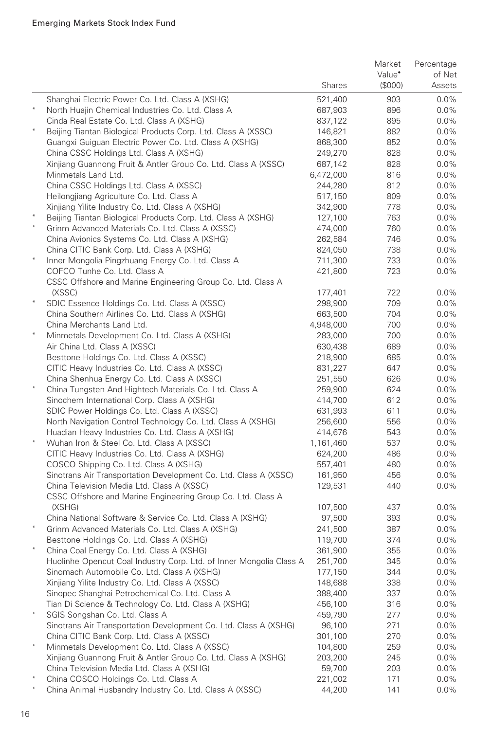|  |  | Shares | Market Value• ($000) | Percentage of Net Assets |
|---|---|---|---|---|
|  | Shanghai Electric Power Co. Ltd. Class A (XSHG) | 521,400 | 903 | 0.0% |
| * | North Huajin Chemical Industries Co. Ltd. Class A | 687,903 | 896 | 0.0% |
|  | Cinda Real Estate Co. Ltd. Class A (XSHG) | 837,122 | 895 | 0.0% |
| * | Beijing Tiantan Biological Products Corp. Ltd. Class A (XSSC) | 146,821 | 882 | 0.0% |
|  | Guangxi Guiguan Electric Power Co. Ltd. Class A (XSHG) | 868,300 | 852 | 0.0% |
|  | China CSSC Holdings Ltd. Class A (XSHG) | 249,270 | 828 | 0.0% |
|  | Xinjiang Guannong Fruit & Antler Group Co. Ltd. Class A (XSSC) | 687,142 | 828 | 0.0% |
|  | Minmetals Land Ltd. | 6,472,000 | 816 | 0.0% |
|  | China CSSC Holdings Ltd. Class A (XSSC) | 244,280 | 812 | 0.0% |
|  | Heilongjiang Agriculture Co. Ltd. Class A | 517,150 | 809 | 0.0% |
|  | Xinjiang Yilite Industry Co. Ltd. Class A (XSHG) | 342,900 | 778 | 0.0% |
| * | Beijing Tiantan Biological Products Corp. Ltd. Class A (XSHG) | 127,100 | 763 | 0.0% |
| * | Grinm Advanced Materials Co. Ltd. Class A (XSSC) | 474,000 | 760 | 0.0% |
|  | China Avionics Systems Co. Ltd. Class A (XSHG) | 262,584 | 746 | 0.0% |
|  | China CITIC Bank Corp. Ltd. Class A (XSHG) | 824,050 | 738 | 0.0% |
| * | Inner Mongolia Pingzhuang Energy Co. Ltd. Class A | 711,300 | 733 | 0.0% |
|  | COFCO Tunhe Co. Ltd. Class A | 421,800 | 723 | 0.0% |
|  | CSSC Offshore and Marine Engineering Group Co. Ltd. Class A (XSSC) | 177,401 | 722 | 0.0% |
| * | SDIC Essence Holdings Co. Ltd. Class A (XSSC) | 298,900 | 709 | 0.0% |
|  | China Southern Airlines Co. Ltd. Class A (XSHG) | 663,500 | 704 | 0.0% |
|  | China Merchants Land Ltd. | 4,948,000 | 700 | 0.0% |
| * | Minmetals Development Co. Ltd. Class A (XSHG) | 283,000 | 700 | 0.0% |
|  | Air China Ltd. Class A (XSSC) | 630,438 | 689 | 0.0% |
|  | Besttone Holdings Co. Ltd. Class A (XSSC) | 218,900 | 685 | 0.0% |
|  | CITIC Heavy Industries Co. Ltd. Class A (XSSC) | 831,227 | 647 | 0.0% |
|  | China Shenhua Energy Co. Ltd. Class A (XSSC) | 251,550 | 626 | 0.0% |
| * | China Tungsten And Hightech Materials Co. Ltd. Class A | 259,900 | 624 | 0.0% |
|  | Sinochem International Corp. Class A (XSHG) | 414,700 | 612 | 0.0% |
|  | SDIC Power Holdings Co. Ltd. Class A (XSSC) | 631,993 | 611 | 0.0% |
|  | North Navigation Control Technology Co. Ltd. Class A (XSHG) | 256,600 | 556 | 0.0% |
|  | Huadian Heavy Industries Co. Ltd. Class A (XSHG) | 414,676 | 543 | 0.0% |
| * | Wuhan Iron & Steel Co. Ltd. Class A (XSSC) | 1,161,460 | 537 | 0.0% |
|  | CITIC Heavy Industries Co. Ltd. Class A (XSHG) | 624,200 | 486 | 0.0% |
|  | COSCO Shipping Co. Ltd. Class A (XSHG) | 557,401 | 480 | 0.0% |
|  | Sinotrans Air Transportation Development Co. Ltd. Class A (XSSC) | 161,950 | 456 | 0.0% |
|  | China Television Media Ltd. Class A (XSSC) | 129,531 | 440 | 0.0% |
|  | CSSC Offshore and Marine Engineering Group Co. Ltd. Class A (XSHG) | 107,500 | 437 | 0.0% |
|  | China National Software & Service Co. Ltd. Class A (XSHG) | 97,500 | 393 | 0.0% |
| * | Grinm Advanced Materials Co. Ltd. Class A (XSHG) | 241,500 | 387 | 0.0% |
|  | Besttone Holdings Co. Ltd. Class A (XSHG) | 119,700 | 374 | 0.0% |
| * | China Coal Energy Co. Ltd. Class A (XSHG) | 361,900 | 355 | 0.0% |
|  | Huolinhe Opencut Coal Industry Corp. Ltd. of Inner Mongolia Class A | 251,700 | 345 | 0.0% |
|  | Sinomach Automobile Co. Ltd. Class A (XSHG) | 177,150 | 344 | 0.0% |
|  | Xinjiang Yilite Industry Co. Ltd. Class A (XSSC) | 148,688 | 338 | 0.0% |
|  | Sinopec Shanghai Petrochemical Co. Ltd. Class A | 388,400 | 337 | 0.0% |
|  | Tian Di Science & Technology Co. Ltd. Class A (XSHG) | 456,100 | 316 | 0.0% |
| * | SGIS Songshan Co. Ltd. Class A | 459,790 | 277 | 0.0% |
|  | Sinotrans Air Transportation Development Co. Ltd. Class A (XSHG) | 96,100 | 271 | 0.0% |
|  | China CITIC Bank Corp. Ltd. Class A (XSSC) | 301,100 | 270 | 0.0% |
| * | Minmetals Development Co. Ltd. Class A (XSSC) | 104,800 | 259 | 0.0% |
|  | Xinjiang Guannong Fruit & Antler Group Co. Ltd. Class A (XSHG) | 203,200 | 245 | 0.0% |
|  | China Television Media Ltd. Class A (XSHG) | 59,700 | 203 | 0.0% |
| * | China COSCO Holdings Co. Ltd. Class A | 221,002 | 171 | 0.0% |
| * | China Animal Husbandry Industry Co. Ltd. Class A (XSSC) | 44,200 | 141 | 0.0% |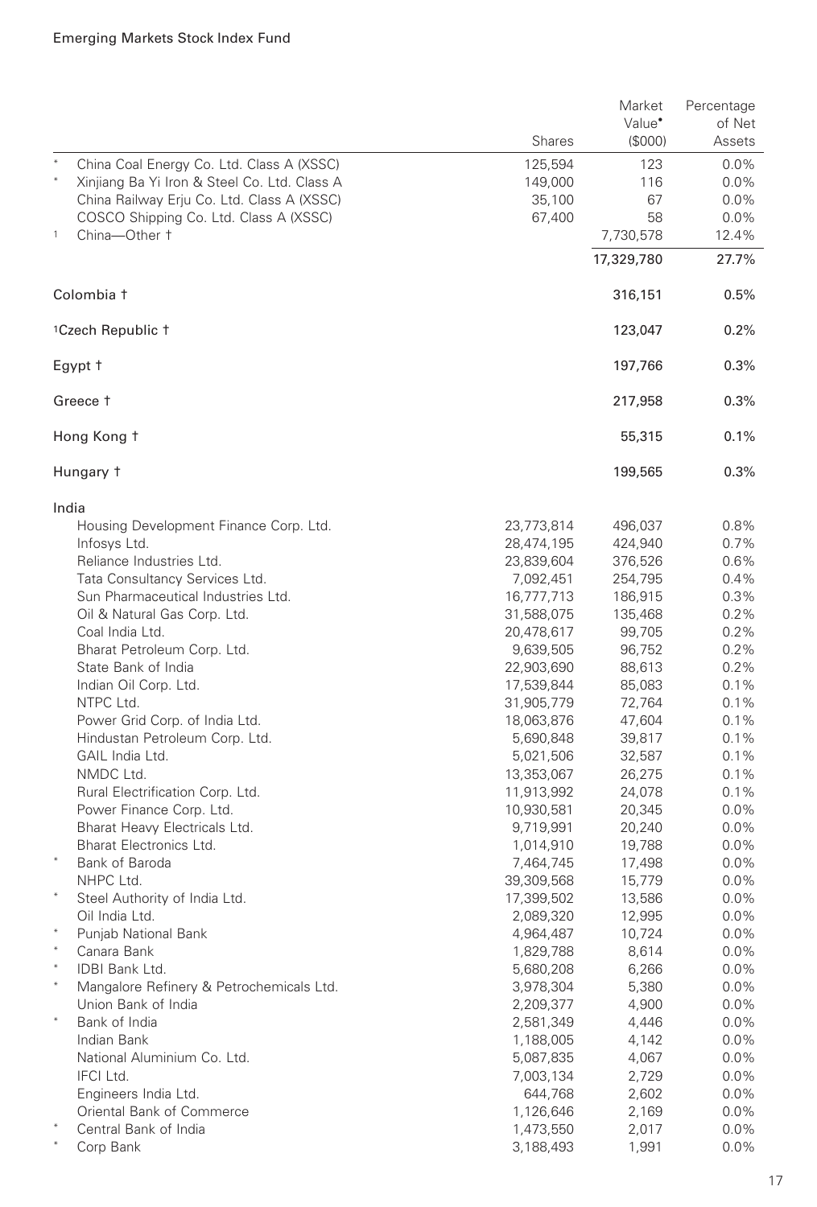|  | Shares | Market Value• ($000) | Percentage of Net Assets |
|---|---|---|---|
| * China Coal Energy Co. Ltd. Class A (XSSC) | 125,594 | 123 | 0.0% |
| * Xinjiang Ba Yi Iron & Steel Co. Ltd. Class A | 149,000 | 116 | 0.0% |
| China Railway Erju Co. Ltd. Class A (XSSC) | 35,100 | 67 | 0.0% |
| COSCO Shipping Co. Ltd. Class A (XSSC) | 67,400 | 58 | 0.0% |
| [1] China—Other † |  | 7,730,578 | 12.4% |
|  |  | 17,329,780 | 27.7% |
| Colombia † |  | 316,151 | 0.5% |
| [1]Czech Republic † |  | 123,047 | 0.2% |
| Egypt † |  | 197,766 | 0.3% |
| Greece † |  | 217,958 | 0.3% |
| Hong Kong † |  | 55,315 | 0.1% |
| Hungary † |  | 199,565 | 0.3% |
| India |  |  |  |
| Housing Development Finance Corp. Ltd. | 23,773,814 | 496,037 | 0.8% |
| Infosys Ltd. | 28,474,195 | 424,940 | 0.7% |
| Reliance Industries Ltd. | 23,839,604 | 376,526 | 0.6% |
| Tata Consultancy Services Ltd. | 7,092,451 | 254,795 | 0.4% |
| Sun Pharmaceutical Industries Ltd. | 16,777,713 | 186,915 | 0.3% |
| Oil & Natural Gas Corp. Ltd. | 31,588,075 | 135,468 | 0.2% |
| Coal India Ltd. | 20,478,617 | 99,705 | 0.2% |
| Bharat Petroleum Corp. Ltd. | 9,639,505 | 96,752 | 0.2% |
| State Bank of India | 22,903,690 | 88,613 | 0.2% |
| Indian Oil Corp. Ltd. | 17,539,844 | 85,083 | 0.1% |
| NTPC Ltd. | 31,905,779 | 72,764 | 0.1% |
| Power Grid Corp. of India Ltd. | 18,063,876 | 47,604 | 0.1% |
| Hindustan Petroleum Corp. Ltd. | 5,690,848 | 39,817 | 0.1% |
| GAIL India Ltd. | 5,021,506 | 32,587 | 0.1% |
| NMDC Ltd. | 13,353,067 | 26,275 | 0.1% |
| Rural Electrification Corp. Ltd. | 11,913,992 | 24,078 | 0.1% |
| Power Finance Corp. Ltd. | 10,930,581 | 20,345 | 0.0% |
| Bharat Heavy Electricals Ltd. | 9,719,991 | 20,240 | 0.0% |
| Bharat Electronics Ltd. | 1,014,910 | 19,788 | 0.0% |
| * Bank of Baroda | 7,464,745 | 17,498 | 0.0% |
| NHPC Ltd. | 39,309,568 | 15,779 | 0.0% |
| * Steel Authority of India Ltd. | 17,399,502 | 13,586 | 0.0% |
| Oil India Ltd. | 2,089,320 | 12,995 | 0.0% |
| * Punjab National Bank | 4,964,487 | 10,724 | 0.0% |
| * Canara Bank | 1,829,788 | 8,614 | 0.0% |
| * IDBI Bank Ltd. | 5,680,208 | 6,266 | 0.0% |
| * Mangalore Refinery & Petrochemicals Ltd. | 3,978,304 | 5,380 | 0.0% |
| Union Bank of India | 2,209,377 | 4,900 | 0.0% |
| * Bank of India | 2,581,349 | 4,446 | 0.0% |
| Indian Bank | 1,188,005 | 4,142 | 0.0% |
| National Aluminium Co. Ltd. | 5,087,835 | 4,067 | 0.0% |
| IFCI Ltd. | 7,003,134 | 2,729 | 0.0% |
| Engineers India Ltd. | 644,768 | 2,602 | 0.0% |
| Oriental Bank of Commerce | 1,126,646 | 2,169 | 0.0% |
| * Central Bank of India | 1,473,550 | 2,017 | 0.0% |
| * Corp Bank | 3,188,493 | 1,991 | 0.0% |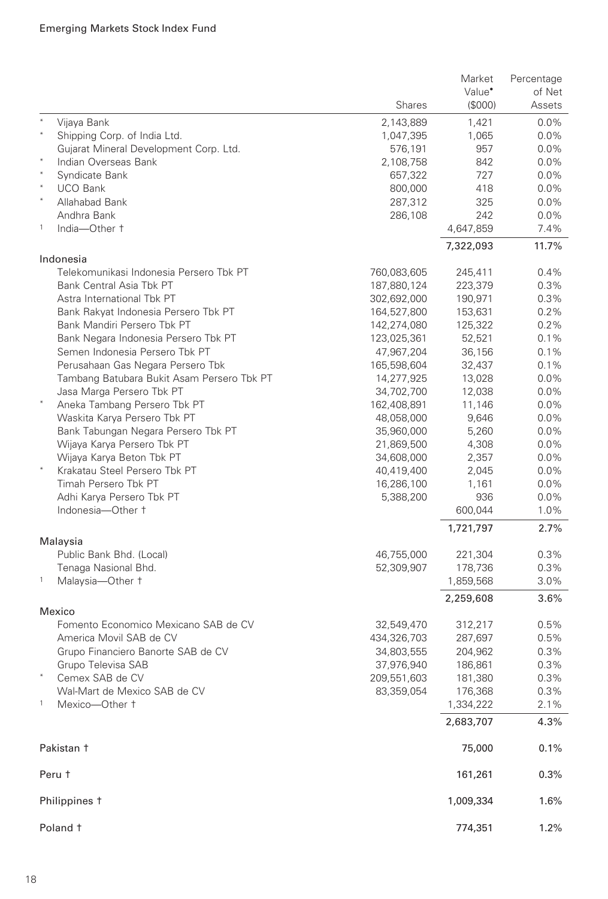| | | Shares | Market Value• ($000) | Percentage of Net Assets |
|---|---|---|---|---|
| * | Vijaya Bank | 2,143,889 | 1,421 | 0.0% |
| * | Shipping Corp. of India Ltd. | 1,047,395 | 1,065 | 0.0% |
| | Gujarat Mineral Development Corp. Ltd. | 576,191 | 957 | 0.0% |
| * | Indian Overseas Bank | 2,108,758 | 842 | 0.0% |
| * | Syndicate Bank | 657,322 | 727 | 0.0% |
| * | UCO Bank | 800,000 | 418 | 0.0% |
| * | Allahabad Bank | 287,312 | 325 | 0.0% |
| | Andhra Bank | 286,108 | 242 | 0.0% |
| 1 | India—Other † | | 4,647,859 | 7.4% |
| | | | 7,322,093 | 11.7% |
| | **Indonesia** | | | |
| | Telekomunikasi Indonesia Persero Tbk PT | 760,083,605 | 245,411 | 0.4% |
| | Bank Central Asia Tbk PT | 187,880,124 | 223,379 | 0.3% |
| | Astra International Tbk PT | 302,692,000 | 190,971 | 0.3% |
| | Bank Rakyat Indonesia Persero Tbk PT | 164,527,800 | 153,631 | 0.2% |
| | Bank Mandiri Persero Tbk PT | 142,274,080 | 125,322 | 0.2% |
| | Bank Negara Indonesia Persero Tbk PT | 123,025,361 | 52,521 | 0.1% |
| | Semen Indonesia Persero Tbk PT | 47,967,204 | 36,156 | 0.1% |
| | Perusahaan Gas Negara Persero Tbk | 165,598,604 | 32,437 | 0.1% |
| | Tambang Batubara Bukit Asam Persero Tbk PT | 14,277,925 | 13,028 | 0.0% |
| | Jasa Marga Persero Tbk PT | 34,702,700 | 12,038 | 0.0% |
| * | Aneka Tambang Persero Tbk PT | 162,408,891 | 11,146 | 0.0% |
| | Waskita Karya Persero Tbk PT | 48,058,000 | 9,646 | 0.0% |
| | Bank Tabungan Negara Persero Tbk PT | 35,960,000 | 5,260 | 0.0% |
| | Wijaya Karya Persero Tbk PT | 21,869,500 | 4,308 | 0.0% |
| | Wijaya Karya Beton Tbk PT | 34,608,000 | 2,357 | 0.0% |
| * | Krakatau Steel Persero Tbk PT | 40,419,400 | 2,045 | 0.0% |
| | Timah Persero Tbk PT | 16,286,100 | 1,161 | 0.0% |
| | Adhi Karya Persero Tbk PT | 5,388,200 | 936 | 0.0% |
| | Indonesia—Other † | | 600,044 | 1.0% |
| | | | 1,721,797 | 2.7% |
| | **Malaysia** | | | |
| | Public Bank Bhd. (Local) | 46,755,000 | 221,304 | 0.3% |
| | Tenaga Nasional Bhd. | 52,309,907 | 178,736 | 0.3% |
| 1 | Malaysia—Other † | | 1,859,568 | 3.0% |
| | | | 2,259,608 | 3.6% |
| | **Mexico** | | | |
| | Fomento Economico Mexicano SAB de CV | 32,549,470 | 312,217 | 0.5% |
| | America Movil SAB de CV | 434,326,703 | 287,697 | 0.5% |
| | Grupo Financiero Banorte SAB de CV | 34,803,555 | 204,962 | 0.3% |
| | Grupo Televisa SAB | 37,976,940 | 186,861 | 0.3% |
| * | Cemex SAB de CV | 209,551,603 | 181,380 | 0.3% |
| | Wal-Mart de Mexico SAB de CV | 83,359,054 | 176,368 | 0.3% |
| 1 | Mexico—Other † | | 1,334,222 | 2.1% |
| | | | 2,683,707 | 4.3% |
| | **Pakistan †** | | 75,000 | 0.1% |
| | **Peru †** | | 161,261 | 0.3% |
| | **Philippines †** | | 1,009,334 | 1.6% |
| | **Poland †** | | 774,351 | 1.2% |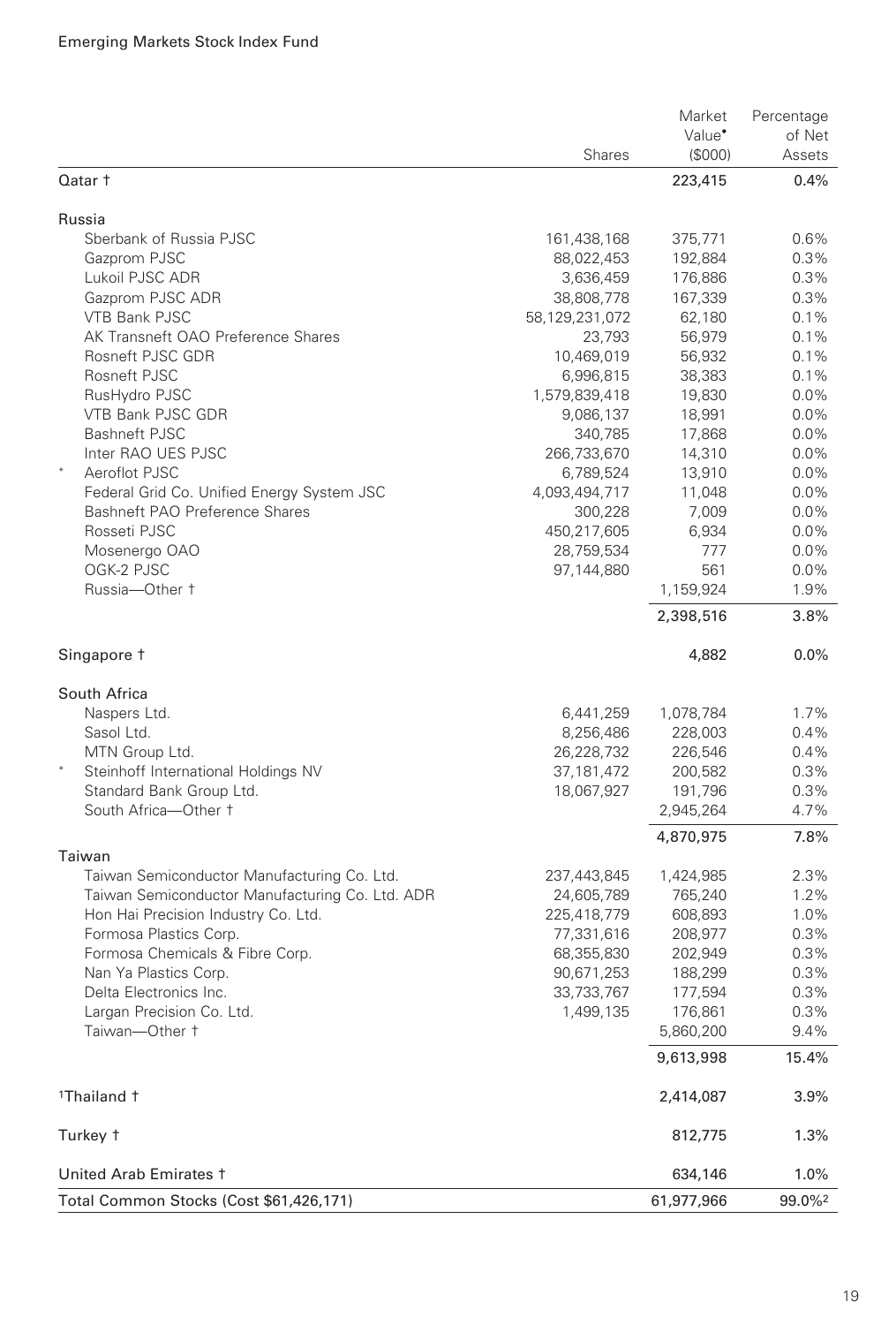| | Shares | Market Value• ($000) | Percentage of Net Assets |
|---|---|---|---|
| Qatar † | | 223,415 | 0.4% |
| Russia | | | |
| Sberbank of Russia PJSC | 161,438,168 | 375,771 | 0.6% |
| Gazprom PJSC | 88,022,453 | 192,884 | 0.3% |
| Lukoil PJSC ADR | 3,636,459 | 176,886 | 0.3% |
| Gazprom PJSC ADR | 38,808,778 | 167,339 | 0.3% |
| VTB Bank PJSC | 58,129,231,072 | 62,180 | 0.1% |
| AK Transneft OAO Preference Shares | 23,793 | 56,979 | 0.1% |
| Rosneft PJSC GDR | 10,469,019 | 56,932 | 0.1% |
| Rosneft PJSC | 6,996,815 | 38,383 | 0.1% |
| RusHydro PJSC | 1,579,839,418 | 19,830 | 0.0% |
| VTB Bank PJSC GDR | 9,086,137 | 18,991 | 0.0% |
| Bashneft PJSC | 340,785 | 17,868 | 0.0% |
| Inter RAO UES PJSC | 266,733,670 | 14,310 | 0.0% |
| * Aeroflot PJSC | 6,789,524 | 13,910 | 0.0% |
| Federal Grid Co. Unified Energy System JSC | 4,093,494,717 | 11,048 | 0.0% |
| Bashneft PAO Preference Shares | 300,228 | 7,009 | 0.0% |
| Rosseti PJSC | 450,217,605 | 6,934 | 0.0% |
| Mosenergo OAO | 28,759,534 | 777 | 0.0% |
| OGK-2 PJSC | 97,144,880 | 561 | 0.0% |
| Russia—Other † | | 1,159,924 | 1.9% |
| | | 2,398,516 | 3.8% |
| Singapore † | | 4,882 | 0.0% |
| South Africa | | | |
| Naspers Ltd. | 6,441,259 | 1,078,784 | 1.7% |
| Sasol Ltd. | 8,256,486 | 228,003 | 0.4% |
| MTN Group Ltd. | 26,228,732 | 226,546 | 0.4% |
| * Steinhoff International Holdings NV | 37,181,472 | 200,582 | 0.3% |
| Standard Bank Group Ltd. | 18,067,927 | 191,796 | 0.3% |
| South Africa—Other † | | 2,945,264 | 4.7% |
| | | 4,870,975 | 7.8% |
| Taiwan | | | |
| Taiwan Semiconductor Manufacturing Co. Ltd. | 237,443,845 | 1,424,985 | 2.3% |
| Taiwan Semiconductor Manufacturing Co. Ltd. ADR | 24,605,789 | 765,240 | 1.2% |
| Hon Hai Precision Industry Co. Ltd. | 225,418,779 | 608,893 | 1.0% |
| Formosa Plastics Corp. | 77,331,616 | 208,977 | 0.3% |
| Formosa Chemicals & Fibre Corp. | 68,355,830 | 202,949 | 0.3% |
| Nan Ya Plastics Corp. | 90,671,253 | 188,299 | 0.3% |
| Delta Electronics Inc. | 33,733,767 | 177,594 | 0.3% |
| Largan Precision Co. Ltd. | 1,499,135 | 176,861 | 0.3% |
| Taiwan—Other † | | 5,860,200 | 9.4% |
| | | 9,613,998 | 15.4% |
| [1]Thailand † | | 2,414,087 | 3.9% |
| Turkey † | | 812,775 | 1.3% |
| United Arab Emirates † | | 634,146 | 1.0% |
| Total Common Stocks (Cost $61,426,171) | | 61,977,966 | 99.0%[2] |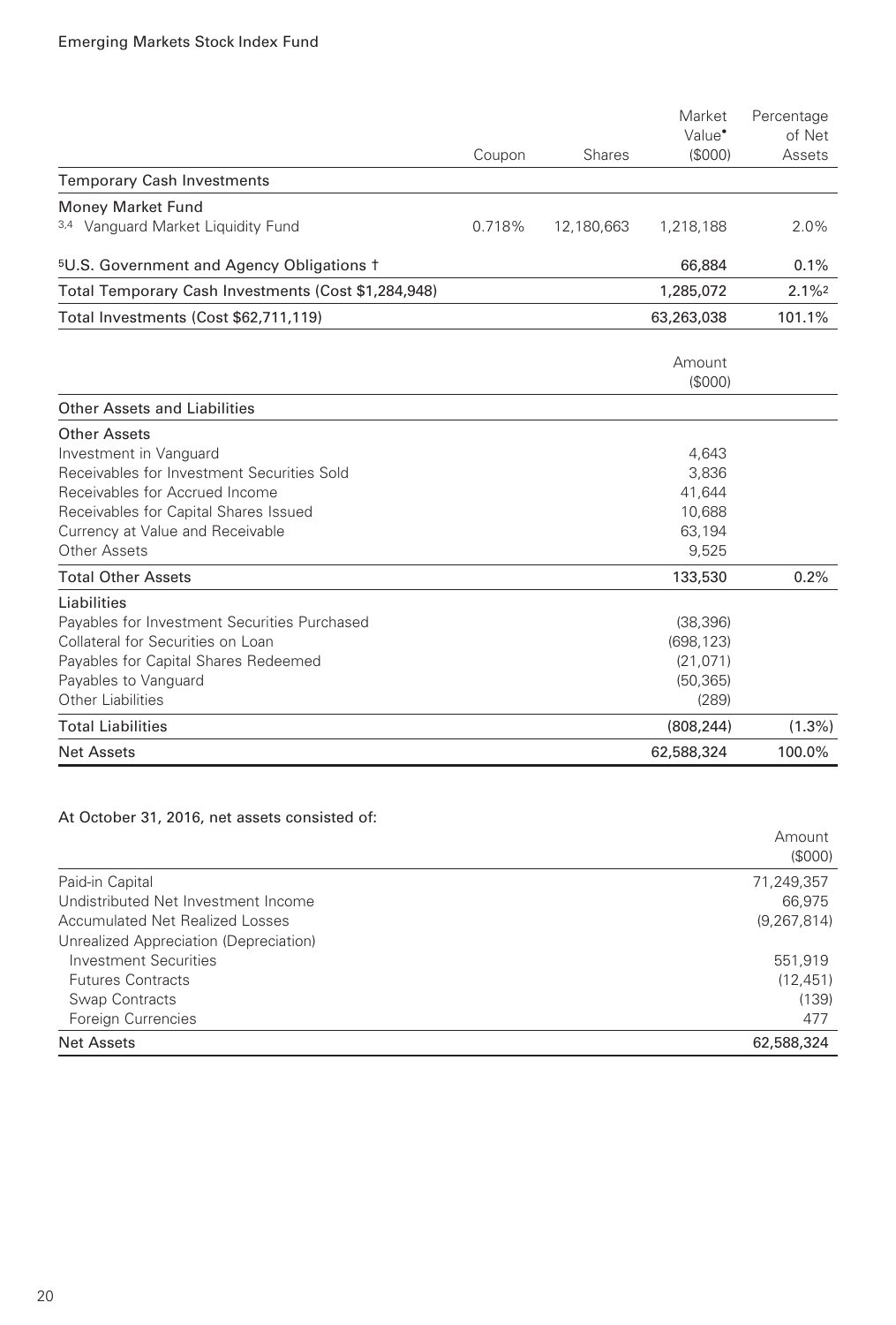Emerging Markets Stock Index Fund

| | Coupon | Shares | Market Value• ($000) | Percentage of Net Assets |
|---|---|---|---|---|
| **Temporary Cash Investments** | | | | |
| Money Market Fund | | | | |
| [3,4] Vanguard Market Liquidity Fund | 0.718% | 12,180,663 | 1,218,188 | 2.0% |
| [5]U.S. Government and Agency Obligations † | | | 66,884 | 0.1% |
| **Total Temporary Cash Investments (Cost $1,284,948)** | | | 1,285,072 | 2.1%[2] |
| **Total Investments (Cost $62,711,119)** | | | 63,263,038 | 101.1% |

| | Amount ($000) | |
|---|---|---|
| **Other Assets and Liabilities** | | |
| Other Assets | | |
| Investment in Vanguard | 4,643 | |
| Receivables for Investment Securities Sold | 3,836 | |
| Receivables for Accrued Income | 41,644 | |
| Receivables for Capital Shares Issued | 10,688 | |
| Currency at Value and Receivable | 63,194 | |
| Other Assets | 9,525 | |
| **Total Other Assets** | 133,530 | 0.2% |
| Liabilities | | |
| Payables for Investment Securities Purchased | (38,396) | |
| Collateral for Securities on Loan | (698,123) | |
| Payables for Capital Shares Redeemed | (21,071) | |
| Payables to Vanguard | (50,365) | |
| Other Liabilities | (289) | |
| **Total Liabilities** | (808,244) | (1.3%) |
| **Net Assets** | 62,588,324 | 100.0% |

At October 31, 2016, net assets consisted of:

| | Amount ($000) |
|---|---|
| Paid-in Capital | 71,249,357 |
| Undistributed Net Investment Income | 66,975 |
| Accumulated Net Realized Losses | (9,267,814) |
| Unrealized Appreciation (Depreciation) | |
| Investment Securities | 551,919 |
| Futures Contracts | (12,451) |
| Swap Contracts | (139) |
| Foreign Currencies | 477 |
| **Net Assets** | 62,588,324 |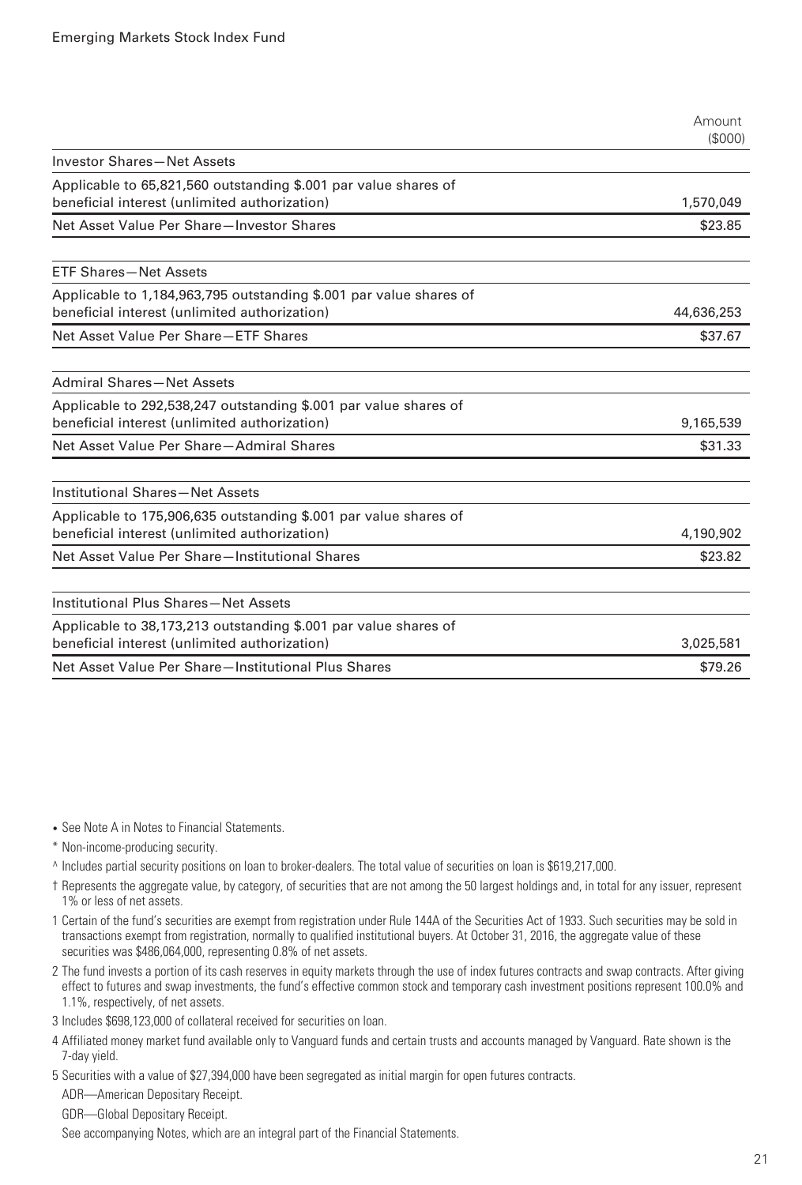Emerging Markets Stock Index Fund

| | Amount ($000) |
|---|---|
| **Investor Shares—Net Assets** | |
| Applicable to 65,821,560 outstanding $.001 par value shares of beneficial interest (unlimited authorization) | 1,570,049 |
| Net Asset Value Per Share—Investor Shares | $23.85 |
| **ETF Shares—Net Assets** | |
| Applicable to 1,184,963,795 outstanding $.001 par value shares of beneficial interest (unlimited authorization) | 44,636,253 |
| Net Asset Value Per Share—ETF Shares | $37.67 |
| **Admiral Shares—Net Assets** | |
| Applicable to 292,538,247 outstanding $.001 par value shares of beneficial interest (unlimited authorization) | 9,165,539 |
| Net Asset Value Per Share—Admiral Shares | $31.33 |
| **Institutional Shares—Net Assets** | |
| Applicable to 175,906,635 outstanding $.001 par value shares of beneficial interest (unlimited authorization) | 4,190,902 |
| Net Asset Value Per Share—Institutional Shares | $23.82 |
| **Institutional Plus Shares—Net Assets** | |
| Applicable to 38,173,213 outstanding $.001 par value shares of beneficial interest (unlimited authorization) | 3,025,581 |
| Net Asset Value Per Share—Institutional Plus Shares | $79.26 |

• See Note A in Notes to Financial Statements.

* Non-income-producing security.

^ Includes partial security positions on loan to broker-dealers. The total value of securities on loan is $619,217,000.

† Represents the aggregate value, by category, of securities that are not among the 50 largest holdings and, in total for any issuer, represent 1% or less of net assets.

1 Certain of the fund's securities are exempt from registration under Rule 144A of the Securities Act of 1933. Such securities may be sold in transactions exempt from registration, normally to qualified institutional buyers. At October 31, 2016, the aggregate value of these securities was $486,064,000, representing 0.8% of net assets.

2 The fund invests a portion of its cash reserves in equity markets through the use of index futures contracts and swap contracts. After giving effect to futures and swap investments, the fund's effective common stock and temporary cash investment positions represent 100.0% and 1.1%, respectively, of net assets.

3 Includes $698,123,000 of collateral received for securities on loan.

4 Affiliated money market fund available only to Vanguard funds and certain trusts and accounts managed by Vanguard. Rate shown is the 7-day yield.

5 Securities with a value of $27,394,000 have been segregated as initial margin for open futures contracts.

ADR—American Depositary Receipt.

GDR—Global Depositary Receipt.

See accompanying Notes, which are an integral part of the Financial Statements.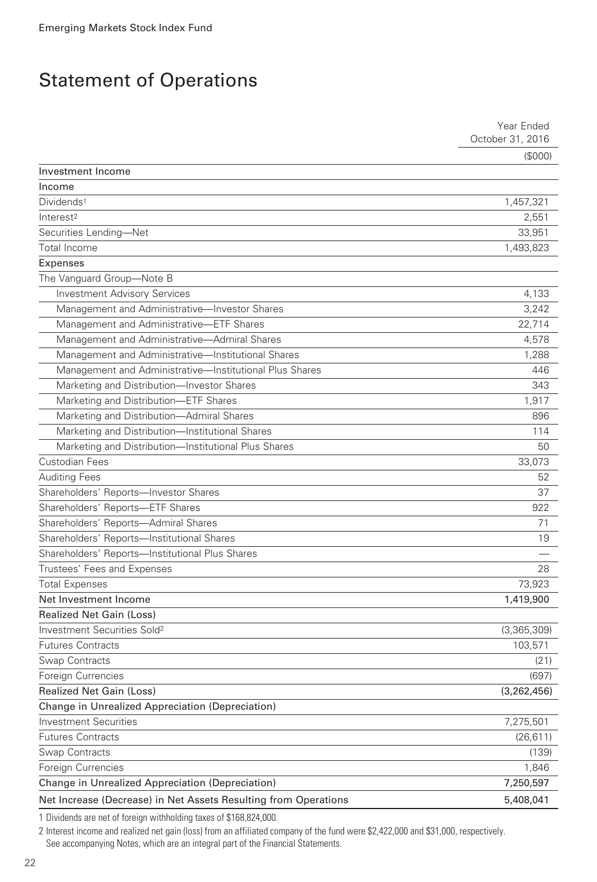# Statement of Operations

| | Year Ended October 31, 2016 |
|---|---|
| | ($000) |
| **Investment Income** | |
| **Income** | |
| Dividends[1] | 1,457,321 |
| Interest[2] | 2,551 |
| Securities Lending—Net | 33,951 |
| Total Income | 1,493,823 |
| **Expenses** | |
| The Vanguard Group—Note B | |
| Investment Advisory Services | 4,133 |
| Management and Administrative—Investor Shares | 3,242 |
| Management and Administrative—ETF Shares | 22,714 |
| Management and Administrative—Admiral Shares | 4,578 |
| Management and Administrative—Institutional Shares | 1,288 |
| Management and Administrative—Institutional Plus Shares | 446 |
| Marketing and Distribution—Investor Shares | 343 |
| Marketing and Distribution—ETF Shares | 1,917 |
| Marketing and Distribution—Admiral Shares | 896 |
| Marketing and Distribution—Institutional Shares | 114 |
| Marketing and Distribution—Institutional Plus Shares | 50 |
| Custodian Fees | 33,073 |
| Auditing Fees | 52 |
| Shareholders' Reports—Investor Shares | 37 |
| Shareholders' Reports—ETF Shares | 922 |
| Shareholders' Reports—Admiral Shares | 71 |
| Shareholders' Reports—Institutional Shares | 19 |
| Shareholders' Reports—Institutional Plus Shares | — |
| Trustees' Fees and Expenses | 28 |
| Total Expenses | 73,923 |
| **Net Investment Income** | **1,419,900** |
| **Realized Net Gain (Loss)** | |
| Investment Securities Sold[2] | (3,365,309) |
| Futures Contracts | 103,571 |
| Swap Contracts | (21) |
| Foreign Currencies | (697) |
| **Realized Net Gain (Loss)** | **(3,262,456)** |
| **Change in Unrealized Appreciation (Depreciation)** | |
| Investment Securities | 7,275,501 |
| Futures Contracts | (26,611) |
| Swap Contracts | (139) |
| Foreign Currencies | 1,846 |
| **Change in Unrealized Appreciation (Depreciation)** | **7,250,597** |
| **Net Increase (Decrease) in Net Assets Resulting from Operations** | **5,408,041** |

1 Dividends are net of foreign withholding taxes of $168,824,000.

2 Interest income and realized net gain (loss) from an affiliated company of the fund were $2,422,000 and $31,000, respectively.

See accompanying Notes, which are an integral part of the Financial Statements.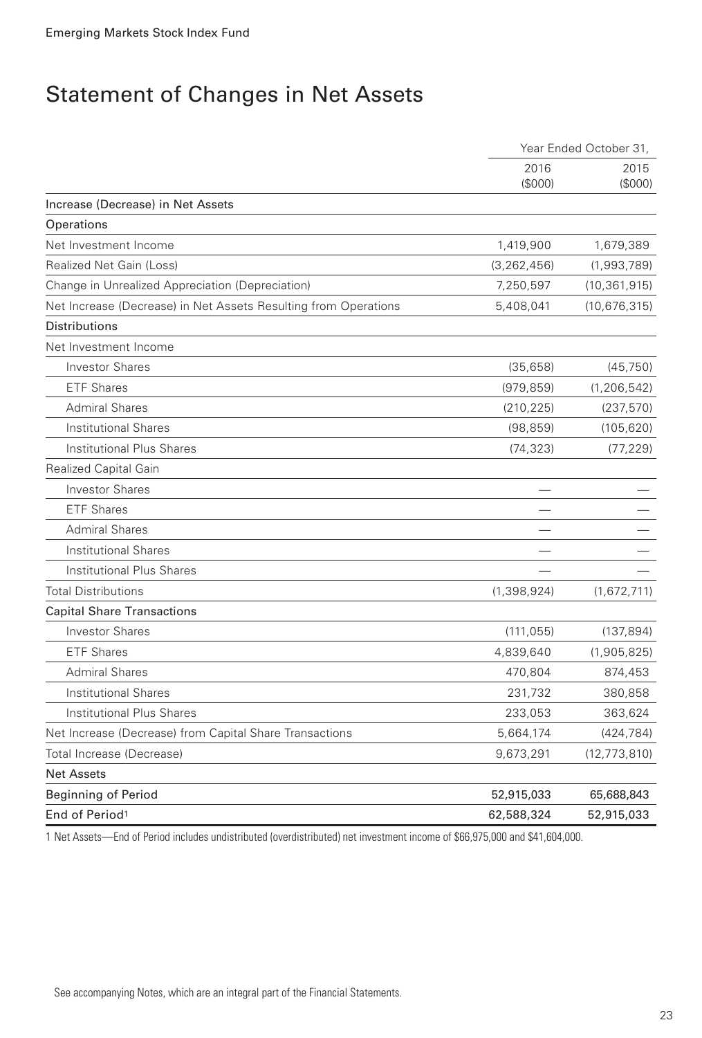# Statement of Changes in Net Assets

| | Year Ended October 31, | |
|---|---|---|
| | 2016 ($000) | 2015 ($000) |
| **Increase (Decrease) in Net Assets** | | |
| **Operations** | | |
| Net Investment Income | 1,419,900 | 1,679,389 |
| Realized Net Gain (Loss) | (3,262,456) | (1,993,789) |
| Change in Unrealized Appreciation (Depreciation) | 7,250,597 | (10,361,915) |
| Net Increase (Decrease) in Net Assets Resulting from Operations | 5,408,041 | (10,676,315) |
| **Distributions** | | |
| Net Investment Income | | |
| Investor Shares | (35,658) | (45,750) |
| ETF Shares | (979,859) | (1,206,542) |
| Admiral Shares | (210,225) | (237,570) |
| Institutional Shares | (98,859) | (105,620) |
| Institutional Plus Shares | (74,323) | (77,229) |
| Realized Capital Gain | | |
| Investor Shares | — | — |
| ETF Shares | — | — |
| Admiral Shares | — | — |
| Institutional Shares | — | — |
| Institutional Plus Shares | — | — |
| Total Distributions | (1,398,924) | (1,672,711) |
| **Capital Share Transactions** | | |
| Investor Shares | (111,055) | (137,894) |
| ETF Shares | 4,839,640 | (1,905,825) |
| Admiral Shares | 470,804 | 874,453 |
| Institutional Shares | 231,732 | 380,858 |
| Institutional Plus Shares | 233,053 | 363,624 |
| Net Increase (Decrease) from Capital Share Transactions | 5,664,174 | (424,784) |
| Total Increase (Decrease) | 9,673,291 | (12,773,810) |
| **Net Assets** | | |
| Beginning of Period | 52,915,033 | 65,688,843 |
| End of Period[1] | 62,588,324 | 52,915,033 |

1 Net Assets—End of Period includes undistributed (overdistributed) net investment income of $66,975,000 and $41,604,000.

See accompanying Notes, which are an integral part of the Financial Statements.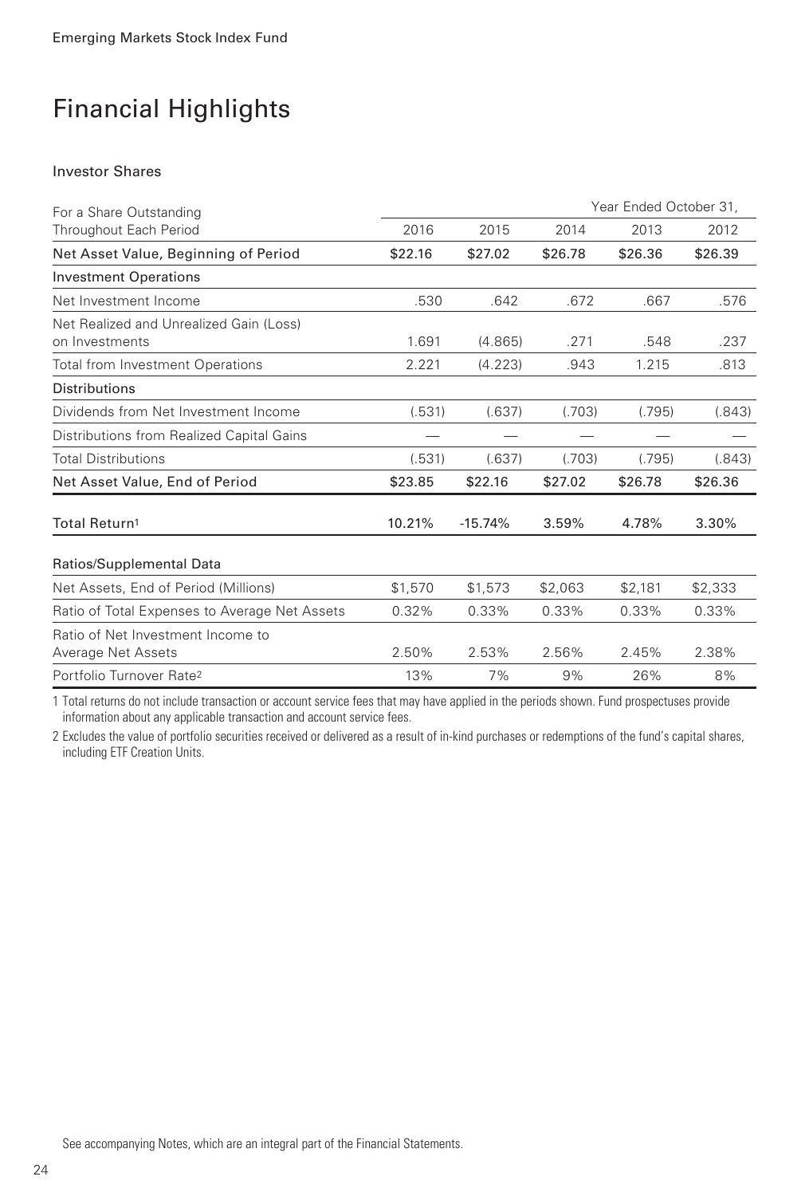# Financial Highlights

### Investor Shares

| For a Share Outstanding Throughout Each Period | Year Ended October 31, 2016 | 2015 | 2014 | 2013 | 2012 |
|---|---|---|---|---|---|
| **Net Asset Value, Beginning of Period** | **$22.16** | **$27.02** | **$26.78** | **$26.36** | **$26.39** |
| **Investment Operations** | | | | | |
| Net Investment Income | .530 | .642 | .672 | .667 | .576 |
| Net Realized and Unrealized Gain (Loss) on Investments | 1.691 | (4.865) | .271 | .548 | .237 |
| Total from Investment Operations | 2.221 | (4.223) | .943 | 1.215 | .813 |
| **Distributions** | | | | | |
| Dividends from Net Investment Income | (.531) | (.637) | (.703) | (.795) | (.843) |
| Distributions from Realized Capital Gains | — | — | — | — | — |
| Total Distributions | (.531) | (.637) | (.703) | (.795) | (.843) |
| **Net Asset Value, End of Period** | **$23.85** | **$22.16** | **$27.02** | **$26.78** | **$26.36** |
| | | | | | |
| **Total Return[1]** | **10.21%** | **-15.74%** | **3.59%** | **4.78%** | **3.30%** |
| | | | | | |
| **Ratios/Supplemental Data** | | | | | |
| Net Assets, End of Period (Millions) | $1,570 | $1,573 | $2,063 | $2,181 | $2,333 |
| Ratio of Total Expenses to Average Net Assets | 0.32% | 0.33% | 0.33% | 0.33% | 0.33% |
| Ratio of Net Investment Income to Average Net Assets | 2.50% | 2.53% | 2.56% | 2.45% | 2.38% |
| Portfolio Turnover Rate[2] | 13% | 7% | 9% | 26% | 8% |

1 Total returns do not include transaction or account service fees that may have applied in the periods shown. Fund prospectuses provide information about any applicable transaction and account service fees.

2 Excludes the value of portfolio securities received or delivered as a result of in-kind purchases or redemptions of the fund's capital shares, including ETF Creation Units.

See accompanying Notes, which are an integral part of the Financial Statements.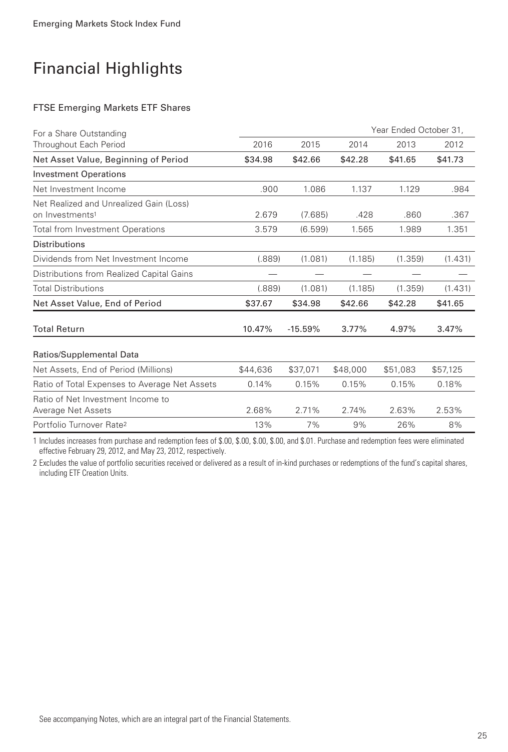# Financial Highlights

## FTSE Emerging Markets ETF Shares

| For a Share Outstanding Throughout Each Period | Year Ended October 31, 2016 | 2015 | 2014 | 2013 | 2012 |
|---|---|---|---|---|---|
| Net Asset Value, Beginning of Period | $34.98 | $42.66 | $42.28 | $41.65 | $41.73 |
| **Investment Operations** | | | | | |
| Net Investment Income | .900 | 1.086 | 1.137 | 1.129 | .984 |
| Net Realized and Unrealized Gain (Loss) on Investments[1] | 2.679 | (7.685) | .428 | .860 | .367 |
| Total from Investment Operations | 3.579 | (6.599) | 1.565 | 1.989 | 1.351 |
| **Distributions** | | | | | |
| Dividends from Net Investment Income | (.889) | (1.081) | (1.185) | (1.359) | (1.431) |
| Distributions from Realized Capital Gains | — | — | — | — | — |
| Total Distributions | (.889) | (1.081) | (1.185) | (1.359) | (1.431) |
| Net Asset Value, End of Period | $37.67 | $34.98 | $42.66 | $42.28 | $41.65 |
| Total Return | 10.47% | -15.59% | 3.77% | 4.97% | 3.47% |
| **Ratios/Supplemental Data** | | | | | |
| Net Assets, End of Period (Millions) | $44,636 | $37,071 | $48,000 | $51,083 | $57,125 |
| Ratio of Total Expenses to Average Net Assets | 0.14% | 0.15% | 0.15% | 0.15% | 0.18% |
| Ratio of Net Investment Income to Average Net Assets | 2.68% | 2.71% | 2.74% | 2.63% | 2.53% |
| Portfolio Turnover Rate[2] | 13% | 7% | 9% | 26% | 8% |

1 Includes increases from purchase and redemption fees of $.00, $.00, $.00, $.00, and $.01. Purchase and redemption fees were eliminated effective February 29, 2012, and May 23, 2012, respectively.

2 Excludes the value of portfolio securities received or delivered as a result of in-kind purchases or redemptions of the fund's capital shares, including ETF Creation Units.

See accompanying Notes, which are an integral part of the Financial Statements.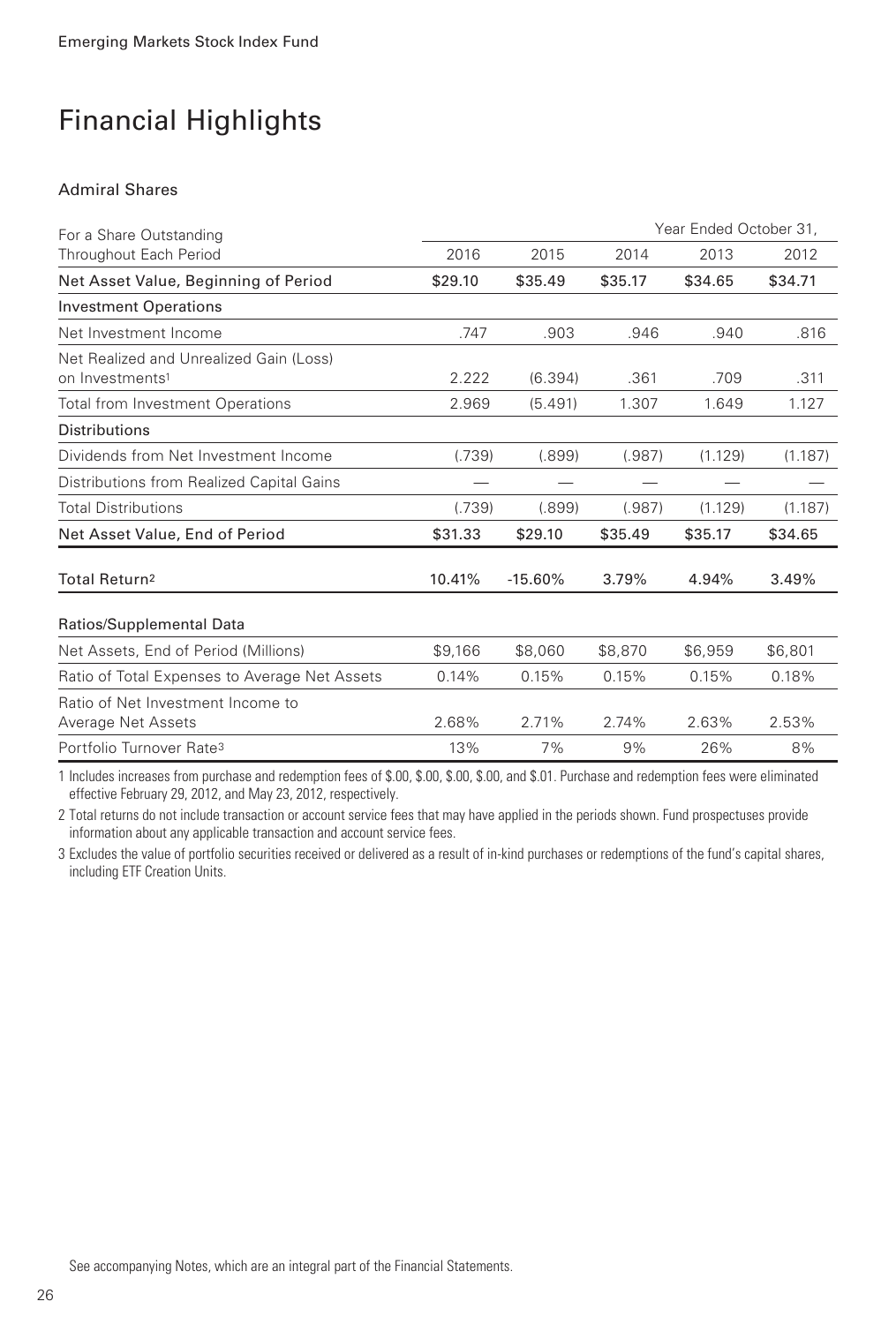# Financial Highlights

## Admiral Shares

| For a Share Outstanding Throughout Each Period | Year Ended October 31, 2016 | 2015 | 2014 | 2013 | 2012 |
|---|---|---|---|---|---|
| Net Asset Value, Beginning of Period | $29.10 | $35.49 | $35.17 | $34.65 | $34.71 |
| **Investment Operations** | | | | | |
| Net Investment Income | .747 | .903 | .946 | .940 | .816 |
| Net Realized and Unrealized Gain (Loss) on Investments[1] | 2.222 | (6.394) | .361 | .709 | .311 |
| Total from Investment Operations | 2.969 | (5.491) | 1.307 | 1.649 | 1.127 |
| **Distributions** | | | | | |
| Dividends from Net Investment Income | (.739) | (.899) | (.987) | (1.129) | (1.187) |
| Distributions from Realized Capital Gains | — | — | — | — | — |
| Total Distributions | (.739) | (.899) | (.987) | (1.129) | (1.187) |
| Net Asset Value, End of Period | $31.33 | $29.10 | $35.49 | $35.17 | $34.65 |
| Total Return[2] | 10.41% | -15.60% | 3.79% | 4.94% | 3.49% |
| **Ratios/Supplemental Data** | | | | | |
| Net Assets, End of Period (Millions) | $9,166 | $8,060 | $8,870 | $6,959 | $6,801 |
| Ratio of Total Expenses to Average Net Assets | 0.14% | 0.15% | 0.15% | 0.15% | 0.18% |
| Ratio of Net Investment Income to Average Net Assets | 2.68% | 2.71% | 2.74% | 2.63% | 2.53% |
| Portfolio Turnover Rate[3] | 13% | 7% | 9% | 26% | 8% |

1 Includes increases from purchase and redemption fees of $.00, $.00, $.00, $.00, and $.01. Purchase and redemption fees were eliminated effective February 29, 2012, and May 23, 2012, respectively.

2 Total returns do not include transaction or account service fees that may have applied in the periods shown. Fund prospectuses provide information about any applicable transaction and account service fees.

3 Excludes the value of portfolio securities received or delivered as a result of in-kind purchases or redemptions of the fund's capital shares, including ETF Creation Units.

See accompanying Notes, which are an integral part of the Financial Statements.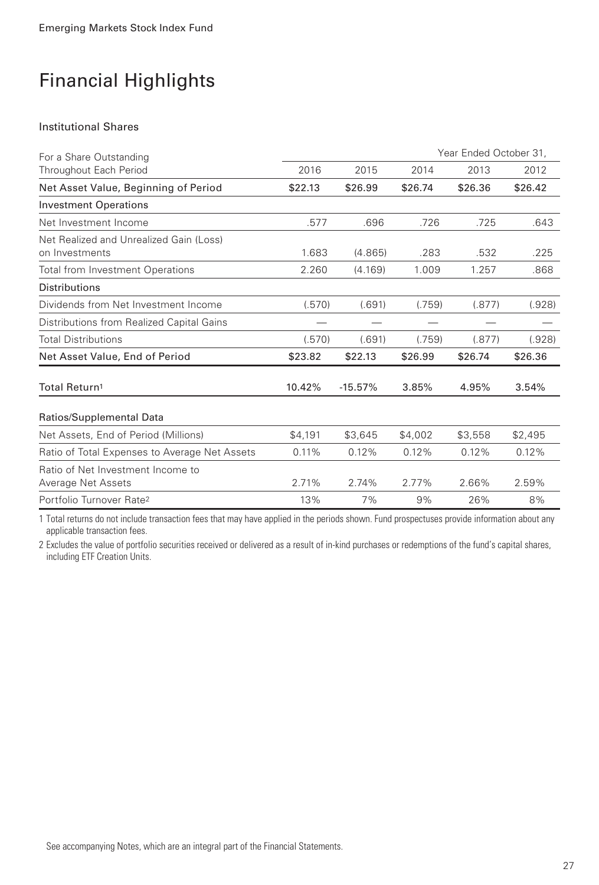# Financial Highlights

### Institutional Shares

| For a Share Outstanding Throughout Each Period | Year Ended October 31, | | | | |
|---|---|---|---|---|---|
| | 2016 | 2015 | 2014 | 2013 | 2012 |
| **Net Asset Value, Beginning of Period** | **$22.13** | **$26.99** | **$26.74** | **$26.36** | **$26.42** |
| **Investment Operations** | | | | | |
| Net Investment Income | .577 | .696 | .726 | .725 | .643 |
| Net Realized and Unrealized Gain (Loss) on Investments | 1.683 | (4.865) | .283 | .532 | .225 |
| Total from Investment Operations | 2.260 | (4.169) | 1.009 | 1.257 | .868 |
| **Distributions** | | | | | |
| Dividends from Net Investment Income | (.570) | (.691) | (.759) | (.877) | (.928) |
| Distributions from Realized Capital Gains | — | — | — | — | — |
| Total Distributions | (.570) | (.691) | (.759) | (.877) | (.928) |
| **Net Asset Value, End of Period** | **$23.82** | **$22.13** | **$26.99** | **$26.74** | **$26.36** |
| **Total Return[1]** | **10.42%** | **-15.57%** | **3.85%** | **4.95%** | **3.54%** |
| **Ratios/Supplemental Data** | | | | | |
| Net Assets, End of Period (Millions) | $4,191 | $3,645 | $4,002 | $3,558 | $2,495 |
| Ratio of Total Expenses to Average Net Assets | 0.11% | 0.12% | 0.12% | 0.12% | 0.12% |
| Ratio of Net Investment Income to Average Net Assets | 2.71% | 2.74% | 2.77% | 2.66% | 2.59% |
| Portfolio Turnover Rate[2] | 13% | 7% | 9% | 26% | 8% |

1 Total returns do not include transaction fees that may have applied in the periods shown. Fund prospectuses provide information about any applicable transaction fees.

2 Excludes the value of portfolio securities received or delivered as a result of in-kind purchases or redemptions of the fund's capital shares, including ETF Creation Units.

See accompanying Notes, which are an integral part of the Financial Statements.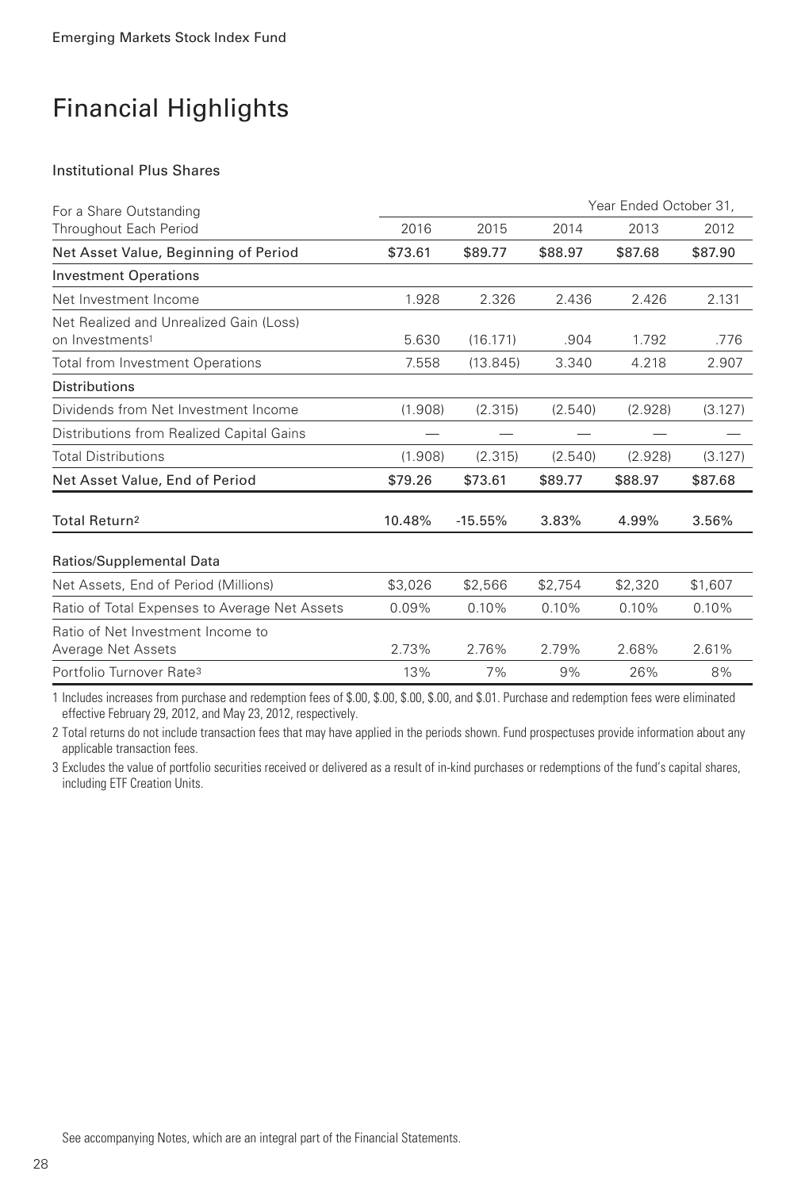Emerging Markets Stock Index Fund

# Financial Highlights

### Institutional Plus Shares

| For a Share Outstanding Throughout Each Period | Year Ended October 31, | | | | |
|---|---|---|---|---|---|
| | 2016 | 2015 | 2014 | 2013 | 2012 |
| **Net Asset Value, Beginning of Period** | **$73.61** | **$89.77** | **$88.97** | **$87.68** | **$87.90** |
| **Investment Operations** | | | | | |
| Net Investment Income | 1.928 | 2.326 | 2.436 | 2.426 | 2.131 |
| Net Realized and Unrealized Gain (Loss) on Investments[1] | 5.630 | (16.171) | .904 | 1.792 | .776 |
| Total from Investment Operations | 7.558 | (13.845) | 3.340 | 4.218 | 2.907 |
| **Distributions** | | | | | |
| Dividends from Net Investment Income | (1.908) | (2.315) | (2.540) | (2.928) | (3.127) |
| Distributions from Realized Capital Gains | — | — | — | — | — |
| Total Distributions | (1.908) | (2.315) | (2.540) | (2.928) | (3.127) |
| **Net Asset Value, End of Period** | **$79.26** | **$73.61** | **$89.77** | **$88.97** | **$87.68** |
| **Total Return[2]** | **10.48%** | **-15.55%** | **3.83%** | **4.99%** | **3.56%** |
| **Ratios/Supplemental Data** | | | | | |
| Net Assets, End of Period (Millions) | $3,026 | $2,566 | $2,754 | $2,320 | $1,607 |
| Ratio of Total Expenses to Average Net Assets | 0.09% | 0.10% | 0.10% | 0.10% | 0.10% |
| Ratio of Net Investment Income to Average Net Assets | 2.73% | 2.76% | 2.79% | 2.68% | 2.61% |
| Portfolio Turnover Rate[3] | 13% | 7% | 9% | 26% | 8% |

1 Includes increases from purchase and redemption fees of $.00, $.00, $.00, $.00, and $.01. Purchase and redemption fees were eliminated effective February 29, 2012, and May 23, 2012, respectively.

2 Total returns do not include transaction fees that may have applied in the periods shown. Fund prospectuses provide information about any applicable transaction fees.

3 Excludes the value of portfolio securities received or delivered as a result of in-kind purchases or redemptions of the fund's capital shares, including ETF Creation Units.

See accompanying Notes, which are an integral part of the Financial Statements.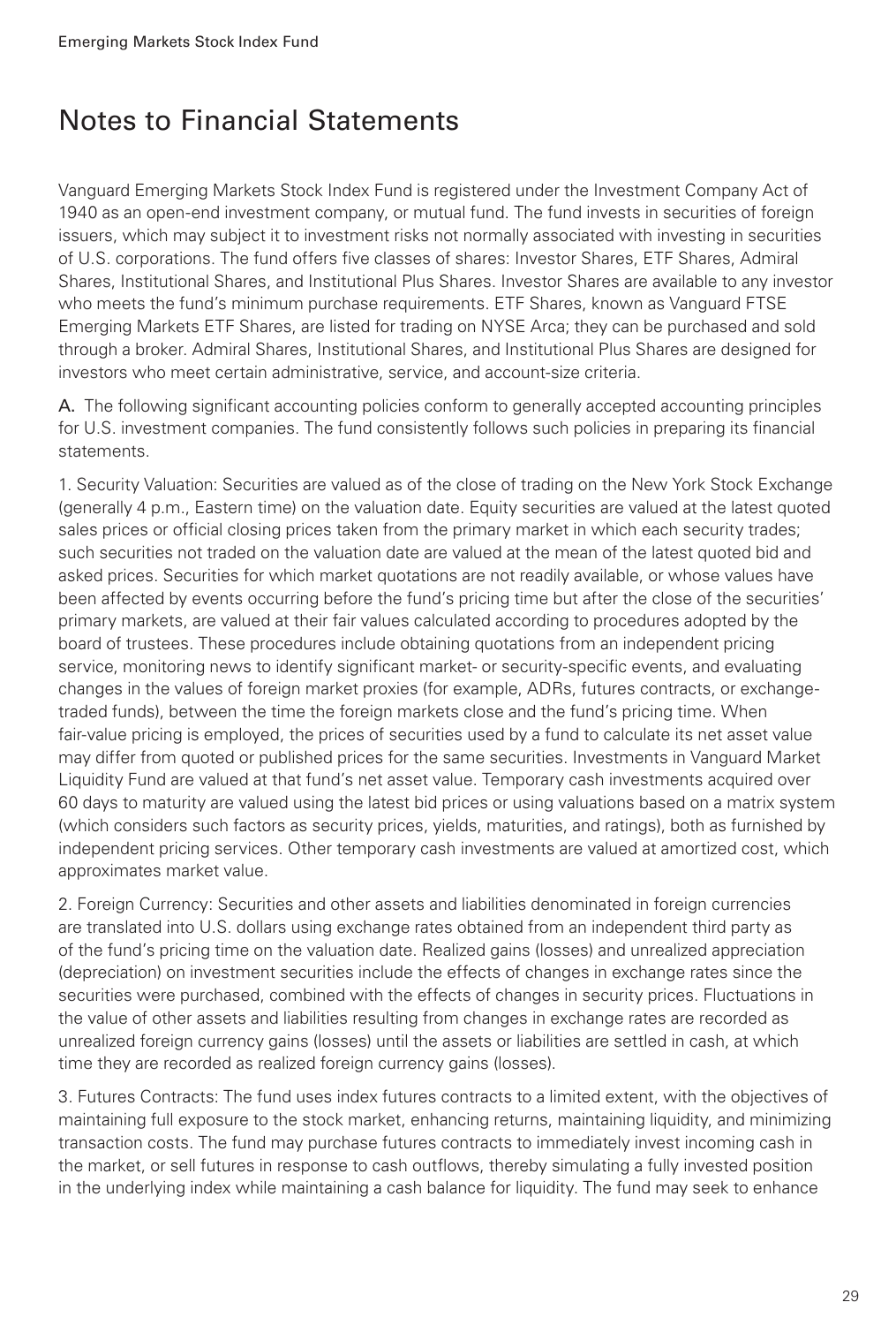# Notes to Financial Statements

Vanguard Emerging Markets Stock Index Fund is registered under the Investment Company Act of 1940 as an open-end investment company, or mutual fund. The fund invests in securities of foreign issuers, which may subject it to investment risks not normally associated with investing in securities of U.S. corporations. The fund offers five classes of shares: Investor Shares, ETF Shares, Admiral Shares, Institutional Shares, and Institutional Plus Shares. Investor Shares are available to any investor who meets the fund's minimum purchase requirements. ETF Shares, known as Vanguard FTSE Emerging Markets ETF Shares, are listed for trading on NYSE Arca; they can be purchased and sold through a broker. Admiral Shares, Institutional Shares, and Institutional Plus Shares are designed for investors who meet certain administrative, service, and account-size criteria.

**A.** The following significant accounting policies conform to generally accepted accounting principles for U.S. investment companies. The fund consistently follows such policies in preparing its financial statements.

1. Security Valuation: Securities are valued as of the close of trading on the New York Stock Exchange (generally 4 p.m., Eastern time) on the valuation date. Equity securities are valued at the latest quoted sales prices or official closing prices taken from the primary market in which each security trades; such securities not traded on the valuation date are valued at the mean of the latest quoted bid and asked prices. Securities for which market quotations are not readily available, or whose values have been affected by events occurring before the fund's pricing time but after the close of the securities' primary markets, are valued at their fair values calculated according to procedures adopted by the board of trustees. These procedures include obtaining quotations from an independent pricing service, monitoring news to identify significant market- or security-specific events, and evaluating changes in the values of foreign market proxies (for example, ADRs, futures contracts, or exchange-traded funds), between the time the foreign markets close and the fund's pricing time. When fair-value pricing is employed, the prices of securities used by a fund to calculate its net asset value may differ from quoted or published prices for the same securities. Investments in Vanguard Market Liquidity Fund are valued at that fund's net asset value. Temporary cash investments acquired over 60 days to maturity are valued using the latest bid prices or using valuations based on a matrix system (which considers such factors as security prices, yields, maturities, and ratings), both as furnished by independent pricing services. Other temporary cash investments are valued at amortized cost, which approximates market value.

2. Foreign Currency: Securities and other assets and liabilities denominated in foreign currencies are translated into U.S. dollars using exchange rates obtained from an independent third party as of the fund's pricing time on the valuation date. Realized gains (losses) and unrealized appreciation (depreciation) on investment securities include the effects of changes in exchange rates since the securities were purchased, combined with the effects of changes in security prices. Fluctuations in the value of other assets and liabilities resulting from changes in exchange rates are recorded as unrealized foreign currency gains (losses) until the assets or liabilities are settled in cash, at which time they are recorded as realized foreign currency gains (losses).

3. Futures Contracts: The fund uses index futures contracts to a limited extent, with the objectives of maintaining full exposure to the stock market, enhancing returns, maintaining liquidity, and minimizing transaction costs. The fund may purchase futures contracts to immediately invest incoming cash in the market, or sell futures in response to cash outflows, thereby simulating a fully invested position in the underlying index while maintaining a cash balance for liquidity. The fund may seek to enhance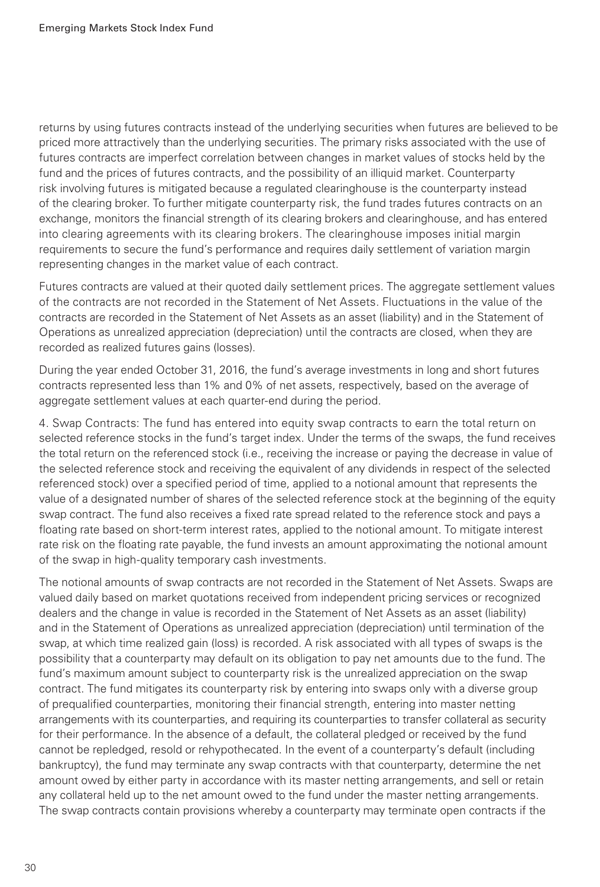returns by using futures contracts instead of the underlying securities when futures are believed to be priced more attractively than the underlying securities. The primary risks associated with the use of futures contracts are imperfect correlation between changes in market values of stocks held by the fund and the prices of futures contracts, and the possibility of an illiquid market. Counterparty risk involving futures is mitigated because a regulated clearinghouse is the counterparty instead of the clearing broker. To further mitigate counterparty risk, the fund trades futures contracts on an exchange, monitors the financial strength of its clearing brokers and clearinghouse, and has entered into clearing agreements with its clearing brokers. The clearinghouse imposes initial margin requirements to secure the fund's performance and requires daily settlement of variation margin representing changes in the market value of each contract.

Futures contracts are valued at their quoted daily settlement prices. The aggregate settlement values of the contracts are not recorded in the Statement of Net Assets. Fluctuations in the value of the contracts are recorded in the Statement of Net Assets as an asset (liability) and in the Statement of Operations as unrealized appreciation (depreciation) until the contracts are closed, when they are recorded as realized futures gains (losses).

During the year ended October 31, 2016, the fund's average investments in long and short futures contracts represented less than 1% and 0% of net assets, respectively, based on the average of aggregate settlement values at each quarter-end during the period.

4. Swap Contracts: The fund has entered into equity swap contracts to earn the total return on selected reference stocks in the fund's target index. Under the terms of the swaps, the fund receives the total return on the referenced stock (i.e., receiving the increase or paying the decrease in value of the selected reference stock and receiving the equivalent of any dividends in respect of the selected referenced stock) over a specified period of time, applied to a notional amount that represents the value of a designated number of shares of the selected reference stock at the beginning of the equity swap contract. The fund also receives a fixed rate spread related to the reference stock and pays a floating rate based on short-term interest rates, applied to the notional amount. To mitigate interest rate risk on the floating rate payable, the fund invests an amount approximating the notional amount of the swap in high-quality temporary cash investments.

The notional amounts of swap contracts are not recorded in the Statement of Net Assets. Swaps are valued daily based on market quotations received from independent pricing services or recognized dealers and the change in value is recorded in the Statement of Net Assets as an asset (liability) and in the Statement of Operations as unrealized appreciation (depreciation) until termination of the swap, at which time realized gain (loss) is recorded. A risk associated with all types of swaps is the possibility that a counterparty may default on its obligation to pay net amounts due to the fund. The fund's maximum amount subject to counterparty risk is the unrealized appreciation on the swap contract. The fund mitigates its counterparty risk by entering into swaps only with a diverse group of prequalified counterparties, monitoring their financial strength, entering into master netting arrangements with its counterparties, and requiring its counterparties to transfer collateral as security for their performance. In the absence of a default, the collateral pledged or received by the fund cannot be repledged, resold or rehypothecated. In the event of a counterparty's default (including bankruptcy), the fund may terminate any swap contracts with that counterparty, determine the net amount owed by either party in accordance with its master netting arrangements, and sell or retain any collateral held up to the net amount owed to the fund under the master netting arrangements. The swap contracts contain provisions whereby a counterparty may terminate open contracts if the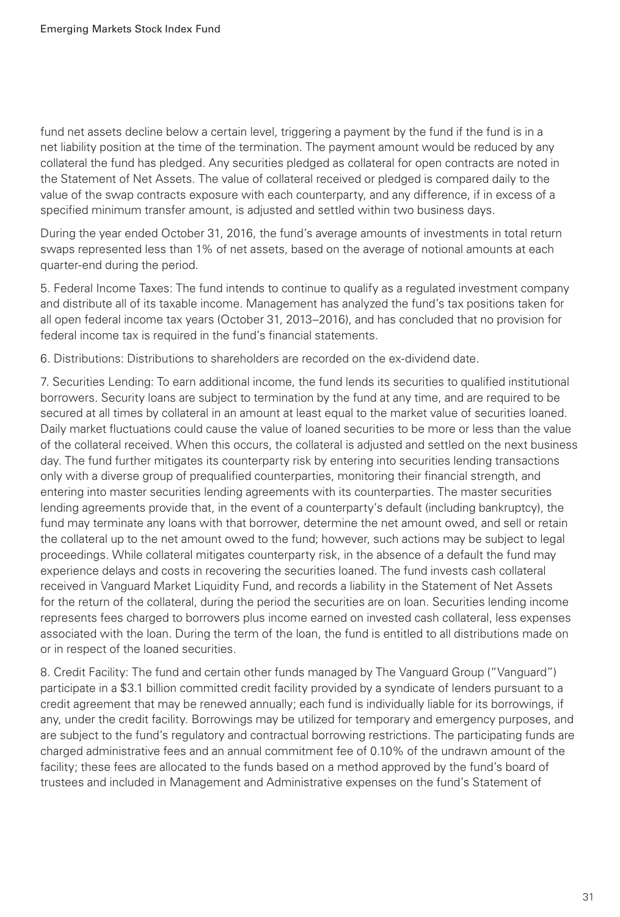fund net assets decline below a certain level, triggering a payment by the fund if the fund is in a net liability position at the time of the termination. The payment amount would be reduced by any collateral the fund has pledged. Any securities pledged as collateral for open contracts are noted in the Statement of Net Assets. The value of collateral received or pledged is compared daily to the value of the swap contracts exposure with each counterparty, and any difference, if in excess of a specified minimum transfer amount, is adjusted and settled within two business days.

During the year ended October 31, 2016, the fund's average amounts of investments in total return swaps represented less than 1% of net assets, based on the average of notional amounts at each quarter-end during the period.

5. Federal Income Taxes: The fund intends to continue to qualify as a regulated investment company and distribute all of its taxable income. Management has analyzed the fund's tax positions taken for all open federal income tax years (October 31, 2013–2016), and has concluded that no provision for federal income tax is required in the fund's financial statements.

6. Distributions: Distributions to shareholders are recorded on the ex-dividend date.

7. Securities Lending: To earn additional income, the fund lends its securities to qualified institutional borrowers. Security loans are subject to termination by the fund at any time, and are required to be secured at all times by collateral in an amount at least equal to the market value of securities loaned. Daily market fluctuations could cause the value of loaned securities to be more or less than the value of the collateral received. When this occurs, the collateral is adjusted and settled on the next business day. The fund further mitigates its counterparty risk by entering into securities lending transactions only with a diverse group of prequalified counterparties, monitoring their financial strength, and entering into master securities lending agreements with its counterparties. The master securities lending agreements provide that, in the event of a counterparty's default (including bankruptcy), the fund may terminate any loans with that borrower, determine the net amount owed, and sell or retain the collateral up to the net amount owed to the fund; however, such actions may be subject to legal proceedings. While collateral mitigates counterparty risk, in the absence of a default the fund may experience delays and costs in recovering the securities loaned. The fund invests cash collateral received in Vanguard Market Liquidity Fund, and records a liability in the Statement of Net Assets for the return of the collateral, during the period the securities are on loan. Securities lending income represents fees charged to borrowers plus income earned on invested cash collateral, less expenses associated with the loan. During the term of the loan, the fund is entitled to all distributions made on or in respect of the loaned securities.

8. Credit Facility: The fund and certain other funds managed by The Vanguard Group ("Vanguard") participate in a $3.1 billion committed credit facility provided by a syndicate of lenders pursuant to a credit agreement that may be renewed annually; each fund is individually liable for its borrowings, if any, under the credit facility. Borrowings may be utilized for temporary and emergency purposes, and are subject to the fund's regulatory and contractual borrowing restrictions. The participating funds are charged administrative fees and an annual commitment fee of 0.10% of the undrawn amount of the facility; these fees are allocated to the funds based on a method approved by the fund's board of trustees and included in Management and Administrative expenses on the fund's Statement of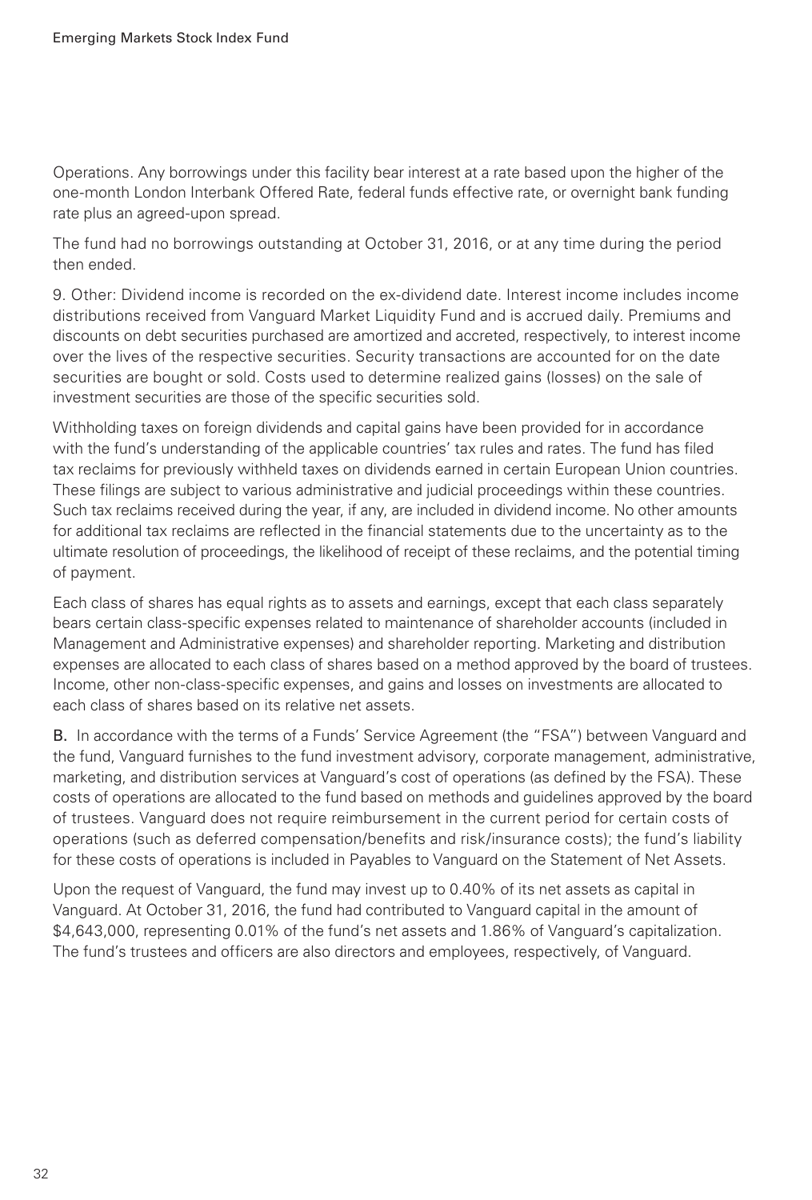Operations. Any borrowings under this facility bear interest at a rate based upon the higher of the one-month London Interbank Offered Rate, federal funds effective rate, or overnight bank funding rate plus an agreed-upon spread.

The fund had no borrowings outstanding at October 31, 2016, or at any time during the period then ended.

9. Other: Dividend income is recorded on the ex-dividend date. Interest income includes income distributions received from Vanguard Market Liquidity Fund and is accrued daily. Premiums and discounts on debt securities purchased are amortized and accreted, respectively, to interest income over the lives of the respective securities. Security transactions are accounted for on the date securities are bought or sold. Costs used to determine realized gains (losses) on the sale of investment securities are those of the specific securities sold.

Withholding taxes on foreign dividends and capital gains have been provided for in accordance with the fund's understanding of the applicable countries' tax rules and rates. The fund has filed tax reclaims for previously withheld taxes on dividends earned in certain European Union countries. These filings are subject to various administrative and judicial proceedings within these countries. Such tax reclaims received during the year, if any, are included in dividend income. No other amounts for additional tax reclaims are reflected in the financial statements due to the uncertainty as to the ultimate resolution of proceedings, the likelihood of receipt of these reclaims, and the potential timing of payment.

Each class of shares has equal rights as to assets and earnings, except that each class separately bears certain class-specific expenses related to maintenance of shareholder accounts (included in Management and Administrative expenses) and shareholder reporting. Marketing and distribution expenses are allocated to each class of shares based on a method approved by the board of trustees. Income, other non-class-specific expenses, and gains and losses on investments are allocated to each class of shares based on its relative net assets.

**B.** In accordance with the terms of a Funds' Service Agreement (the "FSA") between Vanguard and the fund, Vanguard furnishes to the fund investment advisory, corporate management, administrative, marketing, and distribution services at Vanguard's cost of operations (as defined by the FSA). These costs of operations are allocated to the fund based on methods and guidelines approved by the board of trustees. Vanguard does not require reimbursement in the current period for certain costs of operations (such as deferred compensation/benefits and risk/insurance costs); the fund's liability for these costs of operations is included in Payables to Vanguard on the Statement of Net Assets.

Upon the request of Vanguard, the fund may invest up to 0.40% of its net assets as capital in Vanguard. At October 31, 2016, the fund had contributed to Vanguard capital in the amount of $4,643,000, representing 0.01% of the fund's net assets and 1.86% of Vanguard's capitalization. The fund's trustees and officers are also directors and employees, respectively, of Vanguard.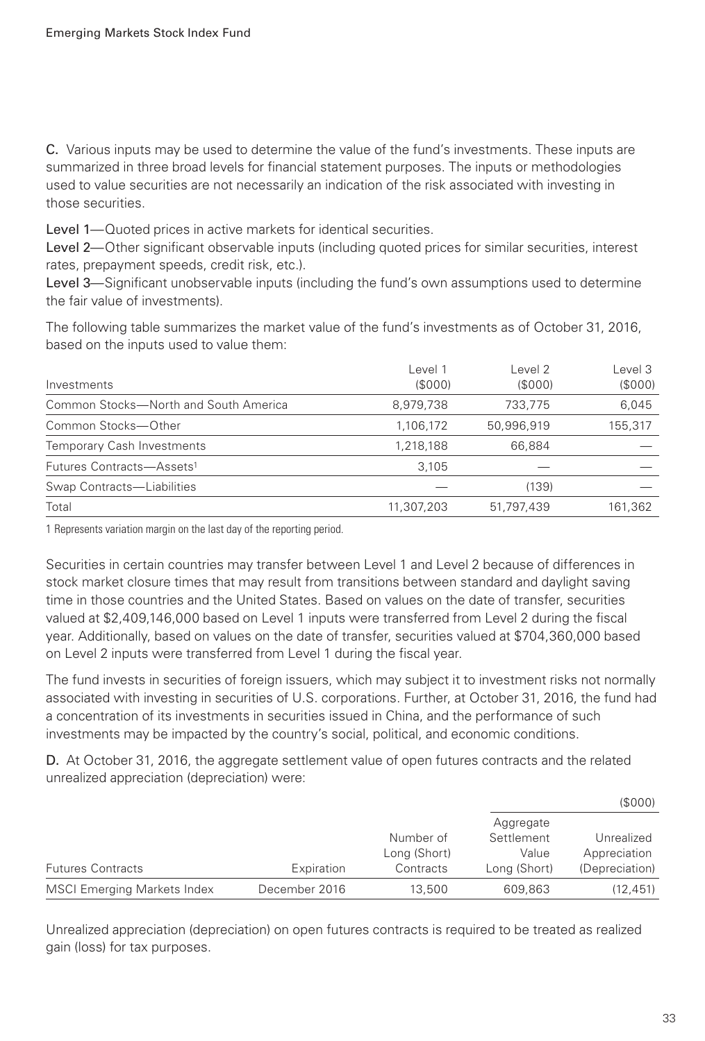C. Various inputs may be used to determine the value of the fund's investments. These inputs are summarized in three broad levels for financial statement purposes. The inputs or methodologies used to value securities are not necessarily an indication of the risk associated with investing in those securities.

Level 1—Quoted prices in active markets for identical securities.

Level 2—Other significant observable inputs (including quoted prices for similar securities, interest rates, prepayment speeds, credit risk, etc.).

Level 3—Significant unobservable inputs (including the fund's own assumptions used to determine the fair value of investments).

The following table summarizes the market value of the fund's investments as of October 31, 2016, based on the inputs used to value them:

| Investments | Level 1 ($000) | Level 2 ($000) | Level 3 ($000) |
|---|---|---|---|
| Common Stocks—North and South America | 8,979,738 | 733,775 | 6,045 |
| Common Stocks—Other | 1,106,172 | 50,996,919 | 155,317 |
| Temporary Cash Investments | 1,218,188 | 66,884 | — |
| Futures Contracts—Assets[1] | 3,105 | — | — |
| Swap Contracts—Liabilities | — | (139) | — |
| Total | 11,307,203 | 51,797,439 | 161,362 |

1 Represents variation margin on the last day of the reporting period.

Securities in certain countries may transfer between Level 1 and Level 2 because of differences in stock market closure times that may result from transitions between standard and daylight saving time in those countries and the United States. Based on values on the date of transfer, securities valued at $2,409,146,000 based on Level 1 inputs were transferred from Level 2 during the fiscal year. Additionally, based on values on the date of transfer, securities valued at $704,360,000 based on Level 2 inputs were transferred from Level 1 during the fiscal year.

The fund invests in securities of foreign issuers, which may subject it to investment risks not normally associated with investing in securities of U.S. corporations. Further, at October 31, 2016, the fund had a concentration of its investments in securities issued in China, and the performance of such investments may be impacted by the country's social, political, and economic conditions.

D. At October 31, 2016, the aggregate settlement value of open futures contracts and the related unrealized appreciation (depreciation) were:

| | | | | ($000) |
|---|---|---|---|---|
| Futures Contracts | Expiration | Number of Long (Short) Contracts | Aggregate Settlement Value Long (Short) | Unrealized Appreciation (Depreciation) |
| MSCI Emerging Markets Index | December 2016 | 13,500 | 609,863 | (12,451) |

Unrealized appreciation (depreciation) on open futures contracts is required to be treated as realized gain (loss) for tax purposes.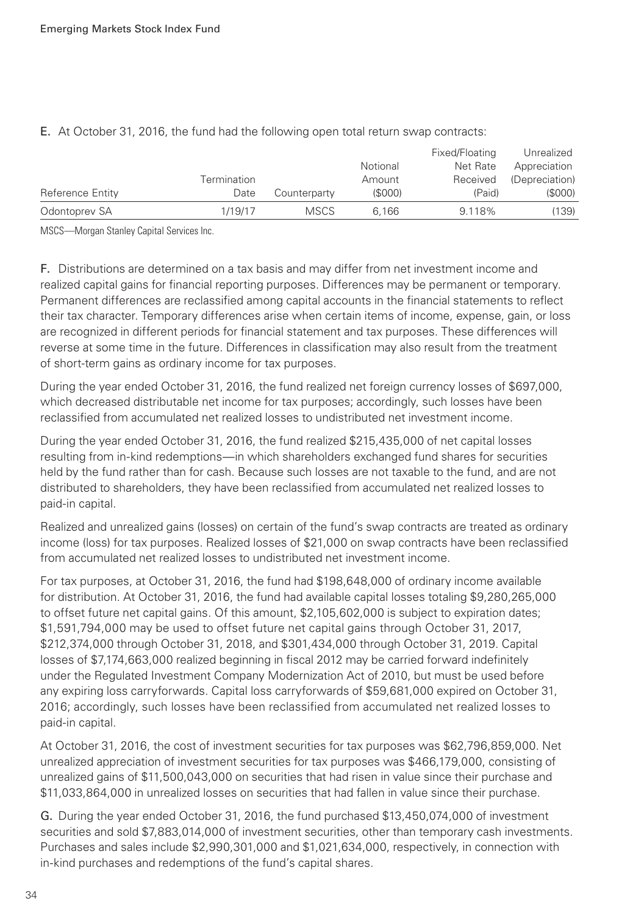E. At October 31, 2016, the fund had the following open total return swap contracts:

| Reference Entity | Termination Date | Counterparty | Notional Amount ($000) | Fixed/Floating Net Rate Received (Paid) | Unrealized Appreciation (Depreciation) ($000) |
|---|---|---|---|---|---|
| Odontoprev SA | 1/19/17 | MSCS | 6,166 | 9.118% | (139) |

MSCS—Morgan Stanley Capital Services Inc.

F. Distributions are determined on a tax basis and may differ from net investment income and realized capital gains for financial reporting purposes. Differences may be permanent or temporary. Permanent differences are reclassified among capital accounts in the financial statements to reflect their tax character. Temporary differences arise when certain items of income, expense, gain, or loss are recognized in different periods for financial statement and tax purposes. These differences will reverse at some time in the future. Differences in classification may also result from the treatment of short-term gains as ordinary income for tax purposes.

During the year ended October 31, 2016, the fund realized net foreign currency losses of $697,000, which decreased distributable net income for tax purposes; accordingly, such losses have been reclassified from accumulated net realized losses to undistributed net investment income.

During the year ended October 31, 2016, the fund realized $215,435,000 of net capital losses resulting from in-kind redemptions—in which shareholders exchanged fund shares for securities held by the fund rather than for cash. Because such losses are not taxable to the fund, and are not distributed to shareholders, they have been reclassified from accumulated net realized losses to paid-in capital.

Realized and unrealized gains (losses) on certain of the fund's swap contracts are treated as ordinary income (loss) for tax purposes. Realized losses of $21,000 on swap contracts have been reclassified from accumulated net realized losses to undistributed net investment income.

For tax purposes, at October 31, 2016, the fund had $198,648,000 of ordinary income available for distribution. At October 31, 2016, the fund had available capital losses totaling $9,280,265,000 to offset future net capital gains. Of this amount, $2,105,602,000 is subject to expiration dates; $1,591,794,000 may be used to offset future net capital gains through October 31, 2017, $212,374,000 through October 31, 2018, and $301,434,000 through October 31, 2019. Capital losses of $7,174,663,000 realized beginning in fiscal 2012 may be carried forward indefinitely under the Regulated Investment Company Modernization Act of 2010, but must be used before any expiring loss carryforwards. Capital loss carryforwards of $59,681,000 expired on October 31, 2016; accordingly, such losses have been reclassified from accumulated net realized losses to paid-in capital.

At October 31, 2016, the cost of investment securities for tax purposes was $62,796,859,000. Net unrealized appreciation of investment securities for tax purposes was $466,179,000, consisting of unrealized gains of $11,500,043,000 on securities that had risen in value since their purchase and $11,033,864,000 in unrealized losses on securities that had fallen in value since their purchase.

G. During the year ended October 31, 2016, the fund purchased $13,450,074,000 of investment securities and sold $7,883,014,000 of investment securities, other than temporary cash investments. Purchases and sales include $2,990,301,000 and $1,021,634,000, respectively, in connection with in-kind purchases and redemptions of the fund's capital shares.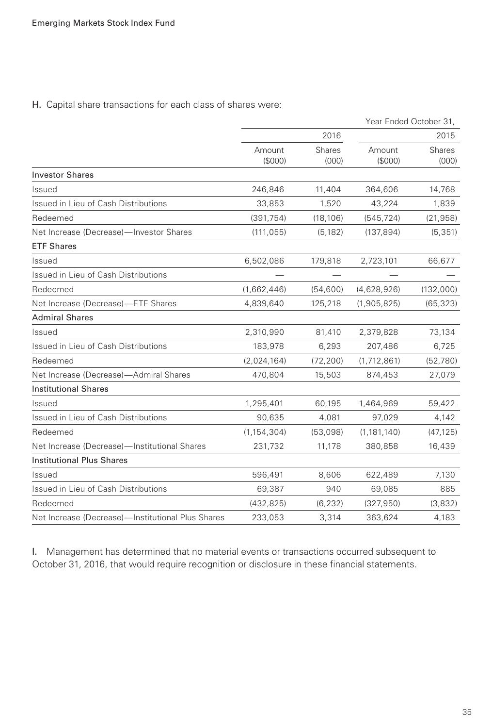Emerging Markets Stock Index Fund

H. Capital share transactions for each class of shares were:

| | Year Ended October 31, | | | |
|---|---|---|---|---|
| | 2016 | | 2015 | |
| | Amount ($000) | Shares (000) | Amount ($000) | Shares (000) |
| **Investor Shares** | | | | |
| Issued | 246,846 | 11,404 | 364,606 | 14,768 |
| Issued in Lieu of Cash Distributions | 33,853 | 1,520 | 43,224 | 1,839 |
| Redeemed | (391,754) | (18,106) | (545,724) | (21,958) |
| Net Increase (Decrease)—Investor Shares | (111,055) | (5,182) | (137,894) | (5,351) |
| **ETF Shares** | | | | |
| Issued | 6,502,086 | 179,818 | 2,723,101 | 66,677 |
| Issued in Lieu of Cash Distributions | — | — | — | — |
| Redeemed | (1,662,446) | (54,600) | (4,628,926) | (132,000) |
| Net Increase (Decrease)—ETF Shares | 4,839,640 | 125,218 | (1,905,825) | (65,323) |
| **Admiral Shares** | | | | |
| Issued | 2,310,990 | 81,410 | 2,379,828 | 73,134 |
| Issued in Lieu of Cash Distributions | 183,978 | 6,293 | 207,486 | 6,725 |
| Redeemed | (2,024,164) | (72,200) | (1,712,861) | (52,780) |
| Net Increase (Decrease)—Admiral Shares | 470,804 | 15,503 | 874,453 | 27,079 |
| **Institutional Shares** | | | | |
| Issued | 1,295,401 | 60,195 | 1,464,969 | 59,422 |
| Issued in Lieu of Cash Distributions | 90,635 | 4,081 | 97,029 | 4,142 |
| Redeemed | (1,154,304) | (53,098) | (1,181,140) | (47,125) |
| Net Increase (Decrease)—Institutional Shares | 231,732 | 11,178 | 380,858 | 16,439 |
| **Institutional Plus Shares** | | | | |
| Issued | 596,491 | 8,606 | 622,489 | 7,130 |
| Issued in Lieu of Cash Distributions | 69,387 | 940 | 69,085 | 885 |
| Redeemed | (432,825) | (6,232) | (327,950) | (3,832) |
| Net Increase (Decrease)—Institutional Plus Shares | 233,053 | 3,314 | 363,624 | 4,183 |

I. Management has determined that no material events or transactions occurred subsequent to October 31, 2016, that would require recognition or disclosure in these financial statements.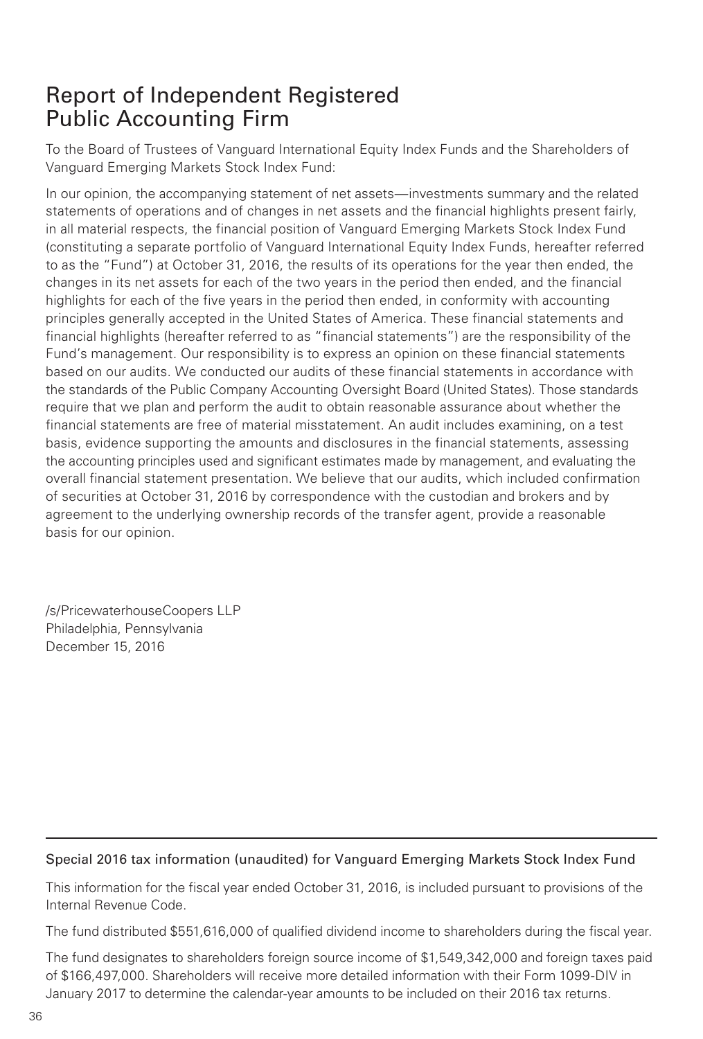# Report of Independent Registered Public Accounting Firm

To the Board of Trustees of Vanguard International Equity Index Funds and the Shareholders of Vanguard Emerging Markets Stock Index Fund:

In our opinion, the accompanying statement of net assets—investments summary and the related statements of operations and of changes in net assets and the financial highlights present fairly, in all material respects, the financial position of Vanguard Emerging Markets Stock Index Fund (constituting a separate portfolio of Vanguard International Equity Index Funds, hereafter referred to as the "Fund") at October 31, 2016, the results of its operations for the year then ended, the changes in its net assets for each of the two years in the period then ended, and the financial highlights for each of the five years in the period then ended, in conformity with accounting principles generally accepted in the United States of America. These financial statements and financial highlights (hereafter referred to as "financial statements") are the responsibility of the Fund's management. Our responsibility is to express an opinion on these financial statements based on our audits. We conducted our audits of these financial statements in accordance with the standards of the Public Company Accounting Oversight Board (United States). Those standards require that we plan and perform the audit to obtain reasonable assurance about whether the financial statements are free of material misstatement. An audit includes examining, on a test basis, evidence supporting the amounts and disclosures in the financial statements, assessing the accounting principles used and significant estimates made by management, and evaluating the overall financial statement presentation. We believe that our audits, which included confirmation of securities at October 31, 2016 by correspondence with the custodian and brokers and by agreement to the underlying ownership records of the transfer agent, provide a reasonable basis for our opinion.

/s/PricewaterhouseCoopers LLP
Philadelphia, Pennsylvania
December 15, 2016

---

Special 2016 tax information (unaudited) for Vanguard Emerging Markets Stock Index Fund

This information for the fiscal year ended October 31, 2016, is included pursuant to provisions of the Internal Revenue Code.

The fund distributed $551,616,000 of qualified dividend income to shareholders during the fiscal year.

The fund designates to shareholders foreign source income of $1,549,342,000 and foreign taxes paid of $166,497,000. Shareholders will receive more detailed information with their Form 1099-DIV in January 2017 to determine the calendar-year amounts to be included on their 2016 tax returns.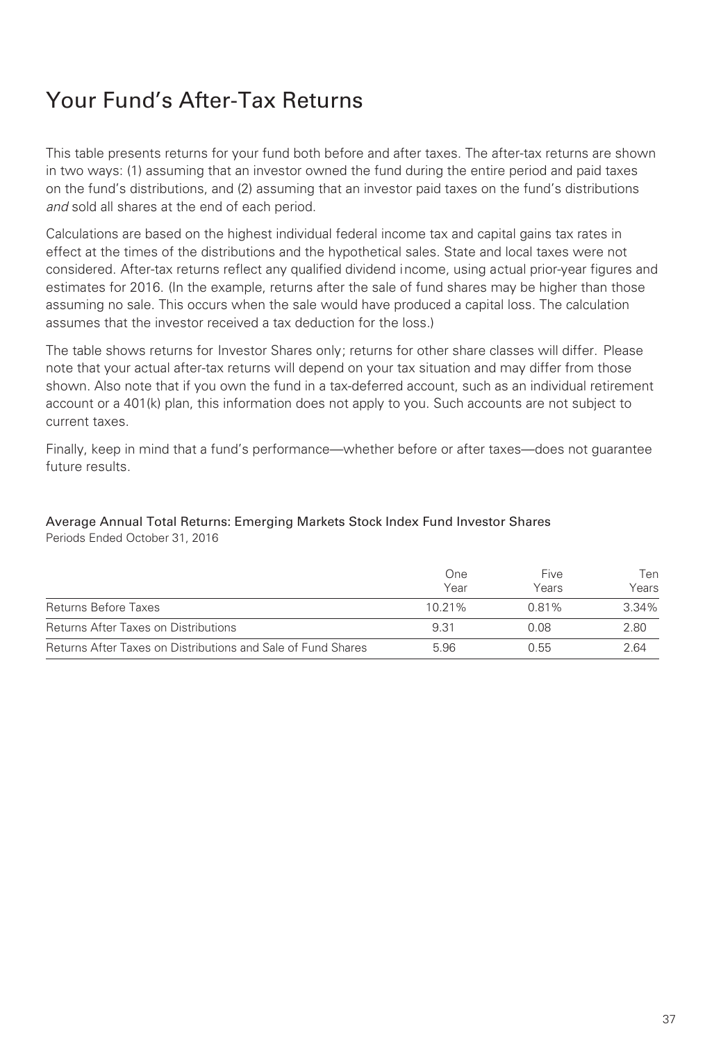# Your Fund's After-Tax Returns

This table presents returns for your fund both before and after taxes. The after-tax returns are shown in two ways: (1) assuming that an investor owned the fund during the entire period and paid taxes on the fund's distributions, and (2) assuming that an investor paid taxes on the fund's distributions *and* sold all shares at the end of each period.

Calculations are based on the highest individual federal income tax and capital gains tax rates in effect at the times of the distributions and the hypothetical sales. State and local taxes were not considered. After-tax returns reflect any qualified dividend income, using actual prior-year figures and estimates for 2016. (In the example, returns after the sale of fund shares may be higher than those assuming no sale. This occurs when the sale would have produced a capital loss. The calculation assumes that the investor received a tax deduction for the loss.)

The table shows returns for Investor Shares only; returns for other share classes will differ. Please note that your actual after-tax returns will depend on your tax situation and may differ from those shown. Also note that if you own the fund in a tax-deferred account, such as an individual retirement account or a 401(k) plan, this information does not apply to you. Such accounts are not subject to current taxes.

Finally, keep in mind that a fund's performance—whether before or after taxes—does not guarantee future results.

Average Annual Total Returns: Emerging Markets Stock Index Fund Investor Shares
Periods Ended October 31, 2016

| | One Year | Five Years | Ten Years |
|---|---|---|---|
| Returns Before Taxes | 10.21% | 0.81% | 3.34% |
| Returns After Taxes on Distributions | 9.31 | 0.08 | 2.80 |
| Returns After Taxes on Distributions and Sale of Fund Shares | 5.96 | 0.55 | 2.64 |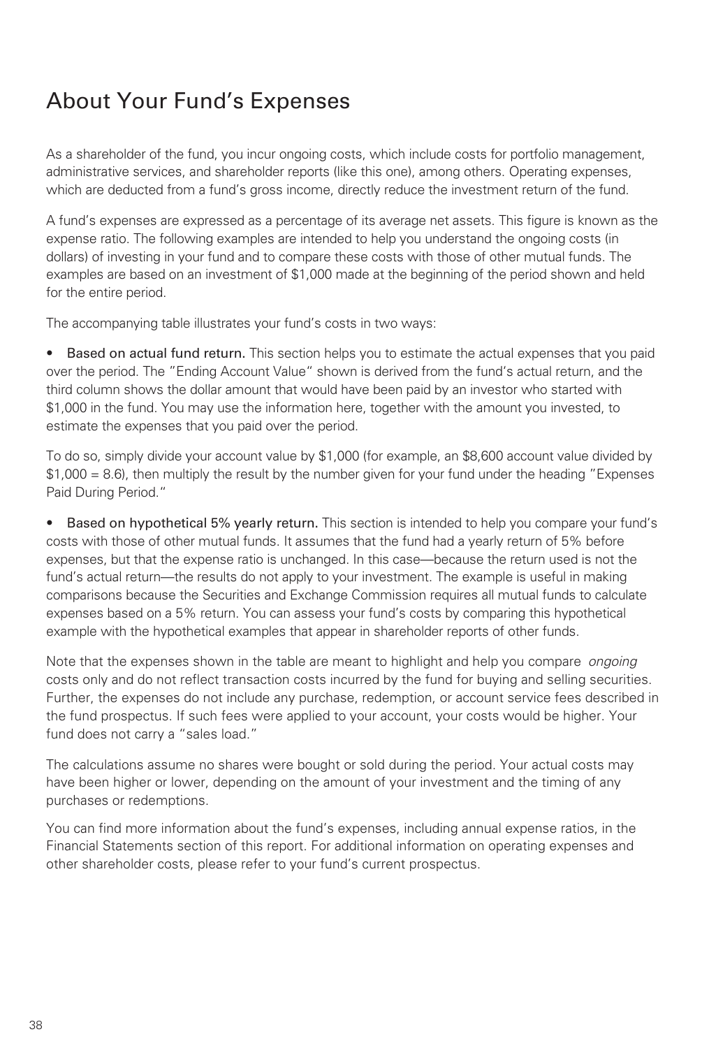# About Your Fund's Expenses

As a shareholder of the fund, you incur ongoing costs, which include costs for portfolio management, administrative services, and shareholder reports (like this one), among others. Operating expenses, which are deducted from a fund's gross income, directly reduce the investment return of the fund.

A fund's expenses are expressed as a percentage of its average net assets. This figure is known as the expense ratio. The following examples are intended to help you understand the ongoing costs (in dollars) of investing in your fund and to compare these costs with those of other mutual funds. The examples are based on an investment of $1,000 made at the beginning of the period shown and held for the entire period.

The accompanying table illustrates your fund's costs in two ways:

- **Based on actual fund return.** This section helps you to estimate the actual expenses that you paid over the period. The "Ending Account Value" shown is derived from the fund's actual return, and the third column shows the dollar amount that would have been paid by an investor who started with $1,000 in the fund. You may use the information here, together with the amount you invested, to estimate the expenses that you paid over the period.

To do so, simply divide your account value by $1,000 (for example, an $8,600 account value divided by $1,000 = 8.6), then multiply the result by the number given for your fund under the heading "Expenses Paid During Period."

- **Based on hypothetical 5% yearly return.** This section is intended to help you compare your fund's costs with those of other mutual funds. It assumes that the fund had a yearly return of 5% before expenses, but that the expense ratio is unchanged. In this case—because the return used is not the fund's actual return—the results do not apply to your investment. The example is useful in making comparisons because the Securities and Exchange Commission requires all mutual funds to calculate expenses based on a 5% return. You can assess your fund's costs by comparing this hypothetical example with the hypothetical examples that appear in shareholder reports of other funds.

Note that the expenses shown in the table are meant to highlight and help you compare *ongoing* costs only and do not reflect transaction costs incurred by the fund for buying and selling securities. Further, the expenses do not include any purchase, redemption, or account service fees described in the fund prospectus. If such fees were applied to your account, your costs would be higher. Your fund does not carry a "sales load."

The calculations assume no shares were bought or sold during the period. Your actual costs may have been higher or lower, depending on the amount of your investment and the timing of any purchases or redemptions.

You can find more information about the fund's expenses, including annual expense ratios, in the Financial Statements section of this report. For additional information on operating expenses and other shareholder costs, please refer to your fund's current prospectus.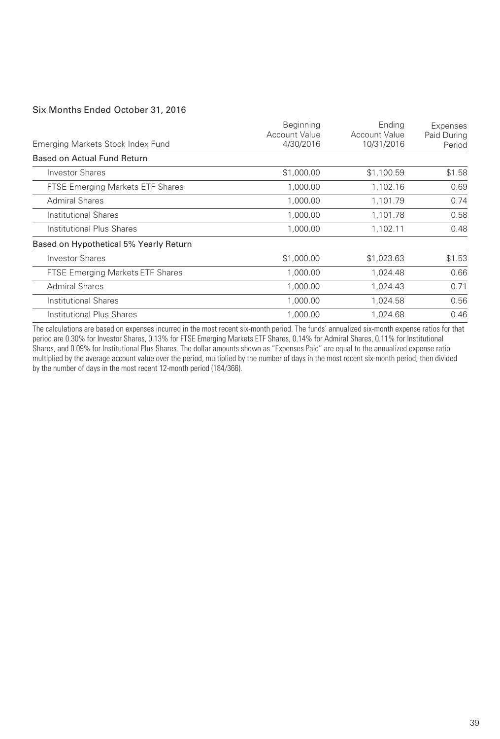### Six Months Ended October 31, 2016

| Emerging Markets Stock Index Fund | Beginning Account Value 4/30/2016 | Ending Account Value 10/31/2016 | Expenses Paid During Period |
|---|---|---|---|
| **Based on Actual Fund Return** | | | |
| Investor Shares | $1,000.00 | $1,100.59 | $1.58 |
| FTSE Emerging Markets ETF Shares | 1,000.00 | 1,102.16 | 0.69 |
| Admiral Shares | 1,000.00 | 1,101.79 | 0.74 |
| Institutional Shares | 1,000.00 | 1,101.78 | 0.58 |
| Institutional Plus Shares | 1,000.00 | 1,102.11 | 0.48 |
| **Based on Hypothetical 5% Yearly Return** | | | |
| Investor Shares | $1,000.00 | $1,023.63 | $1.53 |
| FTSE Emerging Markets ETF Shares | 1,000.00 | 1,024.48 | 0.66 |
| Admiral Shares | 1,000.00 | 1,024.43 | 0.71 |
| Institutional Shares | 1,000.00 | 1,024.58 | 0.56 |
| Institutional Plus Shares | 1,000.00 | 1,024.68 | 0.46 |

The calculations are based on expenses incurred in the most recent six-month period. The funds' annualized six-month expense ratios for that period are 0.30% for Investor Shares, 0.13% for FTSE Emerging Markets ETF Shares, 0.14% for Admiral Shares, 0.11% for Institutional Shares, and 0.09% for Institutional Plus Shares. The dollar amounts shown as "Expenses Paid" are equal to the annualized expense ratio multiplied by the average account value over the period, multiplied by the number of days in the most recent six-month period, then divided by the number of days in the most recent 12-month period (184/366).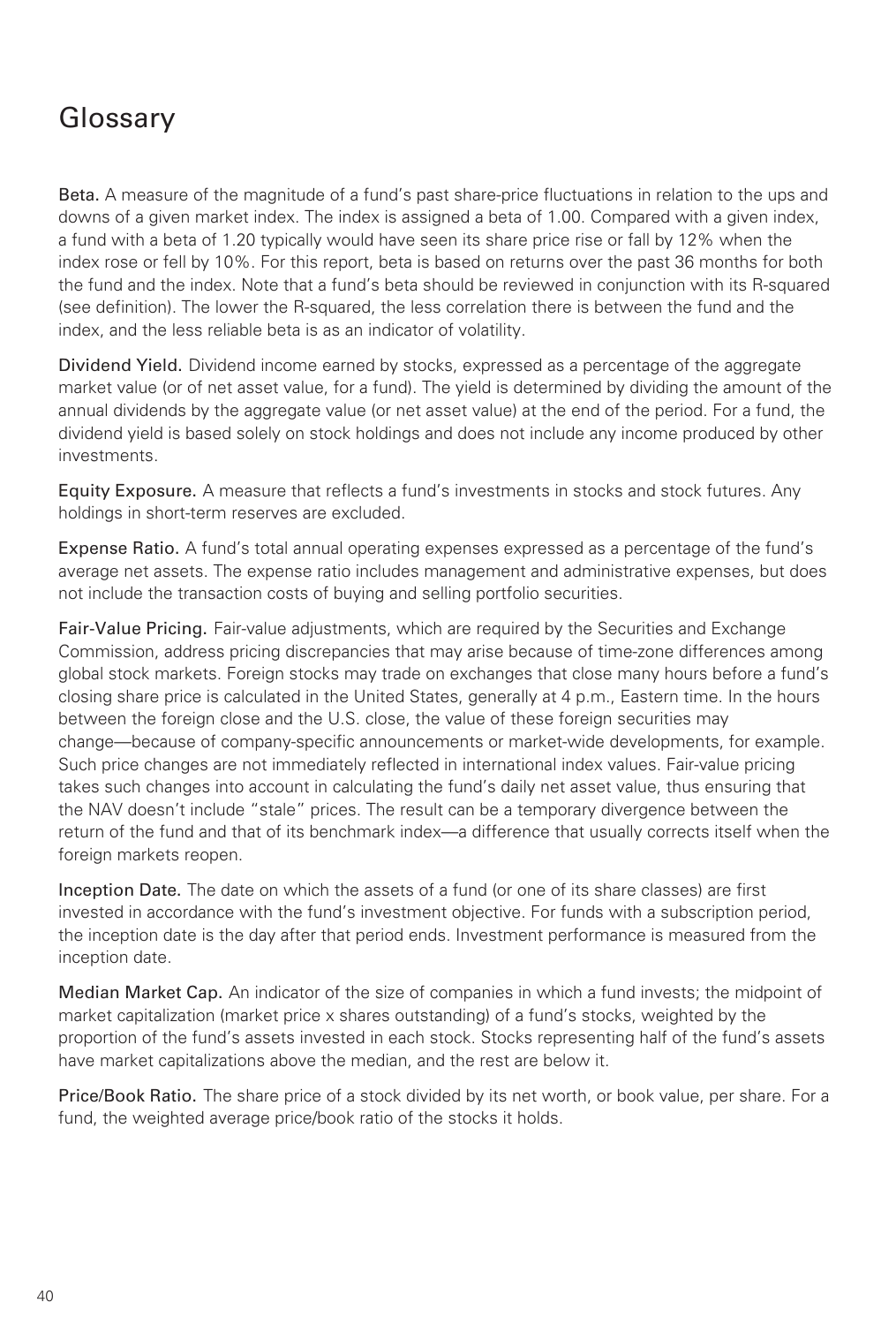# Glossary

**Beta.** A measure of the magnitude of a fund's past share-price fluctuations in relation to the ups and downs of a given market index. The index is assigned a beta of 1.00. Compared with a given index, a fund with a beta of 1.20 typically would have seen its share price rise or fall by 12% when the index rose or fell by 10%. For this report, beta is based on returns over the past 36 months for both the fund and the index. Note that a fund's beta should be reviewed in conjunction with its R-squared (see definition). The lower the R-squared, the less correlation there is between the fund and the index, and the less reliable beta is as an indicator of volatility.

**Dividend Yield.** Dividend income earned by stocks, expressed as a percentage of the aggregate market value (or of net asset value, for a fund). The yield is determined by dividing the amount of the annual dividends by the aggregate value (or net asset value) at the end of the period. For a fund, the dividend yield is based solely on stock holdings and does not include any income produced by other investments.

**Equity Exposure.** A measure that reflects a fund's investments in stocks and stock futures. Any holdings in short-term reserves are excluded.

**Expense Ratio.** A fund's total annual operating expenses expressed as a percentage of the fund's average net assets. The expense ratio includes management and administrative expenses, but does not include the transaction costs of buying and selling portfolio securities.

**Fair-Value Pricing.** Fair-value adjustments, which are required by the Securities and Exchange Commission, address pricing discrepancies that may arise because of time-zone differences among global stock markets. Foreign stocks may trade on exchanges that close many hours before a fund's closing share price is calculated in the United States, generally at 4 p.m., Eastern time. In the hours between the foreign close and the U.S. close, the value of these foreign securities may change—because of company-specific announcements or market-wide developments, for example. Such price changes are not immediately reflected in international index values. Fair-value pricing takes such changes into account in calculating the fund's daily net asset value, thus ensuring that the NAV doesn't include "stale" prices. The result can be a temporary divergence between the return of the fund and that of its benchmark index—a difference that usually corrects itself when the foreign markets reopen.

**Inception Date.** The date on which the assets of a fund (or one of its share classes) are first invested in accordance with the fund's investment objective. For funds with a subscription period, the inception date is the day after that period ends. Investment performance is measured from the inception date.

**Median Market Cap.** An indicator of the size of companies in which a fund invests; the midpoint of market capitalization (market price x shares outstanding) of a fund's stocks, weighted by the proportion of the fund's assets invested in each stock. Stocks representing half of the fund's assets have market capitalizations above the median, and the rest are below it.

**Price/Book Ratio.** The share price of a stock divided by its net worth, or book value, per share. For a fund, the weighted average price/book ratio of the stocks it holds.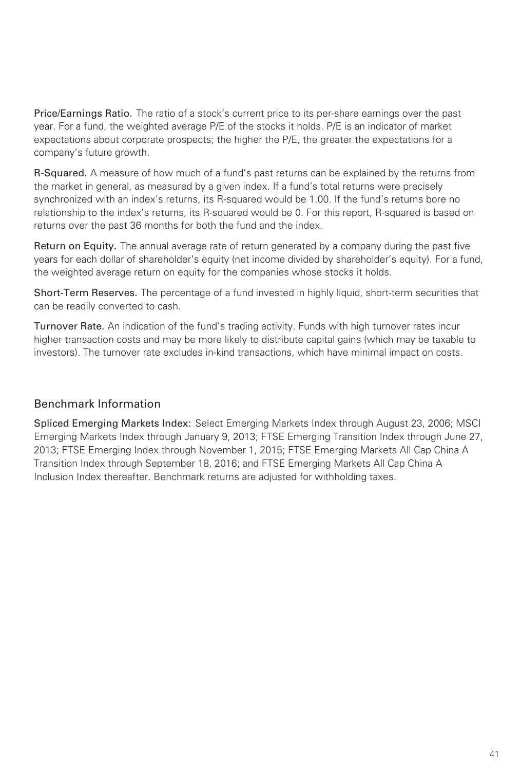**Price/Earnings Ratio.** The ratio of a stock's current price to its per-share earnings over the past year. For a fund, the weighted average P/E of the stocks it holds. P/E is an indicator of market expectations about corporate prospects; the higher the P/E, the greater the expectations for a company's future growth.

**R-Squared.** A measure of how much of a fund's past returns can be explained by the returns from the market in general, as measured by a given index. If a fund's total returns were precisely synchronized with an index's returns, its R-squared would be 1.00. If the fund's returns bore no relationship to the index's returns, its R-squared would be 0. For this report, R-squared is based on returns over the past 36 months for both the fund and the index.

**Return on Equity.** The annual average rate of return generated by a company during the past five years for each dollar of shareholder's equity (net income divided by shareholder's equity). For a fund, the weighted average return on equity for the companies whose stocks it holds.

**Short-Term Reserves.** The percentage of a fund invested in highly liquid, short-term securities that can be readily converted to cash.

**Turnover Rate.** An indication of the fund's trading activity. Funds with high turnover rates incur higher transaction costs and may be more likely to distribute capital gains (which may be taxable to investors). The turnover rate excludes in-kind transactions, which have minimal impact on costs.

## Benchmark Information

**Spliced Emerging Markets Index:** Select Emerging Markets Index through August 23, 2006; MSCI Emerging Markets Index through January 9, 2013; FTSE Emerging Transition Index through June 27, 2013; FTSE Emerging Index through November 1, 2015; FTSE Emerging Markets All Cap China A Transition Index through September 18, 2016; and FTSE Emerging Markets All Cap China A Inclusion Index thereafter. Benchmark returns are adjusted for withholding taxes.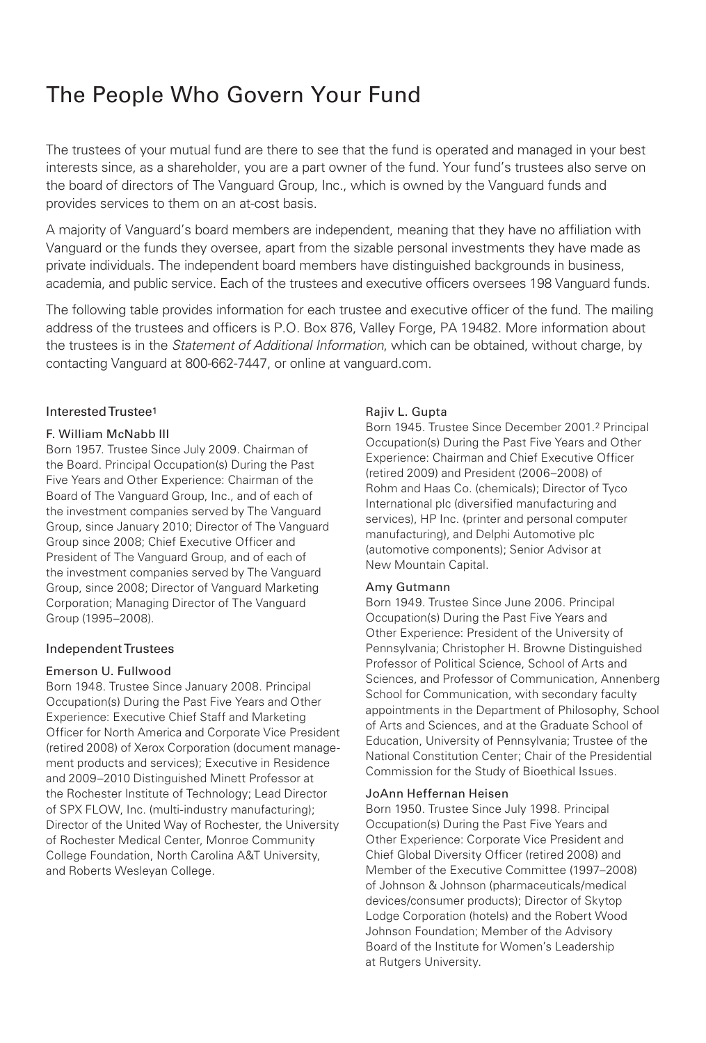# The People Who Govern Your Fund

The trustees of your mutual fund are there to see that the fund is operated and managed in your best interests since, as a shareholder, you are a part owner of the fund. Your fund's trustees also serve on the board of directors of The Vanguard Group, Inc., which is owned by the Vanguard funds and provides services to them on an at-cost basis.

A majority of Vanguard's board members are independent, meaning that they have no affiliation with Vanguard or the funds they oversee, apart from the sizable personal investments they have made as private individuals. The independent board members have distinguished backgrounds in business, academia, and public service. Each of the trustees and executive officers oversees 198 Vanguard funds.

The following table provides information for each trustee and executive officer of the fund. The mailing address of the trustees and officers is P.O. Box 876, Valley Forge, PA 19482. More information about the trustees is in the *Statement of Additional Information*, which can be obtained, without charge, by contacting Vanguard at 800-662-7447, or online at vanguard.com.

## Interested Trustee[1]

**F. William McNabb III**
Born 1957. Trustee Since July 2009. Chairman of the Board. Principal Occupation(s) During the Past Five Years and Other Experience: Chairman of the Board of The Vanguard Group, Inc., and of each of the investment companies served by The Vanguard Group, since January 2010; Director of The Vanguard Group since 2008; Chief Executive Officer and President of The Vanguard Group, and of each of the investment companies served by The Vanguard Group, since 2008; Director of Vanguard Marketing Corporation; Managing Director of The Vanguard Group (1995–2008).

## Independent Trustees

**Emerson U. Fullwood**
Born 1948. Trustee Since January 2008. Principal Occupation(s) During the Past Five Years and Other Experience: Executive Chief Staff and Marketing Officer for North America and Corporate Vice President (retired 2008) of Xerox Corporation (document management products and services); Executive in Residence and 2009–2010 Distinguished Minett Professor at the Rochester Institute of Technology; Lead Director of SPX FLOW, Inc. (multi-industry manufacturing); Director of the United Way of Rochester, the University of Rochester Medical Center, Monroe Community College Foundation, North Carolina A&T University, and Roberts Wesleyan College.

**Rajiv L. Gupta**
Born 1945. Trustee Since December 2001.[2] Principal Occupation(s) During the Past Five Years and Other Experience: Chairman and Chief Executive Officer (retired 2009) and President (2006–2008) of Rohm and Haas Co. (chemicals); Director of Tyco International plc (diversified manufacturing and services), HP Inc. (printer and personal computer manufacturing), and Delphi Automotive plc (automotive components); Senior Advisor at New Mountain Capital.

**Amy Gutmann**
Born 1949. Trustee Since June 2006. Principal Occupation(s) During the Past Five Years and Other Experience: President of the University of Pennsylvania; Christopher H. Browne Distinguished Professor of Political Science, School of Arts and Sciences, and Professor of Communication, Annenberg School for Communication, with secondary faculty appointments in the Department of Philosophy, School of Arts and Sciences, and at the Graduate School of Education, University of Pennsylvania; Trustee of the National Constitution Center; Chair of the Presidential Commission for the Study of Bioethical Issues.

**JoAnn Heffernan Heisen**
Born 1950. Trustee Since July 1998. Principal Occupation(s) During the Past Five Years and Other Experience: Corporate Vice President and Chief Global Diversity Officer (retired 2008) and Member of the Executive Committee (1997–2008) of Johnson & Johnson (pharmaceuticals/medical devices/consumer products); Director of Skytop Lodge Corporation (hotels) and the Robert Wood Johnson Foundation; Member of the Advisory Board of the Institute for Women's Leadership at Rutgers University.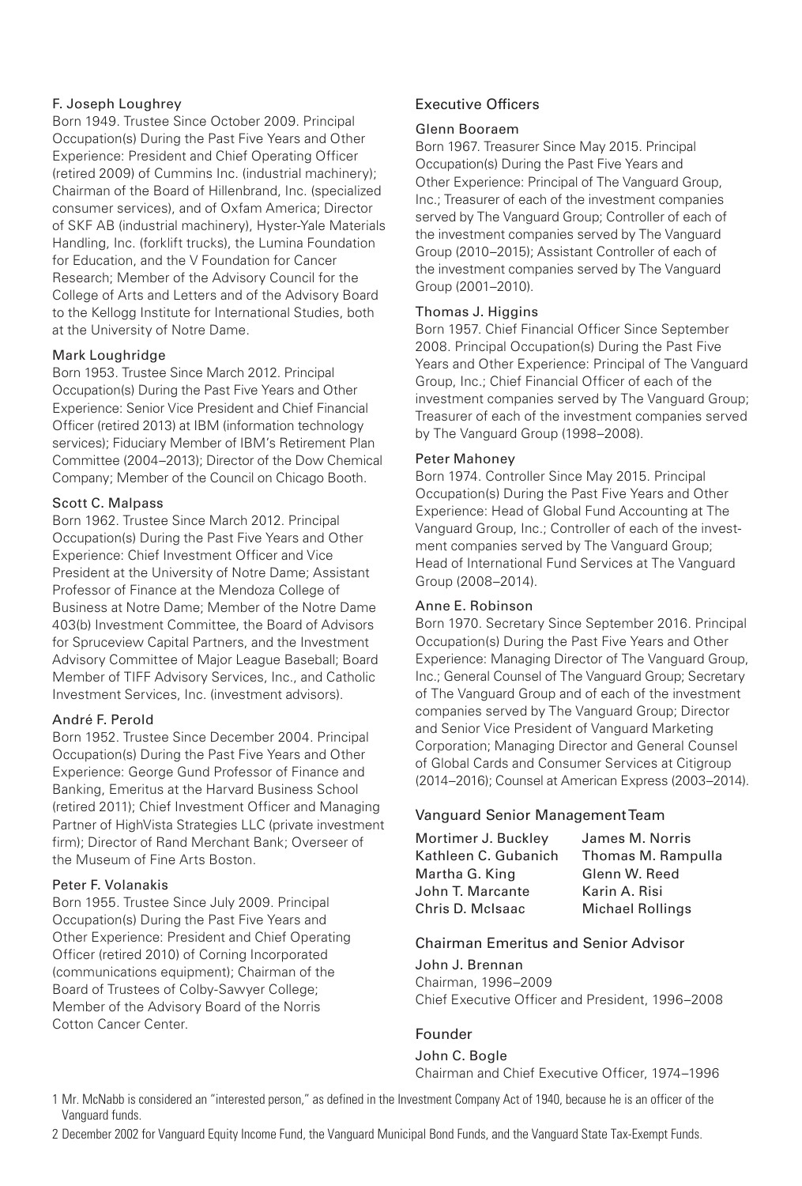F. Joseph Loughrey
Born 1949. Trustee Since October 2009. Principal Occupation(s) During the Past Five Years and Other Experience: President and Chief Operating Officer (retired 2009) of Cummins Inc. (industrial machinery); Chairman of the Board of Hillenbrand, Inc. (specialized consumer services), and of Oxfam America; Director of SKF AB (industrial machinery), Hyster-Yale Materials Handling, Inc. (forklift trucks), the Lumina Foundation for Education, and the V Foundation for Cancer Research; Member of the Advisory Council for the College of Arts and Letters and of the Advisory Board to the Kellogg Institute for International Studies, both at the University of Notre Dame.

Mark Loughridge
Born 1953. Trustee Since March 2012. Principal Occupation(s) During the Past Five Years and Other Experience: Senior Vice President and Chief Financial Officer (retired 2013) at IBM (information technology services); Fiduciary Member of IBM's Retirement Plan Committee (2004–2013); Director of the Dow Chemical Company; Member of the Council on Chicago Booth.

Scott C. Malpass
Born 1962. Trustee Since March 2012. Principal Occupation(s) During the Past Five Years and Other Experience: Chief Investment Officer and Vice President at the University of Notre Dame; Assistant Professor of Finance at the Mendoza College of Business at Notre Dame; Member of the Notre Dame 403(b) Investment Committee, the Board of Advisors for Spruceview Capital Partners, and the Investment Advisory Committee of Major League Baseball; Board Member of TIFF Advisory Services, Inc., and Catholic Investment Services, Inc. (investment advisors).

André F. Perold
Born 1952. Trustee Since December 2004. Principal Occupation(s) During the Past Five Years and Other Experience: George Gund Professor of Finance and Banking, Emeritus at the Harvard Business School (retired 2011); Chief Investment Officer and Managing Partner of HighVista Strategies LLC (private investment firm); Director of Rand Merchant Bank; Overseer of the Museum of Fine Arts Boston.

Peter F. Volanakis
Born 1955. Trustee Since July 2009. Principal Occupation(s) During the Past Five Years and Other Experience: President and Chief Operating Officer (retired 2010) of Corning Incorporated (communications equipment); Chairman of the Board of Trustees of Colby-Sawyer College; Member of the Advisory Board of the Norris Cotton Cancer Center.

## Executive Officers

Glenn Booraem
Born 1967. Treasurer Since May 2015. Principal Occupation(s) During the Past Five Years and Other Experience: Principal of The Vanguard Group, Inc.; Treasurer of each of the investment companies served by The Vanguard Group; Controller of each of the investment companies served by The Vanguard Group (2010–2015); Assistant Controller of each of the investment companies served by The Vanguard Group (2001–2010).

Thomas J. Higgins
Born 1957. Chief Financial Officer Since September 2008. Principal Occupation(s) During the Past Five Years and Other Experience: Principal of The Vanguard Group, Inc.; Chief Financial Officer of each of the investment companies served by The Vanguard Group; Treasurer of each of the investment companies served by The Vanguard Group (1998–2008).

Peter Mahoney
Born 1974. Controller Since May 2015. Principal Occupation(s) During the Past Five Years and Other Experience: Head of Global Fund Accounting at The Vanguard Group, Inc.; Controller of each of the investment companies served by The Vanguard Group; Head of International Fund Services at The Vanguard Group (2008–2014).

Anne E. Robinson
Born 1970. Secretary Since September 2016. Principal Occupation(s) During the Past Five Years and Other Experience: Managing Director of The Vanguard Group, Inc.; General Counsel of The Vanguard Group; Secretary of The Vanguard Group and of each of the investment companies served by The Vanguard Group; Director and Senior Vice President of Vanguard Marketing Corporation; Managing Director and General Counsel of Global Cards and Consumer Services at Citigroup (2014–2016); Counsel at American Express (2003–2014).

## Vanguard Senior Management Team

| | |
|---|---|
| Mortimer J. Buckley | James M. Norris |
| Kathleen C. Gubanich | Thomas M. Rampulla |
| Martha G. King | Glenn W. Reed |
| John T. Marcante | Karin A. Risi |
| Chris D. McIsaac | Michael Rollings |

## Chairman Emeritus and Senior Advisor

John J. Brennan
Chairman, 1996–2009
Chief Executive Officer and President, 1996–2008

## Founder

John C. Bogle
Chairman and Chief Executive Officer, 1974–1996

1 Mr. McNabb is considered an "interested person," as defined in the Investment Company Act of 1940, because he is an officer of the Vanguard funds.

2 December 2002 for Vanguard Equity Income Fund, the Vanguard Municipal Bond Funds, and the Vanguard State Tax-Exempt Funds.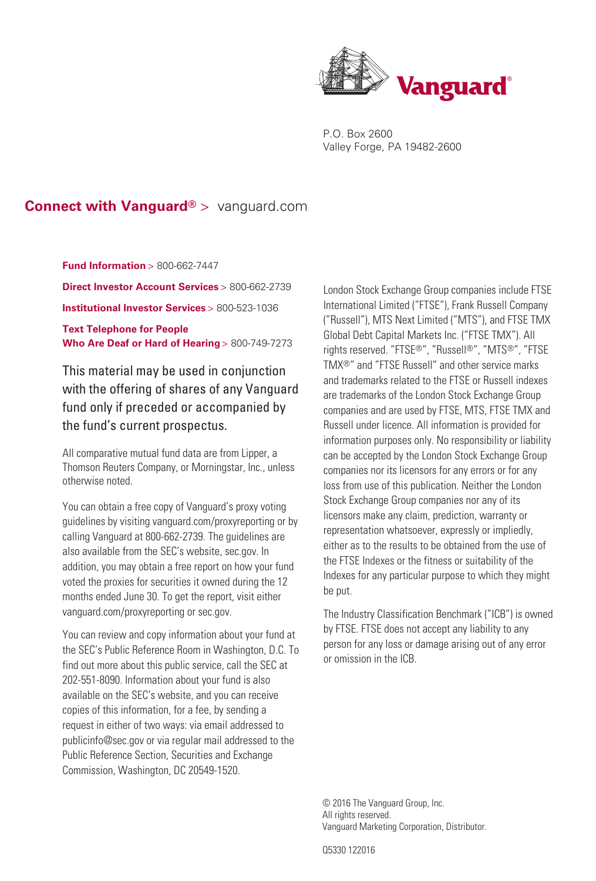Vanguard®

P.O. Box 2600
Valley Forge, PA 19482-2600

## **Connect with Vanguard®** > vanguard.com

**Fund Information** > 800-662-7447

**Direct Investor Account Services** > 800-662-2739

**Institutional Investor Services** > 800-523-1036

**Text Telephone for People Who Are Deaf or Hard of Hearing** > 800-749-7273

This material may be used in conjunction with the offering of shares of any Vanguard fund only if preceded or accompanied by the fund's current prospectus.

All comparative mutual fund data are from Lipper, a Thomson Reuters Company, or Morningstar, Inc., unless otherwise noted.

You can obtain a free copy of Vanguard's proxy voting guidelines by visiting vanguard.com/proxyreporting or by calling Vanguard at 800-662-2739. The guidelines are also available from the SEC's website, sec.gov. In addition, you may obtain a free report on how your fund voted the proxies for securities it owned during the 12 months ended June 30. To get the report, visit either vanguard.com/proxyreporting or sec.gov.

You can review and copy information about your fund at the SEC's Public Reference Room in Washington, D.C. To find out more about this public service, call the SEC at 202-551-8090. Information about your fund is also available on the SEC's website, and you can receive copies of this information, for a fee, by sending a request in either of two ways: via email addressed to publicinfo@sec.gov or via regular mail addressed to the Public Reference Section, Securities and Exchange Commission, Washington, DC 20549-1520.

London Stock Exchange Group companies include FTSE International Limited ("FTSE"), Frank Russell Company ("Russell"), MTS Next Limited ("MTS"), and FTSE TMX Global Debt Capital Markets Inc. ("FTSE TMX"). All rights reserved. "FTSE®", "Russell®", "MTS®", "FTSE TMX®" and "FTSE Russell" and other service marks and trademarks related to the FTSE or Russell indexes are trademarks of the London Stock Exchange Group companies and are used by FTSE, MTS, FTSE TMX and Russell under licence. All information is provided for information purposes only. No responsibility or liability can be accepted by the London Stock Exchange Group companies nor its licensors for any errors or for any loss from use of this publication. Neither the London Stock Exchange Group companies nor any of its licensors make any claim, prediction, warranty or representation whatsoever, expressly or impliedly, either as to the results to be obtained from the use of the FTSE Indexes or the fitness or suitability of the Indexes for any particular purpose to which they might be put.

The Industry Classification Benchmark ("ICB") is owned by FTSE. FTSE does not accept any liability to any person for any loss or damage arising out of any error or omission in the ICB.

© 2016 The Vanguard Group, Inc.
All rights reserved.
Vanguard Marketing Corporation, Distributor.

Q5330 122016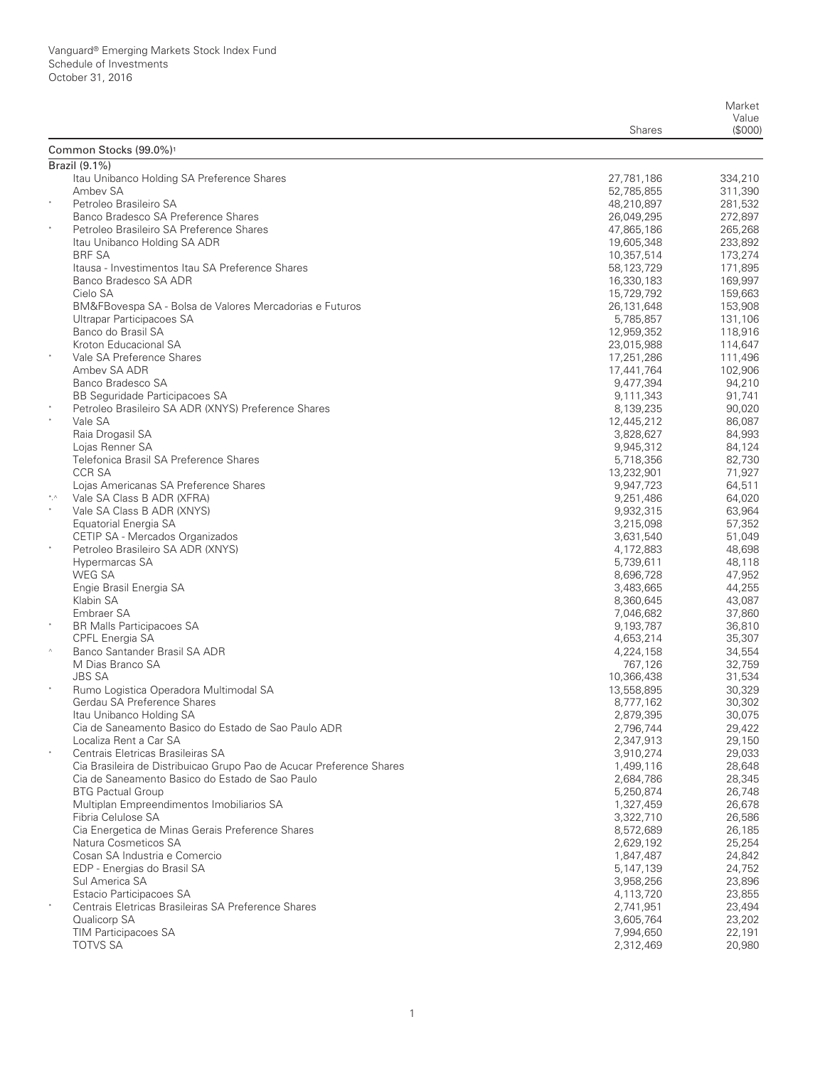Vanguard® Emerging Markets Stock Index Fund
Schedule of Investments
October 31, 2016

| | | Shares | Market Value ($000) |
|---|---|---|---|
| **Common Stocks (99.0%)[1]** | | | |
| **Brazil (9.1%)** | | | |
| | Itau Unibanco Holding SA Preference Shares | 27,781,186 | 334,210 |
| | Ambev SA | 52,785,855 | 311,390 |
| * | Petroleo Brasileiro SA | 48,210,897 | 281,532 |
| | Banco Bradesco SA Preference Shares | 26,049,295 | 272,897 |
| * | Petroleo Brasileiro SA Preference Shares | 47,865,186 | 265,268 |
| | Itau Unibanco Holding SA ADR | 19,605,348 | 233,892 |
| | BRF SA | 10,357,514 | 173,274 |
| | Itausa - Investimentos Itau SA Preference Shares | 58,123,729 | 171,895 |
| | Banco Bradesco SA ADR | 16,330,183 | 169,997 |
| | Cielo SA | 15,729,792 | 159,663 |
| | BM&FBovespa SA - Bolsa de Valores Mercadorias e Futuros | 26,131,648 | 153,908 |
| | Ultrapar Participacoes SA | 5,785,857 | 131,106 |
| | Banco do Brasil SA | 12,959,352 | 118,916 |
| | Kroton Educacional SA | 23,015,988 | 114,647 |
| * | Vale SA Preference Shares | 17,251,286 | 111,496 |
| | Ambev SA ADR | 17,441,764 | 102,906 |
| | Banco Bradesco SA | 9,477,394 | 94,210 |
| | BB Seguridade Participacoes SA | 9,111,343 | 91,741 |
| * | Petroleo Brasileiro SA ADR (XNYS) Preference Shares | 8,139,235 | 90,020 |
| * | Vale SA | 12,445,212 | 86,087 |
| | Raia Drogasil SA | 3,828,627 | 84,993 |
| | Lojas Renner SA | 9,945,312 | 84,124 |
| | Telefonica Brasil SA Preference Shares | 5,718,356 | 82,730 |
| | CCR SA | 13,232,901 | 71,927 |
| | Lojas Americanas SA Preference Shares | 9,947,723 | 64,511 |
| *,^ | Vale SA Class B ADR (XFRA) | 9,251,486 | 64,020 |
| * | Vale SA Class B ADR (XNYS) | 9,932,315 | 63,964 |
| | Equatorial Energia SA | 3,215,098 | 57,352 |
| | CETIP SA - Mercados Organizados | 3,631,540 | 51,049 |
| * | Petroleo Brasileiro SA ADR (XNYS) | 4,172,883 | 48,698 |
| | Hypermarcas SA | 5,739,611 | 48,118 |
| | WEG SA | 8,696,728 | 47,952 |
| | Engie Brasil Energia SA | 3,483,665 | 44,255 |
| | Klabin SA | 8,360,645 | 43,087 |
| | Embraer SA | 7,046,682 | 37,860 |
| * | BR Malls Participacoes SA | 9,193,787 | 36,810 |
| | CPFL Energia SA | 4,653,214 | 35,307 |
| ^ | Banco Santander Brasil SA ADR | 4,224,158 | 34,554 |
| | M Dias Branco SA | 767,126 | 32,759 |
| | JBS SA | 10,366,438 | 31,534 |
| * | Rumo Logistica Operadora Multimodal SA | 13,558,895 | 30,329 |
| | Gerdau SA Preference Shares | 8,777,162 | 30,302 |
| | Itau Unibanco Holding SA | 2,879,395 | 30,075 |
| | Cia de Saneamento Basico do Estado de Sao Paulo ADR | 2,796,744 | 29,422 |
| | Localiza Rent a Car SA | 2,347,913 | 29,150 |
| * | Centrais Eletricas Brasileiras SA | 3,910,274 | 29,033 |
| | Cia Brasileira de Distribuicao Grupo Pao de Acucar Preference Shares | 1,499,116 | 28,648 |
| | Cia de Saneamento Basico do Estado de Sao Paulo | 2,684,786 | 28,345 |
| | BTG Pactual Group | 5,250,874 | 26,748 |
| | Multiplan Empreendimentos Imobiliarios SA | 1,327,459 | 26,678 |
| | Fibria Celulose SA | 3,322,710 | 26,586 |
| | Cia Energetica de Minas Gerais Preference Shares | 8,572,689 | 26,185 |
| | Natura Cosmeticos SA | 2,629,192 | 25,254 |
| | Cosan SA Industria e Comercio | 1,847,487 | 24,842 |
| | EDP - Energias do Brasil SA | 5,147,139 | 24,752 |
| | Sul America SA | 3,958,256 | 23,896 |
| | Estacio Participacoes SA | 4,113,720 | 23,855 |
| * | Centrais Eletricas Brasileiras SA Preference Shares | 2,741,951 | 23,494 |
| | Qualicorp SA | 3,605,764 | 23,202 |
| | TIM Participacoes SA | 7,994,650 | 22,191 |
| | TOTVS SA | 2,312,469 | 20,980 |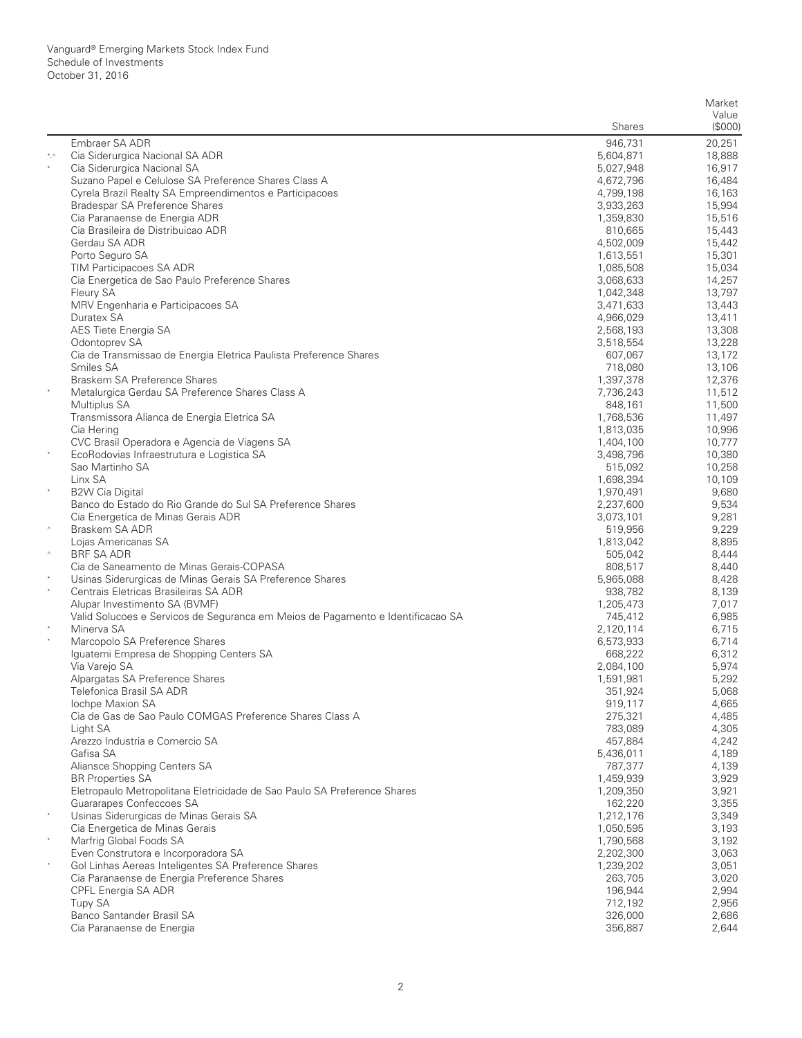Vanguard® Emerging Markets Stock Index Fund
Schedule of Investments
October 31, 2016

| | | Shares | Market Value ($000) |
|---|---|---|---|
| | Embraer SA ADR | 946,731 | 20,251 |
| *,^ | Cia Siderurgica Nacional SA ADR | 5,604,871 | 18,888 |
| * | Cia Siderurgica Nacional SA | 5,027,948 | 16,917 |
| | Suzano Papel e Celulose SA Preference Shares Class A | 4,672,796 | 16,484 |
| | Cyrela Brazil Realty SA Empreendimentos e Participacoes | 4,799,198 | 16,163 |
| | Bradespar SA Preference Shares | 3,933,263 | 15,994 |
| | Cia Paranaense de Energia ADR | 1,359,830 | 15,516 |
| | Cia Brasileira de Distribuicao ADR | 810,665 | 15,443 |
| | Gerdau SA ADR | 4,502,009 | 15,442 |
| | Porto Seguro SA | 1,613,551 | 15,301 |
| | TIM Participacoes SA ADR | 1,085,508 | 15,034 |
| | Cia Energetica de Sao Paulo Preference Shares | 3,068,633 | 14,257 |
| | Fleury SA | 1,042,348 | 13,797 |
| | MRV Engenharia e Participacoes SA | 3,471,633 | 13,443 |
| | Duratex SA | 4,966,029 | 13,411 |
| | AES Tiete Energia SA | 2,568,193 | 13,308 |
| | Odontoprev SA | 3,518,554 | 13,228 |
| | Cia de Transmissao de Energia Eletrica Paulista Preference Shares | 607,067 | 13,172 |
| | Smiles SA | 718,080 | 13,106 |
| | Braskem SA Preference Shares | 1,397,378 | 12,376 |
| * | Metalurgica Gerdau SA Preference Shares Class A | 7,736,243 | 11,512 |
| | Multiplus SA | 848,161 | 11,500 |
| | Transmissora Alianca de Energia Eletrica SA | 1,768,536 | 11,497 |
| | Cia Hering | 1,813,035 | 10,996 |
| | CVC Brasil Operadora e Agencia de Viagens SA | 1,404,100 | 10,777 |
| * | EcoRodovias Infraestrutura e Logistica SA | 3,498,796 | 10,380 |
| | Sao Martinho SA | 515,092 | 10,258 |
| | Linx SA | 1,698,394 | 10,109 |
| * | B2W Cia Digital | 1,970,491 | 9,680 |
| | Banco do Estado do Rio Grande do Sul SA Preference Shares | 2,237,600 | 9,534 |
| | Cia Energetica de Minas Gerais ADR | 3,073,101 | 9,281 |
| ^ | Braskem SA ADR | 519,956 | 9,229 |
| | Lojas Americanas SA | 1,813,042 | 8,895 |
| ^ | BRF SA ADR | 505,042 | 8,444 |
| | Cia de Saneamento de Minas Gerais-COPASA | 808,517 | 8,440 |
| * | Usinas Siderurgicas de Minas Gerais SA Preference Shares | 5,965,088 | 8,428 |
| * | Centrais Eletricas Brasileiras SA ADR | 938,782 | 8,139 |
| | Alupar Investimento SA (BVMF) | 1,205,473 | 7,017 |
| | Valid Solucoes e Servicos de Seguranca em Meios de Pagamento e Identificacao SA | 745,412 | 6,985 |
| * | Minerva SA | 2,120,114 | 6,715 |
| * | Marcopolo SA Preference Shares | 6,573,933 | 6,714 |
| | Iguatemi Empresa de Shopping Centers SA | 668,222 | 6,312 |
| | Via Varejo SA | 2,084,100 | 5,974 |
| | Alpargatas SA Preference Shares | 1,591,981 | 5,292 |
| | Telefonica Brasil SA ADR | 351,924 | 5,068 |
| | Iochpe Maxion SA | 919,117 | 4,665 |
| | Cia de Gas de Sao Paulo COMGAS Preference Shares Class A | 275,321 | 4,485 |
| | Light SA | 783,089 | 4,305 |
| | Arezzo Industria e Comercio SA | 457,884 | 4,242 |
| | Gafisa SA | 5,436,011 | 4,189 |
| | Aliansce Shopping Centers SA | 787,377 | 4,139 |
| | BR Properties SA | 1,459,939 | 3,929 |
| | Eletropaulo Metropolitana Eletricidade de Sao Paulo SA Preference Shares | 1,209,350 | 3,921 |
| | Guararapes Confeccoes SA | 162,220 | 3,355 |
| * | Usinas Siderurgicas de Minas Gerais SA | 1,212,176 | 3,349 |
| | Cia Energetica de Minas Gerais | 1,050,595 | 3,193 |
| * | Marfrig Global Foods SA | 1,790,568 | 3,192 |
| | Even Construtora e Incorporadora SA | 2,202,300 | 3,063 |
| * | Gol Linhas Aereas Inteligentes SA Preference Shares | 1,239,202 | 3,051 |
| | Cia Paranaense de Energia Preference Shares | 263,705 | 3,020 |
| | CPFL Energia SA ADR | 196,944 | 2,994 |
| | Tupy SA | 712,192 | 2,956 |
| | Banco Santander Brasil SA | 326,000 | 2,686 |
| | Cia Paranaense de Energia | 356,887 | 2,644 |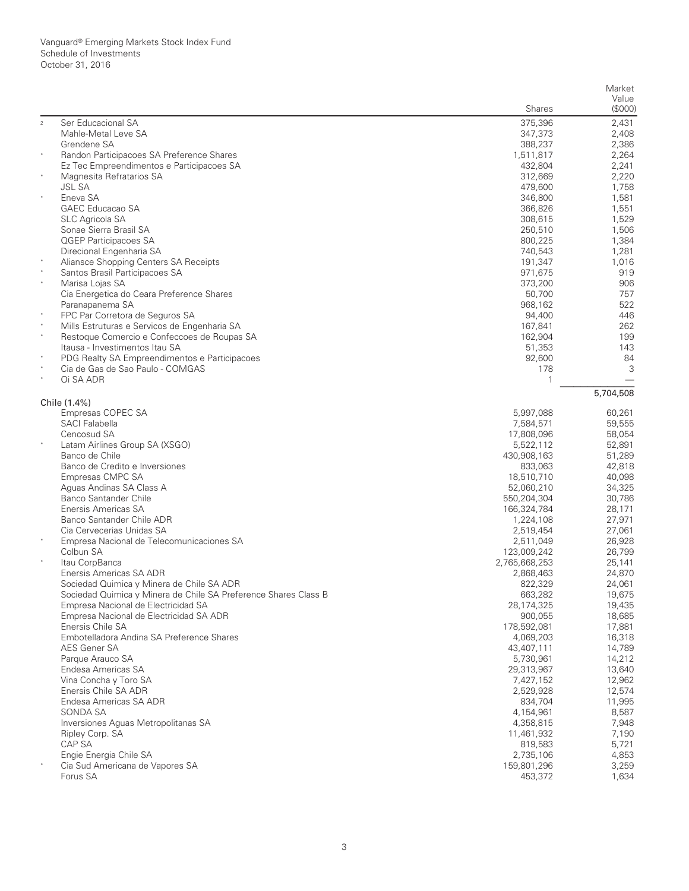Vanguard® Emerging Markets Stock Index Fund
Schedule of Investments
October 31, 2016

| | | Shares | Market Value ($000) |
|---|---|---|---|
| 2 | Ser Educacional SA | 375,396 | 2,431 |
| | Mahle-Metal Leve SA | 347,373 | 2,408 |
| | Grendene SA | 388,237 | 2,386 |
| * | Randon Participacoes SA Preference Shares | 1,511,817 | 2,264 |
| | Ez Tec Empreendimentos e Participacoes SA | 432,804 | 2,241 |
| * | Magnesita Refratarios SA | 312,669 | 2,220 |
| | JSL SA | 479,600 | 1,758 |
| * | Eneva SA | 346,800 | 1,581 |
| | GAEC Educacao SA | 366,826 | 1,551 |
| | SLC Agricola SA | 308,615 | 1,529 |
| | Sonae Sierra Brasil SA | 250,510 | 1,506 |
| | QGEP Participacoes SA | 800,225 | 1,384 |
| | Direcional Engenharia SA | 740,543 | 1,281 |
| * | Aliansce Shopping Centers SA Receipts | 191,347 | 1,016 |
| * | Santos Brasil Participacoes SA | 971,675 | 919 |
| * | Marisa Lojas SA | 373,200 | 906 |
| | Cia Energetica do Ceara Preference Shares | 50,700 | 757 |
| | Paranapanema SA | 968,162 | 522 |
| * | FPC Par Corretora de Seguros SA | 94,400 | 446 |
| * | Mills Estruturas e Servicos de Engenharia SA | 167,841 | 262 |
| * | Restoque Comercio e Confeccoes de Roupas SA | 162,904 | 199 |
| | Itausa - Investimentos Itau SA | 51,353 | 143 |
| * | PDG Realty SA Empreendimentos e Participacoes | 92,600 | 84 |
| * | Cia de Gas de Sao Paulo - COMGAS | 178 | 3 |
| * | Oi SA ADR | 1 | — |
| | | | 5,704,508 |
| | **Chile (1.4%)** | | |
| | Empresas COPEC SA | 5,997,088 | 60,261 |
| | SACI Falabella | 7,584,571 | 59,555 |
| | Cencosud SA | 17,808,096 | 58,054 |
| * | Latam Airlines Group SA (XSGO) | 5,522,112 | 52,891 |
| | Banco de Chile | 430,908,163 | 51,289 |
| | Banco de Credito e Inversiones | 833,063 | 42,818 |
| | Empresas CMPC SA | 18,510,710 | 40,098 |
| | Aguas Andinas SA Class A | 52,060,210 | 34,325 |
| | Banco Santander Chile | 550,204,304 | 30,786 |
| | Enersis Americas SA | 166,324,784 | 28,171 |
| | Banco Santander Chile ADR | 1,224,108 | 27,971 |
| | Cia Cervecerias Unidas SA | 2,519,454 | 27,061 |
| * | Empresa Nacional de Telecomunicaciones SA | 2,511,049 | 26,928 |
| | Colbun SA | 123,009,242 | 26,799 |
| * | Itau CorpBanca | 2,765,668,253 | 25,141 |
| | Enersis Americas SA ADR | 2,868,463 | 24,870 |
| | Sociedad Quimica y Minera de Chile SA ADR | 822,329 | 24,061 |
| | Sociedad Quimica y Minera de Chile SA Preference Shares Class B | 663,282 | 19,675 |
| | Empresa Nacional de Electricidad SA | 28,174,325 | 19,435 |
| | Empresa Nacional de Electricidad SA ADR | 900,055 | 18,685 |
| | Enersis Chile SA | 178,592,081 | 17,881 |
| | Embotelladora Andina SA Preference Shares | 4,069,203 | 16,318 |
| | AES Gener SA | 43,407,111 | 14,789 |
| | Parque Arauco SA | 5,730,961 | 14,212 |
| | Endesa Americas SA | 29,313,967 | 13,640 |
| | Vina Concha y Toro SA | 7,427,152 | 12,962 |
| | Enersis Chile SA ADR | 2,529,928 | 12,574 |
| | Endesa Americas SA ADR | 834,704 | 11,995 |
| | SONDA SA | 4,154,961 | 8,587 |
| | Inversiones Aguas Metropolitanas SA | 4,358,815 | 7,948 |
| | Ripley Corp. SA | 11,461,932 | 7,190 |
| | CAP SA | 819,583 | 5,721 |
| | Engie Energia Chile SA | 2,735,106 | 4,853 |
| * | Cia Sud Americana de Vapores SA | 159,801,296 | 3,259 |
| | Forus SA | 453,372 | 1,634 |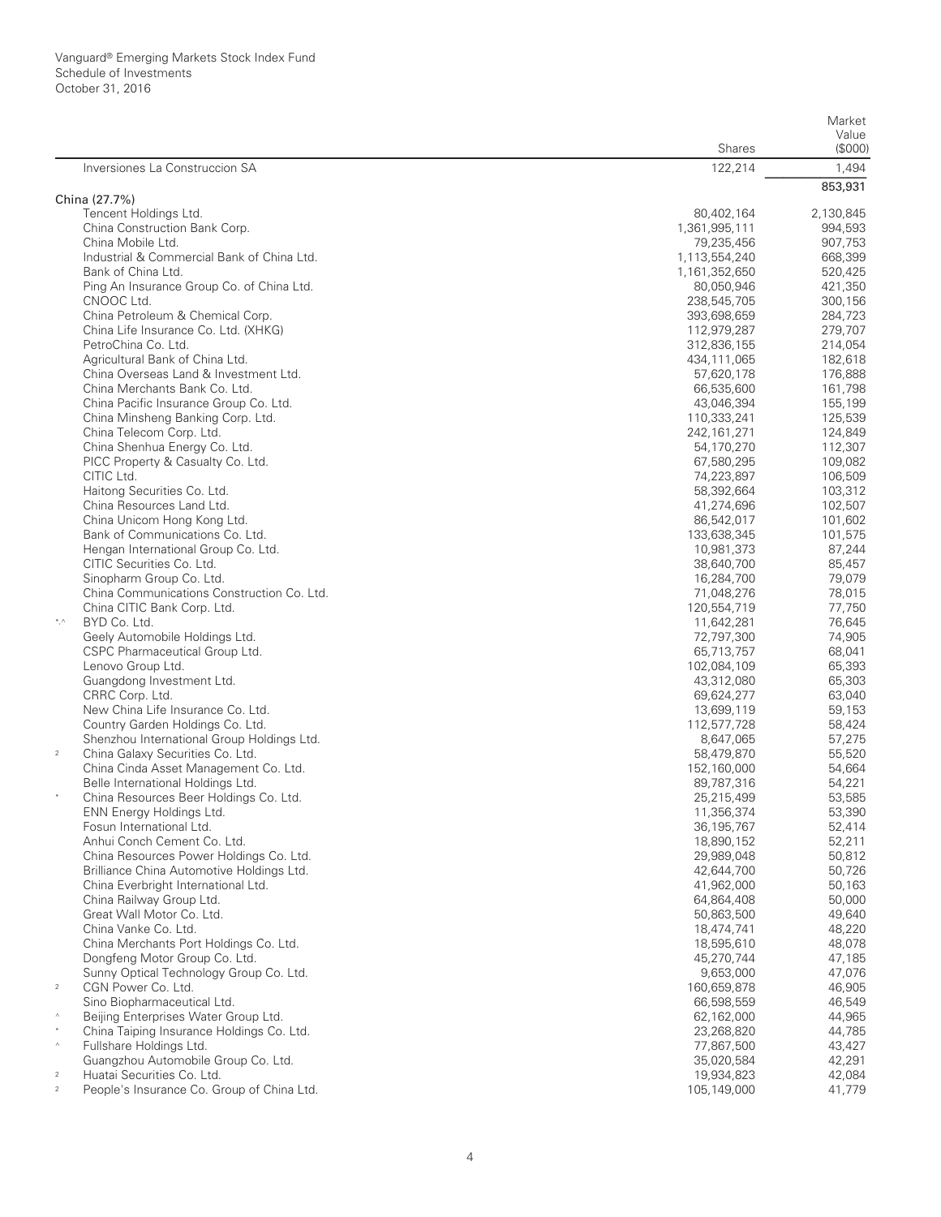Vanguard® Emerging Markets Stock Index Fund
Schedule of Investments
October 31, 2016

| | | Shares | Market Value ($000) |
|---|---|---|---|
| | Inversiones La Construccion SA | 122,214 | 1,494 |
| | | | 853,931 |
| | **China (27.7%)** | | |
| | Tencent Holdings Ltd. | 80,402,164 | 2,130,845 |
| | China Construction Bank Corp. | 1,361,995,111 | 994,593 |
| | China Mobile Ltd. | 79,235,456 | 907,753 |
| | Industrial & Commercial Bank of China Ltd. | 1,113,554,240 | 668,399 |
| | Bank of China Ltd. | 1,161,352,650 | 520,425 |
| | Ping An Insurance Group Co. of China Ltd. | 80,050,946 | 421,350 |
| | CNOOC Ltd. | 238,545,705 | 300,156 |
| | China Petroleum & Chemical Corp. | 393,698,659 | 284,723 |
| | China Life Insurance Co. Ltd. (XHKG) | 112,979,287 | 279,707 |
| | PetroChina Co. Ltd. | 312,836,155 | 214,054 |
| | Agricultural Bank of China Ltd. | 434,111,065 | 182,618 |
| | China Overseas Land & Investment Ltd. | 57,620,178 | 176,888 |
| | China Merchants Bank Co. Ltd. | 66,535,600 | 161,798 |
| | China Pacific Insurance Group Co. Ltd. | 43,046,394 | 155,199 |
| | China Minsheng Banking Corp. Ltd. | 110,333,241 | 125,539 |
| | China Telecom Corp. Ltd. | 242,161,271 | 124,849 |
| | China Shenhua Energy Co. Ltd. | 54,170,270 | 112,307 |
| | PICC Property & Casualty Co. Ltd. | 67,580,295 | 109,082 |
| | CITIC Ltd. | 74,223,897 | 106,509 |
| | Haitong Securities Co. Ltd. | 58,392,664 | 103,312 |
| | China Resources Land Ltd. | 41,274,696 | 102,507 |
| | China Unicom Hong Kong Ltd. | 86,542,017 | 101,602 |
| | Bank of Communications Co. Ltd. | 133,638,345 | 101,575 |
| | Hengan International Group Co. Ltd. | 10,981,373 | 87,244 |
| | CITIC Securities Co. Ltd. | 38,640,700 | 85,457 |
| | Sinopharm Group Co. Ltd. | 16,284,700 | 79,079 |
| | China Communications Construction Co. Ltd. | 71,048,276 | 78,015 |
| | China CITIC Bank Corp. Ltd. | 120,554,719 | 77,750 |
| *,^ | BYD Co. Ltd. | 11,642,281 | 76,645 |
| | Geely Automobile Holdings Ltd. | 72,797,300 | 74,905 |
| | CSPC Pharmaceutical Group Ltd. | 65,713,757 | 68,041 |
| | Lenovo Group Ltd. | 102,084,109 | 65,393 |
| | Guangdong Investment Ltd. | 43,312,080 | 65,303 |
| | CRRC Corp. Ltd. | 69,624,277 | 63,040 |
| | New China Life Insurance Co. Ltd. | 13,699,119 | 59,153 |
| | Country Garden Holdings Co. Ltd. | 112,577,728 | 58,424 |
| | Shenzhou International Group Holdings Ltd. | 8,647,065 | 57,275 |
| 2 | China Galaxy Securities Co. Ltd. | 58,479,870 | 55,520 |
| | China Cinda Asset Management Co. Ltd. | 152,160,000 | 54,664 |
| | Belle International Holdings Ltd. | 89,787,316 | 54,221 |
| * | China Resources Beer Holdings Co. Ltd. | 25,215,499 | 53,585 |
| | ENN Energy Holdings Ltd. | 11,356,374 | 53,390 |
| | Fosun International Ltd. | 36,195,767 | 52,414 |
| | Anhui Conch Cement Co. Ltd. | 18,890,152 | 52,211 |
| | China Resources Power Holdings Co. Ltd. | 29,989,048 | 50,812 |
| | Brilliance China Automotive Holdings Ltd. | 42,644,700 | 50,726 |
| | China Everbright International Ltd. | 41,962,000 | 50,163 |
| | China Railway Group Ltd. | 64,864,408 | 50,000 |
| | Great Wall Motor Co. Ltd. | 50,863,500 | 49,640 |
| | China Vanke Co. Ltd. | 18,474,741 | 48,220 |
| | China Merchants Port Holdings Co. Ltd. | 18,595,610 | 48,078 |
| | Dongfeng Motor Group Co. Ltd. | 45,270,744 | 47,185 |
| | Sunny Optical Technology Group Co. Ltd. | 9,653,000 | 47,076 |
| 2 | CGN Power Co. Ltd. | 160,659,878 | 46,905 |
| | Sino Biopharmaceutical Ltd. | 66,598,559 | 46,549 |
| ^ | Beijing Enterprises Water Group Ltd. | 62,162,000 | 44,965 |
| * | China Taiping Insurance Holdings Co. Ltd. | 23,268,820 | 44,785 |
| ^ | Fullshare Holdings Ltd. | 77,867,500 | 43,427 |
| | Guangzhou Automobile Group Co. Ltd. | 35,020,584 | 42,291 |
| 2 | Huatai Securities Co. Ltd. | 19,934,823 | 42,084 |
| 2 | People's Insurance Co. Group of China Ltd. | 105,149,000 | 41,779 |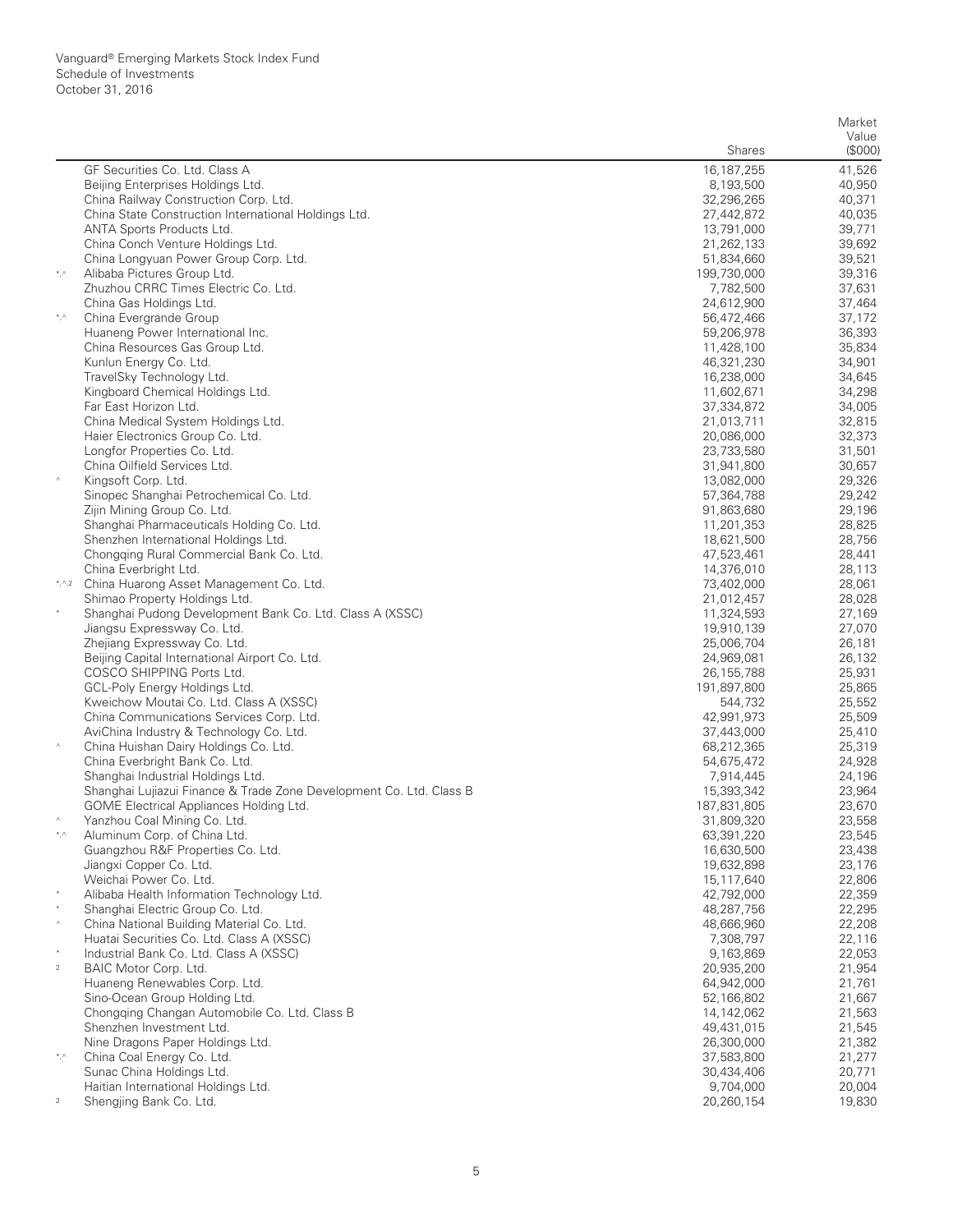Vanguard® Emerging Markets Stock Index Fund
Schedule of Investments
October 31, 2016

| | | Shares | Market Value ($000) |
|---|---|---|---|
| | GF Securities Co. Ltd. Class A | 16,187,255 | 41,526 |
| | Beijing Enterprises Holdings Ltd. | 8,193,500 | 40,950 |
| | China Railway Construction Corp. Ltd. | 32,296,265 | 40,371 |
| | China State Construction International Holdings Ltd. | 27,442,872 | 40,035 |
| | ANTA Sports Products Ltd. | 13,791,000 | 39,771 |
| | China Conch Venture Holdings Ltd. | 21,262,133 | 39,692 |
| | China Longyuan Power Group Corp. Ltd. | 51,834,660 | 39,521 |
| *,^ | Alibaba Pictures Group Ltd. | 199,730,000 | 39,316 |
| | Zhuzhou CRRC Times Electric Co. Ltd. | 7,782,500 | 37,631 |
| | China Gas Holdings Ltd. | 24,612,900 | 37,464 |
| *,^ | China Evergrande Group | 56,472,466 | 37,172 |
| | Huaneng Power International Inc. | 59,206,978 | 36,393 |
| | China Resources Gas Group Ltd. | 11,428,100 | 35,834 |
| | Kunlun Energy Co. Ltd. | 46,321,230 | 34,901 |
| | TravelSky Technology Ltd. | 16,238,000 | 34,645 |
| | Kingboard Chemical Holdings Ltd. | 11,602,671 | 34,298 |
| | Far East Horizon Ltd. | 37,334,872 | 34,005 |
| | China Medical System Holdings Ltd. | 21,013,711 | 32,815 |
| | Haier Electronics Group Co. Ltd. | 20,086,000 | 32,373 |
| | Longfor Properties Co. Ltd. | 23,733,580 | 31,501 |
| | China Oilfield Services Ltd. | 31,941,800 | 30,657 |
| ^ | Kingsoft Corp. Ltd. | 13,082,000 | 29,326 |
| | Sinopec Shanghai Petrochemical Co. Ltd. | 57,364,788 | 29,242 |
| | Zijin Mining Group Co. Ltd. | 91,863,680 | 29,196 |
| | Shanghai Pharmaceuticals Holding Co. Ltd. | 11,201,353 | 28,825 |
| | Shenzhen International Holdings Ltd. | 18,621,500 | 28,756 |
| | Chongqing Rural Commercial Bank Co. Ltd. | 47,523,461 | 28,441 |
| | China Everbright Ltd. | 14,376,010 | 28,113 |
| *,^,2 | China Huarong Asset Management Co. Ltd. | 73,402,000 | 28,061 |
| | Shimao Property Holdings Ltd. | 21,012,457 | 28,028 |
| * | Shanghai Pudong Development Bank Co. Ltd. Class A (XSSC) | 11,324,593 | 27,169 |
| | Jiangsu Expressway Co. Ltd. | 19,910,139 | 27,070 |
| | Zhejiang Expressway Co. Ltd. | 25,006,704 | 26,181 |
| | Beijing Capital International Airport Co. Ltd. | 24,969,081 | 26,132 |
| | COSCO SHIPPING Ports Ltd. | 26,155,788 | 25,931 |
| | GCL-Poly Energy Holdings Ltd. | 191,897,800 | 25,865 |
| | Kweichow Moutai Co. Ltd. Class A (XSSC) | 544,732 | 25,552 |
| | China Communications Services Corp. Ltd. | 42,991,973 | 25,509 |
| | AviChina Industry & Technology Co. Ltd. | 37,443,000 | 25,410 |
| ^ | China Huishan Dairy Holdings Co. Ltd. | 68,212,365 | 25,319 |
| | China Everbright Bank Co. Ltd. | 54,675,472 | 24,928 |
| | Shanghai Industrial Holdings Ltd. | 7,914,445 | 24,196 |
| | Shanghai Lujiazui Finance & Trade Zone Development Co. Ltd. Class B | 15,393,342 | 23,964 |
| | GOME Electrical Appliances Holding Ltd. | 187,831,805 | 23,670 |
| ^ | Yanzhou Coal Mining Co. Ltd. | 31,809,320 | 23,558 |
| *,^ | Aluminum Corp. of China Ltd. | 63,391,220 | 23,545 |
| | Guangzhou R&F Properties Co. Ltd. | 16,630,500 | 23,438 |
| | Jiangxi Copper Co. Ltd. | 19,632,898 | 23,176 |
| | Weichai Power Co. Ltd. | 15,117,640 | 22,806 |
| * | Alibaba Health Information Technology Ltd. | 42,792,000 | 22,359 |
| * | Shanghai Electric Group Co. Ltd. | 48,287,756 | 22,295 |
| ^ | China National Building Material Co. Ltd. | 48,666,960 | 22,208 |
| | Huatai Securities Co. Ltd. Class A (XSSC) | 7,308,797 | 22,116 |
| * | Industrial Bank Co. Ltd. Class A (XSSC) | 9,163,869 | 22,053 |
| 2 | BAIC Motor Corp. Ltd. | 20,935,200 | 21,954 |
| | Huaneng Renewables Corp. Ltd. | 64,942,000 | 21,761 |
| | Sino-Ocean Group Holding Ltd. | 52,166,802 | 21,667 |
| | Chongqing Changan Automobile Co. Ltd. Class B | 14,142,062 | 21,563 |
| | Shenzhen Investment Ltd. | 49,431,015 | 21,545 |
| | Nine Dragons Paper Holdings Ltd. | 26,300,000 | 21,382 |
| *,^ | China Coal Energy Co. Ltd. | 37,583,800 | 21,277 |
| | Sunac China Holdings Ltd. | 30,434,406 | 20,771 |
| | Haitian International Holdings Ltd. | 9,704,000 | 20,004 |
| 2 | Shengjing Bank Co. Ltd. | 20,260,154 | 19,830 |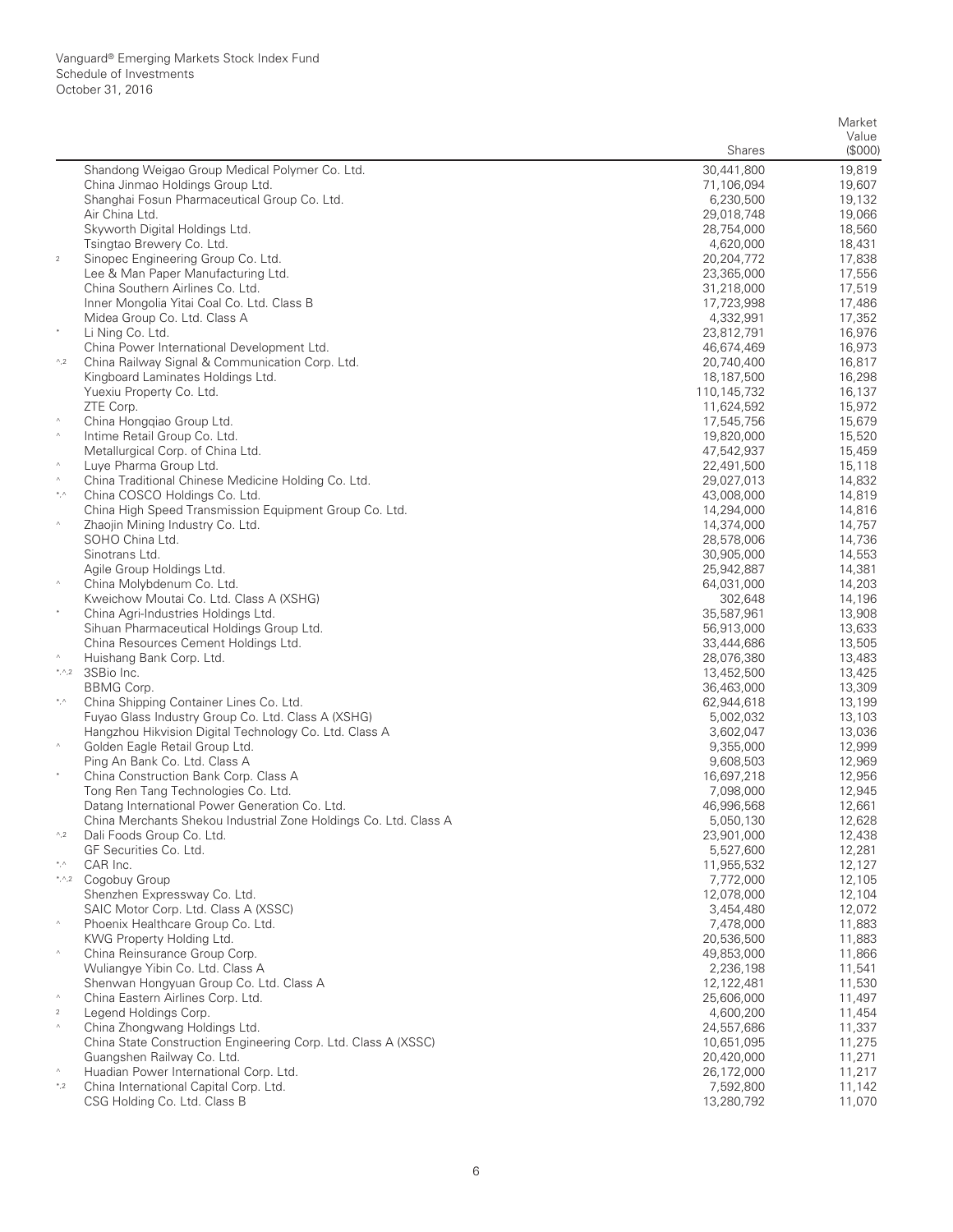Vanguard® Emerging Markets Stock Index Fund
Schedule of Investments
October 31, 2016

| | | Shares | Market Value ($000) |
|---|---|---|---|
| | Shandong Weigao Group Medical Polymer Co. Ltd. | 30,441,800 | 19,819 |
| | China Jinmao Holdings Group Ltd. | 71,106,094 | 19,607 |
| | Shanghai Fosun Pharmaceutical Group Co. Ltd. | 6,230,500 | 19,132 |
| | Air China Ltd. | 29,018,748 | 19,066 |
| | Skyworth Digital Holdings Ltd. | 28,754,000 | 18,560 |
| | Tsingtao Brewery Co. Ltd. | 4,620,000 | 18,431 |
| 2 | Sinopec Engineering Group Co. Ltd. | 20,204,772 | 17,838 |
| | Lee & Man Paper Manufacturing Ltd. | 23,365,000 | 17,556 |
| | China Southern Airlines Co. Ltd. | 31,218,000 | 17,519 |
| | Inner Mongolia Yitai Coal Co. Ltd. Class B | 17,723,998 | 17,486 |
| | Midea Group Co. Ltd. Class A | 4,332,991 | 17,352 |
| * | Li Ning Co. Ltd. | 23,812,791 | 16,976 |
| | China Power International Development Ltd. | 46,674,469 | 16,973 |
| ^,2 | China Railway Signal & Communication Corp. Ltd. | 20,740,400 | 16,817 |
| | Kingboard Laminates Holdings Ltd. | 18,187,500 | 16,298 |
| | Yuexiu Property Co. Ltd. | 110,145,732 | 16,137 |
| | ZTE Corp. | 11,624,592 | 15,972 |
| ^ | China Hongqiao Group Ltd. | 17,545,756 | 15,679 |
| ^ | Intime Retail Group Co. Ltd. | 19,820,000 | 15,520 |
| | Metallurgical Corp. of China Ltd. | 47,542,937 | 15,459 |
| ^ | Luye Pharma Group Ltd. | 22,491,500 | 15,118 |
| ^ | China Traditional Chinese Medicine Holding Co. Ltd. | 29,027,013 | 14,832 |
| *,^ | China COSCO Holdings Co. Ltd. | 43,008,000 | 14,819 |
| | China High Speed Transmission Equipment Group Co. Ltd. | 14,294,000 | 14,816 |
| ^ | Zhaojin Mining Industry Co. Ltd. | 14,374,000 | 14,757 |
| | SOHO China Ltd. | 28,578,006 | 14,736 |
| | Sinotrans Ltd. | 30,905,000 | 14,553 |
| | Agile Group Holdings Ltd. | 25,942,887 | 14,381 |
| ^ | China Molybdenum Co. Ltd. | 64,031,000 | 14,203 |
| | Kweichow Moutai Co. Ltd. Class A (XSHG) | 302,648 | 14,196 |
| * | China Agri-Industries Holdings Ltd. | 35,587,961 | 13,908 |
| | Sihuan Pharmaceutical Holdings Group Ltd. | 56,913,000 | 13,633 |
| | China Resources Cement Holdings Ltd. | 33,444,686 | 13,505 |
| ^ | Huishang Bank Corp. Ltd. | 28,076,380 | 13,483 |
| *,^,2 | 3SBio Inc. | 13,452,500 | 13,425 |
| | BBMG Corp. | 36,463,000 | 13,309 |
| *,^ | China Shipping Container Lines Co. Ltd. | 62,944,618 | 13,199 |
| | Fuyao Glass Industry Group Co. Ltd. Class A (XSHG) | 5,002,032 | 13,103 |
| | Hangzhou Hikvision Digital Technology Co. Ltd. Class A | 3,602,047 | 13,036 |
| ^ | Golden Eagle Retail Group Ltd. | 9,355,000 | 12,999 |
| | Ping An Bank Co. Ltd. Class A | 9,608,503 | 12,969 |
| * | China Construction Bank Corp. Class A | 16,697,218 | 12,956 |
| | Tong Ren Tang Technologies Co. Ltd. | 7,098,000 | 12,945 |
| | Datang International Power Generation Co. Ltd. | 46,996,568 | 12,661 |
| | China Merchants Shekou Industrial Zone Holdings Co. Ltd. Class A | 5,050,130 | 12,628 |
| ^,2 | Dali Foods Group Co. Ltd. | 23,901,000 | 12,438 |
| | GF Securities Co. Ltd. | 5,527,600 | 12,281 |
| *,^ | CAR Inc. | 11,955,532 | 12,127 |
| *,^,2 | Cogobuy Group | 7,772,000 | 12,105 |
| | Shenzhen Expressway Co. Ltd. | 12,078,000 | 12,104 |
| | SAIC Motor Corp. Ltd. Class A (XSSC) | 3,454,480 | 12,072 |
| ^ | Phoenix Healthcare Group Co. Ltd. | 7,478,000 | 11,883 |
| | KWG Property Holding Ltd. | 20,536,500 | 11,883 |
| ^ | China Reinsurance Group Corp. | 49,853,000 | 11,866 |
| | Wuliangye Yibin Co. Ltd. Class A | 2,236,198 | 11,541 |
| | Shenwan Hongyuan Group Co. Ltd. Class A | 12,122,481 | 11,530 |
| ^ | China Eastern Airlines Corp. Ltd. | 25,606,000 | 11,497 |
| 2 | Legend Holdings Corp. | 4,600,200 | 11,454 |
| ^ | China Zhongwang Holdings Ltd. | 24,557,686 | 11,337 |
| | China State Construction Engineering Corp. Ltd. Class A (XSSC) | 10,651,095 | 11,275 |
| | Guangshen Railway Co. Ltd. | 20,420,000 | 11,271 |
| ^ | Huadian Power International Corp. Ltd. | 26,172,000 | 11,217 |
| *,2 | China International Capital Corp. Ltd. | 7,592,800 | 11,142 |
| | CSG Holding Co. Ltd. Class B | 13,280,792 | 11,070 |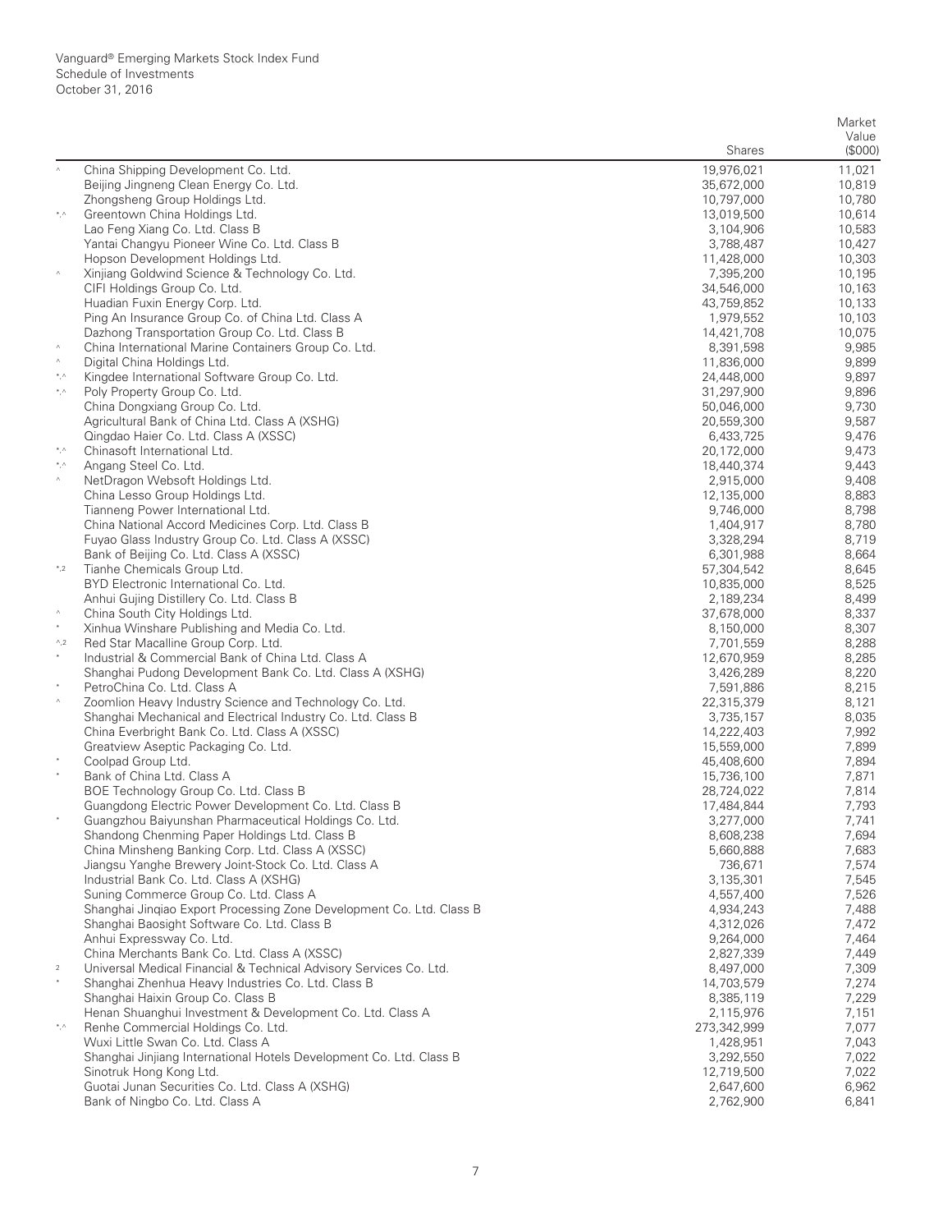Vanguard® Emerging Markets Stock Index Fund
Schedule of Investments
October 31, 2016

| | | Shares | Market Value ($000) |
|---|---|---|---|
| ^ | China Shipping Development Co. Ltd. | 19,976,021 | 11,021 |
| | Beijing Jingneng Clean Energy Co. Ltd. | 35,672,000 | 10,819 |
| | Zhongsheng Group Holdings Ltd. | 10,797,000 | 10,780 |
| *,^ | Greentown China Holdings Ltd. | 13,019,500 | 10,614 |
| | Lao Feng Xiang Co. Ltd. Class B | 3,104,906 | 10,583 |
| | Yantai Changyu Pioneer Wine Co. Ltd. Class B | 3,788,487 | 10,427 |
| | Hopson Development Holdings Ltd. | 11,428,000 | 10,303 |
| ^ | Xinjiang Goldwind Science & Technology Co. Ltd. | 7,395,200 | 10,195 |
| | CIFI Holdings Group Co. Ltd. | 34,546,000 | 10,163 |
| | Huadian Fuxin Energy Corp. Ltd. | 43,759,852 | 10,133 |
| | Ping An Insurance Group Co. of China Ltd. Class A | 1,979,552 | 10,103 |
| | Dazhong Transportation Group Co. Ltd. Class B | 14,421,708 | 10,075 |
| ^ | China International Marine Containers Group Co. Ltd. | 8,391,598 | 9,985 |
| ^ | Digital China Holdings Ltd. | 11,836,000 | 9,899 |
| *,^ | Kingdee International Software Group Co. Ltd. | 24,448,000 | 9,897 |
| *,^ | Poly Property Group Co. Ltd. | 31,297,900 | 9,896 |
| | China Dongxiang Group Co. Ltd. | 50,046,000 | 9,730 |
| | Agricultural Bank of China Ltd. Class A (XSHG) | 20,559,300 | 9,587 |
| | Qingdao Haier Co. Ltd. Class A (XSSC) | 6,433,725 | 9,476 |
| *,^ | Chinasoft International Ltd. | 20,172,000 | 9,473 |
| *,^ | Angang Steel Co. Ltd. | 18,440,374 | 9,443 |
| ^ | NetDragon Websoft Holdings Ltd. | 2,915,000 | 9,408 |
| | China Lesso Group Holdings Ltd. | 12,135,000 | 8,883 |
| | Tianneng Power International Ltd. | 9,746,000 | 8,798 |
| | China National Accord Medicines Corp. Ltd. Class B | 1,404,917 | 8,780 |
| | Fuyao Glass Industry Group Co. Ltd. Class A (XSSC) | 3,328,294 | 8,719 |
| | Bank of Beijing Co. Ltd. Class A (XSSC) | 6,301,988 | 8,664 |
| *,2 | Tianhe Chemicals Group Ltd. | 57,304,542 | 8,645 |
| | BYD Electronic International Co. Ltd. | 10,835,000 | 8,525 |
| | Anhui Gujing Distillery Co. Ltd. Class B | 2,189,234 | 8,499 |
| ^ | China South City Holdings Ltd. | 37,678,000 | 8,337 |
| * | Xinhua Winshare Publishing and Media Co. Ltd. | 8,150,000 | 8,307 |
| ^,2 | Red Star Macalline Group Corp. Ltd. | 7,701,559 | 8,288 |
| * | Industrial & Commercial Bank of China Ltd. Class A | 12,670,959 | 8,285 |
| | Shanghai Pudong Development Bank Co. Ltd. Class A (XSHG) | 3,426,289 | 8,220 |
| * | PetroChina Co. Ltd. Class A | 7,591,886 | 8,215 |
| ^ | Zoomlion Heavy Industry Science and Technology Co. Ltd. | 22,315,379 | 8,121 |
| | Shanghai Mechanical and Electrical Industry Co. Ltd. Class B | 3,735,157 | 8,035 |
| | China Everbright Bank Co. Ltd. Class A (XSSC) | 14,222,403 | 7,992 |
| | Greatview Aseptic Packaging Co. Ltd. | 15,559,000 | 7,899 |
| * | Coolpad Group Ltd. | 45,408,600 | 7,894 |
| * | Bank of China Ltd. Class A | 15,736,100 | 7,871 |
| | BOE Technology Group Co. Ltd. Class B | 28,724,022 | 7,814 |
| | Guangdong Electric Power Development Co. Ltd. Class B | 17,484,844 | 7,793 |
| * | Guangzhou Baiyunshan Pharmaceutical Holdings Co. Ltd. | 3,277,000 | 7,741 |
| | Shandong Chenming Paper Holdings Ltd. Class B | 8,608,238 | 7,694 |
| | China Minsheng Banking Corp. Ltd. Class A (XSSC) | 5,660,888 | 7,683 |
| | Jiangsu Yanghe Brewery Joint-Stock Co. Ltd. Class A | 736,671 | 7,574 |
| | Industrial Bank Co. Ltd. Class A (XSHG) | 3,135,301 | 7,545 |
| | Suning Commerce Group Co. Ltd. Class A | 4,557,400 | 7,526 |
| | Shanghai Jinqiao Export Processing Zone Development Co. Ltd. Class B | 4,934,243 | 7,488 |
| | Shanghai Baosight Software Co. Ltd. Class B | 4,312,026 | 7,472 |
| | Anhui Expressway Co. Ltd. | 9,264,000 | 7,464 |
| | China Merchants Bank Co. Ltd. Class A (XSSC) | 2,827,339 | 7,449 |
| 2 | Universal Medical Financial & Technical Advisory Services Co. Ltd. | 8,497,000 | 7,309 |
| * | Shanghai Zhenhua Heavy Industries Co. Ltd. Class B | 14,703,579 | 7,274 |
| | Shanghai Haixin Group Co. Class B | 8,385,119 | 7,229 |
| | Henan Shuanghui Investment & Development Co. Ltd. Class A | 2,115,976 | 7,151 |
| *,^ | Renhe Commercial Holdings Co. Ltd. | 273,342,999 | 7,077 |
| | Wuxi Little Swan Co. Ltd. Class A | 1,428,951 | 7,043 |
| | Shanghai Jinjiang International Hotels Development Co. Ltd. Class B | 3,292,550 | 7,022 |
| | Sinotruk Hong Kong Ltd. | 12,719,500 | 7,022 |
| | Guotai Junan Securities Co. Ltd. Class A (XSHG) | 2,647,600 | 6,962 |
| | Bank of Ningbo Co. Ltd. Class A | 2,762,900 | 6,841 |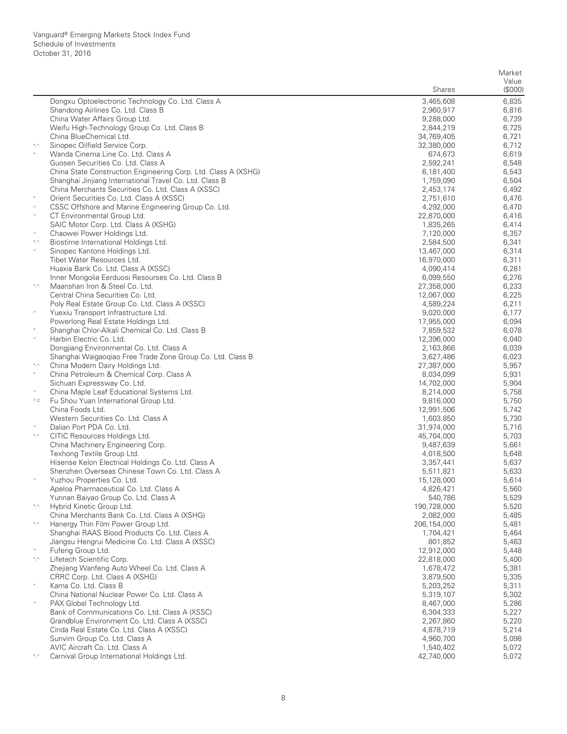Vanguard® Emerging Markets Stock Index Fund
Schedule of Investments
October 31, 2016

| | | Shares | Market Value ($000) |
|---|---|---|---|
| | Dongxu Optoelectronic Technology Co. Ltd. Class A | 3,465,608 | 6,835 |
| | Shandong Airlines Co. Ltd. Class B | 2,960,917 | 6,816 |
| | China Water Affairs Group Ltd. | 9,288,000 | 6,739 |
| | Weifu High-Technology Group Co. Ltd. Class B | 2,844,219 | 6,725 |
| | China BlueChemical Ltd. | 34,769,405 | 6,721 |
| *,^ | Sinopec Oilfield Service Corp. | 32,380,000 | 6,712 |
| * | Wanda Cinema Line Co. Ltd. Class A | 674,673 | 6,619 |
| | Guosen Securities Co. Ltd. Class A | 2,592,241 | 6,548 |
| | China State Construction Engineering Corp. Ltd. Class A (XSHG) | 6,181,400 | 6,543 |
| | Shanghai Jinjiang International Travel Co. Ltd. Class B | 1,759,090 | 6,504 |
| | China Merchants Securities Co. Ltd. Class A (XSSC) | 2,453,174 | 6,492 |
| * | Orient Securities Co. Ltd. Class A (XSSC) | 2,751,610 | 6,476 |
| ^ | CSSC Offshore and Marine Engineering Group Co. Ltd. | 4,292,000 | 6,470 |
| ^ | CT Environmental Group Ltd. | 22,870,000 | 6,416 |
| | SAIC Motor Corp. Ltd. Class A (XSHG) | 1,835,265 | 6,414 |
| ^ | Chaowei Power Holdings Ltd. | 7,120,000 | 6,357 |
| *,^ | Biostime International Holdings Ltd. | 2,584,500 | 6,341 |
| ^ | Sinopec Kantons Holdings Ltd. | 13,467,000 | 6,314 |
| | Tibet Water Resources Ltd. | 16,970,000 | 6,311 |
| | Huaxia Bank Co. Ltd. Class A (XSSC) | 4,090,414 | 6,281 |
| | Inner Mongolia Eerduosi Resourses Co. Ltd. Class B | 6,099,550 | 6,276 |
| *,^ | Maanshan Iron & Steel Co. Ltd. | 27,358,000 | 6,233 |
| | Central China Securities Co. Ltd. | 12,067,000 | 6,225 |
| | Poly Real Estate Group Co. Ltd. Class A (XSSC) | 4,589,224 | 6,211 |
| ^ | Yuexiu Transport Infrastructure Ltd. | 9,020,000 | 6,177 |
| | Powerlong Real Estate Holdings Ltd. | 17,955,000 | 6,094 |
| * | Shanghai Chlor-Alkali Chemical Co. Ltd. Class B | 7,859,532 | 6,078 |
| ^ | Harbin Electric Co. Ltd. | 12,396,000 | 6,040 |
| | Dongjiang Environmental Co. Ltd. Class A | 2,163,866 | 6,039 |
| | Shanghai Waigaoqiao Free Trade Zone Group Co. Ltd. Class B | 3,627,486 | 6,023 |
| *,^ | China Modern Dairy Holdings Ltd. | 27,387,000 | 5,957 |
| * | China Petroleum & Chemical Corp. Class A | 8,034,099 | 5,931 |
| | Sichuan Expressway Co. Ltd. | 14,702,000 | 5,904 |
| ^ | China Maple Leaf Educational Systems Ltd. | 8,214,000 | 5,758 |
| ^,2 | Fu Shou Yuan International Group Ltd. | 9,816,000 | 5,750 |
| | China Foods Ltd. | 12,991,506 | 5,742 |
| | Western Securities Co. Ltd. Class A | 1,603,850 | 5,730 |
| ^ | Dalian Port PDA Co. Ltd. | 31,974,000 | 5,716 |
| *,^ | CITIC Resources Holdings Ltd. | 45,704,000 | 5,703 |
| | China Machinery Engineering Corp. | 9,487,639 | 5,661 |
| | Texhong Textile Group Ltd. | 4,018,500 | 5,648 |
| | Hisense Kelon Electrical Holdings Co. Ltd. Class A | 3,357,441 | 5,637 |
| | Shenzhen Overseas Chinese Town Co. Ltd. Class A | 5,511,821 | 5,633 |
| ^ | Yuzhou Properties Co. Ltd. | 15,128,000 | 5,614 |
| | Apeloa Pharmaceutical Co. Ltd. Class A | 4,826,421 | 5,560 |
| | Yunnan Baiyao Group Co. Ltd. Class A | 540,786 | 5,529 |
| *,^ | Hybrid Kinetic Group Ltd. | 190,728,000 | 5,520 |
| | China Merchants Bank Co. Ltd. Class A (XSHG) | 2,082,000 | 5,485 |
| *,^ | Hanergy Thin Film Power Group Ltd. | 206,154,000 | 5,481 |
| | Shanghai RAAS Blood Products Co. Ltd. Class A | 1,704,421 | 5,464 |
| | Jiangsu Hengrui Medicine Co. Ltd. Class A (XSSC) | 801,852 | 5,463 |
| ^ | Fufeng Group Ltd. | 12,912,000 | 5,448 |
| *,^ | Lifetech Scientific Corp. | 22,818,000 | 5,400 |
| | Zhejiang Wanfeng Auto Wheel Co. Ltd. Class A | 1,678,472 | 5,381 |
| | CRRC Corp. Ltd. Class A (XSHG) | 3,879,500 | 5,335 |
| * | Kama Co. Ltd. Class B | 5,203,252 | 5,311 |
| | China National Nuclear Power Co. Ltd. Class A | 5,319,107 | 5,302 |
| ^ | PAX Global Technology Ltd. | 8,467,000 | 5,286 |
| | Bank of Communications Co. Ltd. Class A (XSSC) | 6,304,333 | 5,227 |
| | Grandblue Environment Co. Ltd. Class A (XSSC) | 2,267,860 | 5,220 |
| | Cinda Real Estate Co. Ltd. Class A (XSSC) | 4,878,719 | 5,214 |
| | Sunvim Group Co. Ltd. Class A | 4,960,700 | 5,098 |
| | AVIC Aircraft Co. Ltd. Class A | 1,540,402 | 5,072 |
| *,^ | Carnival Group International Holdings Ltd. | 42,740,000 | 5,072 |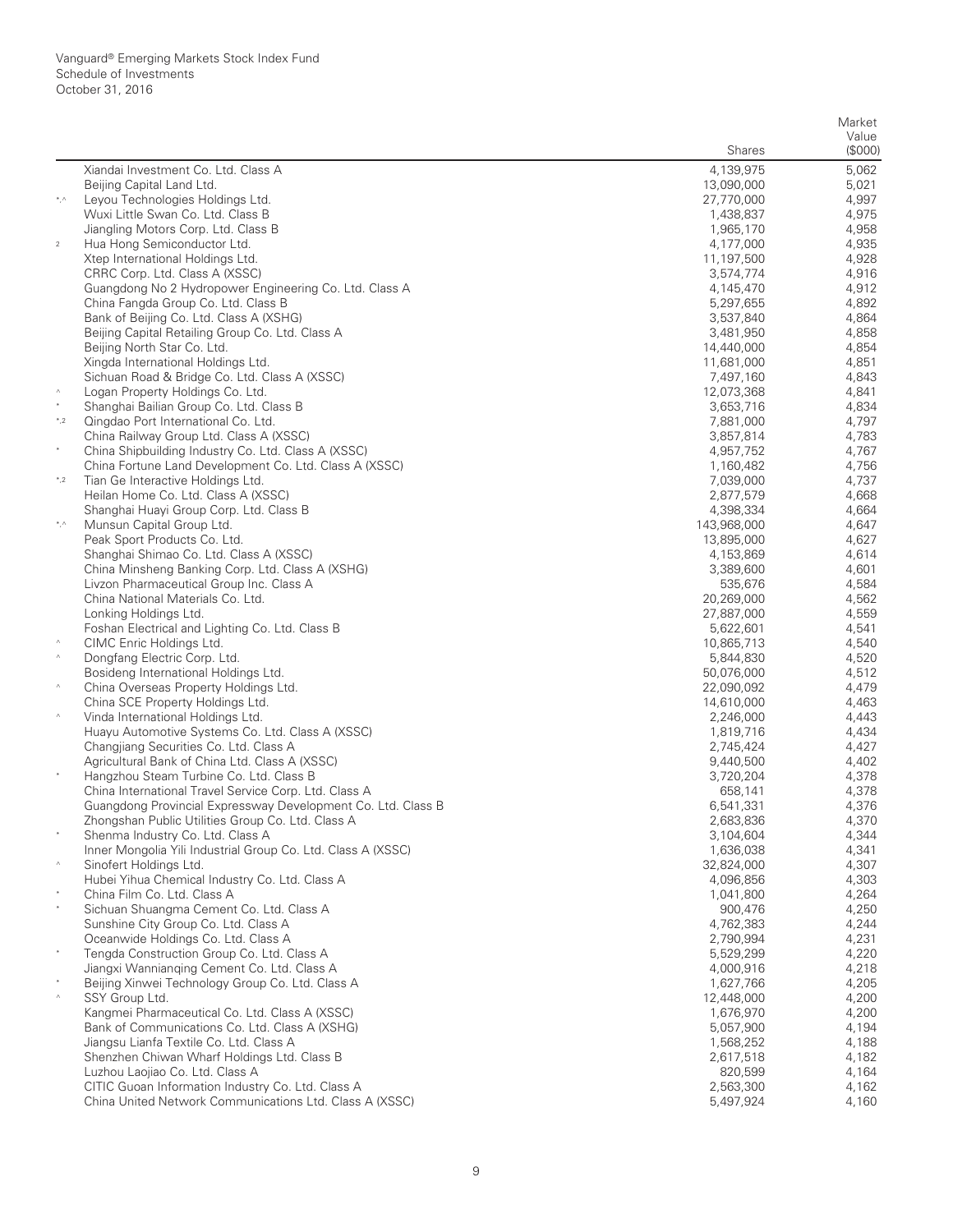Vanguard® Emerging Markets Stock Index Fund
Schedule of Investments
October 31, 2016

| | | Shares | Market Value ($000) |
|---|---|---|---|
| | Xiandai Investment Co. Ltd. Class A | 4,139,975 | 5,062 |
| | Beijing Capital Land Ltd. | 13,090,000 | 5,021 |
| *,^ | Leyou Technologies Holdings Ltd. | 27,770,000 | 4,997 |
| | Wuxi Little Swan Co. Ltd. Class B | 1,438,837 | 4,975 |
| | Jiangling Motors Corp. Ltd. Class B | 1,965,170 | 4,958 |
| 2 | Hua Hong Semiconductor Ltd. | 4,177,000 | 4,935 |
| | Xtep International Holdings Ltd. | 11,197,500 | 4,928 |
| | CRRC Corp. Ltd. Class A (XSSC) | 3,574,774 | 4,916 |
| | Guangdong No 2 Hydropower Engineering Co. Ltd. Class A | 4,145,470 | 4,912 |
| | China Fangda Group Co. Ltd. Class B | 5,297,655 | 4,892 |
| | Bank of Beijing Co. Ltd. Class A (XSHG) | 3,537,840 | 4,864 |
| | Beijing Capital Retailing Group Co. Ltd. Class A | 3,481,950 | 4,858 |
| | Beijing North Star Co. Ltd. | 14,440,000 | 4,854 |
| | Xingda International Holdings Ltd. | 11,681,000 | 4,851 |
| | Sichuan Road & Bridge Co. Ltd. Class A (XSSC) | 7,497,160 | 4,843 |
| ^ | Logan Property Holdings Co. Ltd. | 12,073,368 | 4,841 |
| * | Shanghai Bailian Group Co. Ltd. Class B | 3,653,716 | 4,834 |
| *,2 | Qingdao Port International Co. Ltd. | 7,881,000 | 4,797 |
| | China Railway Group Ltd. Class A (XSSC) | 3,857,814 | 4,783 |
| * | China Shipbuilding Industry Co. Ltd. Class A (XSSC) | 4,957,752 | 4,767 |
| | China Fortune Land Development Co. Ltd. Class A (XSSC) | 1,160,482 | 4,756 |
| *,2 | Tian Ge Interactive Holdings Ltd. | 7,039,000 | 4,737 |
| | Heilan Home Co. Ltd. Class A (XSSC) | 2,877,579 | 4,668 |
| | Shanghai Huayi Group Corp. Ltd. Class B | 4,398,334 | 4,664 |
| *,^ | Munsun Capital Group Ltd. | 143,968,000 | 4,647 |
| | Peak Sport Products Co. Ltd. | 13,895,000 | 4,627 |
| | Shanghai Shimao Co. Ltd. Class A (XSSC) | 4,153,869 | 4,614 |
| | China Minsheng Banking Corp. Ltd. Class A (XSHG) | 3,389,600 | 4,601 |
| | Livzon Pharmaceutical Group Inc. Class A | 535,676 | 4,584 |
| | China National Materials Co. Ltd. | 20,269,000 | 4,562 |
| | Lonking Holdings Ltd. | 27,887,000 | 4,559 |
| | Foshan Electrical and Lighting Co. Ltd. Class B | 5,622,601 | 4,541 |
| ^ | CIMC Enric Holdings Ltd. | 10,865,713 | 4,540 |
| ^ | Dongfang Electric Corp. Ltd. | 5,844,830 | 4,520 |
| | Bosideng International Holdings Ltd. | 50,076,000 | 4,512 |
| ^ | China Overseas Property Holdings Ltd. | 22,090,092 | 4,479 |
| | China SCE Property Holdings Ltd. | 14,610,000 | 4,463 |
| ^ | Vinda International Holdings Ltd. | 2,246,000 | 4,443 |
| | Huayu Automotive Systems Co. Ltd. Class A (XSSC) | 1,819,716 | 4,434 |
| | Changjiang Securities Co. Ltd. Class A | 2,745,424 | 4,427 |
| | Agricultural Bank of China Ltd. Class A (XSSC) | 9,440,500 | 4,402 |
| * | Hangzhou Steam Turbine Co. Ltd. Class B | 3,720,204 | 4,378 |
| | China International Travel Service Corp. Ltd. Class A | 658,141 | 4,378 |
| | Guangdong Provincial Expressway Development Co. Ltd. Class B | 6,541,331 | 4,376 |
| | Zhongshan Public Utilities Group Co. Ltd. Class A | 2,683,836 | 4,370 |
| * | Shenma Industry Co. Ltd. Class A | 3,104,604 | 4,344 |
| | Inner Mongolia Yili Industrial Group Co. Ltd. Class A (XSSC) | 1,636,038 | 4,341 |
| ^ | Sinofert Holdings Ltd. | 32,824,000 | 4,307 |
| | Hubei Yihua Chemical Industry Co. Ltd. Class A | 4,096,856 | 4,303 |
| * | China Film Co. Ltd. Class A | 1,041,800 | 4,264 |
| * | Sichuan Shuangma Cement Co. Ltd. Class A | 900,476 | 4,250 |
| | Sunshine City Group Co. Ltd. Class A | 4,762,383 | 4,244 |
| | Oceanwide Holdings Co. Ltd. Class A | 2,790,994 | 4,231 |
| * | Tengda Construction Group Co. Ltd. Class A | 5,529,299 | 4,220 |
| | Jiangxi Wannianqing Cement Co. Ltd. Class A | 4,000,916 | 4,218 |
| * | Beijing Xinwei Technology Group Co. Ltd. Class A | 1,627,766 | 4,205 |
| ^ | SSY Group Ltd. | 12,448,000 | 4,200 |
| | Kangmei Pharmaceutical Co. Ltd. Class A (XSSC) | 1,676,970 | 4,200 |
| | Bank of Communications Co. Ltd. Class A (XSHG) | 5,057,900 | 4,194 |
| | Jiangsu Lianfa Textile Co. Ltd. Class A | 1,568,252 | 4,188 |
| | Shenzhen Chiwan Wharf Holdings Ltd. Class B | 2,617,518 | 4,182 |
| | Luzhou Laojiao Co. Ltd. Class A | 820,599 | 4,164 |
| | CITIC Guoan Information Industry Co. Ltd. Class A | 2,563,300 | 4,162 |
| | China United Network Communications Ltd. Class A (XSSC) | 5,497,924 | 4,160 |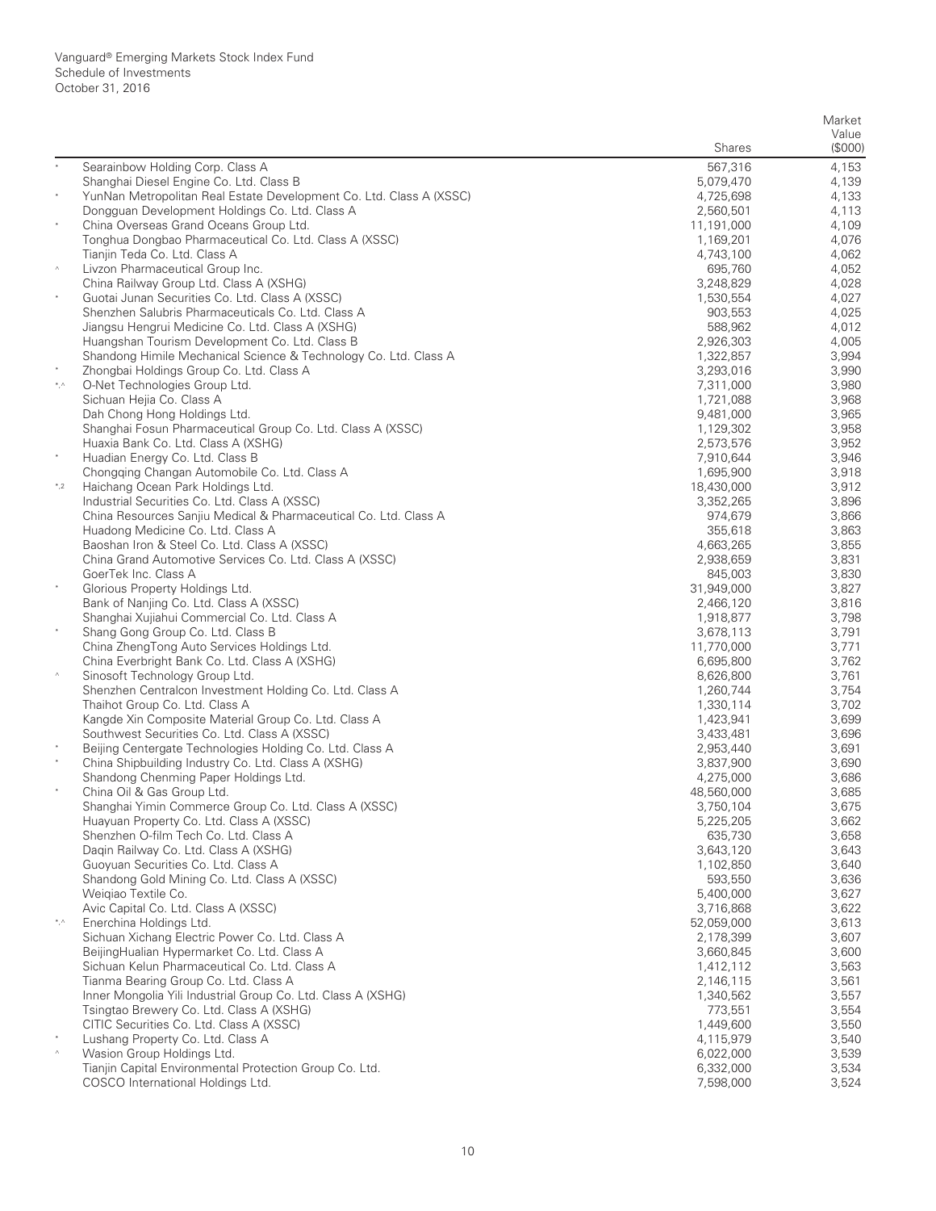Vanguard® Emerging Markets Stock Index Fund
Schedule of Investments
October 31, 2016

| | | Shares | Market Value ($000) |
|---|---|---|---|
| * | Searainbow Holding Corp. Class A | 567,316 | 4,153 |
| | Shanghai Diesel Engine Co. Ltd. Class B | 5,079,470 | 4,139 |
| * | YunNan Metropolitan Real Estate Development Co. Ltd. Class A (XSSC) | 4,725,698 | 4,133 |
| | Dongguan Development Holdings Co. Ltd. Class A | 2,560,501 | 4,113 |
| * | China Overseas Grand Oceans Group Ltd. | 11,191,000 | 4,109 |
| | Tonghua Dongbao Pharmaceutical Co. Ltd. Class A (XSSC) | 1,169,201 | 4,076 |
| | Tianjin Teda Co. Ltd. Class A | 4,743,100 | 4,062 |
| ^ | Livzon Pharmaceutical Group Inc. | 695,760 | 4,052 |
| | China Railway Group Ltd. Class A (XSHG) | 3,248,829 | 4,028 |
| * | Guotai Junan Securities Co. Ltd. Class A (XSSC) | 1,530,554 | 4,027 |
| | Shenzhen Salubris Pharmaceuticals Co. Ltd. Class A | 903,553 | 4,025 |
| | Jiangsu Hengrui Medicine Co. Ltd. Class A (XSHG) | 588,962 | 4,012 |
| | Huangshan Tourism Development Co. Ltd. Class B | 2,926,303 | 4,005 |
| | Shandong Himile Mechanical Science & Technology Co. Ltd. Class A | 1,322,857 | 3,994 |
| * | Zhongbai Holdings Group Co. Ltd. Class A | 3,293,016 | 3,990 |
| *,^ | O-Net Technologies Group Ltd. | 7,311,000 | 3,980 |
| | Sichuan Hejia Co. Class A | 1,721,088 | 3,968 |
| | Dah Chong Hong Holdings Ltd. | 9,481,000 | 3,965 |
| | Shanghai Fosun Pharmaceutical Group Co. Ltd. Class A (XSSC) | 1,129,302 | 3,958 |
| | Huaxia Bank Co. Ltd. Class A (XSHG) | 2,573,576 | 3,952 |
| * | Huadian Energy Co. Ltd. Class B | 7,910,644 | 3,946 |
| | Chongqing Changan Automobile Co. Ltd. Class A | 1,695,900 | 3,918 |
| *,2 | Haichang Ocean Park Holdings Ltd. | 18,430,000 | 3,912 |
| | Industrial Securities Co. Ltd. Class A (XSSC) | 3,352,265 | 3,896 |
| | China Resources Sanjiu Medical & Pharmaceutical Co. Ltd. Class A | 974,679 | 3,866 |
| | Huadong Medicine Co. Ltd. Class A | 355,618 | 3,863 |
| | Baoshan Iron & Steel Co. Ltd. Class A (XSSC) | 4,663,265 | 3,855 |
| | China Grand Automotive Services Co. Ltd. Class A (XSSC) | 2,938,659 | 3,831 |
| | GoerTek Inc. Class A | 845,003 | 3,830 |
| * | Glorious Property Holdings Ltd. | 31,949,000 | 3,827 |
| | Bank of Nanjing Co. Ltd. Class A (XSSC) | 2,466,120 | 3,816 |
| | Shanghai Xujiahui Commercial Co. Ltd. Class A | 1,918,877 | 3,798 |
| * | Shang Gong Group Co. Ltd. Class B | 3,678,113 | 3,791 |
| | China ZhengTong Auto Services Holdings Ltd. | 11,770,000 | 3,771 |
| | China Everbright Bank Co. Ltd. Class A (XSHG) | 6,695,800 | 3,762 |
| ^ | Sinosoft Technology Group Ltd. | 8,626,800 | 3,761 |
| | Shenzhen Centralcon Investment Holding Co. Ltd. Class A | 1,260,744 | 3,754 |
| | Thaihot Group Co. Ltd. Class A | 1,330,114 | 3,702 |
| | Kangde Xin Composite Material Group Co. Ltd. Class A | 1,423,941 | 3,699 |
| | Southwest Securities Co. Ltd. Class A (XSSC) | 3,433,481 | 3,696 |
| * | Beijing Centergate Technologies Holding Co. Ltd. Class A | 2,953,440 | 3,691 |
| * | China Shipbuilding Industry Co. Ltd. Class A (XSHG) | 3,837,900 | 3,690 |
| | Shandong Chenming Paper Holdings Ltd. | 4,275,000 | 3,686 |
| * | China Oil & Gas Group Ltd. | 48,560,000 | 3,685 |
| | Shanghai Yimin Commerce Group Co. Ltd. Class A (XSSC) | 3,750,104 | 3,675 |
| | Huayuan Property Co. Ltd. Class A (XSSC) | 5,225,205 | 3,662 |
| | Shenzhen O-film Tech Co. Ltd. Class A | 635,730 | 3,658 |
| | Daqin Railway Co. Ltd. Class A (XSHG) | 3,643,120 | 3,643 |
| | Guoyuan Securities Co. Ltd. Class A | 1,102,850 | 3,640 |
| | Shandong Gold Mining Co. Ltd. Class A (XSSC) | 593,550 | 3,636 |
| | Weiqiao Textile Co. | 5,400,000 | 3,627 |
| | Avic Capital Co. Ltd. Class A (XSSC) | 3,716,868 | 3,622 |
| *,^ | Enerchina Holdings Ltd. | 52,059,000 | 3,613 |
| | Sichuan Xichang Electric Power Co. Ltd. Class A | 2,178,399 | 3,607 |
| | BeijingHualian Hypermarket Co. Ltd. Class A | 3,660,845 | 3,600 |
| | Sichuan Kelun Pharmaceutical Co. Ltd. Class A | 1,412,112 | 3,563 |
| | Tianma Bearing Group Co. Ltd. Class A | 2,146,115 | 3,561 |
| | Inner Mongolia Yili Industrial Group Co. Ltd. Class A (XSHG) | 1,340,562 | 3,557 |
| | Tsingtao Brewery Co. Ltd. Class A (XSHG) | 773,551 | 3,554 |
| | CITIC Securities Co. Ltd. Class A (XSSC) | 1,449,600 | 3,550 |
| * | Lushang Property Co. Ltd. Class A | 4,115,979 | 3,540 |
| ^ | Wasion Group Holdings Ltd. | 6,022,000 | 3,539 |
| | Tianjin Capital Environmental Protection Group Co. Ltd. | 6,332,000 | 3,534 |
| | COSCO International Holdings Ltd. | 7,598,000 | 3,524 |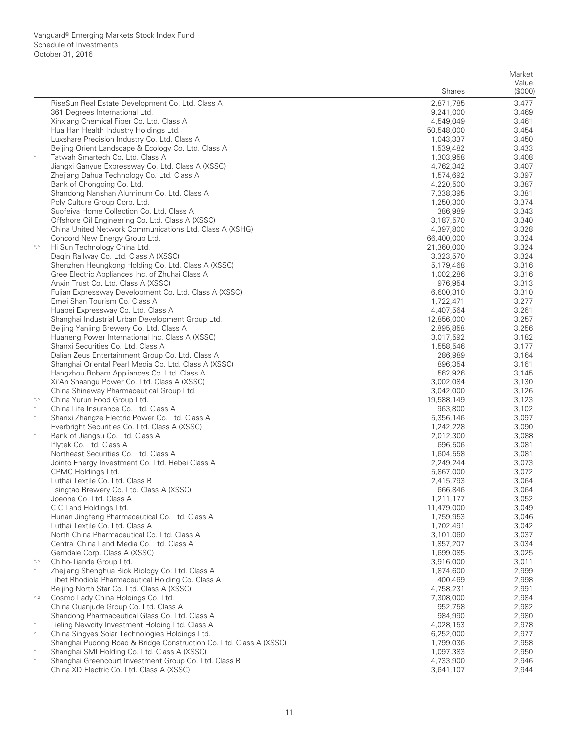Vanguard® Emerging Markets Stock Index Fund
Schedule of Investments
October 31, 2016

| | | Shares | Market Value ($000) |
|---|---|---|---|
| | RiseSun Real Estate Development Co. Ltd. Class A | 2,871,785 | 3,477 |
| | 361 Degrees International Ltd. | 9,241,000 | 3,469 |
| | Xinxiang Chemical Fiber Co. Ltd. Class A | 4,549,049 | 3,461 |
| | Hua Han Health Industry Holdings Ltd. | 50,548,000 | 3,454 |
| | Luxshare Precision Industry Co. Ltd. Class A | 1,043,337 | 3,450 |
| | Beijing Orient Landscape & Ecology Co. Ltd. Class A | 1,539,482 | 3,433 |
| * | Tatwah Smartech Co. Ltd. Class A | 1,303,958 | 3,408 |
| | Jiangxi Ganyue Expressway Co. Ltd. Class A (XSSC) | 4,762,342 | 3,407 |
| | Zhejiang Dahua Technology Co. Ltd. Class A | 1,574,692 | 3,397 |
| | Bank of Chongqing Co. Ltd. | 4,220,500 | 3,387 |
| | Shandong Nanshan Aluminum Co. Ltd. Class A | 7,338,395 | 3,381 |
| | Poly Culture Group Corp. Ltd. | 1,250,300 | 3,374 |
| | Suofeiya Home Collection Co. Ltd. Class A | 386,989 | 3,343 |
| | Offshore Oil Engineering Co. Ltd. Class A (XSSC) | 3,187,570 | 3,340 |
| | China United Network Communications Ltd. Class A (XSHG) | 4,397,800 | 3,328 |
| | Concord New Energy Group Ltd. | 66,400,000 | 3,324 |
| *,^ | Hi Sun Technology China Ltd. | 21,360,000 | 3,324 |
| | Daqin Railway Co. Ltd. Class A (XSSC) | 3,323,570 | 3,324 |
| | Shenzhen Heungkong Holding Co. Ltd. Class A (XSSC) | 5,179,468 | 3,316 |
| | Gree Electric Appliances Inc. of Zhuhai Class A | 1,002,286 | 3,316 |
| | Anxin Trust Co. Ltd. Class A (XSSC) | 976,954 | 3,313 |
| | Fujian Expressway Development Co. Ltd. Class A (XSSC) | 6,600,310 | 3,310 |
| | Emei Shan Tourism Co. Class A | 1,722,471 | 3,277 |
| | Huabei Expressway Co. Ltd. Class A | 4,407,564 | 3,261 |
| | Shanghai Industrial Urban Development Group Ltd. | 12,856,000 | 3,257 |
| | Beijing Yanjing Brewery Co. Ltd. Class A | 2,895,858 | 3,256 |
| | Huaneng Power International Inc. Class A (XSSC) | 3,017,592 | 3,182 |
| | Shanxi Securities Co. Ltd. Class A | 1,558,546 | 3,177 |
| | Dalian Zeus Entertainment Group Co. Ltd. Class A | 286,989 | 3,164 |
| | Shanghai Oriental Pearl Media Co. Ltd. Class A (XSSC) | 896,354 | 3,161 |
| | Hangzhou Robam Appliances Co. Ltd. Class A | 562,926 | 3,145 |
| | Xi'An Shaangu Power Co. Ltd. Class A (XSSC) | 3,002,084 | 3,130 |
| | China Shineway Pharmaceutical Group Ltd. | 3,042,000 | 3,126 |
| *,^ | China Yurun Food Group Ltd. | 19,588,149 | 3,123 |
| * | China Life Insurance Co. Ltd. Class A | 963,800 | 3,102 |
| * | Shanxi Zhangze Electric Power Co. Ltd. Class A | 5,356,146 | 3,097 |
| | Everbright Securities Co. Ltd. Class A (XSSC) | 1,242,228 | 3,090 |
| * | Bank of Jiangsu Co. Ltd. Class A | 2,012,300 | 3,088 |
| | Iflytek Co. Ltd. Class A | 696,506 | 3,081 |
| | Northeast Securities Co. Ltd. Class A | 1,604,558 | 3,081 |
| | Jointo Energy Investment Co. Ltd. Hebei Class A | 2,249,244 | 3,073 |
| | CPMC Holdings Ltd. | 5,867,000 | 3,072 |
| | Luthai Textile Co. Ltd. Class B | 2,415,793 | 3,064 |
| | Tsingtao Brewery Co. Ltd. Class A (XSSC) | 666,846 | 3,064 |
| | Joeone Co. Ltd. Class A | 1,211,177 | 3,052 |
| | C C Land Holdings Ltd. | 11,479,000 | 3,049 |
| | Hunan Jingfeng Pharmaceutical Co. Ltd. Class A | 1,759,953 | 3,046 |
| | Luthai Textile Co. Ltd. Class A | 1,702,491 | 3,042 |
| | North China Pharmaceutical Co. Ltd. Class A | 3,101,060 | 3,037 |
| | Central China Land Media Co. Ltd. Class A | 1,857,207 | 3,034 |
| | Gemdale Corp. Class A (XSSC) | 1,699,085 | 3,025 |
| *,^ | Chiho-Tiande Group Ltd. | 3,916,000 | 3,011 |
| * | Zhejiang Shenghua Biok Biology Co. Ltd. Class A | 1,874,600 | 2,999 |
| | Tibet Rhodiola Pharmaceutical Holding Co. Class A | 400,469 | 2,998 |
| | Beijing North Star Co. Ltd. Class A (XSSC) | 4,758,231 | 2,991 |
| ^,2 | Cosmo Lady China Holdings Co. Ltd. | 7,308,000 | 2,984 |
| | China Quanjude Group Co. Ltd. Class A | 952,758 | 2,982 |
| | Shandong Pharmaceutical Glass Co. Ltd. Class A | 984,990 | 2,980 |
| * | Tieling Newcity Investment Holding Ltd. Class A | 4,028,153 | 2,978 |
| ^ | China Singyes Solar Technologies Holdings Ltd. | 6,252,000 | 2,977 |
| | Shanghai Pudong Road & Bridge Construction Co. Ltd. Class A (XSSC) | 1,799,036 | 2,958 |
| * | Shanghai SMI Holding Co. Ltd. Class A (XSSC) | 1,097,383 | 2,950 |
| * | Shanghai Greencourt Investment Group Co. Ltd. Class B | 4,733,900 | 2,946 |
| | China XD Electric Co. Ltd. Class A (XSSC) | 3,641,107 | 2,944 |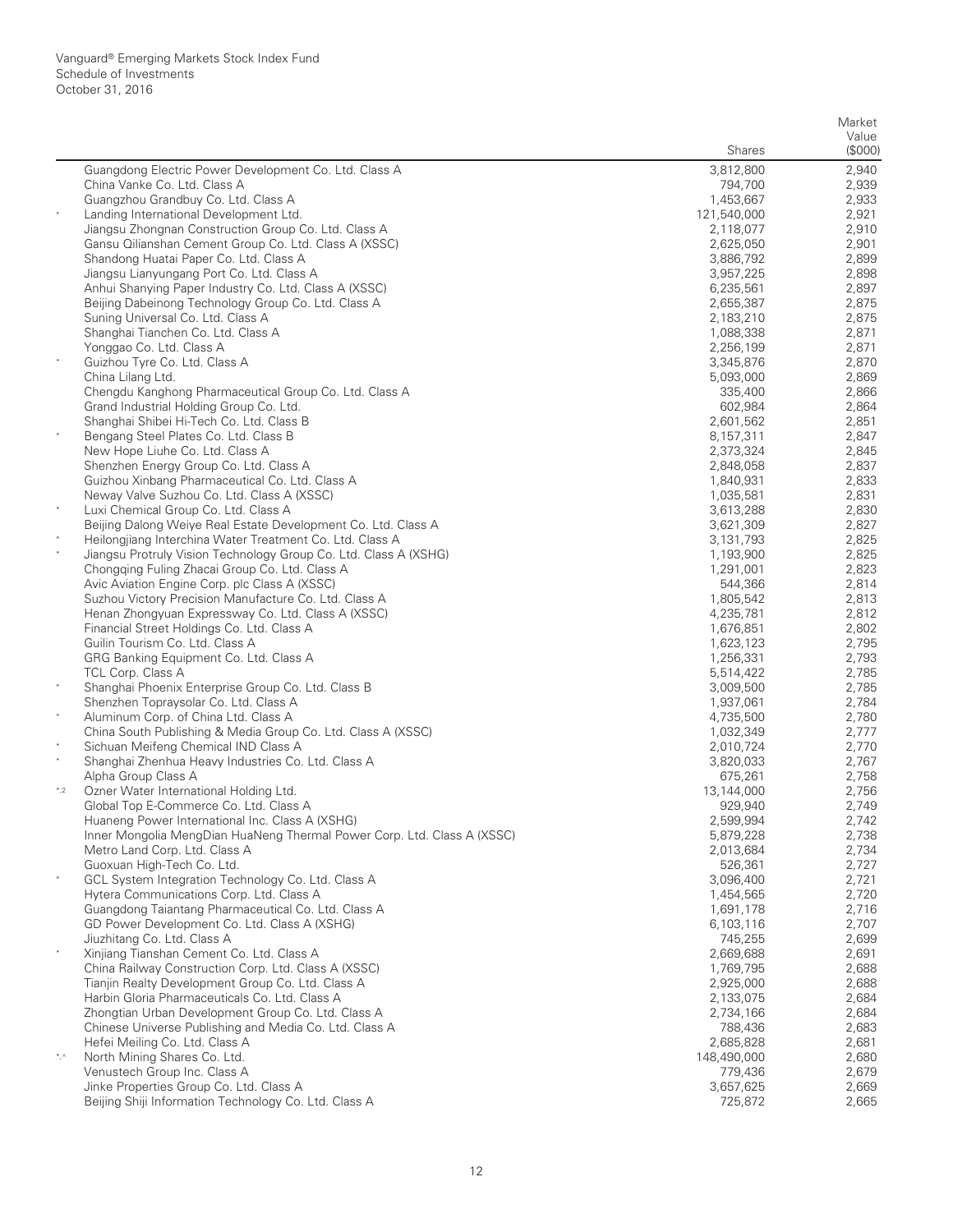Vanguard® Emerging Markets Stock Index Fund
Schedule of Investments
October 31, 2016

| | | Shares | Market Value ($000) |
|---|---|---|---|
| | Guangdong Electric Power Development Co. Ltd. Class A | 3,812,800 | 2,940 |
| | China Vanke Co. Ltd. Class A | 794,700 | 2,939 |
| | Guangzhou Grandbuy Co. Ltd. Class A | 1,453,667 | 2,933 |
| * | Landing International Development Ltd. | 121,540,000 | 2,921 |
| | Jiangsu Zhongnan Construction Group Co. Ltd. Class A | 2,118,077 | 2,910 |
| | Gansu Qilianshan Cement Group Co. Ltd. Class A (XSSC) | 2,625,050 | 2,901 |
| | Shandong Huatai Paper Co. Ltd. Class A | 3,886,792 | 2,899 |
| | Jiangsu Lianyungang Port Co. Ltd. Class A | 3,957,225 | 2,898 |
| | Anhui Shanying Paper Industry Co. Ltd. Class A (XSSC) | 6,235,561 | 2,897 |
| | Beijing Dabeinong Technology Group Co. Ltd. Class A | 2,655,387 | 2,875 |
| | Suning Universal Co. Ltd. Class A | 2,183,210 | 2,875 |
| | Shanghai Tianchen Co. Ltd. Class A | 1,088,338 | 2,871 |
| | Yonggao Co. Ltd. Class A | 2,256,199 | 2,871 |
| * | Guizhou Tyre Co. Ltd. Class A | 3,345,876 | 2,870 |
| | China Lilang Ltd. | 5,093,000 | 2,869 |
| | Chengdu Kanghong Pharmaceutical Group Co. Ltd. Class A | 335,400 | 2,866 |
| | Grand Industrial Holding Group Co. Ltd. | 602,984 | 2,864 |
| | Shanghai Shibei Hi-Tech Co. Ltd. Class B | 2,601,562 | 2,851 |
| * | Bengang Steel Plates Co. Ltd. Class B | 8,157,311 | 2,847 |
| | New Hope Liuhe Co. Ltd. Class A | 2,373,324 | 2,845 |
| | Shenzhen Energy Group Co. Ltd. Class A | 2,848,058 | 2,837 |
| | Guizhou Xinbang Pharmaceutical Co. Ltd. Class A | 1,840,931 | 2,833 |
| | Neway Valve Suzhou Co. Ltd. Class A (XSSC) | 1,035,581 | 2,831 |
| * | Luxi Chemical Group Co. Ltd. Class A | 3,613,288 | 2,830 |
| | Beijing Dalong Weiye Real Estate Development Co. Ltd. Class A | 3,621,309 | 2,827 |
| * | Heilongjiang Interchina Water Treatment Co. Ltd. Class A | 3,131,793 | 2,825 |
| * | Jiangsu Protruly Vision Technology Group Co. Ltd. Class A (XSHG) | 1,193,900 | 2,825 |
| | Chongqing Fuling Zhacai Group Co. Ltd. Class A | 1,291,001 | 2,823 |
| | Avic Aviation Engine Corp. plc Class A (XSSC) | 544,366 | 2,814 |
| | Suzhou Victory Precision Manufacture Co. Ltd. Class A | 1,805,542 | 2,813 |
| | Henan Zhongyuan Expressway Co. Ltd. Class A (XSSC) | 4,235,781 | 2,812 |
| | Financial Street Holdings Co. Ltd. Class A | 1,676,851 | 2,802 |
| | Guilin Tourism Co. Ltd. Class A | 1,623,123 | 2,795 |
| | GRG Banking Equipment Co. Ltd. Class A | 1,256,331 | 2,793 |
| | TCL Corp. Class A | 5,514,422 | 2,785 |
| * | Shanghai Phoenix Enterprise Group Co. Ltd. Class B | 3,009,500 | 2,785 |
| | Shenzhen Topraysolar Co. Ltd. Class A | 1,937,061 | 2,784 |
| * | Aluminum Corp. of China Ltd. Class A | 4,735,500 | 2,780 |
| | China South Publishing & Media Group Co. Ltd. Class A (XSSC) | 1,032,349 | 2,777 |
| * | Sichuan Meifeng Chemical IND Class A | 2,010,724 | 2,770 |
| * | Shanghai Zhenhua Heavy Industries Co. Ltd. Class A | 3,820,033 | 2,767 |
| | Alpha Group Class A | 675,261 | 2,758 |
| *,2 | Ozner Water International Holding Ltd. | 13,144,000 | 2,756 |
| | Global Top E-Commerce Co. Ltd. Class A | 929,940 | 2,749 |
| | Huaneng Power International Inc. Class A (XSHG) | 2,599,994 | 2,742 |
| | Inner Mongolia MengDian HuaNeng Thermal Power Corp. Ltd. Class A (XSSC) | 5,879,228 | 2,738 |
| | Metro Land Corp. Ltd. Class A | 2,013,684 | 2,734 |
| | Guoxuan High-Tech Co. Ltd. | 526,361 | 2,727 |
| * | GCL System Integration Technology Co. Ltd. Class A | 3,096,400 | 2,721 |
| | Hytera Communications Corp. Ltd. Class A | 1,454,565 | 2,720 |
| | Guangdong Taiantang Pharmaceutical Co. Ltd. Class A | 1,691,178 | 2,716 |
| | GD Power Development Co. Ltd. Class A (XSHG) | 6,103,116 | 2,707 |
| | Jiuzhitang Co. Ltd. Class A | 745,255 | 2,699 |
| * | Xinjiang Tianshan Cement Co. Ltd. Class A | 2,669,688 | 2,691 |
| | China Railway Construction Corp. Ltd. Class A (XSSC) | 1,769,795 | 2,688 |
| | Tianjin Realty Development Group Co. Ltd. Class A | 2,925,000 | 2,688 |
| | Harbin Gloria Pharmaceuticals Co. Ltd. Class A | 2,133,075 | 2,684 |
| | Zhongtian Urban Development Group Co. Ltd. Class A | 2,734,166 | 2,684 |
| | Chinese Universe Publishing and Media Co. Ltd. Class A | 788,436 | 2,683 |
| | Hefei Meiling Co. Ltd. Class A | 2,685,828 | 2,681 |
| *,^ | North Mining Shares Co. Ltd. | 148,490,000 | 2,680 |
| | Venustech Group Inc. Class A | 779,436 | 2,679 |
| | Jinke Properties Group Co. Ltd. Class A | 3,657,625 | 2,669 |
| | Beijing Shiji Information Technology Co. Ltd. Class A | 725,872 | 2,665 |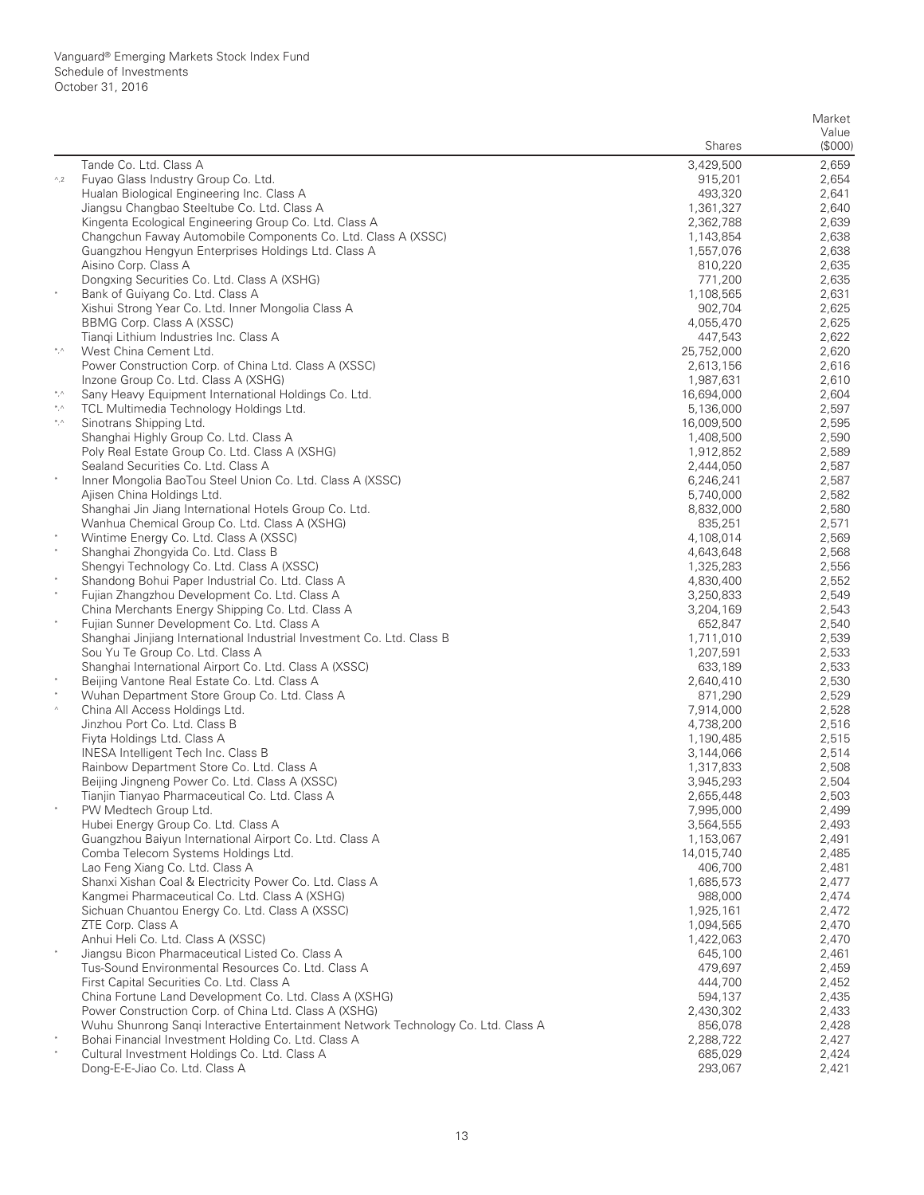Vanguard® Emerging Markets Stock Index Fund
Schedule of Investments
October 31, 2016

| | | Shares | Market Value ($000) |
|---|---|---|---|
| | Tande Co. Ltd. Class A | 3,429,500 | 2,659 |
| ^,2 | Fuyao Glass Industry Group Co. Ltd. | 915,201 | 2,654 |
| | Hualan Biological Engineering Inc. Class A | 493,320 | 2,641 |
| | Jiangsu Changbao Steeltube Co. Ltd. Class A | 1,361,327 | 2,640 |
| | Kingenta Ecological Engineering Group Co. Ltd. Class A | 2,362,788 | 2,639 |
| | Changchun Faway Automobile Components Co. Ltd. Class A (XSSC) | 1,143,854 | 2,638 |
| | Guangzhou Hengyun Enterprises Holdings Ltd. Class A | 1,557,076 | 2,638 |
| | Aisino Corp. Class A | 810,220 | 2,635 |
| | Dongxing Securities Co. Ltd. Class A (XSHG) | 771,200 | 2,635 |
| * | Bank of Guiyang Co. Ltd. Class A | 1,108,565 | 2,631 |
| | Xishui Strong Year Co. Ltd. Inner Mongolia Class A | 902,704 | 2,625 |
| | BBMG Corp. Class A (XSSC) | 4,055,470 | 2,625 |
| | Tianqi Lithium Industries Inc. Class A | 447,543 | 2,622 |
| *,^ | West China Cement Ltd. | 25,752,000 | 2,620 |
| | Power Construction Corp. of China Ltd. Class A (XSSC) | 2,613,156 | 2,616 |
| | Inzone Group Co. Ltd. Class A (XSHG) | 1,987,631 | 2,610 |
| *,^ | Sany Heavy Equipment International Holdings Co. Ltd. | 16,694,000 | 2,604 |
| *,^ | TCL Multimedia Technology Holdings Ltd. | 5,136,000 | 2,597 |
| *,^ | Sinotrans Shipping Ltd. | 16,009,500 | 2,595 |
| | Shanghai Highly Group Co. Ltd. Class A | 1,408,500 | 2,590 |
| | Poly Real Estate Group Co. Ltd. Class A (XSHG) | 1,912,852 | 2,589 |
| | Sealand Securities Co. Ltd. Class A | 2,444,050 | 2,587 |
| * | Inner Mongolia BaoTou Steel Union Co. Ltd. Class A (XSSC) | 6,246,241 | 2,587 |
| | Ajisen China Holdings Ltd. | 5,740,000 | 2,582 |
| | Shanghai Jin Jiang International Hotels Group Co. Ltd. | 8,832,000 | 2,580 |
| | Wanhua Chemical Group Co. Ltd. Class A (XSHG) | 835,251 | 2,571 |
| * | Wintime Energy Co. Ltd. Class A (XSSC) | 4,108,014 | 2,569 |
| * | Shanghai Zhongyida Co. Ltd. Class B | 4,643,648 | 2,568 |
| | Shengyi Technology Co. Ltd. Class A (XSSC) | 1,325,283 | 2,556 |
| * | Shandong Bohui Paper Industrial Co. Ltd. Class A | 4,830,400 | 2,552 |
| * | Fujian Zhangzhou Development Co. Ltd. Class A | 3,250,833 | 2,549 |
| | China Merchants Energy Shipping Co. Ltd. Class A | 3,204,169 | 2,543 |
| * | Fujian Sunner Development Co. Ltd. Class A | 652,847 | 2,540 |
| | Shanghai Jinjiang International Industrial Investment Co. Ltd. Class B | 1,711,010 | 2,539 |
| | Sou Yu Te Group Co. Ltd. Class A | 1,207,591 | 2,533 |
| | Shanghai International Airport Co. Ltd. Class A (XSSC) | 633,189 | 2,533 |
| * | Beijing Vantone Real Estate Co. Ltd. Class A | 2,640,410 | 2,530 |
| * | Wuhan Department Store Group Co. Ltd. Class A | 871,290 | 2,529 |
| ^ | China All Access Holdings Ltd. | 7,914,000 | 2,528 |
| | Jinzhou Port Co. Ltd. Class B | 4,738,200 | 2,516 |
| | Fiyta Holdings Ltd. Class A | 1,190,485 | 2,515 |
| | INESA Intelligent Tech Inc. Class B | 3,144,066 | 2,514 |
| | Rainbow Department Store Co. Ltd. Class A | 1,317,833 | 2,508 |
| | Beijing Jingneng Power Co. Ltd. Class A (XSSC) | 3,945,293 | 2,504 |
| | Tianjin Tianyao Pharmaceutical Co. Ltd. Class A | 2,655,448 | 2,503 |
| * | PW Medtech Group Ltd. | 7,995,000 | 2,499 |
| | Hubei Energy Group Co. Ltd. Class A | 3,564,555 | 2,493 |
| | Guangzhou Baiyun International Airport Co. Ltd. Class A | 1,153,067 | 2,491 |
| | Comba Telecom Systems Holdings Ltd. | 14,015,740 | 2,485 |
| | Lao Feng Xiang Co. Ltd. Class A | 406,700 | 2,481 |
| | Shanxi Xishan Coal & Electricity Power Co. Ltd. Class A | 1,685,573 | 2,477 |
| | Kangmei Pharmaceutical Co. Ltd. Class A (XSHG) | 988,000 | 2,474 |
| | Sichuan Chuantou Energy Co. Ltd. Class A (XSSC) | 1,925,161 | 2,472 |
| | ZTE Corp. Class A | 1,094,565 | 2,470 |
| | Anhui Heli Co. Ltd. Class A (XSSC) | 1,422,063 | 2,470 |
| * | Jiangsu Bicon Pharmaceutical Listed Co. Class A | 645,100 | 2,461 |
| | Tus-Sound Environmental Resources Co. Ltd. Class A | 479,697 | 2,459 |
| | First Capital Securities Co. Ltd. Class A | 444,700 | 2,452 |
| | China Fortune Land Development Co. Ltd. Class A (XSHG) | 594,137 | 2,435 |
| | Power Construction Corp. of China Ltd. Class A (XSHG) | 2,430,302 | 2,433 |
| | Wuhu Shunrong Sanqi Interactive Entertainment Network Technology Co. Ltd. Class A | 856,078 | 2,428 |
| * | Bohai Financial Investment Holding Co. Ltd. Class A | 2,288,722 | 2,427 |
| * | Cultural Investment Holdings Co. Ltd. Class A | 685,029 | 2,424 |
| | Dong-E-E-Jiao Co. Ltd. Class A | 293,067 | 2,421 |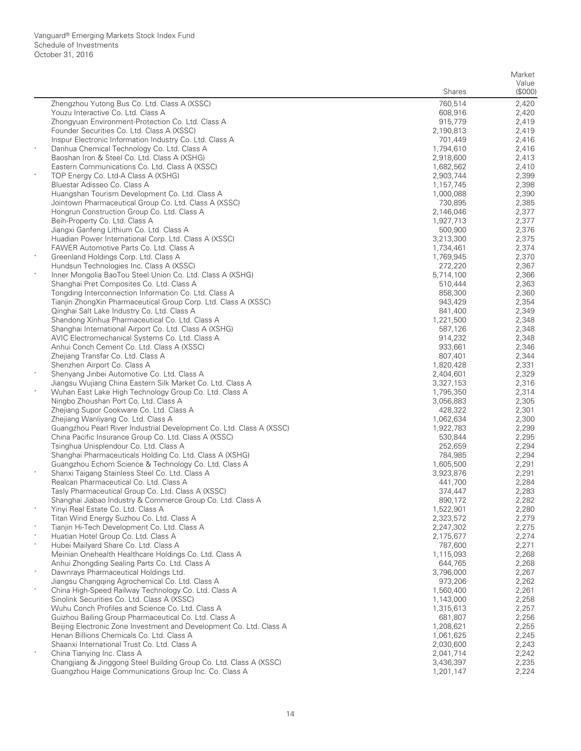| | | Shares | Market Value ($000) |
|---|---|---|---|
| | Zhengzhou Yutong Bus Co. Ltd. Class A (XSSC) | 760,514 | 2,420 |
| | Youzu Interactive Co. Ltd. Class A | 608,916 | 2,420 |
| | Zhongyuan Environment-Protection Co. Ltd. Class A | 915,779 | 2,419 |
| | Founder Securities Co. Ltd. Class A (XSSC) | 2,190,813 | 2,419 |
| | Inspur Electronic Information Industry Co. Ltd. Class A | 701,449 | 2,416 |
| * | Danhua Chemical Technology Co. Ltd. Class A | 1,794,610 | 2,416 |
| | Baoshan Iron & Steel Co. Ltd. Class A (XSHG) | 2,918,600 | 2,413 |
| | Eastern Communications Co. Ltd. Class A (XSSC) | 1,682,562 | 2,410 |
| * | TOP Energy Co. Ltd-A Class A (XSHG) | 2,903,744 | 2,399 |
| | Bluestar Adisseo Co. Class A | 1,157,745 | 2,398 |
| | Huangshan Tourism Development Co. Ltd. Class A | 1,000,088 | 2,390 |
| | Jointown Pharmaceutical Group Co. Ltd. Class A (XSSC) | 730,895 | 2,385 |
| | Hongrun Construction Group Co. Ltd. Class A | 2,146,046 | 2,377 |
| | Beih-Property Co. Ltd. Class A | 1,927,713 | 2,377 |
| | Jiangxi Ganfeng Lithium Co. Ltd. Class A | 500,900 | 2,376 |
| | Huadian Power International Corp. Ltd. Class A (XSSC) | 3,213,300 | 2,375 |
| | FAWER Automotive Parts Co. Ltd. Class A | 1,734,461 | 2,374 |
| * | Greenland Holdings Corp. Ltd. Class A | 1,769,945 | 2,370 |
| | Hundsun Technologies Inc. Class A (XSSC) | 272,220 | 2,367 |
| * | Inner Mongolia BaoTou Steel Union Co. Ltd. Class A (XSHG) | 5,714,100 | 2,366 |
| | Shanghai Pret Composites Co. Ltd. Class A | 510,444 | 2,363 |
| | Tongding Interconnection Information Co. Ltd. Class A | 858,300 | 2,360 |
| | Tianjin ZhongXin Pharmaceutical Group Corp. Ltd. Class A (XSSC) | 943,429 | 2,354 |
| | Qinghai Salt Lake Industry Co. Ltd. Class A | 841,400 | 2,349 |
| | Shandong Xinhua Pharmaceutical Co. Ltd. Class A | 1,221,500 | 2,348 |
| | Shanghai International Airport Co. Ltd. Class A (XSHG) | 587,126 | 2,348 |
| | AVIC Electromechanical Systems Co. Ltd. Class A | 914,232 | 2,348 |
| | Anhui Conch Cement Co. Ltd. Class A (XSSC) | 933,661 | 2,346 |
| | Zhejiang Transfar Co. Ltd. Class A | 807,401 | 2,344 |
| | Shenzhen Airport Co. Class A | 1,820,428 | 2,331 |
| * | Shenyang Jinbei Automotive Co. Ltd. Class A | 2,404,601 | 2,329 |
| | Jiangsu Wujiang China Eastern Silk Market Co. Ltd. Class A | 3,327,153 | 2,316 |
| * | Wuhan East Lake High Technology Group Co. Ltd. Class A | 1,795,350 | 2,314 |
| | Ningbo Zhoushan Port Co. Ltd. Class A | 3,056,883 | 2,305 |
| | Zhejiang Supor Cookware Co. Ltd. Class A | 428,322 | 2,301 |
| | Zhejiang Wanliyang Co. Ltd. Class A | 1,062,634 | 2,300 |
| | Guangzhou Pearl River Industrial Development Co. Ltd. Class A (XSSC) | 1,922,783 | 2,299 |
| | China Pacific Insurance Group Co. Ltd. Class A (XSSC) | 530,844 | 2,295 |
| | Tsinghua Unisplendour Co. Ltd. Class A | 252,659 | 2,294 |
| | Shanghai Pharmaceuticals Holding Co. Ltd. Class A (XSHG) | 784,985 | 2,294 |
| | Guangzhou Echom Science & Technology Co. Ltd. Class A | 1,605,500 | 2,291 |
| * | Shanxi Taigang Stainless Steel Co. Ltd. Class A | 3,923,876 | 2,291 |
| | Realcan Pharmaceutical Co. Ltd. Class A | 441,700 | 2,284 |
| | Tasly Pharmaceutical Group Co. Ltd. Class A (XSSC) | 374,447 | 2,283 |
| | Shanghai Jiabao Industry & Commerce Group Co. Ltd. Class A | 890,172 | 2,282 |
| * | Yinyi Real Estate Co. Ltd. Class A | 1,522,901 | 2,280 |
| | Titan Wind Energy Suzhou Co. Ltd. Class A | 2,323,572 | 2,279 |
| * | Tianjin Hi-Tech Development Co. Ltd. Class A | 2,247,302 | 2,275 |
| * | Huatian Hotel Group Co. Ltd. Class A | 2,175,677 | 2,274 |
| * | Hubei Mailyard Share Co. Ltd. Class A | 787,600 | 2,271 |
| | Meinian Onehealth Healthcare Holdings Co. Ltd. Class A | 1,115,093 | 2,268 |
| | Anhui Zhongding Sealing Parts Co. Ltd. Class A | 644,765 | 2,268 |
| ^ | Dawnrays Pharmaceutical Holdings Ltd. | 3,796,000 | 2,267 |
| | Jiangsu Changqing Agrochemical Co. Ltd. Class A | 973,206 | 2,262 |
| * | China High-Speed Railway Technology Co. Ltd. Class A | 1,560,400 | 2,261 |
| | Sinolink Securities Co. Ltd. Class A (XSSC) | 1,143,000 | 2,258 |
| | Wuhu Conch Profiles and Science Co. Ltd. Class A | 1,315,613 | 2,257 |
| | Guizhou Bailing Group Pharmaceutical Co. Ltd. Class A | 681,807 | 2,256 |
| | Beijing Electronic Zone Investment and Development Co. Ltd. Class A | 1,208,621 | 2,255 |
| | Henan Billions Chemicals Co. Ltd. Class A | 1,061,625 | 2,245 |
| | Shaanxi International Trust Co. Ltd. Class A | 2,030,600 | 2,243 |
| * | China Tianying Inc. Class A | 2,041,714 | 2,242 |
| | Changjiang & Jinggong Steel Building Group Co. Ltd. Class A (XSSC) | 3,436,397 | 2,235 |
| | Guangzhou Haige Communications Group Inc. Co. Class A | 1,201,147 | 2,224 |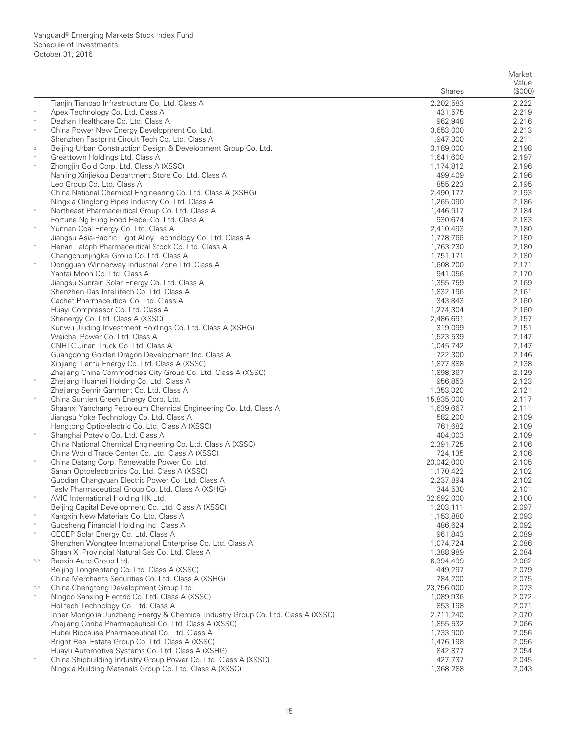Vanguard® Emerging Markets Stock Index Fund
Schedule of Investments
October 31, 2016

| | | Shares | Market Value ($000) |
|---|---|---|---|
| | Tianjin Tianbao Infrastructure Co. Ltd. Class A | 2,202,583 | 2,222 |
| * | Apex Technology Co. Ltd. Class A | 431,575 | 2,219 |
| * | Dezhan Healthcare Co. Ltd. Class A | 962,948 | 2,216 |
| ^ | China Power New Energy Development Co. Ltd. | 3,653,000 | 2,213 |
| | Shenzhen Fastprint Circuit Tech Co. Ltd. Class A | 1,947,300 | 2,211 |
| 2 | Beijing Urban Construction Design & Development Group Co. Ltd. | 3,189,000 | 2,198 |
| * | Greattown Holdings Ltd. Class A | 1,641,600 | 2,197 |
| * | Zhongjin Gold Corp. Ltd. Class A (XSSC) | 1,174,812 | 2,196 |
| | Nanjing Xinjiekou Department Store Co. Ltd. Class A | 499,409 | 2,196 |
| | Leo Group Co. Ltd. Class A | 855,223 | 2,195 |
| | China National Chemical Engineering Co. Ltd. Class A (XSHG) | 2,490,177 | 2,193 |
| | Ningxia Qinglong Pipes Industry Co. Ltd. Class A | 1,265,090 | 2,186 |
| * | Northeast Pharmaceutical Group Co. Ltd. Class A | 1,446,917 | 2,184 |
| | Fortune Ng Fung Food Hebei Co. Ltd. Class A | 930,674 | 2,183 |
| * | Yunnan Coal Energy Co. Ltd. Class A | 2,410,493 | 2,180 |
| | Jiangsu Asia-Pacific Light Alloy Technology Co. Ltd. Class A | 1,778,766 | 2,180 |
| * | Henan Taloph Pharmaceutical Stock Co. Ltd. Class A | 1,763,230 | 2,180 |
| | Changchunjingkai Group Co. Ltd. Class A | 1,751,171 | 2,180 |
| * | Dongguan Winnerway Industrial Zone Ltd. Class A | 1,608,200 | 2,171 |
| | Yantai Moon Co. Ltd. Class A | 941,056 | 2,170 |
| | Jiangsu Sunrain Solar Energy Co. Ltd. Class A | 1,355,759 | 2,169 |
| | Shenzhen Das Intellitech Co. Ltd. Class A | 1,832,196 | 2,161 |
| | Cachet Pharmaceutical Co. Ltd. Class A | 343,843 | 2,160 |
| | Huayi Compressor Co. Ltd. Class A | 1,274,304 | 2,160 |
| | Shenergy Co. Ltd. Class A (XSSC) | 2,486,691 | 2,157 |
| | Kunwu Jiuding Investment Holdings Co. Ltd. Class A (XSHG) | 319,099 | 2,151 |
| | Weichai Power Co. Ltd. Class A | 1,523,539 | 2,147 |
| | CNHTC Jinan Truck Co. Ltd. Class A | 1,045,742 | 2,147 |
| | Guangdong Golden Dragon Development Inc. Class A | 722,300 | 2,146 |
| | Xinjiang Tianfu Energy Co. Ltd. Class A (XSSC) | 1,877,888 | 2,138 |
| | Zhejiang China Commodities City Group Co. Ltd. Class A (XSSC) | 1,898,367 | 2,129 |
| * | Zhejiang Huamei Holding Co. Ltd. Class A | 956,853 | 2,123 |
| | Zhejiang Semir Garment Co. Ltd. Class A | 1,353,320 | 2,121 |
| ^ | China Suntien Green Energy Corp. Ltd. | 15,835,000 | 2,117 |
| | Shaanxi Yanchang Petroleum Chemical Engineering Co. Ltd. Class A | 1,639,667 | 2,111 |
| | Jiangsu Yoke Technology Co. Ltd. Class A | 582,200 | 2,109 |
| | Hengtong Optic-electric Co. Ltd. Class A (XSSC) | 761,682 | 2,109 |
| * | Shanghai Potevio Co. Ltd. Class A | 404,003 | 2,109 |
| | China National Chemical Engineering Co. Ltd. Class A (XSSC) | 2,391,725 | 2,106 |
| | China World Trade Center Co. Ltd. Class A (XSSC) | 724,135 | 2,106 |
| * | China Datang Corp. Renewable Power Co. Ltd. | 23,042,000 | 2,105 |
| | Sanan Optoelectronics Co. Ltd. Class A (XSSC) | 1,170,422 | 2,102 |
| | Guodian Changyuan Electric Power Co. Ltd. Class A | 2,237,894 | 2,102 |
| | Tasly Pharmaceutical Group Co. Ltd. Class A (XSHG) | 344,530 | 2,101 |
| * | AVIC International Holding HK Ltd. | 32,692,000 | 2,100 |
| | Beijing Capital Development Co. Ltd. Class A (XSSC) | 1,203,111 | 2,097 |
| * | Kangxin New Materials Co. Ltd. Class A | 1,153,880 | 2,093 |
| * | Guosheng Financial Holding Inc. Class A | 486,624 | 2,092 |
| * | CECEP Solar Energy Co. Ltd. Class A | 961,843 | 2,089 |
| | Shenzhen Wongtee International Enterprise Co. Ltd. Class A | 1,074,724 | 2,086 |
| | Shaan Xi Provincial Natural Gas Co. Ltd. Class A | 1,388,989 | 2,084 |
| *,^ | Baoxin Auto Group Ltd. | 6,394,499 | 2,082 |
| | Beijing Tongrentang Co. Ltd. Class A (XSSC) | 449,297 | 2,079 |
| | China Merchants Securities Co. Ltd. Class A (XSHG) | 784,200 | 2,075 |
| *,^ | China Chengtong Development Group Ltd. | 23,756,000 | 2,073 |
| * | Ningbo Sanxing Electric Co. Ltd. Class A (XSSC) | 1,089,936 | 2,072 |
| | Holitech Technology Co. Ltd. Class A | 853,198 | 2,071 |
| | Inner Mongolia Junzheng Energy & Chemical Industry Group Co. Ltd. Class A (XSSC) | 2,711,240 | 2,070 |
| | Zhejiang Conba Pharmaceutical Co. Ltd. Class A (XSSC) | 1,855,532 | 2,066 |
| | Hubei Biocause Pharmaceutical Co. Ltd. Class A | 1,733,900 | 2,056 |
| | Bright Real Estate Group Co. Ltd. Class A (XSSC) | 1,476,198 | 2,056 |
| | Huayu Automotive Systems Co. Ltd. Class A (XSHG) | 842,877 | 2,054 |
| * | China Shipbuilding Industry Group Power Co. Ltd. Class A (XSSC) | 427,737 | 2,045 |
| | Ningxia Building Materials Group Co. Ltd. Class A (XSSC) | 1,368,288 | 2,043 |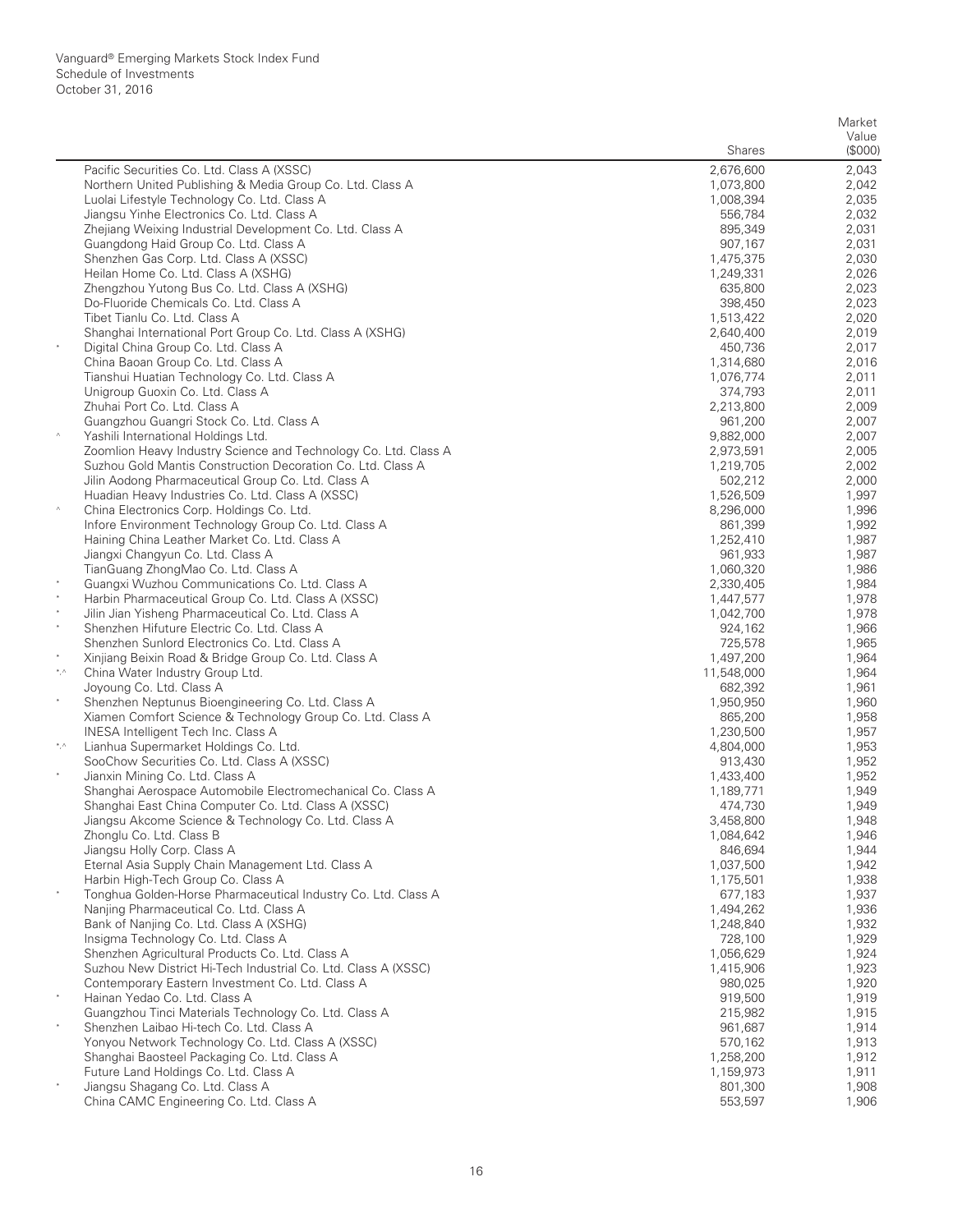Vanguard® Emerging Markets Stock Index Fund
Schedule of Investments
October 31, 2016

| | | Shares | Market Value ($000) |
|---|---|---|---|
| | Pacific Securities Co. Ltd. Class A (XSSC) | 2,676,600 | 2,043 |
| | Northern United Publishing & Media Group Co. Ltd. Class A | 1,073,800 | 2,042 |
| | Luolai Lifestyle Technology Co. Ltd. Class A | 1,008,394 | 2,035 |
| | Jiangsu Yinhe Electronics Co. Ltd. Class A | 556,784 | 2,032 |
| | Zhejiang Weixing Industrial Development Co. Ltd. Class A | 895,349 | 2,031 |
| | Guangdong Haid Group Co. Ltd. Class A | 907,167 | 2,031 |
| | Shenzhen Gas Corp. Ltd. Class A (XSSC) | 1,475,375 | 2,030 |
| | Heilan Home Co. Ltd. Class A (XSHG) | 1,249,331 | 2,026 |
| | Zhengzhou Yutong Bus Co. Ltd. Class A (XSHG) | 635,800 | 2,023 |
| | Do-Fluoride Chemicals Co. Ltd. Class A | 398,450 | 2,023 |
| | Tibet Tianlu Co. Ltd. Class A | 1,513,422 | 2,020 |
| | Shanghai International Port Group Co. Ltd. Class A (XSHG) | 2,640,400 | 2,019 |
| * | Digital China Group Co. Ltd. Class A | 450,736 | 2,017 |
| | China Baoan Group Co. Ltd. Class A | 1,314,680 | 2,016 |
| | Tianshui Huatian Technology Co. Ltd. Class A | 1,076,774 | 2,011 |
| | Unigroup Guoxin Co. Ltd. Class A | 374,793 | 2,011 |
| | Zhuhai Port Co. Ltd. Class A | 2,213,800 | 2,009 |
| | Guangzhou Guangri Stock Co. Ltd. Class A | 961,200 | 2,007 |
| ^ | Yashili International Holdings Ltd. | 9,882,000 | 2,007 |
| | Zoomlion Heavy Industry Science and Technology Co. Ltd. Class A | 2,973,591 | 2,005 |
| | Suzhou Gold Mantis Construction Decoration Co. Ltd. Class A | 1,219,705 | 2,002 |
| | Jilin Aodong Pharmaceutical Group Co. Ltd. Class A | 502,212 | 2,000 |
| | Huadian Heavy Industries Co. Ltd. Class A (XSSC) | 1,526,509 | 1,997 |
| ^ | China Electronics Corp. Holdings Co. Ltd. | 8,296,000 | 1,996 |
| | Infore Environment Technology Group Co. Ltd. Class A | 861,399 | 1,992 |
| | Haining China Leather Market Co. Ltd. Class A | 1,252,410 | 1,987 |
| | Jiangxi Changyun Co. Ltd. Class A | 961,933 | 1,987 |
| | TianGuang ZhongMao Co. Ltd. Class A | 1,060,320 | 1,986 |
| * | Guangxi Wuzhou Communications Co. Ltd. Class A | 2,330,405 | 1,984 |
| * | Harbin Pharmaceutical Group Co. Ltd. Class A (XSSC) | 1,447,577 | 1,978 |
| * | Jilin Jian Yisheng Pharmaceutical Co. Ltd. Class A | 1,042,700 | 1,978 |
| * | Shenzhen Hifuture Electric Co. Ltd. Class A | 924,162 | 1,966 |
| | Shenzhen Sunlord Electronics Co. Ltd. Class A | 725,578 | 1,965 |
| * | Xinjiang Beixin Road & Bridge Group Co. Ltd. Class A | 1,497,200 | 1,964 |
| *,^ | China Water Industry Group Ltd. | 11,548,000 | 1,964 |
| | Joyoung Co. Ltd. Class A | 682,392 | 1,961 |
| * | Shenzhen Neptunus Bioengineering Co. Ltd. Class A | 1,950,950 | 1,960 |
| | Xiamen Comfort Science & Technology Group Co. Ltd. Class A | 865,200 | 1,958 |
| | INESA Intelligent Tech Inc. Class A | 1,230,500 | 1,957 |
| *,^ | Lianhua Supermarket Holdings Co. Ltd. | 4,804,000 | 1,953 |
| | SooChow Securities Co. Ltd. Class A (XSSC) | 913,430 | 1,952 |
| * | Jianxin Mining Co. Ltd. Class A | 1,433,400 | 1,952 |
| | Shanghai Aerospace Automobile Electromechanical Co. Class A | 1,189,771 | 1,949 |
| | Shanghai East China Computer Co. Ltd. Class A (XSSC) | 474,730 | 1,949 |
| | Jiangsu Akcome Science & Technology Co. Ltd. Class A | 3,458,800 | 1,948 |
| | Zhonglu Co. Ltd. Class B | 1,084,642 | 1,946 |
| | Jiangsu Holly Corp. Class A | 846,694 | 1,944 |
| | Eternal Asia Supply Chain Management Ltd. Class A | 1,037,500 | 1,942 |
| | Harbin High-Tech Group Co. Class A | 1,175,501 | 1,938 |
| * | Tonghua Golden-Horse Pharmaceutical Industry Co. Ltd. Class A | 677,183 | 1,937 |
| | Nanjing Pharmaceutical Co. Ltd. Class A | 1,494,262 | 1,936 |
| | Bank of Nanjing Co. Ltd. Class A (XSHG) | 1,248,840 | 1,932 |
| | Insigma Technology Co. Ltd. Class A | 728,100 | 1,929 |
| | Shenzhen Agricultural Products Co. Ltd. Class A | 1,056,629 | 1,924 |
| | Suzhou New District Hi-Tech Industrial Co. Ltd. Class A (XSSC) | 1,415,906 | 1,923 |
| | Contemporary Eastern Investment Co. Ltd. Class A | 980,025 | 1,920 |
| * | Hainan Yedao Co. Ltd. Class A | 919,500 | 1,919 |
| | Guangzhou Tinci Materials Technology Co. Ltd. Class A | 215,982 | 1,915 |
| * | Shenzhen Laibao Hi-tech Co. Ltd. Class A | 961,687 | 1,914 |
| | Yonyou Network Technology Co. Ltd. Class A (XSSC) | 570,162 | 1,913 |
| | Shanghai Baosteel Packaging Co. Ltd. Class A | 1,258,200 | 1,912 |
| | Future Land Holdings Co. Ltd. Class A | 1,159,973 | 1,911 |
| * | Jiangsu Shagang Co. Ltd. Class A | 801,300 | 1,908 |
| | China CAMC Engineering Co. Ltd. Class A | 553,597 | 1,906 |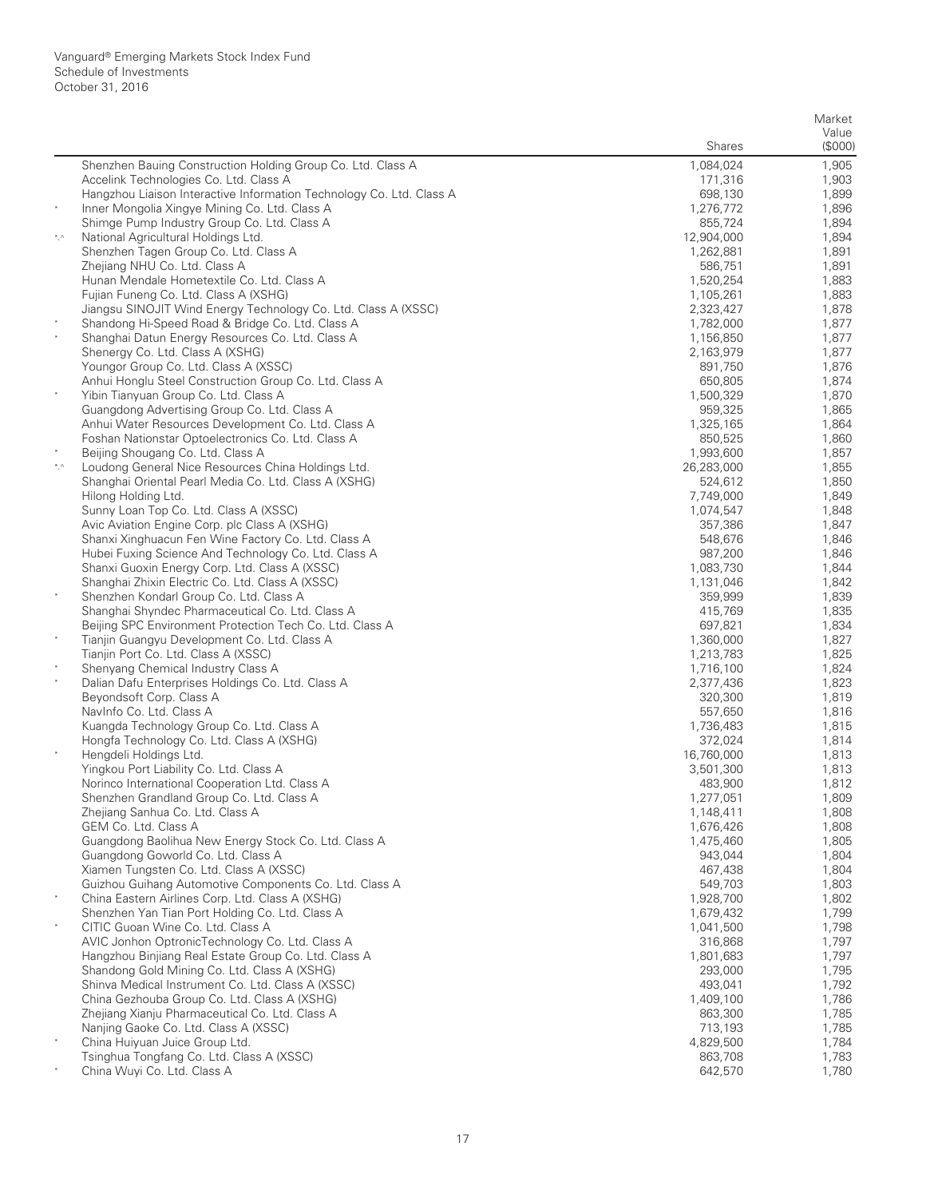| | | Shares | Market Value ($000) |
|---|---|---|---|
| | Shenzhen Bauing Construction Holding Group Co. Ltd. Class A | 1,084,024 | 1,905 |
| | Accelink Technologies Co. Ltd. Class A | 171,316 | 1,903 |
| | Hangzhou Liaison Interactive Information Technology Co. Ltd. Class A | 698,130 | 1,899 |
| * | Inner Mongolia Xingye Mining Co. Ltd. Class A | 1,276,772 | 1,896 |
| | Shimge Pump Industry Group Co. Ltd. Class A | 855,724 | 1,894 |
| *,^ | National Agricultural Holdings Ltd. | 12,904,000 | 1,894 |
| | Shenzhen Tagen Group Co. Ltd. Class A | 1,262,881 | 1,891 |
| | Zhejiang NHU Co. Ltd. Class A | 586,751 | 1,891 |
| | Hunan Mendale Hometextile Co. Ltd. Class A | 1,520,254 | 1,883 |
| | Fujian Funeng Co. Ltd. Class A (XSHG) | 1,105,261 | 1,883 |
| | Jiangsu SINOJIT Wind Energy Technology Co. Ltd. Class A (XSSC) | 2,323,427 | 1,878 |
| * | Shandong Hi-Speed Road & Bridge Co. Ltd. Class A | 1,782,000 | 1,877 |
| * | Shanghai Datun Energy Resources Co. Ltd. Class A | 1,156,850 | 1,877 |
| | Shenergy Co. Ltd. Class A (XSHG) | 2,163,979 | 1,877 |
| | Youngor Group Co. Ltd. Class A (XSSC) | 891,750 | 1,876 |
| | Anhui Honglu Steel Construction Group Co. Ltd. Class A | 650,805 | 1,874 |
| * | Yibin Tianyuan Group Co. Ltd. Class A | 1,500,329 | 1,870 |
| | Guangdong Advertising Group Co. Ltd. Class A | 959,325 | 1,865 |
| | Anhui Water Resources Development Co. Ltd. Class A | 1,325,165 | 1,864 |
| | Foshan Nationstar Optoelectronics Co. Ltd. Class A | 850,525 | 1,860 |
| * | Beijing Shougang Co. Ltd. Class A | 1,993,600 | 1,857 |
| *,^ | Loudong General Nice Resources China Holdings Ltd. | 26,283,000 | 1,855 |
| | Shanghai Oriental Pearl Media Co. Ltd. Class A (XSHG) | 524,612 | 1,850 |
| | Hilong Holding Ltd. | 7,749,000 | 1,849 |
| | Sunny Loan Top Co. Ltd. Class A (XSSC) | 1,074,547 | 1,848 |
| | Avic Aviation Engine Corp. plc Class A (XSHG) | 357,386 | 1,847 |
| | Shanxi Xinghuacun Fen Wine Factory Co. Ltd. Class A | 548,676 | 1,846 |
| | Hubei Fuxing Science And Technology Co. Ltd. Class A | 987,200 | 1,846 |
| | Shanxi Guoxin Energy Corp. Ltd. Class A (XSSC) | 1,083,730 | 1,844 |
| | Shanghai Zhixin Electric Co. Ltd. Class A (XSSC) | 1,131,046 | 1,842 |
| * | Shenzhen Kondarl Group Co. Ltd. Class A | 359,999 | 1,839 |
| | Shanghai Shyndec Pharmaceutical Co. Ltd. Class A | 415,769 | 1,835 |
| | Beijing SPC Environment Protection Tech Co. Ltd. Class A | 697,821 | 1,834 |
| * | Tianjin Guangyu Development Co. Ltd. Class A | 1,360,000 | 1,827 |
| | Tianjin Port Co. Ltd. Class A (XSSC) | 1,213,783 | 1,825 |
| * | Shenyang Chemical Industry Class A | 1,716,100 | 1,824 |
| * | Dalian Dafu Enterprises Holdings Co. Ltd. Class A | 2,377,436 | 1,823 |
| | Beyondsoft Corp. Class A | 320,300 | 1,819 |
| | NavInfo Co. Ltd. Class A | 557,650 | 1,816 |
| | Kuangda Technology Group Co. Ltd. Class A | 1,736,483 | 1,815 |
| | Hongfa Technology Co. Ltd. Class A (XSHG) | 372,024 | 1,814 |
| * | Hengdeli Holdings Ltd. | 16,760,000 | 1,813 |
| | Yingkou Port Liability Co. Ltd. Class A | 3,501,300 | 1,813 |
| | Norinco International Cooperation Ltd. Class A | 483,900 | 1,812 |
| | Shenzhen Grandland Group Co. Ltd. Class A | 1,277,051 | 1,809 |
| | Zhejiang Sanhua Co. Ltd. Class A | 1,148,411 | 1,808 |
| | GEM Co. Ltd. Class A | 1,676,426 | 1,808 |
| | Guangdong Baolihua New Energy Stock Co. Ltd. Class A | 1,475,460 | 1,805 |
| | Guangdong Goworld Co. Ltd. Class A | 943,044 | 1,804 |
| | Xiamen Tungsten Co. Ltd. Class A (XSSC) | 467,438 | 1,804 |
| | Guizhou Guihang Automotive Components Co. Ltd. Class A | 549,703 | 1,803 |
| * | China Eastern Airlines Corp. Ltd. Class A (XSHG) | 1,928,700 | 1,802 |
| | Shenzhen Yan Tian Port Holding Co. Ltd. Class A | 1,679,432 | 1,799 |
| * | CITIC Guoan Wine Co. Ltd. Class A | 1,041,500 | 1,798 |
| | AVIC Jonhon OptronicTechnology Co. Ltd. Class A | 316,868 | 1,797 |
| | Hangzhou Binjiang Real Estate Group Co. Ltd. Class A | 1,801,683 | 1,797 |
| | Shandong Gold Mining Co. Ltd. Class A (XSHG) | 293,000 | 1,795 |
| | Shinva Medical Instrument Co. Ltd. Class A (XSSC) | 493,041 | 1,792 |
| | China Gezhouba Group Co. Ltd. Class A (XSHG) | 1,409,100 | 1,786 |
| | Zhejiang Xianju Pharmaceutical Co. Ltd. Class A | 863,300 | 1,785 |
| | Nanjing Gaoke Co. Ltd. Class A (XSSC) | 713,193 | 1,785 |
| * | China Huiyuan Juice Group Ltd. | 4,829,500 | 1,784 |
| | Tsinghua Tongfang Co. Ltd. Class A (XSSC) | 863,708 | 1,783 |
| * | China Wuyi Co. Ltd. Class A | 642,570 | 1,780 |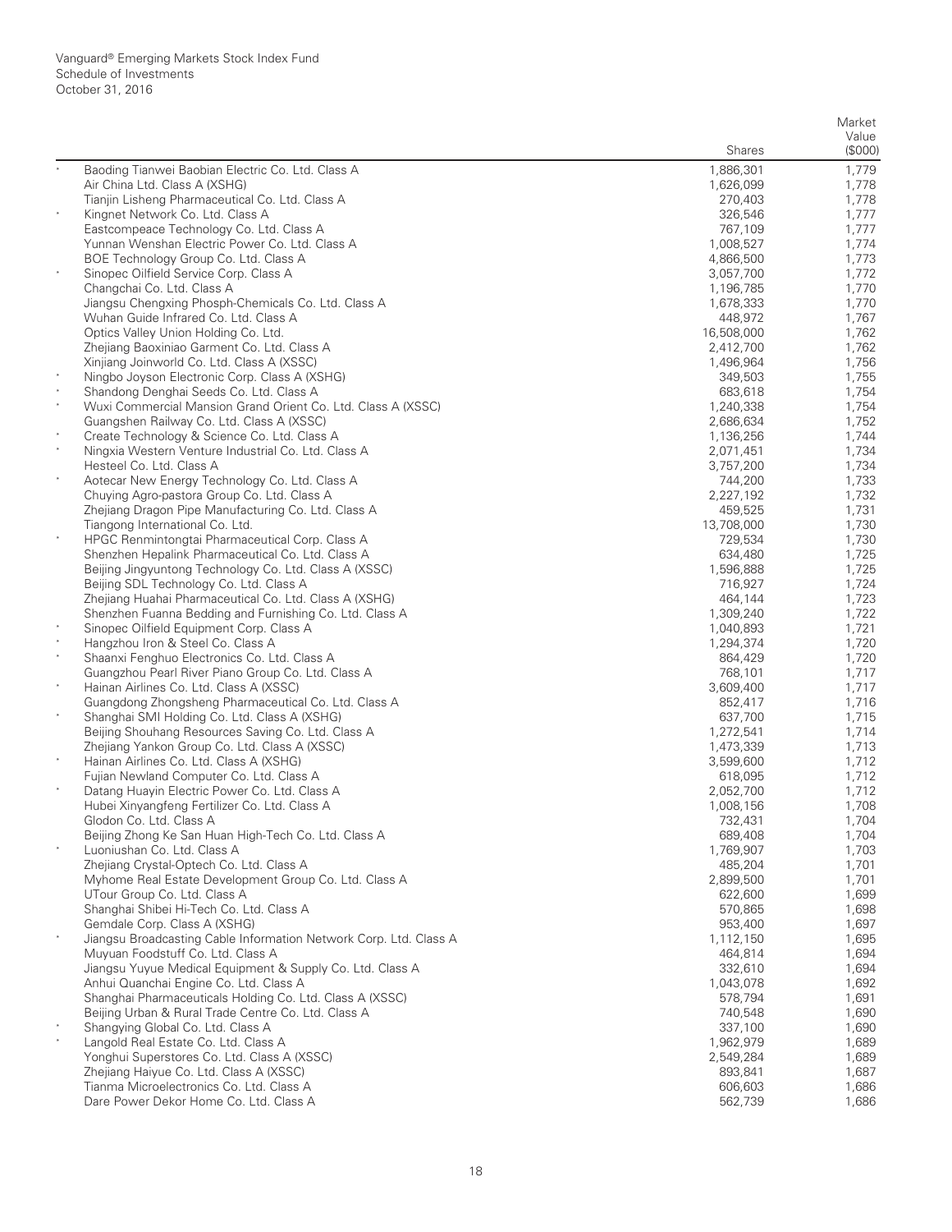Vanguard® Emerging Markets Stock Index Fund
Schedule of Investments
October 31, 2016

| | | Shares | Market Value ($000) |
|---|---|---|---|
| * | Baoding Tianwei Baobian Electric Co. Ltd. Class A | 1,886,301 | 1,779 |
| | Air China Ltd. Class A (XSHG) | 1,626,099 | 1,778 |
| | Tianjin Lisheng Pharmaceutical Co. Ltd. Class A | 270,403 | 1,778 |
| * | Kingnet Network Co. Ltd. Class A | 326,546 | 1,777 |
| | Eastcompeace Technology Co. Ltd. Class A | 767,109 | 1,777 |
| | Yunnan Wenshan Electric Power Co. Ltd. Class A | 1,008,527 | 1,774 |
| | BOE Technology Group Co. Ltd. Class A | 4,866,500 | 1,773 |
| * | Sinopec Oilfield Service Corp. Class A | 3,057,700 | 1,772 |
| | Changchai Co. Ltd. Class A | 1,196,785 | 1,770 |
| | Jiangsu Chengxing Phosph-Chemicals Co. Ltd. Class A | 1,678,333 | 1,770 |
| | Wuhan Guide Infrared Co. Ltd. Class A | 448,972 | 1,767 |
| | Optics Valley Union Holding Co. Ltd. | 16,508,000 | 1,762 |
| | Zhejiang Baoxiniao Garment Co. Ltd. Class A | 2,412,700 | 1,762 |
| | Xinjiang Joinworld Co. Ltd. Class A (XSSC) | 1,496,964 | 1,756 |
| * | Ningbo Joyson Electronic Corp. Class A (XSHG) | 349,503 | 1,755 |
| * | Shandong Denghai Seeds Co. Ltd. Class A | 683,618 | 1,754 |
| * | Wuxi Commercial Mansion Grand Orient Co. Ltd. Class A (XSSC) | 1,240,338 | 1,754 |
| | Guangshen Railway Co. Ltd. Class A (XSSC) | 2,686,634 | 1,752 |
| * | Create Technology & Science Co. Ltd. Class A | 1,136,256 | 1,744 |
| * | Ningxia Western Venture Industrial Co. Ltd. Class A | 2,071,451 | 1,734 |
| | Hesteel Co. Ltd. Class A | 3,757,200 | 1,734 |
| * | Aotecar New Energy Technology Co. Ltd. Class A | 744,200 | 1,733 |
| | Chuying Agro-pastora Group Co. Ltd. Class A | 2,227,192 | 1,732 |
| | Zhejiang Dragon Pipe Manufacturing Co. Ltd. Class A | 459,525 | 1,731 |
| | Tiangong International Co. Ltd. | 13,708,000 | 1,730 |
| * | HPGC Renmintongtai Pharmaceutical Corp. Class A | 729,534 | 1,730 |
| | Shenzhen Hepalink Pharmaceutical Co. Ltd. Class A | 634,480 | 1,725 |
| | Beijing Jingyuntong Technology Co. Ltd. Class A (XSSC) | 1,596,888 | 1,725 |
| | Beijing SDL Technology Co. Ltd. Class A | 716,927 | 1,724 |
| | Zhejiang Huahai Pharmaceutical Co. Ltd. Class A (XSHG) | 464,144 | 1,723 |
| | Shenzhen Fuanna Bedding and Furnishing Co. Ltd. Class A | 1,309,240 | 1,722 |
| * | Sinopec Oilfield Equipment Corp. Class A | 1,040,893 | 1,721 |
| * | Hangzhou Iron & Steel Co. Class A | 1,294,374 | 1,720 |
| * | Shaanxi Fenghuo Electronics Co. Ltd. Class A | 864,429 | 1,720 |
| | Guangzhou Pearl River Piano Group Co. Ltd. Class A | 768,101 | 1,717 |
| * | Hainan Airlines Co. Ltd. Class A (XSSC) | 3,609,400 | 1,717 |
| | Guangdong Zhongsheng Pharmaceutical Co. Ltd. Class A | 852,417 | 1,716 |
| * | Shanghai SMI Holding Co. Ltd. Class A (XSHG) | 637,700 | 1,715 |
| | Beijing Shouhang Resources Saving Co. Ltd. Class A | 1,272,541 | 1,714 |
| | Zhejiang Yankon Group Co. Ltd. Class A (XSSC) | 1,473,339 | 1,713 |
| * | Hainan Airlines Co. Ltd. Class A (XSHG) | 3,599,600 | 1,712 |
| | Fujian Newland Computer Co. Ltd. Class A | 618,095 | 1,712 |
| * | Datang Huayin Electric Power Co. Ltd. Class A | 2,052,700 | 1,712 |
| | Hubei Xinyangfeng Fertilizer Co. Ltd. Class A | 1,008,156 | 1,708 |
| | Glodon Co. Ltd. Class A | 732,431 | 1,704 |
| | Beijing Zhong Ke San Huan High-Tech Co. Ltd. Class A | 689,408 | 1,704 |
| * | Luoniushan Co. Ltd. Class A | 1,769,907 | 1,703 |
| | Zhejiang Crystal-Optech Co. Ltd. Class A | 485,204 | 1,701 |
| | Myhome Real Estate Development Group Co. Ltd. Class A | 2,899,500 | 1,701 |
| | UTour Group Co. Ltd. Class A | 622,600 | 1,699 |
| | Shanghai Shibei Hi-Tech Co. Ltd. Class A | 570,865 | 1,698 |
| | Gemdale Corp. Class A (XSHG) | 953,400 | 1,697 |
| * | Jiangsu Broadcasting Cable Information Network Corp. Ltd. Class A | 1,112,150 | 1,695 |
| | Muyuan Foodstuff Co. Ltd. Class A | 464,814 | 1,694 |
| | Jiangsu Yuyue Medical Equipment & Supply Co. Ltd. Class A | 332,610 | 1,694 |
| | Anhui Quanchai Engine Co. Ltd. Class A | 1,043,078 | 1,692 |
| | Shanghai Pharmaceuticals Holding Co. Ltd. Class A (XSSC) | 578,794 | 1,691 |
| | Beijing Urban & Rural Trade Centre Co. Ltd. Class A | 740,548 | 1,690 |
| * | Shangying Global Co. Ltd. Class A | 337,100 | 1,690 |
| * | Langold Real Estate Co. Ltd. Class A | 1,962,979 | 1,689 |
| | Yonghui Superstores Co. Ltd. Class A (XSSC) | 2,549,284 | 1,689 |
| | Zhejiang Haiyue Co. Ltd. Class A (XSSC) | 893,841 | 1,687 |
| | Tianma Microelectronics Co. Ltd. Class A | 606,603 | 1,686 |
| | Dare Power Dekor Home Co. Ltd. Class A | 562,739 | 1,686 |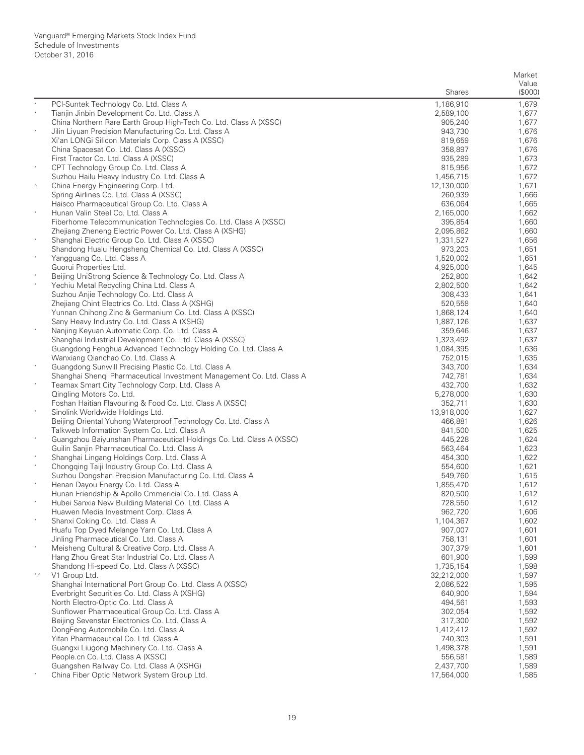Vanguard® Emerging Markets Stock Index Fund
Schedule of Investments
October 31, 2016

| | | Shares | Market Value ($000) |
|---|---|---|---|
| * | PCI-Suntek Technology Co. Ltd. Class A | 1,186,910 | 1,679 |
| * | Tianjin Jinbin Development Co. Ltd. Class A | 2,589,100 | 1,677 |
| | China Northern Rare Earth Group High-Tech Co. Ltd. Class A (XSSC) | 905,240 | 1,677 |
| * | Jilin Liyuan Precision Manufacturing Co. Ltd. Class A | 943,730 | 1,676 |
| | Xi'an LONGi Silicon Materials Corp. Class A (XSSC) | 819,659 | 1,676 |
| | China Spacesat Co. Ltd. Class A (XSSC) | 358,897 | 1,676 |
| | First Tractor Co. Ltd. Class A (XSSC) | 935,289 | 1,673 |
| * | CPT Technology Group Co. Ltd. Class A | 815,956 | 1,672 |
| | Suzhou Hailu Heavy Industry Co. Ltd. Class A | 1,456,715 | 1,672 |
| ^ | China Energy Engineering Corp. Ltd. | 12,130,000 | 1,671 |
| | Spring Airlines Co. Ltd. Class A (XSSC) | 260,939 | 1,666 |
| | Haisco Pharmaceutical Group Co. Ltd. Class A | 636,064 | 1,665 |
| * | Hunan Valin Steel Co. Ltd. Class A | 2,165,000 | 1,662 |
| | Fiberhome Telecommunication Technologies Co. Ltd. Class A (XSSC) | 395,854 | 1,660 |
| | Zhejiang Zheneng Electric Power Co. Ltd. Class A (XSHG) | 2,095,862 | 1,660 |
| * | Shanghai Electric Group Co. Ltd. Class A (XSSC) | 1,331,527 | 1,656 |
| | Shandong Hualu Hengsheng Chemical Co. Ltd. Class A (XSSC) | 973,203 | 1,651 |
| * | Yangguang Co. Ltd. Class A | 1,520,002 | 1,651 |
| | Guorui Properties Ltd. | 4,925,000 | 1,645 |
| * | Beijing UniStrong Science & Technology Co. Ltd. Class A | 252,800 | 1,642 |
| * | Yechiu Metal Recycling China Ltd. Class A | 2,802,500 | 1,642 |
| | Suzhou Anjie Technology Co. Ltd. Class A | 308,433 | 1,641 |
| | Zhejiang Chint Electrics Co. Ltd. Class A (XSHG) | 520,558 | 1,640 |
| | Yunnan Chihong Zinc & Germanium Co. Ltd. Class A (XSSC) | 1,868,124 | 1,640 |
| | Sany Heavy Industry Co. Ltd. Class A (XSHG) | 1,887,126 | 1,637 |
| * | Nanjing Keyuan Automatic Corp. Co. Ltd. Class A | 359,646 | 1,637 |
| | Shanghai Industrial Development Co. Ltd. Class A (XSSC) | 1,323,492 | 1,637 |
| | Guangdong Fenghua Advanced Technology Holding Co. Ltd. Class A | 1,084,395 | 1,636 |
| | Wanxiang Qianchao Co. Ltd. Class A | 752,015 | 1,635 |
| * | Guangdong Sunwill Precising Plastic Co. Ltd. Class A | 343,700 | 1,634 |
| | Shanghai Shenqi Pharmaceutical Investment Management Co. Ltd. Class A | 742,781 | 1,634 |
| * | Teamax Smart City Technology Corp. Ltd. Class A | 432,700 | 1,632 |
| | Qingling Motors Co. Ltd. | 5,278,000 | 1,630 |
| | Foshan Haitian Flavouring & Food Co. Ltd. Class A (XSSC) | 352,711 | 1,630 |
| * | Sinolink Worldwide Holdings Ltd. | 13,918,000 | 1,627 |
| | Beijing Oriental Yuhong Waterproof Technology Co. Ltd. Class A | 466,881 | 1,626 |
| | Talkweb Information System Co. Ltd. Class A | 841,500 | 1,625 |
| * | Guangzhou Baiyunshan Pharmaceutical Holdings Co. Ltd. Class A (XSSC) | 445,228 | 1,624 |
| | Guilin Sanjin Pharmaceutical Co. Ltd. Class A | 563,464 | 1,623 |
| * | Shanghai Lingang Holdings Corp. Ltd. Class A | 454,300 | 1,622 |
| * | Chongqing Taiji Industry Group Co. Ltd. Class A | 554,600 | 1,621 |
| | Suzhou Dongshan Precision Manufacturing Co. Ltd. Class A | 549,760 | 1,615 |
| * | Henan Dayou Energy Co. Ltd. Class A | 1,855,470 | 1,612 |
| | Hunan Friendship & Apollo Cmmericial Co. Ltd. Class A | 820,500 | 1,612 |
| * | Hubei Sanxia New Building Material Co. Ltd. Class A | 728,550 | 1,612 |
| | Huawen Media Investment Corp. Class A | 962,720 | 1,606 |
| * | Shanxi Coking Co. Ltd. Class A | 1,104,367 | 1,602 |
| | Huafu Top Dyed Melange Yarn Co. Ltd. Class A | 907,007 | 1,601 |
| | Jinling Pharmaceutical Co. Ltd. Class A | 758,131 | 1,601 |
| * | Meisheng Cultural & Creative Corp. Ltd. Class A | 307,379 | 1,601 |
| | Hang Zhou Great Star Industrial Co. Ltd. Class A | 601,900 | 1,599 |
| | Shandong Hi-speed Co. Ltd. Class A (XSSC) | 1,735,154 | 1,598 |
| *,^ | V1 Group Ltd. | 32,212,000 | 1,597 |
| | Shanghai International Port Group Co. Ltd. Class A (XSSC) | 2,086,522 | 1,595 |
| | Everbright Securities Co. Ltd. Class A (XSHG) | 640,900 | 1,594 |
| | North Electro-Optic Co. Ltd. Class A | 494,561 | 1,593 |
| | Sunflower Pharmaceutical Group Co. Ltd. Class A | 302,054 | 1,592 |
| | Beijing Sevenstar Electronics Co. Ltd. Class A | 317,300 | 1,592 |
| | DongFeng Automobile Co. Ltd. Class A | 1,412,412 | 1,592 |
| | Yifan Pharmaceutical Co. Ltd. Class A | 740,303 | 1,591 |
| | Guangxi Liugong Machinery Co. Ltd. Class A | 1,498,378 | 1,591 |
| | People.cn Co. Ltd. Class A (XSSC) | 556,581 | 1,589 |
| | Guangshen Railway Co. Ltd. Class A (XSHG) | 2,437,700 | 1,589 |
| * | China Fiber Optic Network System Group Ltd. | 17,564,000 | 1,585 |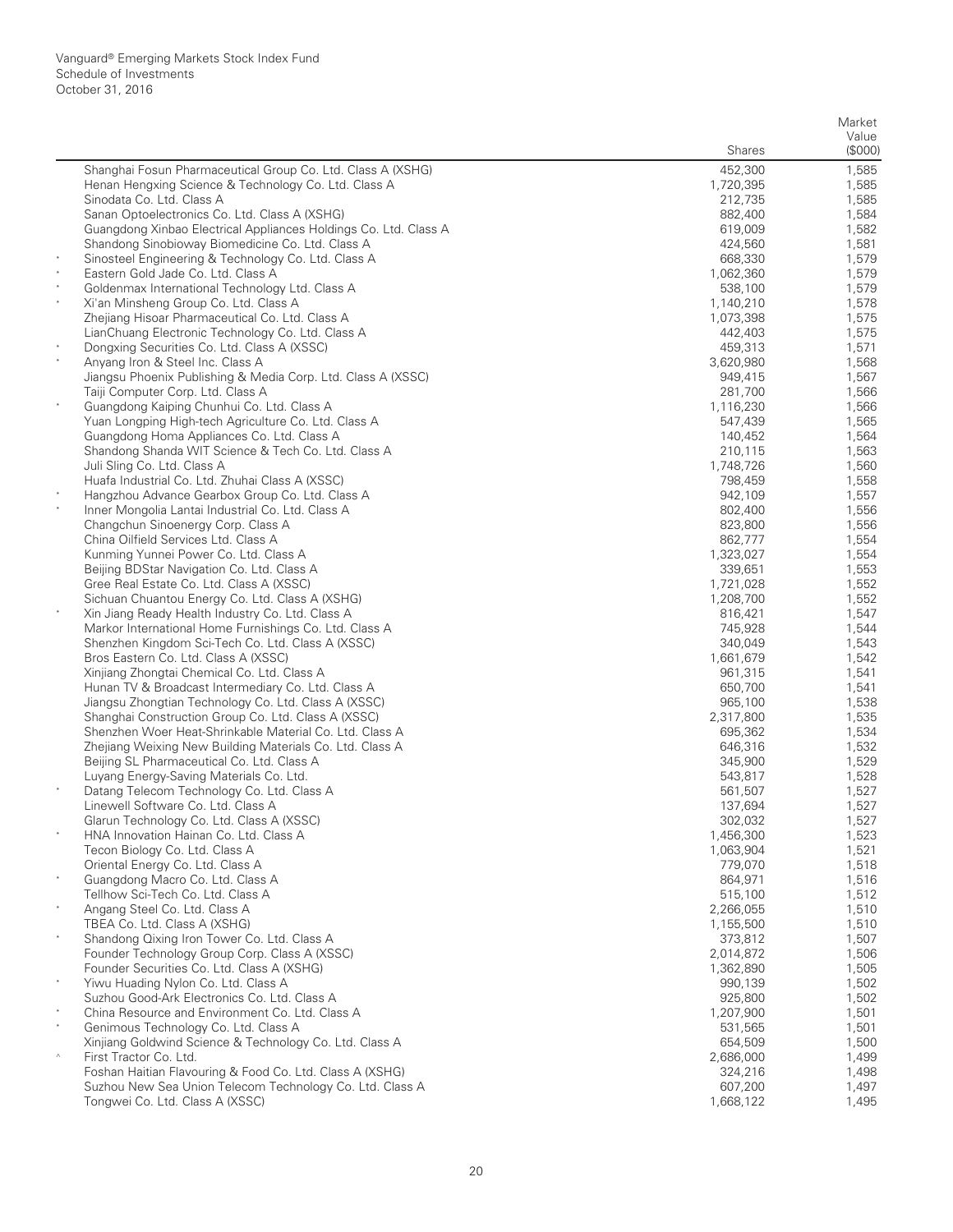Vanguard® Emerging Markets Stock Index Fund
Schedule of Investments
October 31, 2016

| | | Shares | Market Value ($000) |
|---|---|---|---|
| | Shanghai Fosun Pharmaceutical Group Co. Ltd. Class A (XSHG) | 452,300 | 1,585 |
| | Henan Hengxing Science & Technology Co. Ltd. Class A | 1,720,395 | 1,585 |
| | Sinodata Co. Ltd. Class A | 212,735 | 1,585 |
| | Sanan Optoelectronics Co. Ltd. Class A (XSHG) | 882,400 | 1,584 |
| | Guangdong Xinbao Electrical Appliances Holdings Co. Ltd. Class A | 619,009 | 1,582 |
| | Shandong Sinobioway Biomedicine Co. Ltd. Class A | 424,560 | 1,581 |
| * | Sinosteel Engineering & Technology Co. Ltd. Class A | 668,330 | 1,579 |
| * | Eastern Gold Jade Co. Ltd. Class A | 1,062,360 | 1,579 |
| * | Goldenmax International Technology Ltd. Class A | 538,100 | 1,579 |
| * | Xi'an Minsheng Group Co. Ltd. Class A | 1,140,210 | 1,578 |
| | Zhejiang Hisoar Pharmaceutical Co. Ltd. Class A | 1,073,398 | 1,575 |
| | LianChuang Electronic Technology Co. Ltd. Class A | 442,403 | 1,575 |
| * | Dongxing Securities Co. Ltd. Class A (XSSC) | 459,313 | 1,571 |
| * | Anyang Iron & Steel Inc. Class A | 3,620,980 | 1,568 |
| | Jiangsu Phoenix Publishing & Media Corp. Ltd. Class A (XSSC) | 949,415 | 1,567 |
| | Taiji Computer Corp. Ltd. Class A | 281,700 | 1,566 |
| * | Guangdong Kaiping Chunhui Co. Ltd. Class A | 1,116,230 | 1,566 |
| | Yuan Longping High-tech Agriculture Co. Ltd. Class A | 547,439 | 1,565 |
| | Guangdong Homa Appliances Co. Ltd. Class A | 140,452 | 1,564 |
| | Shandong Shanda WIT Science & Tech Co. Ltd. Class A | 210,115 | 1,563 |
| | Juli Sling Co. Ltd. Class A | 1,748,726 | 1,560 |
| | Huafa Industrial Co. Ltd. Zhuhai Class A (XSSC) | 798,459 | 1,558 |
| * | Hangzhou Advance Gearbox Group Co. Ltd. Class A | 942,109 | 1,557 |
| * | Inner Mongolia Lantai Industrial Co. Ltd. Class A | 802,400 | 1,556 |
| | Changchun Sinoenergy Corp. Class A | 823,800 | 1,556 |
| | China Oilfield Services Ltd. Class A | 862,777 | 1,554 |
| | Kunming Yunnei Power Co. Ltd. Class A | 1,323,027 | 1,554 |
| | Beijing BDStar Navigation Co. Ltd. Class A | 339,651 | 1,553 |
| | Gree Real Estate Co. Ltd. Class A (XSSC) | 1,721,028 | 1,552 |
| | Sichuan Chuantou Energy Co. Ltd. Class A (XSHG) | 1,208,700 | 1,552 |
| * | Xin Jiang Ready Health Industry Co. Ltd. Class A | 816,421 | 1,547 |
| | Markor International Home Furnishings Co. Ltd. Class A | 745,928 | 1,544 |
| | Shenzhen Kingdom Sci-Tech Co. Ltd. Class A (XSSC) | 340,049 | 1,543 |
| | Bros Eastern Co. Ltd. Class A (XSSC) | 1,661,679 | 1,542 |
| | Xinjiang Zhongtai Chemical Co. Ltd. Class A | 961,315 | 1,541 |
| | Hunan TV & Broadcast Intermediary Co. Ltd. Class A | 650,700 | 1,541 |
| | Jiangsu Zhongtian Technology Co. Ltd. Class A (XSSC) | 965,100 | 1,538 |
| | Shanghai Construction Group Co. Ltd. Class A (XSSC) | 2,317,800 | 1,535 |
| | Shenzhen Woer Heat-Shrinkable Material Co. Ltd. Class A | 695,362 | 1,534 |
| | Zhejiang Weixing New Building Materials Co. Ltd. Class A | 646,316 | 1,532 |
| | Beijing SL Pharmaceutical Co. Ltd. Class A | 345,900 | 1,529 |
| | Luyang Energy-Saving Materials Co. Ltd. | 543,817 | 1,528 |
| * | Datang Telecom Technology Co. Ltd. Class A | 561,507 | 1,527 |
| | Linewell Software Co. Ltd. Class A | 137,694 | 1,527 |
| | Glarun Technology Co. Ltd. Class A (XSSC) | 302,032 | 1,527 |
| * | HNA Innovation Hainan Co. Ltd. Class A | 1,456,300 | 1,523 |
| | Tecon Biology Co. Ltd. Class A | 1,063,904 | 1,521 |
| | Oriental Energy Co. Ltd. Class A | 779,070 | 1,518 |
| * | Guangdong Macro Co. Ltd. Class A | 864,971 | 1,516 |
| | Tellhow Sci-Tech Co. Ltd. Class A | 515,100 | 1,512 |
| * | Angang Steel Co. Ltd. Class A | 2,266,055 | 1,510 |
| | TBEA Co. Ltd. Class A (XSHG) | 1,155,500 | 1,510 |
| * | Shandong Qixing Iron Tower Co. Ltd. Class A | 373,812 | 1,507 |
| | Founder Technology Group Corp. Class A (XSSC) | 2,014,872 | 1,506 |
| | Founder Securities Co. Ltd. Class A (XSHG) | 1,362,890 | 1,505 |
| * | Yiwu Huading Nylon Co. Ltd. Class A | 990,139 | 1,502 |
| | Suzhou Good-Ark Electronics Co. Ltd. Class A | 925,800 | 1,502 |
| * | China Resource and Environment Co. Ltd. Class A | 1,207,900 | 1,501 |
| * | Genimous Technology Co. Ltd. Class A | 531,565 | 1,501 |
| | Xinjiang Goldwind Science & Technology Co. Ltd. Class A | 654,509 | 1,500 |
| ^ | First Tractor Co. Ltd. | 2,686,000 | 1,499 |
| | Foshan Haitian Flavouring & Food Co. Ltd. Class A (XSHG) | 324,216 | 1,498 |
| | Suzhou New Sea Union Telecom Technology Co. Ltd. Class A | 607,200 | 1,497 |
| | Tongwei Co. Ltd. Class A (XSSC) | 1,668,122 | 1,495 |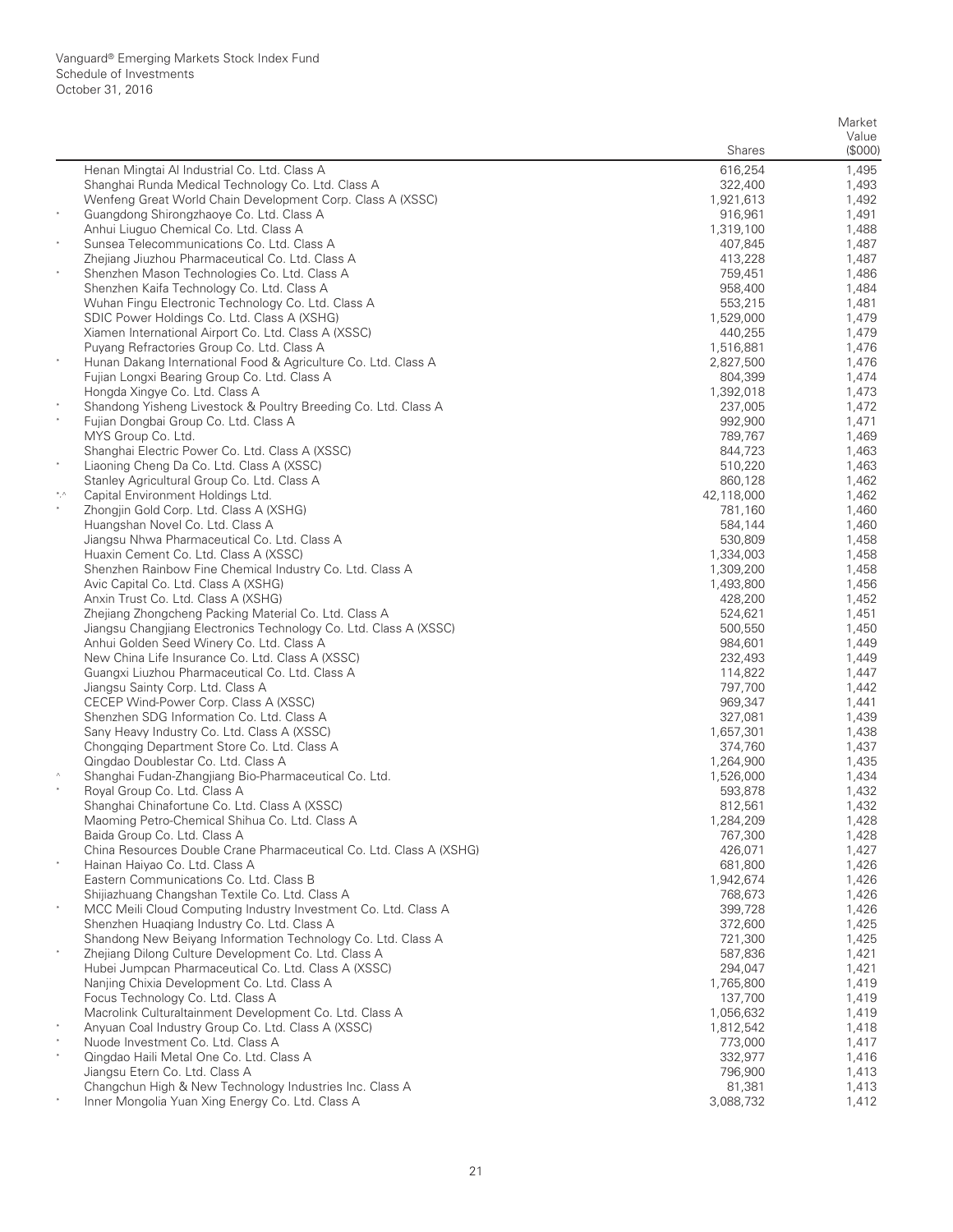Vanguard® Emerging Markets Stock Index Fund
Schedule of Investments
October 31, 2016

| | | Shares | Market Value ($000) |
|---|---|---|---|
| | Henan Mingtai Al Industrial Co. Ltd. Class A | 616,254 | 1,495 |
| | Shanghai Runda Medical Technology Co. Ltd. Class A | 322,400 | 1,493 |
| | Wenfeng Great World Chain Development Corp. Class A (XSSC) | 1,921,613 | 1,492 |
| * | Guangdong Shirongzhaoye Co. Ltd. Class A | 916,961 | 1,491 |
| | Anhui Liuguo Chemical Co. Ltd. Class A | 1,319,100 | 1,488 |
| * | Sunsea Telecommunications Co. Ltd. Class A | 407,845 | 1,487 |
| | Zhejiang Jiuzhou Pharmaceutical Co. Ltd. Class A | 413,228 | 1,487 |
| * | Shenzhen Mason Technologies Co. Ltd. Class A | 759,451 | 1,486 |
| | Shenzhen Kaifa Technology Co. Ltd. Class A | 958,400 | 1,484 |
| | Wuhan Fingu Electronic Technology Co. Ltd. Class A | 553,215 | 1,481 |
| | SDIC Power Holdings Co. Ltd. Class A (XSHG) | 1,529,000 | 1,479 |
| | Xiamen International Airport Co. Ltd. Class A (XSSC) | 440,255 | 1,479 |
| | Puyang Refractories Group Co. Ltd. Class A | 1,516,881 | 1,476 |
| * | Hunan Dakang International Food & Agriculture Co. Ltd. Class A | 2,827,500 | 1,476 |
| | Fujian Longxi Bearing Group Co. Ltd. Class A | 804,399 | 1,474 |
| | Hongda Xingye Co. Ltd. Class A | 1,392,018 | 1,473 |
| * | Shandong Yisheng Livestock & Poultry Breeding Co. Ltd. Class A | 237,005 | 1,472 |
| * | Fujian Dongbai Group Co. Ltd. Class A | 992,900 | 1,471 |
| | MYS Group Co. Ltd. | 789,767 | 1,469 |
| | Shanghai Electric Power Co. Ltd. Class A (XSSC) | 844,723 | 1,463 |
| * | Liaoning Cheng Da Co. Ltd. Class A (XSSC) | 510,220 | 1,463 |
| | Stanley Agricultural Group Co. Ltd. Class A | 860,128 | 1,462 |
| *,^ | Capital Environment Holdings Ltd. | 42,118,000 | 1,462 |
| * | Zhongjin Gold Corp. Ltd. Class A (XSHG) | 781,160 | 1,460 |
| | Huangshan Novel Co. Ltd. Class A | 584,144 | 1,460 |
| | Jiangsu Nhwa Pharmaceutical Co. Ltd. Class A | 530,809 | 1,458 |
| | Huaxin Cement Co. Ltd. Class A (XSSC) | 1,334,003 | 1,458 |
| | Shenzhen Rainbow Fine Chemical Industry Co. Ltd. Class A | 1,309,200 | 1,458 |
| | Avic Capital Co. Ltd. Class A (XSHG) | 1,493,800 | 1,456 |
| | Anxin Trust Co. Ltd. Class A (XSHG) | 428,200 | 1,452 |
| | Zhejiang Zhongcheng Packing Material Co. Ltd. Class A | 524,621 | 1,451 |
| | Jiangsu Changjiang Electronics Technology Co. Ltd. Class A (XSSC) | 500,550 | 1,450 |
| | Anhui Golden Seed Winery Co. Ltd. Class A | 984,601 | 1,449 |
| | New China Life Insurance Co. Ltd. Class A (XSSC) | 232,493 | 1,449 |
| | Guangxi Liuzhou Pharmaceutical Co. Ltd. Class A | 114,822 | 1,447 |
| | Jiangsu Sainty Corp. Ltd. Class A | 797,700 | 1,442 |
| | CECEP Wind-Power Corp. Class A (XSSC) | 969,347 | 1,441 |
| | Shenzhen SDG Information Co. Ltd. Class A | 327,081 | 1,439 |
| | Sany Heavy Industry Co. Ltd. Class A (XSSC) | 1,657,301 | 1,438 |
| | Chongqing Department Store Co. Ltd. Class A | 374,760 | 1,437 |
| | Qingdao Doublestar Co. Ltd. Class A | 1,264,900 | 1,435 |
| ^ | Shanghai Fudan-Zhangjiang Bio-Pharmaceutical Co. Ltd. | 1,526,000 | 1,434 |
| * | Royal Group Co. Ltd. Class A | 593,878 | 1,432 |
| | Shanghai Chinafortune Co. Ltd. Class A (XSSC) | 812,561 | 1,432 |
| | Maoming Petro-Chemical Shihua Co. Ltd. Class A | 1,284,209 | 1,428 |
| | Baida Group Co. Ltd. Class A | 767,300 | 1,428 |
| | China Resources Double Crane Pharmaceutical Co. Ltd. Class A (XSHG) | 426,071 | 1,427 |
| * | Hainan Haiyao Co. Ltd. Class A | 681,800 | 1,426 |
| | Eastern Communications Co. Ltd. Class B | 1,942,674 | 1,426 |
| | Shijiazhuang Changshan Textile Co. Ltd. Class A | 768,673 | 1,426 |
| * | MCC Meili Cloud Computing Industry Investment Co. Ltd. Class A | 399,728 | 1,426 |
| | Shenzhen Huaqiang Industry Co. Ltd. Class A | 372,600 | 1,425 |
| | Shandong New Beiyang Information Technology Co. Ltd. Class A | 721,300 | 1,425 |
| * | Zhejiang Dilong Culture Development Co. Ltd. Class A | 587,836 | 1,421 |
| | Hubei Jumpcan Pharmaceutical Co. Ltd. Class A (XSSC) | 294,047 | 1,421 |
| | Nanjing Chixia Development Co. Ltd. Class A | 1,765,800 | 1,419 |
| | Focus Technology Co. Ltd. Class A | 137,700 | 1,419 |
| | Macrolink Culturaltainment Development Co. Ltd. Class A | 1,056,632 | 1,419 |
| * | Anyuan Coal Industry Group Co. Ltd. Class A (XSSC) | 1,812,542 | 1,418 |
| * | Nuode Investment Co. Ltd. Class A | 773,000 | 1,417 |
| * | Qingdao Haili Metal One Co. Ltd. Class A | 332,977 | 1,416 |
| | Jiangsu Etern Co. Ltd. Class A | 796,900 | 1,413 |
| | Changchun High & New Technology Industries Inc. Class A | 81,381 | 1,413 |
| * | Inner Mongolia Yuan Xing Energy Co. Ltd. Class A | 3,088,732 | 1,412 |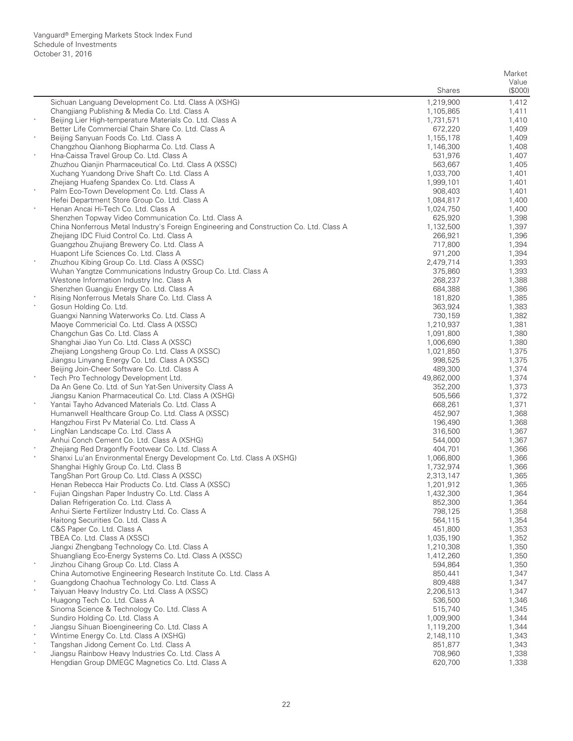| | | Shares | Market Value ($000) |
|---|---|---|---|
| | Sichuan Languang Development Co. Ltd. Class A (XSHG) | 1,219,900 | 1,412 |
| | Changjiang Publishing & Media Co. Ltd. Class A | 1,105,865 | 1,411 |
| * | Beijing Lier High-temperature Materials Co. Ltd. Class A | 1,731,571 | 1,410 |
| | Better Life Commercial Chain Share Co. Ltd. Class A | 672,220 | 1,409 |
| * | Beijing Sanyuan Foods Co. Ltd. Class A | 1,155,178 | 1,409 |
| | Changzhou Qianhong Biopharma Co. Ltd. Class A | 1,146,300 | 1,408 |
| * | Hna-Caissa Travel Group Co. Ltd. Class A | 531,976 | 1,407 |
| | Zhuzhou Qianjin Pharmaceutical Co. Ltd. Class A (XSSC) | 563,667 | 1,405 |
| | Xuchang Yuandong Drive Shaft Co. Ltd. Class A | 1,033,700 | 1,401 |
| | Zhejiang Huafeng Spandex Co. Ltd. Class A | 1,999,101 | 1,401 |
| * | Palm Eco-Town Development Co. Ltd. Class A | 908,403 | 1,401 |
| | Hefei Department Store Group Co. Ltd. Class A | 1,084,817 | 1,400 |
| * | Henan Ancai Hi-Tech Co. Ltd. Class A | 1,024,750 | 1,400 |
| | Shenzhen Topway Video Communication Co. Ltd. Class A | 625,920 | 1,398 |
| | China Nonferrous Metal Industry's Foreign Engineering and Construction Co. Ltd. Class A | 1,132,500 | 1,397 |
| | Zhejiang IDC Fluid Control Co. Ltd. Class A | 266,921 | 1,396 |
| | Guangzhou Zhujiang Brewery Co. Ltd. Class A | 717,800 | 1,394 |
| | Huapont Life Sciences Co. Ltd. Class A | 971,200 | 1,394 |
| * | Zhuzhou Kibing Group Co. Ltd. Class A (XSSC) | 2,479,714 | 1,393 |
| | Wuhan Yangtze Communications Industry Group Co. Ltd. Class A | 375,860 | 1,393 |
| | Westone Information Industry Inc. Class A | 268,237 | 1,388 |
| | Shenzhen Guangju Energy Co. Ltd. Class A | 684,388 | 1,386 |
| * | Rising Nonferrous Metals Share Co. Ltd. Class A | 181,820 | 1,385 |
| * | Gosun Holding Co. Ltd. | 363,924 | 1,383 |
| | Guangxi Nanning Waterworks Co. Ltd. Class A | 730,159 | 1,382 |
| | Maoye Commericial Co. Ltd. Class A (XSSC) | 1,210,937 | 1,381 |
| | Changchun Gas Co. Ltd. Class A | 1,091,800 | 1,380 |
| | Shanghai Jiao Yun Co. Ltd. Class A (XSSC) | 1,006,690 | 1,380 |
| | Zhejiang Longsheng Group Co. Ltd. Class A (XSSC) | 1,021,850 | 1,375 |
| | Jiangsu Linyang Energy Co. Ltd. Class A (XSSC) | 998,525 | 1,375 |
| | Beijing Join-Cheer Software Co. Ltd. Class A | 489,300 | 1,374 |
| * | Tech Pro Technology Development Ltd. | 49,862,000 | 1,374 |
| | Da An Gene Co. Ltd. of Sun Yat-Sen University Class A | 352,200 | 1,373 |
| | Jiangsu Kanion Pharmaceutical Co. Ltd. Class A (XSHG) | 505,566 | 1,372 |
| * | Yantai Tayho Advanced Materials Co. Ltd. Class A | 668,261 | 1,371 |
| | Humanwell Healthcare Group Co. Ltd. Class A (XSSC) | 452,907 | 1,368 |
| | Hangzhou First Pv Material Co. Ltd. Class A | 196,490 | 1,368 |
| * | LingNan Landscape Co. Ltd. Class A | 316,500 | 1,367 |
| | Anhui Conch Cement Co. Ltd. Class A (XSHG) | 544,000 | 1,367 |
| * | Zhejiang Red Dragonfly Footwear Co. Ltd. Class A | 404,701 | 1,366 |
| * | Shanxi Lu'an Environmental Energy Development Co. Ltd. Class A (XSHG) | 1,066,800 | 1,366 |
| | Shanghai Highly Group Co. Ltd. Class B | 1,732,974 | 1,366 |
| | TangShan Port Group Co. Ltd. Class A (XSSC) | 2,313,147 | 1,365 |
| | Henan Rebecca Hair Products Co. Ltd. Class A (XSSC) | 1,201,912 | 1,365 |
| * | Fujian Qingshan Paper Industry Co. Ltd. Class A | 1,432,300 | 1,364 |
| | Dalian Refrigeration Co. Ltd. Class A | 852,300 | 1,364 |
| | Anhui Sierte Fertilizer Industry Ltd. Co. Class A | 798,125 | 1,358 |
| | Haitong Securities Co. Ltd. Class A | 564,115 | 1,354 |
| | C&S Paper Co. Ltd. Class A | 451,800 | 1,353 |
| | TBEA Co. Ltd. Class A (XSSC) | 1,035,190 | 1,352 |
| | Jiangxi Zhengbang Technology Co. Ltd. Class A | 1,210,308 | 1,350 |
| | Shuangliang Eco-Energy Systems Co. Ltd. Class A (XSSC) | 1,412,260 | 1,350 |
| * | Jinzhou Cihang Group Co. Ltd. Class A | 594,864 | 1,350 |
| | China Automotive Engineering Research Institute Co. Ltd. Class A | 850,441 | 1,347 |
| * | Guangdong Chaohua Technology Co. Ltd. Class A | 809,488 | 1,347 |
| * | Taiyuan Heavy Industry Co. Ltd. Class A (XSSC) | 2,206,513 | 1,347 |
| | Huagong Tech Co. Ltd. Class A | 536,500 | 1,346 |
| | Sinoma Science & Technology Co. Ltd. Class A | 515,740 | 1,345 |
| | Sundiro Holding Co. Ltd. Class A | 1,009,900 | 1,344 |
| * | Jiangsu Sihuan Bioengineering Co. Ltd. Class A | 1,119,200 | 1,344 |
| * | Wintime Energy Co. Ltd. Class A (XSHG) | 2,148,110 | 1,343 |
| * | Tangshan Jidong Cement Co. Ltd. Class A | 851,877 | 1,343 |
| * | Jiangsu Rainbow Heavy Industries Co. Ltd. Class A | 708,960 | 1,338 |
| | Hengdian Group DMEGC Magnetics Co. Ltd. Class A | 620,700 | 1,338 |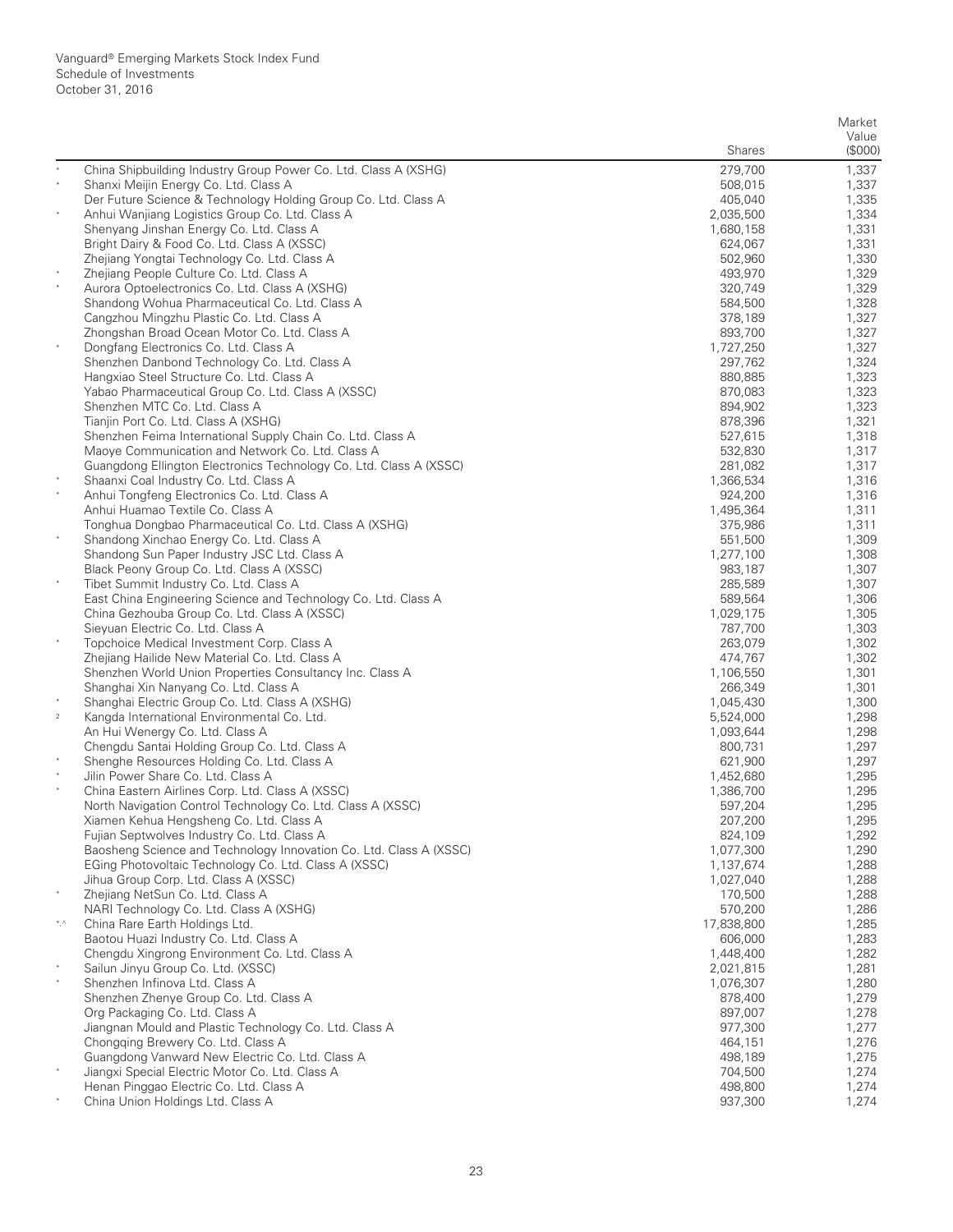Vanguard® Emerging Markets Stock Index Fund
Schedule of Investments
October 31, 2016

| | | Shares | Market Value ($000) |
|---|---|---|---|
| * | China Shipbuilding Industry Group Power Co. Ltd. Class A (XSHG) | 279,700 | 1,337 |
| * | Shanxi Meijin Energy Co. Ltd. Class A | 508,015 | 1,337 |
| | Der Future Science & Technology Holding Group Co. Ltd. Class A | 405,040 | 1,335 |
| * | Anhui Wanjiang Logistics Group Co. Ltd. Class A | 2,035,500 | 1,334 |
| | Shenyang Jinshan Energy Co. Ltd. Class A | 1,680,158 | 1,331 |
| | Bright Dairy & Food Co. Ltd. Class A (XSSC) | 624,067 | 1,331 |
| | Zhejiang Yongtai Technology Co. Ltd. Class A | 502,960 | 1,330 |
| * | Zhejiang People Culture Co. Ltd. Class A | 493,970 | 1,329 |
| * | Aurora Optoelectronics Co. Ltd. Class A (XSHG) | 320,749 | 1,329 |
| | Shandong Wohua Pharmaceutical Co. Ltd. Class A | 584,500 | 1,328 |
| | Cangzhou Mingzhu Plastic Co. Ltd. Class A | 378,189 | 1,327 |
| | Zhongshan Broad Ocean Motor Co. Ltd. Class A | 893,700 | 1,327 |
| * | Dongfang Electronics Co. Ltd. Class A | 1,727,250 | 1,327 |
| | Shenzhen Danbond Technology Co. Ltd. Class A | 297,762 | 1,324 |
| | Hangxiao Steel Structure Co. Ltd. Class A | 880,885 | 1,323 |
| | Yabao Pharmaceutical Group Co. Ltd. Class A (XSSC) | 870,083 | 1,323 |
| | Shenzhen MTC Co. Ltd. Class A | 894,902 | 1,323 |
| | Tianjin Port Co. Ltd. Class A (XSHG) | 878,396 | 1,321 |
| | Shenzhen Feima International Supply Chain Co. Ltd. Class A | 527,615 | 1,318 |
| | Maoye Communication and Network Co. Ltd. Class A | 532,830 | 1,317 |
| | Guangdong Ellington Electronics Technology Co. Ltd. Class A (XSSC) | 281,082 | 1,317 |
| * | Shaanxi Coal Industry Co. Ltd. Class A | 1,366,534 | 1,316 |
| * | Anhui Tongfeng Electronics Co. Ltd. Class A | 924,200 | 1,316 |
| | Anhui Huamao Textile Co. Class A | 1,495,364 | 1,311 |
| | Tonghua Dongbao Pharmaceutical Co. Ltd. Class A (XSHG) | 375,986 | 1,311 |
| * | Shandong Xinchao Energy Co. Ltd. Class A | 551,500 | 1,309 |
| | Shandong Sun Paper Industry JSC Ltd. Class A | 1,277,100 | 1,308 |
| | Black Peony Group Co. Ltd. Class A (XSSC) | 983,187 | 1,307 |
| * | Tibet Summit Industry Co. Ltd. Class A | 285,589 | 1,307 |
| | East China Engineering Science and Technology Co. Ltd. Class A | 589,564 | 1,306 |
| | China Gezhouba Group Co. Ltd. Class A (XSSC) | 1,029,175 | 1,305 |
| | Sieyuan Electric Co. Ltd. Class A | 787,700 | 1,303 |
| * | Topchoice Medical Investment Corp. Class A | 263,079 | 1,302 |
| | Zhejiang Hailide New Material Co. Ltd. Class A | 474,767 | 1,302 |
| | Shenzhen World Union Properties Consultancy Inc. Class A | 1,106,550 | 1,301 |
| | Shanghai Xin Nanyang Co. Ltd. Class A | 266,349 | 1,301 |
| * | Shanghai Electric Group Co. Ltd. Class A (XSHG) | 1,045,430 | 1,300 |
| 2 | Kangda International Environmental Co. Ltd. | 5,524,000 | 1,298 |
| | An Hui Wenergy Co. Ltd. Class A | 1,093,644 | 1,298 |
| | Chengdu Santai Holding Group Co. Ltd. Class A | 800,731 | 1,297 |
| * | Shenghe Resources Holding Co. Ltd. Class A | 621,900 | 1,297 |
| * | Jilin Power Share Co. Ltd. Class A | 1,452,680 | 1,295 |
| * | China Eastern Airlines Corp. Ltd. Class A (XSSC) | 1,386,700 | 1,295 |
| | North Navigation Control Technology Co. Ltd. Class A (XSSC) | 597,204 | 1,295 |
| | Xiamen Kehua Hengsheng Co. Ltd. Class A | 207,200 | 1,295 |
| | Fujian Septwolves Industry Co. Ltd. Class A | 824,109 | 1,292 |
| | Baosheng Science and Technology Innovation Co. Ltd. Class A (XSSC) | 1,077,300 | 1,290 |
| | EGing Photovoltaic Technology Co. Ltd. Class A (XSSC) | 1,137,674 | 1,288 |
| | Jihua Group Corp. Ltd. Class A (XSSC) | 1,027,040 | 1,288 |
| * | Zhejiang NetSun Co. Ltd. Class A | 170,500 | 1,288 |
| | NARI Technology Co. Ltd. Class A (XSHG) | 570,200 | 1,286 |
| *,^ | China Rare Earth Holdings Ltd. | 17,838,800 | 1,285 |
| | Baotou Huazi Industry Co. Ltd. Class A | 606,000 | 1,283 |
| | Chengdu Xingrong Environment Co. Ltd. Class A | 1,448,400 | 1,282 |
| * | Sailun Jinyu Group Co. Ltd. (XSSC) | 2,021,815 | 1,281 |
| * | Shenzhen Infinova Ltd. Class A | 1,076,307 | 1,280 |
| | Shenzhen Zhenye Group Co. Ltd. Class A | 878,400 | 1,279 |
| | Org Packaging Co. Ltd. Class A | 897,007 | 1,278 |
| | Jiangnan Mould and Plastic Technology Co. Ltd. Class A | 977,300 | 1,277 |
| | Chongqing Brewery Co. Ltd. Class A | 464,151 | 1,276 |
| | Guangdong Vanward New Electric Co. Ltd. Class A | 498,189 | 1,275 |
| * | Jiangxi Special Electric Motor Co. Ltd. Class A | 704,500 | 1,274 |
| | Henan Pinggao Electric Co. Ltd. Class A | 498,800 | 1,274 |
| * | China Union Holdings Ltd. Class A | 937,300 | 1,274 |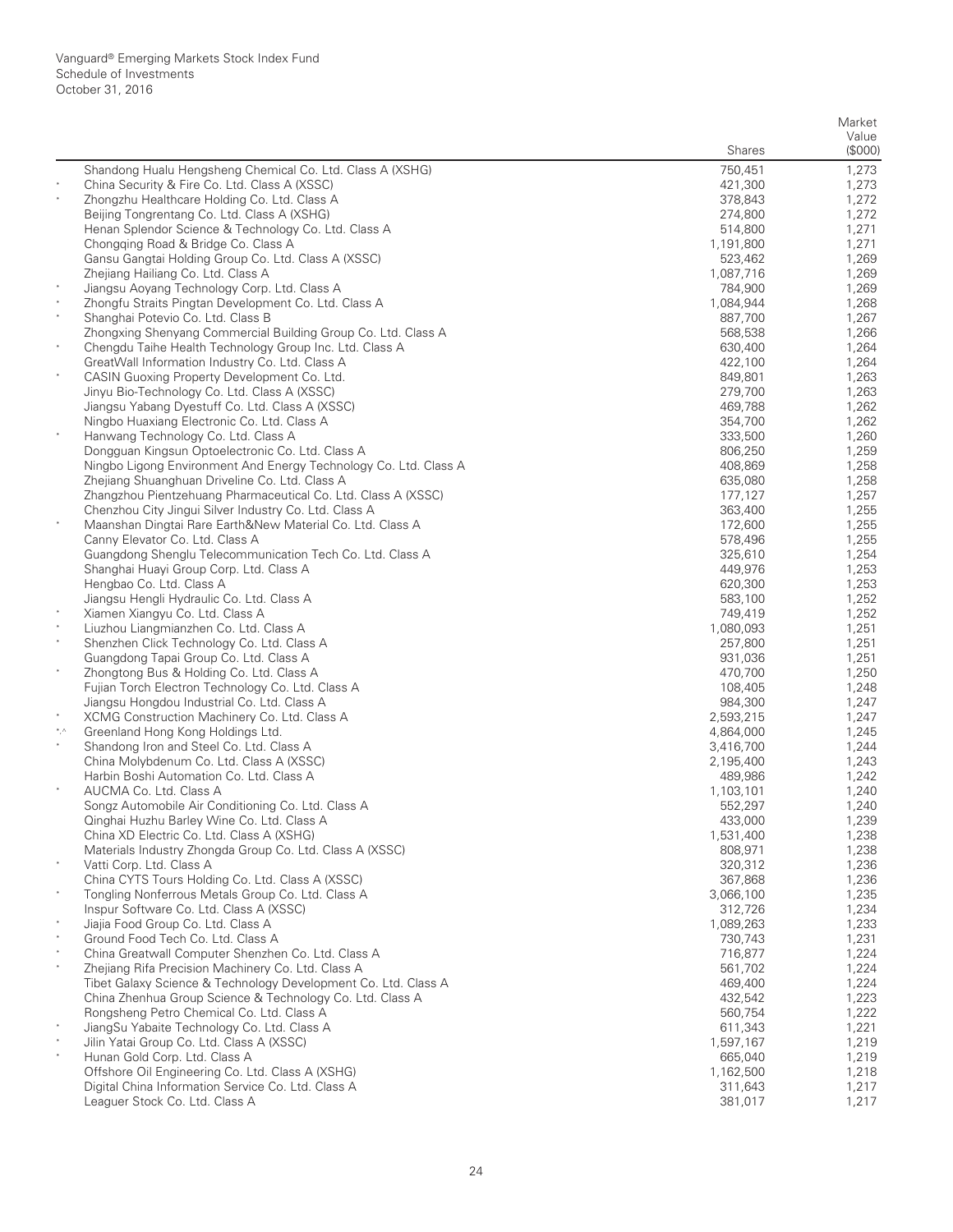Vanguard® Emerging Markets Stock Index Fund
Schedule of Investments
October 31, 2016

| | | Shares | Market Value ($000) |
|---|---|---|---|
| | Shandong Hualu Hengsheng Chemical Co. Ltd. Class A (XSHG) | 750,451 | 1,273 |
| * | China Security & Fire Co. Ltd. Class A (XSSC) | 421,300 | 1,273 |
| * | Zhongzhu Healthcare Holding Co. Ltd. Class A | 378,843 | 1,272 |
| | Beijing Tongrentang Co. Ltd. Class A (XSHG) | 274,800 | 1,272 |
| | Henan Splendor Science & Technology Co. Ltd. Class A | 514,800 | 1,271 |
| | Chongqing Road & Bridge Co. Class A | 1,191,800 | 1,271 |
| | Gansu Gangtai Holding Group Co. Ltd. Class A (XSSC) | 523,462 | 1,269 |
| | Zhejiang Hailiang Co. Ltd. Class A | 1,087,716 | 1,269 |
| * | Jiangsu Aoyang Technology Corp. Ltd. Class A | 784,900 | 1,269 |
| * | Zhongfu Straits Pingtan Development Co. Ltd. Class A | 1,084,944 | 1,268 |
| * | Shanghai Potevio Co. Ltd. Class B | 887,700 | 1,267 |
| | Zhongxing Shenyang Commercial Building Group Co. Ltd. Class A | 568,538 | 1,266 |
| * | Chengdu Taihe Health Technology Group Inc. Ltd. Class A | 630,400 | 1,264 |
| | GreatWall Information Industry Co. Ltd. Class A | 422,100 | 1,264 |
| * | CASIN Guoxing Property Development Co. Ltd. | 849,801 | 1,263 |
| | Jinyu Bio-Technology Co. Ltd. Class A (XSSC) | 279,700 | 1,263 |
| | Jiangsu Yabang Dyestuff Co. Ltd. Class A (XSSC) | 469,788 | 1,262 |
| | Ningbo Huaxiang Electronic Co. Ltd. Class A | 354,700 | 1,262 |
| * | Hanwang Technology Co. Ltd. Class A | 333,500 | 1,260 |
| | Dongguan Kingsun Optoelectronic Co. Ltd. Class A | 806,250 | 1,259 |
| | Ningbo Ligong Environment And Energy Technology Co. Ltd. Class A | 408,869 | 1,258 |
| | Zhejiang Shuanghuan Driveline Co. Ltd. Class A | 635,080 | 1,258 |
| | Zhangzhou Pientzehuang Pharmaceutical Co. Ltd. Class A (XSSC) | 177,127 | 1,257 |
| | Chenzhou City Jingui Silver Industry Co. Ltd. Class A | 363,400 | 1,255 |
| * | Maanshan Dingtai Rare Earth&New Material Co. Ltd. Class A | 172,600 | 1,255 |
| | Canny Elevator Co. Ltd. Class A | 578,496 | 1,255 |
| | Guangdong Shenglu Telecommunication Tech Co. Ltd. Class A | 325,610 | 1,254 |
| | Shanghai Huayi Group Corp. Ltd. Class A | 449,976 | 1,253 |
| | Hengbao Co. Ltd. Class A | 620,300 | 1,253 |
| | Jiangsu Hengli Hydraulic Co. Ltd. Class A | 583,100 | 1,252 |
| * | Xiamen Xiangyu Co. Ltd. Class A | 749,419 | 1,252 |
| * | Liuzhou Liangmianzhen Co. Ltd. Class A | 1,080,093 | 1,251 |
| * | Shenzhen Click Technology Co. Ltd. Class A | 257,800 | 1,251 |
| | Guangdong Tapai Group Co. Ltd. Class A | 931,036 | 1,251 |
| * | Zhongtong Bus & Holding Co. Ltd. Class A | 470,700 | 1,250 |
| | Fujian Torch Electron Technology Co. Ltd. Class A | 108,405 | 1,248 |
| | Jiangsu Hongdou Industrial Co. Ltd. Class A | 984,300 | 1,247 |
| * | XCMG Construction Machinery Co. Ltd. Class A | 2,593,215 | 1,247 |
| *,^ | Greenland Hong Kong Holdings Ltd. | 4,864,000 | 1,245 |
| * | Shandong Iron and Steel Co. Ltd. Class A | 3,416,700 | 1,244 |
| | China Molybdenum Co. Ltd. Class A (XSSC) | 2,195,400 | 1,243 |
| | Harbin Boshi Automation Co. Ltd. Class A | 489,986 | 1,242 |
| * | AUCMA Co. Ltd. Class A | 1,103,101 | 1,240 |
| | Songz Automobile Air Conditioning Co. Ltd. Class A | 552,297 | 1,240 |
| | Qinghai Huzhu Barley Wine Co. Ltd. Class A | 433,000 | 1,239 |
| | China XD Electric Co. Ltd. Class A (XSHG) | 1,531,400 | 1,238 |
| | Materials Industry Zhongda Group Co. Ltd. Class A (XSSC) | 808,971 | 1,238 |
| * | Vatti Corp. Ltd. Class A | 320,312 | 1,236 |
| | China CYTS Tours Holding Co. Ltd. Class A (XSSC) | 367,868 | 1,236 |
| * | Tongling Nonferrous Metals Group Co. Ltd. Class A | 3,066,100 | 1,235 |
| | Inspur Software Co. Ltd. Class A (XSSC) | 312,726 | 1,234 |
| * | Jiajia Food Group Co. Ltd. Class A | 1,089,263 | 1,233 |
| * | Ground Food Tech Co. Ltd. Class A | 730,743 | 1,231 |
| * | China Greatwall Computer Shenzhen Co. Ltd. Class A | 716,877 | 1,224 |
| * | Zhejiang Rifa Precision Machinery Co. Ltd. Class A | 561,702 | 1,224 |
| | Tibet Galaxy Science & Technology Development Co. Ltd. Class A | 469,400 | 1,224 |
| | China Zhenhua Group Science & Technology Co. Ltd. Class A | 432,542 | 1,223 |
| | Rongsheng Petro Chemical Co. Ltd. Class A | 560,754 | 1,222 |
| * | JiangSu Yabaite Technology Co. Ltd. Class A | 611,343 | 1,221 |
| * | Jilin Yatai Group Co. Ltd. Class A (XSSC) | 1,597,167 | 1,219 |
| * | Hunan Gold Corp. Ltd. Class A | 665,040 | 1,219 |
| | Offshore Oil Engineering Co. Ltd. Class A (XSHG) | 1,162,500 | 1,218 |
| | Digital China Information Service Co. Ltd. Class A | 311,643 | 1,217 |
| | Leaguer Stock Co. Ltd. Class A | 381,017 | 1,217 |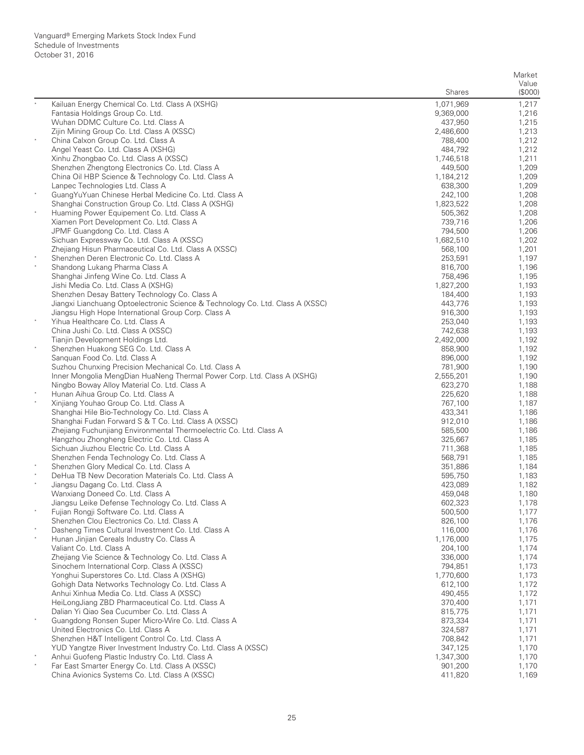Vanguard® Emerging Markets Stock Index Fund
Schedule of Investments
October 31, 2016

| | | Shares | Market Value ($000) |
|---|---|---|---|
| * | Kailuan Energy Chemical Co. Ltd. Class A (XSHG) | 1,071,969 | 1,217 |
| | Fantasia Holdings Group Co. Ltd. | 9,369,000 | 1,216 |
| | Wuhan DDMC Culture Co. Ltd. Class A | 437,950 | 1,215 |
| | Zijin Mining Group Co. Ltd. Class A (XSSC) | 2,486,600 | 1,213 |
| * | China Calxon Group Co. Ltd. Class A | 788,400 | 1,212 |
| | Angel Yeast Co. Ltd. Class A (XSHG) | 484,792 | 1,212 |
| | Xinhu Zhongbao Co. Ltd. Class A (XSSC) | 1,746,518 | 1,211 |
| | Shenzhen Zhengtong Electronics Co. Ltd. Class A | 449,500 | 1,209 |
| | China Oil HBP Science & Technology Co. Ltd. Class A | 1,184,212 | 1,209 |
| | Lanpec Technologies Ltd. Class A | 638,300 | 1,209 |
| * | GuangYuYuan Chinese Herbal Medicine Co. Ltd. Class A | 242,100 | 1,208 |
| | Shanghai Construction Group Co. Ltd. Class A (XSHG) | 1,823,522 | 1,208 |
| * | Huaming Power Equipement Co. Ltd. Class A | 505,362 | 1,208 |
| | Xiamen Port Development Co. Ltd. Class A | 739,716 | 1,206 |
| | JPMF Guangdong Co. Ltd. Class A | 794,500 | 1,206 |
| | Sichuan Expressway Co. Ltd. Class A (XSSC) | 1,682,510 | 1,202 |
| | Zhejiang Hisun Pharmaceutical Co. Ltd. Class A (XSSC) | 568,100 | 1,201 |
| * | Shenzhen Deren Electronic Co. Ltd. Class A | 253,591 | 1,197 |
| * | Shandong Lukang Pharma Class A | 816,700 | 1,196 |
| | Shanghai Jinfeng Wine Co. Ltd. Class A | 758,496 | 1,195 |
| | Jishi Media Co. Ltd. Class A (XSHG) | 1,827,200 | 1,193 |
| | Shenzhen Desay Battery Technology Co. Class A | 184,400 | 1,193 |
| | Jiangxi Lianchuang Optoelectronic Science & Technology Co. Ltd. Class A (XSSC) | 443,776 | 1,193 |
| | Jiangsu High Hope International Group Corp. Class A | 916,300 | 1,193 |
| * | Yihua Healthcare Co. Ltd. Class A | 253,040 | 1,193 |
| | China Jushi Co. Ltd. Class A (XSSC) | 742,638 | 1,193 |
| | Tianjin Development Holdings Ltd. | 2,492,000 | 1,192 |
| * | Shenzhen Huakong SEG Co. Ltd. Class A | 858,900 | 1,192 |
| | Sanquan Food Co. Ltd. Class A | 896,000 | 1,192 |
| | Suzhou Chunxing Precision Mechanical Co. Ltd. Class A | 781,900 | 1,190 |
| | Inner Mongolia MengDian HuaNeng Thermal Power Corp. Ltd. Class A (XSHG) | 2,555,201 | 1,190 |
| | Ningbo Boway Alloy Material Co. Ltd. Class A | 623,270 | 1,188 |
| * | Hunan Aihua Group Co. Ltd. Class A | 225,620 | 1,188 |
| * | Xinjiang Youhao Group Co. Ltd. Class A | 767,100 | 1,187 |
| | Shanghai Hile Bio-Technology Co. Ltd. Class A | 433,341 | 1,186 |
| | Shanghai Fudan Forward S & T Co. Ltd. Class A (XSSC) | 912,010 | 1,186 |
| | Zhejiang Fuchunjiang Environmental Thermoelectric Co. Ltd. Class A | 585,500 | 1,186 |
| | Hangzhou Zhongheng Electric Co. Ltd. Class A | 325,667 | 1,185 |
| | Sichuan Jiuzhou Electric Co. Ltd. Class A | 711,368 | 1,185 |
| | Shenzhen Fenda Technology Co. Ltd. Class A | 568,791 | 1,185 |
| * | Shenzhen Glory Medical Co. Ltd. Class A | 351,886 | 1,184 |
| * | DeHua TB New Decoration Materials Co. Ltd. Class A | 595,750 | 1,183 |
| * | Jiangsu Dagang Co. Ltd. Class A | 423,089 | 1,182 |
| | Wanxiang Doneed Co. Ltd. Class A | 459,048 | 1,180 |
| | Jiangsu Leike Defense Technology Co. Ltd. Class A | 602,323 | 1,178 |
| * | Fujian Rongji Software Co. Ltd. Class A | 500,500 | 1,177 |
| | Shenzhen Clou Electronics Co. Ltd. Class A | 826,100 | 1,176 |
| * | Dasheng Times Cultural Investment Co. Ltd. Class A | 116,000 | 1,176 |
| * | Hunan Jinjian Cereals Industry Co. Class A | 1,176,000 | 1,175 |
| | Valiant Co. Ltd. Class A | 204,100 | 1,174 |
| | Zhejiang Vie Science & Technology Co. Ltd. Class A | 336,000 | 1,174 |
| | Sinochem International Corp. Class A (XSSC) | 794,851 | 1,173 |
| | Yonghui Superstores Co. Ltd. Class A (XSHG) | 1,770,600 | 1,173 |
| | Gohigh Data Networks Technology Co. Ltd. Class A | 612,100 | 1,172 |
| | Anhui Xinhua Media Co. Ltd. Class A (XSSC) | 490,455 | 1,172 |
| | HeiLongJiang ZBD Pharmaceutical Co. Ltd. Class A | 370,400 | 1,171 |
| | Dalian Yi Qiao Sea Cucumber Co. Ltd. Class A | 815,775 | 1,171 |
| * | Guangdong Ronsen Super Micro-Wire Co. Ltd. Class A | 873,334 | 1,171 |
| | United Electronics Co. Ltd. Class A | 324,587 | 1,171 |
| | Shenzhen H&T Intelligent Control Co. Ltd. Class A | 708,842 | 1,171 |
| | YUD Yangtze River Investment Industry Co. Ltd. Class A (XSSC) | 347,125 | 1,170 |
| * | Anhui Guofeng Plastic Industry Co. Ltd. Class A | 1,347,300 | 1,170 |
| * | Far East Smarter Energy Co. Ltd. Class A (XSSC) | 901,200 | 1,170 |
| | China Avionics Systems Co. Ltd. Class A (XSSC) | 411,820 | 1,169 |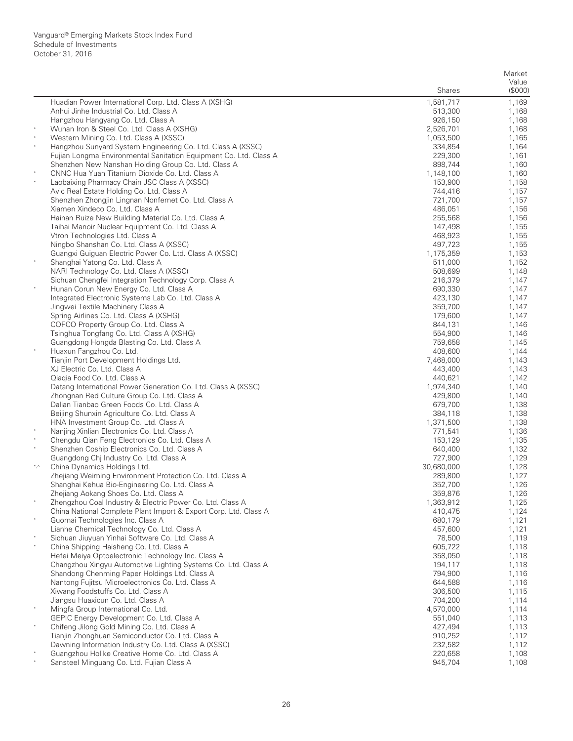| | | Shares | Market Value ($000) |
|---|---|---|---|
| | Huadian Power International Corp. Ltd. Class A (XSHG) | 1,581,717 | 1,169 |
| | Anhui Jinhe Industrial Co. Ltd. Class A | 513,300 | 1,168 |
| | Hangzhou Hangyang Co. Ltd. Class A | 926,150 | 1,168 |
| * | Wuhan Iron & Steel Co. Ltd. Class A (XSHG) | 2,526,701 | 1,168 |
| * | Western Mining Co. Ltd. Class A (XSSC) | 1,053,500 | 1,165 |
| * | Hangzhou Sunyard System Engineering Co. Ltd. Class A (XSSC) | 334,854 | 1,164 |
| | Fujian Longma Environmental Sanitation Equipment Co. Ltd. Class A | 229,300 | 1,161 |
| | Shenzhen New Nanshan Holding Group Co. Ltd. Class A | 898,744 | 1,160 |
| * | CNNC Hua Yuan Titanium Dioxide Co. Ltd. Class A | 1,148,100 | 1,160 |
| * | Laobaixing Pharmacy Chain JSC Class A (XSSC) | 153,900 | 1,158 |
| | Avic Real Estate Holding Co. Ltd. Class A | 744,416 | 1,157 |
| | Shenzhen Zhongjin Lingnan Nonfemet Co. Ltd. Class A | 721,700 | 1,157 |
| | Xiamen Xindeco Co. Ltd. Class A | 486,051 | 1,156 |
| | Hainan Ruize New Building Material Co. Ltd. Class A | 255,568 | 1,156 |
| | Taihai Manoir Nuclear Equipment Co. Ltd. Class A | 147,498 | 1,155 |
| | Vtron Technologies Ltd. Class A | 468,923 | 1,155 |
| | Ningbo Shanshan Co. Ltd. Class A (XSSC) | 497,723 | 1,155 |
| | Guangxi Guiguan Electric Power Co. Ltd. Class A (XSSC) | 1,175,359 | 1,153 |
| * | Shanghai Yatong Co. Ltd. Class A | 511,000 | 1,152 |
| | NARI Technology Co. Ltd. Class A (XSSC) | 508,699 | 1,148 |
| | Sichuan Chengfei Integration Technology Corp. Class A | 216,379 | 1,147 |
| * | Hunan Corun New Energy Co. Ltd. Class A | 690,330 | 1,147 |
| | Integrated Electronic Systems Lab Co. Ltd. Class A | 423,130 | 1,147 |
| | Jingwei Textile Machinery Class A | 359,700 | 1,147 |
| | Spring Airlines Co. Ltd. Class A (XSHG) | 179,600 | 1,147 |
| | COFCO Property Group Co. Ltd. Class A | 844,131 | 1,146 |
| | Tsinghua Tongfang Co. Ltd. Class A (XSHG) | 554,900 | 1,146 |
| | Guangdong Hongda Blasting Co. Ltd. Class A | 759,658 | 1,145 |
| * | Huaxun Fangzhou Co. Ltd. | 408,600 | 1,144 |
| | Tianjin Port Development Holdings Ltd. | 7,468,000 | 1,143 |
| | XJ Electric Co. Ltd. Class A | 443,400 | 1,143 |
| | Qiaqia Food Co. Ltd. Class A | 440,621 | 1,142 |
| | Datang International Power Generation Co. Ltd. Class A (XSSC) | 1,974,340 | 1,140 |
| | Zhongnan Red Culture Group Co. Ltd. Class A | 429,800 | 1,140 |
| | Dalian Tianbao Green Foods Co. Ltd. Class A | 679,700 | 1,138 |
| | Beijing Shunxin Agriculture Co. Ltd. Class A | 384,118 | 1,138 |
| | HNA Investment Group Co. Ltd. Class A | 1,371,500 | 1,138 |
| * | Nanjing Xinlian Electronics Co. Ltd. Class A | 771,541 | 1,136 |
| * | Chengdu Qian Feng Electronics Co. Ltd. Class A | 153,129 | 1,135 |
| * | Shenzhen Coship Electronics Co. Ltd. Class A | 640,400 | 1,132 |
| | Guangdong Chj Industry Co. Ltd. Class A | 727,900 | 1,129 |
| *,^ | China Dynamics Holdings Ltd. | 30,680,000 | 1,128 |
| | Zhejiang Weiming Environment Protection Co. Ltd. Class A | 289,800 | 1,127 |
| | Shanghai Kehua Bio-Engineering Co. Ltd. Class A | 352,700 | 1,126 |
| | Zhejiang Aokang Shoes Co. Ltd. Class A | 359,876 | 1,126 |
| * | Zhengzhou Coal Industry & Electric Power Co. Ltd. Class A | 1,363,912 | 1,125 |
| | China National Complete Plant Import & Export Corp. Ltd. Class A | 410,475 | 1,124 |
| * | Guomai Technologies Inc. Class A | 680,179 | 1,121 |
| | Lianhe Chemical Technology Co. Ltd. Class A | 457,600 | 1,121 |
| * | Sichuan Jiuyuan Yinhai Software Co. Ltd. Class A | 78,500 | 1,119 |
| * | China Shipping Haisheng Co. Ltd. Class A | 605,722 | 1,118 |
| | Hefei Meiya Optoelectronic Technology Inc. Class A | 358,050 | 1,118 |
| | Changzhou Xingyu Automotive Lighting Systems Co. Ltd. Class A | 194,117 | 1,118 |
| | Shandong Chenming Paper Holdings Ltd. Class A | 794,900 | 1,116 |
| | Nantong Fujitsu Microelectronics Co. Ltd. Class A | 644,588 | 1,116 |
| | Xiwang Foodstuffs Co. Ltd. Class A | 306,500 | 1,115 |
| | Jiangsu Huaxicun Co. Ltd. Class A | 704,200 | 1,114 |
| * | Mingfa Group International Co. Ltd. | 4,570,000 | 1,114 |
| | GEPIC Energy Development Co. Ltd. Class A | 551,040 | 1,113 |
| * | Chifeng Jilong Gold Mining Co. Ltd. Class A | 427,494 | 1,113 |
| | Tianjin Zhonghuan Semiconductor Co. Ltd. Class A | 910,252 | 1,112 |
| | Dawning Information Industry Co. Ltd. Class A (XSSC) | 232,582 | 1,112 |
| * | Guangzhou Holike Creative Home Co. Ltd. Class A | 220,658 | 1,108 |
| * | Sansteel Minguang Co. Ltd. Fujian Class A | 945,704 | 1,108 |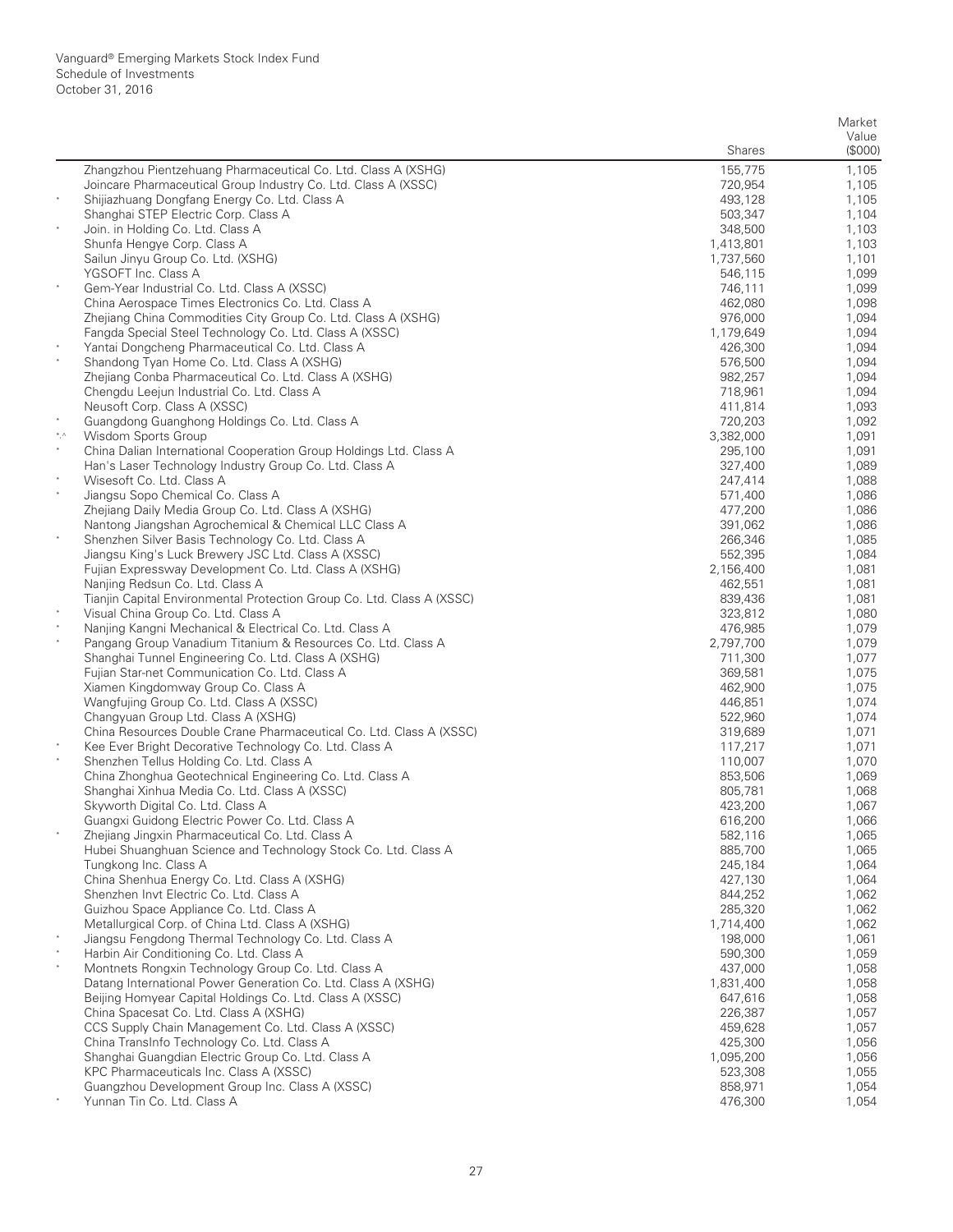| | | Shares | Market Value ($000) |
|---|---|---|---|
| | Zhangzhou Pientzehuang Pharmaceutical Co. Ltd. Class A (XSHG) | 155,775 | 1,105 |
| | Joincare Pharmaceutical Group Industry Co. Ltd. Class A (XSSC) | 720,954 | 1,105 |
| * | Shijiazhuang Dongfang Energy Co. Ltd. Class A | 493,128 | 1,105 |
| | Shanghai STEP Electric Corp. Class A | 503,347 | 1,104 |
| * | Join. in Holding Co. Ltd. Class A | 348,500 | 1,103 |
| | Shunfa Hengye Corp. Class A | 1,413,801 | 1,103 |
| | Sailun Jinyu Group Co. Ltd. (XSHG) | 1,737,560 | 1,101 |
| | YGSOFT Inc. Class A | 546,115 | 1,099 |
| * | Gem-Year Industrial Co. Ltd. Class A (XSSC) | 746,111 | 1,099 |
| | China Aerospace Times Electronics Co. Ltd. Class A | 462,080 | 1,098 |
| | Zhejiang China Commodities City Group Co. Ltd. Class A (XSHG) | 976,000 | 1,094 |
| | Fangda Special Steel Technology Co. Ltd. Class A (XSSC) | 1,179,649 | 1,094 |
| * | Yantai Dongcheng Pharmaceutical Co. Ltd. Class A | 426,300 | 1,094 |
| * | Shandong Tyan Home Co. Ltd. Class A (XSHG) | 576,500 | 1,094 |
| | Zhejiang Conba Pharmaceutical Co. Ltd. Class A (XSHG) | 982,257 | 1,094 |
| | Chengdu Leejun Industrial Co. Ltd. Class A | 718,961 | 1,094 |
| | Neusoft Corp. Class A (XSSC) | 411,814 | 1,093 |
| * | Guangdong Guanghong Holdings Co. Ltd. Class A | 720,203 | 1,092 |
| *,^ | Wisdom Sports Group | 3,382,000 | 1,091 |
| * | China Dalian International Cooperation Group Holdings Ltd. Class A | 295,100 | 1,091 |
| | Han's Laser Technology Industry Group Co. Ltd. Class A | 327,400 | 1,089 |
| * | Wisesoft Co. Ltd. Class A | 247,414 | 1,088 |
| * | Jiangsu Sopo Chemical Co. Class A | 571,400 | 1,086 |
| | Zhejiang Daily Media Group Co. Ltd. Class A (XSHG) | 477,200 | 1,086 |
| | Nantong Jiangshan Agrochemical & Chemical LLC Class A | 391,062 | 1,086 |
| * | Shenzhen Silver Basis Technology Co. Ltd. Class A | 266,346 | 1,085 |
| | Jiangsu King's Luck Brewery JSC Ltd. Class A (XSSC) | 552,395 | 1,084 |
| | Fujian Expressway Development Co. Ltd. Class A (XSHG) | 2,156,400 | 1,081 |
| | Nanjing Redsun Co. Ltd. Class A | 462,551 | 1,081 |
| | Tianjin Capital Environmental Protection Group Co. Ltd. Class A (XSSC) | 839,436 | 1,081 |
| * | Visual China Group Co. Ltd. Class A | 323,812 | 1,080 |
| * | Nanjing Kangni Mechanical & Electrical Co. Ltd. Class A | 476,985 | 1,079 |
| * | Pangang Group Vanadium Titanium & Resources Co. Ltd. Class A | 2,797,700 | 1,079 |
| | Shanghai Tunnel Engineering Co. Ltd. Class A (XSHG) | 711,300 | 1,077 |
| | Fujian Star-net Communication Co. Ltd. Class A | 369,581 | 1,075 |
| | Xiamen Kingdomway Group Co. Class A | 462,900 | 1,075 |
| | Wangfujing Group Co. Ltd. Class A (XSSC) | 446,851 | 1,074 |
| | Changyuan Group Ltd. Class A (XSHG) | 522,960 | 1,074 |
| | China Resources Double Crane Pharmaceutical Co. Ltd. Class A (XSSC) | 319,689 | 1,071 |
| * | Kee Ever Bright Decorative Technology Co. Ltd. Class A | 117,217 | 1,071 |
| * | Shenzhen Tellus Holding Co. Ltd. Class A | 110,007 | 1,070 |
| | China Zhonghua Geotechnical Engineering Co. Ltd. Class A | 853,506 | 1,069 |
| | Shanghai Xinhua Media Co. Ltd. Class A (XSSC) | 805,781 | 1,068 |
| | Skyworth Digital Co. Ltd. Class A | 423,200 | 1,067 |
| | Guangxi Guidong Electric Power Co. Ltd. Class A | 616,200 | 1,066 |
| * | Zhejiang Jingxin Pharmaceutical Co. Ltd. Class A | 582,116 | 1,065 |
| | Hubei Shuanghuan Science and Technology Stock Co. Ltd. Class A | 885,700 | 1,065 |
| | Tungkong Inc. Class A | 245,184 | 1,064 |
| | China Shenhua Energy Co. Ltd. Class A (XSHG) | 427,130 | 1,064 |
| | Shenzhen Invt Electric Co. Ltd. Class A | 844,252 | 1,062 |
| | Guizhou Space Appliance Co. Ltd. Class A | 285,320 | 1,062 |
| | Metallurgical Corp. of China Ltd. Class A (XSHG) | 1,714,400 | 1,062 |
| * | Jiangsu Fengdong Thermal Technology Co. Ltd. Class A | 198,000 | 1,061 |
| * | Harbin Air Conditioning Co. Ltd. Class A | 590,300 | 1,059 |
| * | Montnets Rongxin Technology Group Co. Ltd. Class A | 437,000 | 1,058 |
| | Datang International Power Generation Co. Ltd. Class A (XSHG) | 1,831,400 | 1,058 |
| | Beijing Homyear Capital Holdings Co. Ltd. Class A (XSSC) | 647,616 | 1,058 |
| | China Spacesat Co. Ltd. Class A (XSHG) | 226,387 | 1,057 |
| | CCS Supply Chain Management Co. Ltd. Class A (XSSC) | 459,628 | 1,057 |
| | China TransInfo Technology Co. Ltd. Class A | 425,300 | 1,056 |
| | Shanghai Guangdian Electric Group Co. Ltd. Class A | 1,095,200 | 1,056 |
| | KPC Pharmaceuticals Inc. Class A (XSSC) | 523,308 | 1,055 |
| | Guangzhou Development Group Inc. Class A (XSSC) | 858,971 | 1,054 |
| * | Yunnan Tin Co. Ltd. Class A | 476,300 | 1,054 |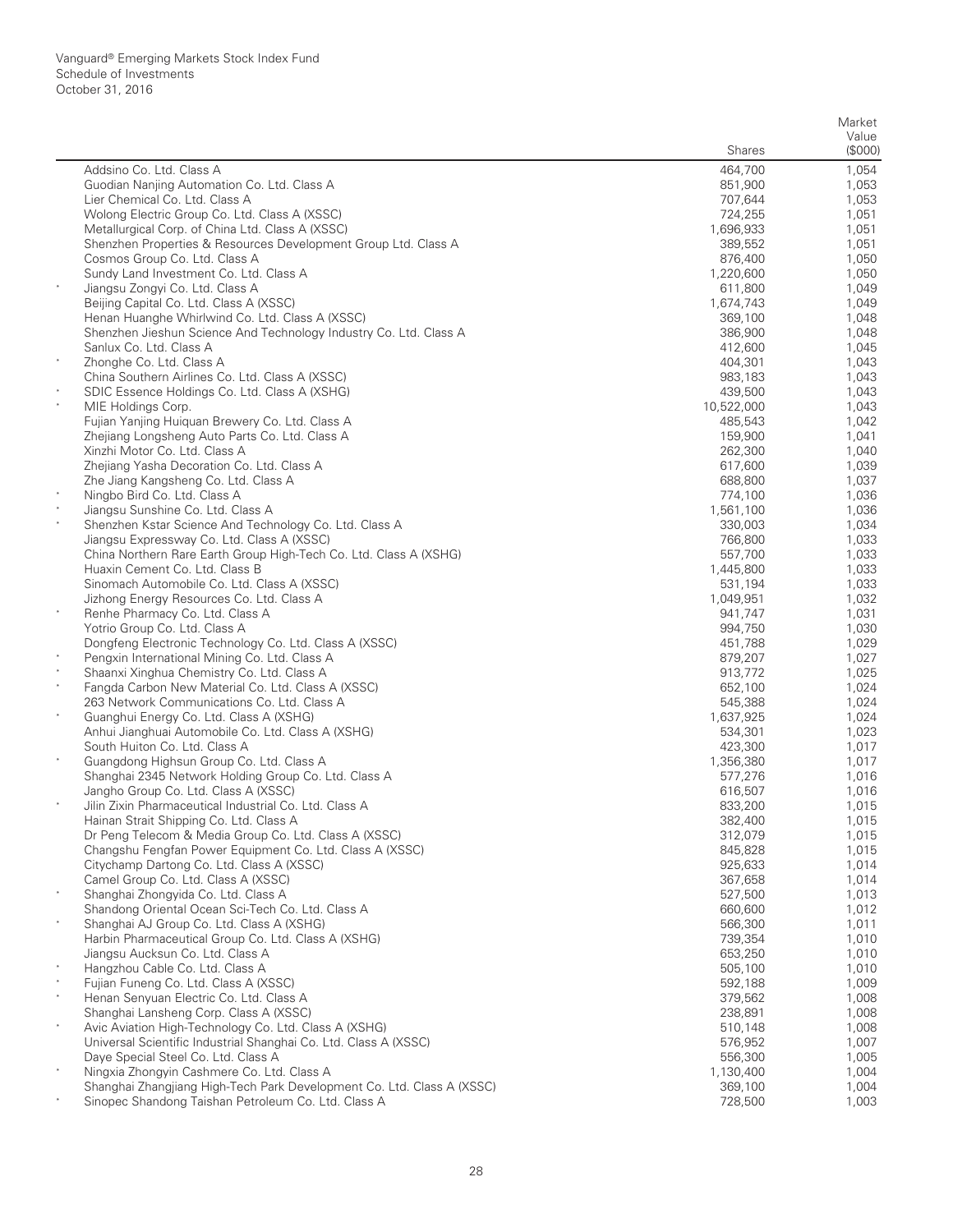Vanguard® Emerging Markets Stock Index Fund
Schedule of Investments
October 31, 2016

| | | Shares | Market Value ($000) |
|---|---|---|---|
| | Addsino Co. Ltd. Class A | 464,700 | 1,054 |
| | Guodian Nanjing Automation Co. Ltd. Class A | 851,900 | 1,053 |
| | Lier Chemical Co. Ltd. Class A | 707,644 | 1,053 |
| | Wolong Electric Group Co. Ltd. Class A (XSSC) | 724,255 | 1,051 |
| | Metallurgical Corp. of China Ltd. Class A (XSSC) | 1,696,933 | 1,051 |
| | Shenzhen Properties & Resources Development Group Ltd. Class A | 389,552 | 1,051 |
| | Cosmos Group Co. Ltd. Class A | 876,400 | 1,050 |
| | Sundy Land Investment Co. Ltd. Class A | 1,220,600 | 1,050 |
| * | Jiangsu Zongyi Co. Ltd. Class A | 611,800 | 1,049 |
| | Beijing Capital Co. Ltd. Class A (XSSC) | 1,674,743 | 1,049 |
| | Henan Huanghe Whirlwind Co. Ltd. Class A (XSSC) | 369,100 | 1,048 |
| | Shenzhen Jieshun Science And Technology Industry Co. Ltd. Class A | 386,900 | 1,048 |
| | Sanlux Co. Ltd. Class A | 412,600 | 1,045 |
| * | Zhonghe Co. Ltd. Class A | 404,301 | 1,043 |
| | China Southern Airlines Co. Ltd. Class A (XSSC) | 983,183 | 1,043 |
| * | SDIC Essence Holdings Co. Ltd. Class A (XSHG) | 439,500 | 1,043 |
| * | MIE Holdings Corp. | 10,522,000 | 1,043 |
| | Fujian Yanjing Huiquan Brewery Co. Ltd. Class A | 485,543 | 1,042 |
| | Zhejiang Longsheng Auto Parts Co. Ltd. Class A | 159,900 | 1,041 |
| | Xinzhi Motor Co. Ltd. Class A | 262,300 | 1,040 |
| | Zhejiang Yasha Decoration Co. Ltd. Class A | 617,600 | 1,039 |
| | Zhe Jiang Kangsheng Co. Ltd. Class A | 688,800 | 1,037 |
| * | Ningbo Bird Co. Ltd. Class A | 774,100 | 1,036 |
| * | Jiangsu Sunshine Co. Ltd. Class A | 1,561,100 | 1,036 |
| * | Shenzhen Kstar Science And Technology Co. Ltd. Class A | 330,003 | 1,034 |
| | Jiangsu Expressway Co. Ltd. Class A (XSSC) | 766,800 | 1,033 |
| | China Northern Rare Earth Group High-Tech Co. Ltd. Class A (XSHG) | 557,700 | 1,033 |
| | Huaxin Cement Co. Ltd. Class B | 1,445,800 | 1,033 |
| | Sinomach Automobile Co. Ltd. Class A (XSSC) | 531,194 | 1,033 |
| | Jizhong Energy Resources Co. Ltd. Class A | 1,049,951 | 1,032 |
| * | Renhe Pharmacy Co. Ltd. Class A | 941,747 | 1,031 |
| | Yotrio Group Co. Ltd. Class A | 994,750 | 1,030 |
| | Dongfeng Electronic Technology Co. Ltd. Class A (XSSC) | 451,788 | 1,029 |
| * | Pengxin International Mining Co. Ltd. Class A | 879,207 | 1,027 |
| * | Shaanxi Xinghua Chemistry Co. Ltd. Class A | 913,772 | 1,025 |
| * | Fangda Carbon New Material Co. Ltd. Class A (XSSC) | 652,100 | 1,024 |
| | 263 Network Communications Co. Ltd. Class A | 545,388 | 1,024 |
| * | Guanghui Energy Co. Ltd. Class A (XSHG) | 1,637,925 | 1,024 |
| | Anhui Jianghuai Automobile Co. Ltd. Class A (XSHG) | 534,301 | 1,023 |
| | South Huiton Co. Ltd. Class A | 423,300 | 1,017 |
| * | Guangdong Highsun Group Co. Ltd. Class A | 1,356,380 | 1,017 |
| | Shanghai 2345 Network Holding Group Co. Ltd. Class A | 577,276 | 1,016 |
| | Jangho Group Co. Ltd. Class A (XSSC) | 616,507 | 1,016 |
| * | Jilin Zixin Pharmaceutical Industrial Co. Ltd. Class A | 833,200 | 1,015 |
| | Hainan Strait Shipping Co. Ltd. Class A | 382,400 | 1,015 |
| | Dr Peng Telecom & Media Group Co. Ltd. Class A (XSSC) | 312,079 | 1,015 |
| | Changshu Fengfan Power Equipment Co. Ltd. Class A (XSSC) | 845,828 | 1,015 |
| | Citychamp Dartong Co. Ltd. Class A (XSSC) | 925,633 | 1,014 |
| | Camel Group Co. Ltd. Class A (XSSC) | 367,658 | 1,014 |
| * | Shanghai Zhongyida Co. Ltd. Class A | 527,500 | 1,013 |
| | Shandong Oriental Ocean Sci-Tech Co. Ltd. Class A | 660,600 | 1,012 |
| * | Shanghai AJ Group Co. Ltd. Class A (XSHG) | 566,300 | 1,011 |
| | Harbin Pharmaceutical Group Co. Ltd. Class A (XSHG) | 739,354 | 1,010 |
| | Jiangsu Aucksun Co. Ltd. Class A | 653,250 | 1,010 |
| * | Hangzhou Cable Co. Ltd. Class A | 505,100 | 1,010 |
| * | Fujian Funeng Co. Ltd. Class A (XSSC) | 592,188 | 1,009 |
| * | Henan Senyuan Electric Co. Ltd. Class A | 379,562 | 1,008 |
| | Shanghai Lansheng Corp. Class A (XSSC) | 238,891 | 1,008 |
| * | Avic Aviation High-Technology Co. Ltd. Class A (XSHG) | 510,148 | 1,008 |
| | Universal Scientific Industrial Shanghai Co. Ltd. Class A (XSSC) | 576,952 | 1,007 |
| | Daye Special Steel Co. Ltd. Class A | 556,300 | 1,005 |
| * | Ningxia Zhongyin Cashmere Co. Ltd. Class A | 1,130,400 | 1,004 |
| | Shanghai Zhangjiang High-Tech Park Development Co. Ltd. Class A (XSSC) | 369,100 | 1,004 |
| * | Sinopec Shandong Taishan Petroleum Co. Ltd. Class A | 728,500 | 1,003 |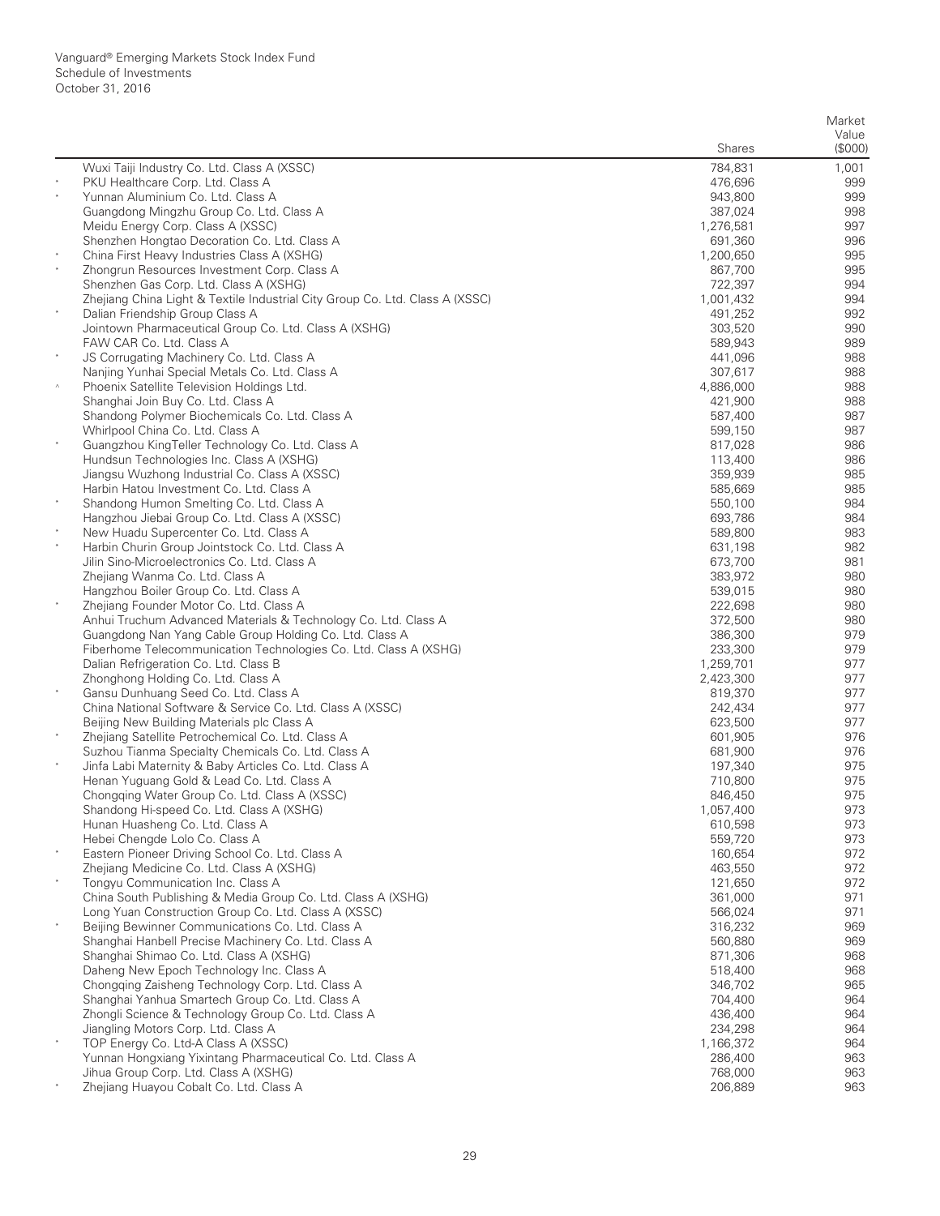Vanguard® Emerging Markets Stock Index Fund
Schedule of Investments
October 31, 2016

| | | Shares | Market Value ($000) |
|---|---|---|---|
| | Wuxi Taiji Industry Co. Ltd. Class A (XSSC) | 784,831 | 1,001 |
| * | PKU Healthcare Corp. Ltd. Class A | 476,696 | 999 |
| * | Yunnan Aluminium Co. Ltd. Class A | 943,800 | 999 |
| | Guangdong Mingzhu Group Co. Ltd. Class A | 387,024 | 998 |
| | Meidu Energy Corp. Class A (XSSC) | 1,276,581 | 997 |
| | Shenzhen Hongtao Decoration Co. Ltd. Class A | 691,360 | 996 |
| * | China First Heavy Industries Class A (XSHG) | 1,200,650 | 995 |
| * | Zhongrun Resources Investment Corp. Class A | 867,700 | 995 |
| | Shenzhen Gas Corp. Ltd. Class A (XSHG) | 722,397 | 994 |
| | Zhejiang China Light & Textile Industrial City Group Co. Ltd. Class A (XSSC) | 1,001,432 | 994 |
| * | Dalian Friendship Group Class A | 491,252 | 992 |
| | Jointown Pharmaceutical Group Co. Ltd. Class A (XSHG) | 303,520 | 990 |
| | FAW CAR Co. Ltd. Class A | 589,943 | 989 |
| * | JS Corrugating Machinery Co. Ltd. Class A | 441,096 | 988 |
| | Nanjing Yunhai Special Metals Co. Ltd. Class A | 307,617 | 988 |
| ^ | Phoenix Satellite Television Holdings Ltd. | 4,886,000 | 988 |
| | Shanghai Join Buy Co. Ltd. Class A | 421,900 | 988 |
| | Shandong Polymer Biochemicals Co. Ltd. Class A | 587,400 | 987 |
| | Whirlpool China Co. Ltd. Class A | 599,150 | 987 |
| * | Guangzhou KingTeller Technology Co. Ltd. Class A | 817,028 | 986 |
| | Hundsun Technologies Inc. Class A (XSHG) | 113,400 | 986 |
| | Jiangsu Wuzhong Industrial Co. Class A (XSSC) | 359,939 | 985 |
| | Harbin Hatou Investment Co. Ltd. Class A | 585,669 | 985 |
| * | Shandong Humon Smelting Co. Ltd. Class A | 550,100 | 984 |
| | Hangzhou Jiebai Group Co. Ltd. Class A (XSSC) | 693,786 | 984 |
| * | New Huadu Supercenter Co. Ltd. Class A | 589,800 | 983 |
| * | Harbin Churin Group Jointstock Co. Ltd. Class A | 631,198 | 982 |
| | Jilin Sino-Microelectronics Co. Ltd. Class A | 673,700 | 981 |
| | Zhejiang Wanma Co. Ltd. Class A | 383,972 | 980 |
| | Hangzhou Boiler Group Co. Ltd. Class A | 539,015 | 980 |
| * | Zhejiang Founder Motor Co. Ltd. Class A | 222,698 | 980 |
| | Anhui Truchum Advanced Materials & Technology Co. Ltd. Class A | 372,500 | 980 |
| | Guangdong Nan Yang Cable Group Holding Co. Ltd. Class A | 386,300 | 979 |
| | Fiberhome Telecommunication Technologies Co. Ltd. Class A (XSHG) | 233,300 | 979 |
| | Dalian Refrigeration Co. Ltd. Class B | 1,259,701 | 977 |
| | Zhonghong Holding Co. Ltd. Class A | 2,423,300 | 977 |
| * | Gansu Dunhuang Seed Co. Ltd. Class A | 819,370 | 977 |
| | China National Software & Service Co. Ltd. Class A (XSSC) | 242,434 | 977 |
| | Beijing New Building Materials plc Class A | 623,500 | 977 |
| * | Zhejiang Satellite Petrochemical Co. Ltd. Class A | 601,905 | 976 |
| | Suzhou Tianma Specialty Chemicals Co. Ltd. Class A | 681,900 | 976 |
| * | Jinfa Labi Maternity & Baby Articles Co. Ltd. Class A | 197,340 | 975 |
| | Henan Yuguang Gold & Lead Co. Ltd. Class A | 710,800 | 975 |
| | Chongqing Water Group Co. Ltd. Class A (XSSC) | 846,450 | 975 |
| | Shandong Hi-speed Co. Ltd. Class A (XSHG) | 1,057,400 | 973 |
| | Hunan Huasheng Co. Ltd. Class A | 610,598 | 973 |
| | Hebei Chengde Lolo Co. Class A | 559,720 | 973 |
| * | Eastern Pioneer Driving School Co. Ltd. Class A | 160,654 | 972 |
| | Zhejiang Medicine Co. Ltd. Class A (XSHG) | 463,550 | 972 |
| * | Tongyu Communication Inc. Class A | 121,650 | 972 |
| | China South Publishing & Media Group Co. Ltd. Class A (XSHG) | 361,000 | 971 |
| | Long Yuan Construction Group Co. Ltd. Class A (XSSC) | 566,024 | 971 |
| * | Beijing Bewinner Communications Co. Ltd. Class A | 316,232 | 969 |
| | Shanghai Hanbell Precise Machinery Co. Ltd. Class A | 560,880 | 969 |
| | Shanghai Shimao Co. Ltd. Class A (XSHG) | 871,306 | 968 |
| | Daheng New Epoch Technology Inc. Class A | 518,400 | 968 |
| | Chongqing Zaisheng Technology Corp. Ltd. Class A | 346,702 | 965 |
| | Shanghai Yanhua Smartech Group Co. Ltd. Class A | 704,400 | 964 |
| | Zhongli Science & Technology Group Co. Ltd. Class A | 436,400 | 964 |
| | Jiangling Motors Corp. Ltd. Class A | 234,298 | 964 |
| * | TOP Energy Co. Ltd-A Class A (XSSC) | 1,166,372 | 964 |
| | Yunnan Hongxiang Yixintang Pharmaceutical Co. Ltd. Class A | 286,400 | 963 |
| | Jihua Group Corp. Ltd. Class A (XSHG) | 768,000 | 963 |
| * | Zhejiang Huayou Cobalt Co. Ltd. Class A | 206,889 | 963 |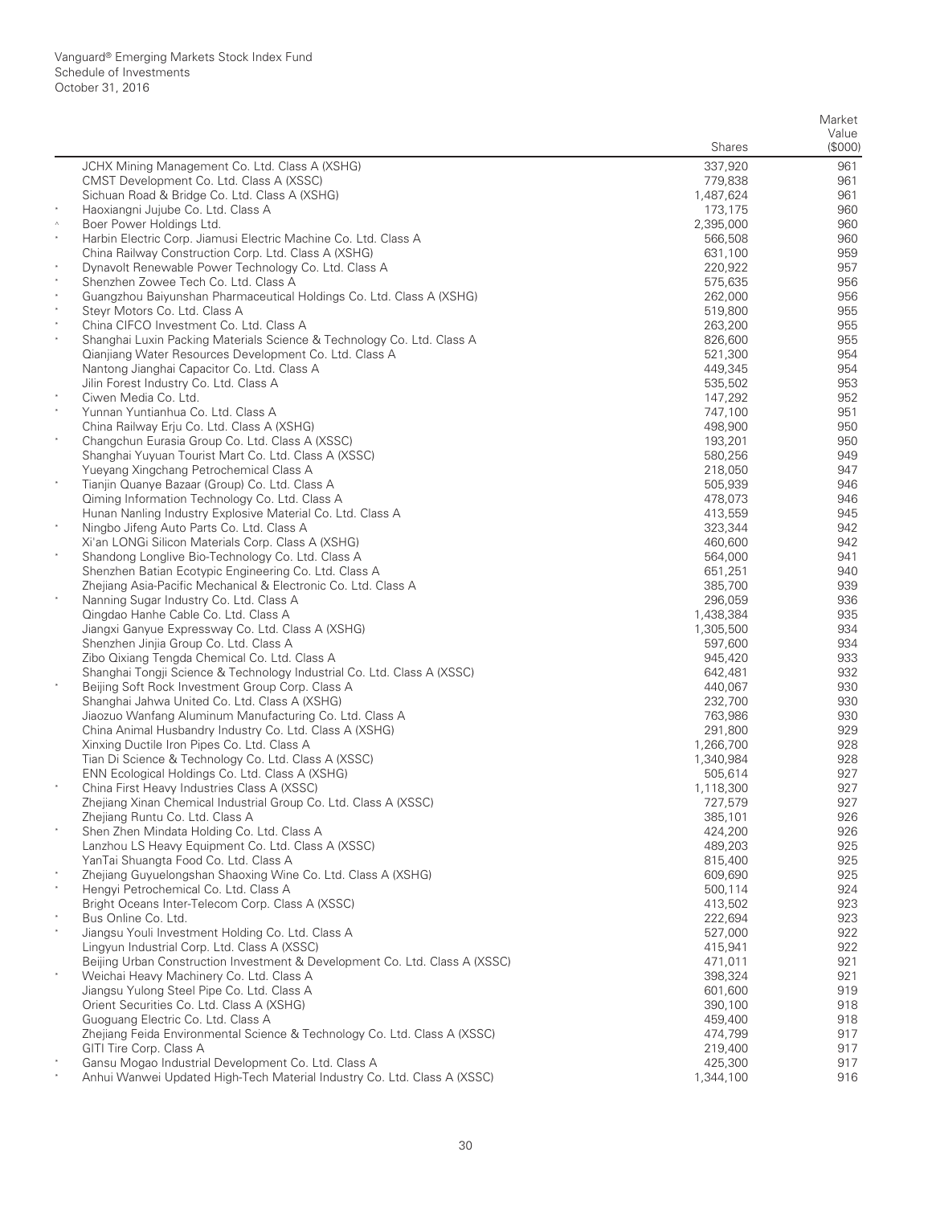Vanguard® Emerging Markets Stock Index Fund
Schedule of Investments
October 31, 2016

| | | Shares | Market Value ($000) |
|---|---|---|---|
| | JCHX Mining Management Co. Ltd. Class A (XSHG) | 337,920 | 961 |
| | CMST Development Co. Ltd. Class A (XSSC) | 779,838 | 961 |
| | Sichuan Road & Bridge Co. Ltd. Class A (XSHG) | 1,487,624 | 961 |
| * | Haoxiangni Jujube Co. Ltd. Class A | 173,175 | 960 |
| ^ | Boer Power Holdings Ltd. | 2,395,000 | 960 |
| * | Harbin Electric Corp. Jiamusi Electric Machine Co. Ltd. Class A | 566,508 | 960 |
| | China Railway Construction Corp. Ltd. Class A (XSHG) | 631,100 | 959 |
| * | Dynavolt Renewable Power Technology Co. Ltd. Class A | 220,922 | 957 |
| * | Shenzhen Zowee Tech Co. Ltd. Class A | 575,635 | 956 |
| * | Guangzhou Baiyunshan Pharmaceutical Holdings Co. Ltd. Class A (XSHG) | 262,000 | 956 |
| * | Steyr Motors Co. Ltd. Class A | 519,800 | 955 |
| * | China CIFCO Investment Co. Ltd. Class A | 263,200 | 955 |
| * | Shanghai Luxin Packing Materials Science & Technology Co. Ltd. Class A | 826,600 | 955 |
| | Qianjiang Water Resources Development Co. Ltd. Class A | 521,300 | 954 |
| | Nantong Jianghai Capacitor Co. Ltd. Class A | 449,345 | 954 |
| | Jilin Forest Industry Co. Ltd. Class A | 535,502 | 953 |
| * | Ciwen Media Co. Ltd. | 147,292 | 952 |
| * | Yunnan Yuntianhua Co. Ltd. Class A | 747,100 | 951 |
| | China Railway Erju Co. Ltd. Class A (XSHG) | 498,900 | 950 |
| * | Changchun Eurasia Group Co. Ltd. Class A (XSSC) | 193,201 | 950 |
| | Shanghai Yuyuan Tourist Mart Co. Ltd. Class A (XSSC) | 580,256 | 949 |
| | Yueyang Xingchang Petrochemical Class A | 218,050 | 947 |
| * | Tianjin Quanye Bazaar (Group) Co. Ltd. Class A | 505,939 | 946 |
| | Qiming Information Technology Co. Ltd. Class A | 478,073 | 946 |
| | Hunan Nanling Industry Explosive Material Co. Ltd. Class A | 413,559 | 945 |
| * | Ningbo Jifeng Auto Parts Co. Ltd. Class A | 323,344 | 942 |
| | Xi'an LONGi Silicon Materials Corp. Class A (XSHG) | 460,600 | 942 |
| * | Shandong Longlive Bio-Technology Co. Ltd. Class A | 564,000 | 941 |
| | Shenzhen Batian Ecotypic Engineering Co. Ltd. Class A | 651,251 | 940 |
| | Zhejiang Asia-Pacific Mechanical & Electronic Co. Ltd. Class A | 385,700 | 939 |
| * | Nanning Sugar Industry Co. Ltd. Class A | 296,059 | 936 |
| | Qingdao Hanhe Cable Co. Ltd. Class A | 1,438,384 | 935 |
| | Jiangxi Ganyue Expressway Co. Ltd. Class A (XSHG) | 1,305,500 | 934 |
| | Shenzhen Jinjia Group Co. Ltd. Class A | 597,600 | 934 |
| | Zibo Qixiang Tengda Chemical Co. Ltd. Class A | 945,420 | 933 |
| | Shanghai Tongji Science & Technology Industrial Co. Ltd. Class A (XSSC) | 642,481 | 932 |
| * | Beijing Soft Rock Investment Group Corp. Class A | 440,067 | 930 |
| | Shanghai Jahwa United Co. Ltd. Class A (XSHG) | 232,700 | 930 |
| | Jiaozuo Wanfang Aluminum Manufacturing Co. Ltd. Class A | 763,986 | 930 |
| | China Animal Husbandry Industry Co. Ltd. Class A (XSHG) | 291,800 | 929 |
| | Xinxing Ductile Iron Pipes Co. Ltd. Class A | 1,266,700 | 928 |
| | Tian Di Science & Technology Co. Ltd. Class A (XSSC) | 1,340,984 | 928 |
| | ENN Ecological Holdings Co. Ltd. Class A (XSHG) | 505,614 | 927 |
| * | China First Heavy Industries Class A (XSSC) | 1,118,300 | 927 |
| | Zhejiang Xinan Chemical Industrial Group Co. Ltd. Class A (XSSC) | 727,579 | 927 |
| | Zhejiang Runtu Co. Ltd. Class A | 385,101 | 926 |
| * | Shen Zhen Mindata Holding Co. Ltd. Class A | 424,200 | 926 |
| | Lanzhou LS Heavy Equipment Co. Ltd. Class A (XSSC) | 489,203 | 925 |
| | YanTai Shuangta Food Co. Ltd. Class A | 815,400 | 925 |
| * | Zhejiang Guyuelongshan Shaoxing Wine Co. Ltd. Class A (XSHG) | 609,690 | 925 |
| * | Hengyi Petrochemical Co. Ltd. Class A | 500,114 | 924 |
| | Bright Oceans Inter-Telecom Corp. Class A (XSSC) | 413,502 | 923 |
| * | Bus Online Co. Ltd. | 222,694 | 923 |
| * | Jiangsu Youli Investment Holding Co. Ltd. Class A | 527,000 | 922 |
| | Lingyun Industrial Corp. Ltd. Class A (XSSC) | 415,941 | 922 |
| | Beijing Urban Construction Investment & Development Co. Ltd. Class A (XSSC) | 471,011 | 921 |
| * | Weichai Heavy Machinery Co. Ltd. Class A | 398,324 | 921 |
| | Jiangsu Yulong Steel Pipe Co. Ltd. Class A | 601,600 | 919 |
| | Orient Securities Co. Ltd. Class A (XSHG) | 390,100 | 918 |
| | Guoguang Electric Co. Ltd. Class A | 459,400 | 918 |
| | Zhejiang Feida Environmental Science & Technology Co. Ltd. Class A (XSSC) | 474,799 | 917 |
| | GITI Tire Corp. Class A | 219,400 | 917 |
| * | Gansu Mogao Industrial Development Co. Ltd. Class A | 425,300 | 917 |
| * | Anhui Wanwei Updated High-Tech Material Industry Co. Ltd. Class A (XSSC) | 1,344,100 | 916 |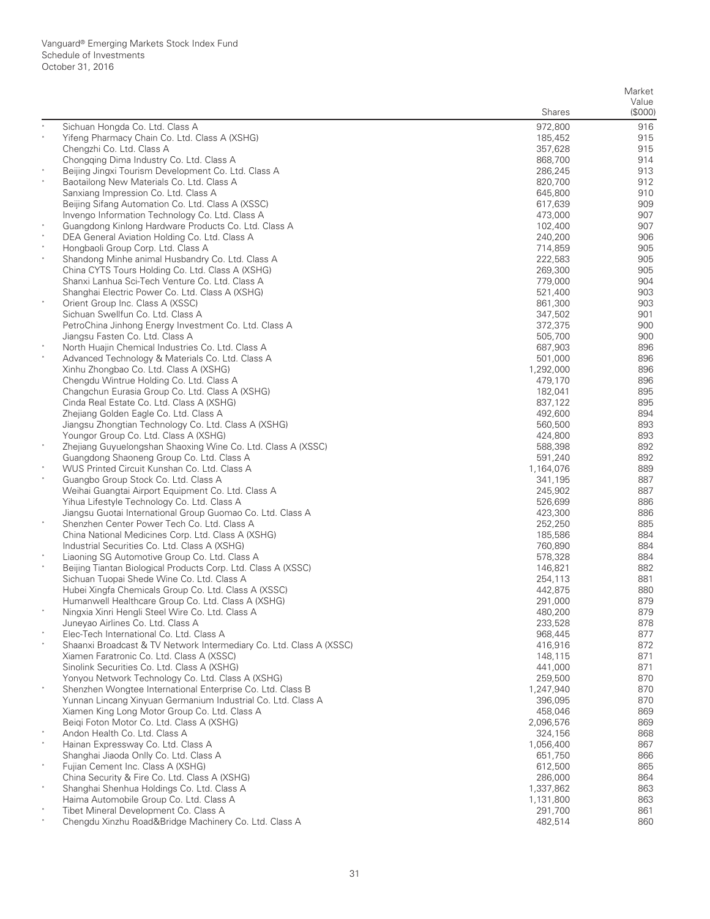Vanguard® Emerging Markets Stock Index Fund
Schedule of Investments
October 31, 2016

| | | Shares | Market Value ($000) |
|---|---|---|---|
| * | Sichuan Hongda Co. Ltd. Class A | 972,800 | 916 |
| * | Yifeng Pharmacy Chain Co. Ltd. Class A (XSHG) | 185,452 | 915 |
| | Chengzhi Co. Ltd. Class A | 357,628 | 915 |
| | Chongqing Dima Industry Co. Ltd. Class A | 868,700 | 914 |
| * | Beijing Jingxi Tourism Development Co. Ltd. Class A | 286,245 | 913 |
| * | Baotailong New Materials Co. Ltd. Class A | 820,700 | 912 |
| | Sanxiang Impression Co. Ltd. Class A | 645,800 | 910 |
| | Beijing Sifang Automation Co. Ltd. Class A (XSSC) | 617,639 | 909 |
| | Invengo Information Technology Co. Ltd. Class A | 473,000 | 907 |
| * | Guangdong Kinlong Hardware Products Co. Ltd. Class A | 102,400 | 907 |
| * | DEA General Aviation Holding Co. Ltd. Class A | 240,200 | 906 |
| * | Hongbaoli Group Corp. Ltd. Class A | 714,859 | 905 |
| * | Shandong Minhe animal Husbandry Co. Ltd. Class A | 222,583 | 905 |
| | China CYTS Tours Holding Co. Ltd. Class A (XSHG) | 269,300 | 905 |
| | Shanxi Lanhua Sci-Tech Venture Co. Ltd. Class A | 779,000 | 904 |
| | Shanghai Electric Power Co. Ltd. Class A (XSHG) | 521,400 | 903 |
| * | Orient Group Inc. Class A (XSSC) | 861,300 | 903 |
| | Sichuan Swellfun Co. Ltd. Class A | 347,502 | 901 |
| | PetroChina Jinhong Energy Investment Co. Ltd. Class A | 372,375 | 900 |
| | Jiangsu Fasten Co. Ltd. Class A | 505,700 | 900 |
| * | North Huajin Chemical Industries Co. Ltd. Class A | 687,903 | 896 |
| * | Advanced Technology & Materials Co. Ltd. Class A | 501,000 | 896 |
| | Xinhu Zhongbao Co. Ltd. Class A (XSHG) | 1,292,000 | 896 |
| | Chengdu Wintrue Holding Co. Ltd. Class A | 479,170 | 896 |
| | Changchun Eurasia Group Co. Ltd. Class A (XSHG) | 182,041 | 895 |
| | Cinda Real Estate Co. Ltd. Class A (XSHG) | 837,122 | 895 |
| | Zhejiang Golden Eagle Co. Ltd. Class A | 492,600 | 894 |
| | Jiangsu Zhongtian Technology Co. Ltd. Class A (XSHG) | 560,500 | 893 |
| | Youngor Group Co. Ltd. Class A (XSHG) | 424,800 | 893 |
| * | Zhejiang Guyuelongshan Shaoxing Wine Co. Ltd. Class A (XSSC) | 588,398 | 892 |
| | Guangdong Shaoneng Group Co. Ltd. Class A | 591,240 | 892 |
| * | WUS Printed Circuit Kunshan Co. Ltd. Class A | 1,164,076 | 889 |
| * | Guangbo Group Stock Co. Ltd. Class A | 341,195 | 887 |
| | Weihai Guangtai Airport Equipment Co. Ltd. Class A | 245,902 | 887 |
| | Yihua Lifestyle Technology Co. Ltd. Class A | 526,699 | 886 |
| | Jiangsu Guotai International Group Guomao Co. Ltd. Class A | 423,300 | 886 |
| * | Shenzhen Center Power Tech Co. Ltd. Class A | 252,250 | 885 |
| | China National Medicines Corp. Ltd. Class A (XSHG) | 185,586 | 884 |
| | Industrial Securities Co. Ltd. Class A (XSHG) | 760,890 | 884 |
| * | Liaoning SG Automotive Group Co. Ltd. Class A | 578,328 | 884 |
| * | Beijing Tiantan Biological Products Corp. Ltd. Class A (XSSC) | 146,821 | 882 |
| | Sichuan Tuopai Shede Wine Co. Ltd. Class A | 254,113 | 881 |
| | Hubei Xingfa Chemicals Group Co. Ltd. Class A (XSSC) | 442,875 | 880 |
| | Humanwell Healthcare Group Co. Ltd. Class A (XSHG) | 291,000 | 879 |
| * | Ningxia Xinri Hengli Steel Wire Co. Ltd. Class A | 480,200 | 879 |
| | Juneyao Airlines Co. Ltd. Class A | 233,528 | 878 |
| * | Elec-Tech International Co. Ltd. Class A | 968,445 | 877 |
| * | Shaanxi Broadcast & TV Network Intermediary Co. Ltd. Class A (XSSC) | 416,916 | 872 |
| | Xiamen Faratronic Co. Ltd. Class A (XSSC) | 148,115 | 871 |
| | Sinolink Securities Co. Ltd. Class A (XSHG) | 441,000 | 871 |
| | Yonyou Network Technology Co. Ltd. Class A (XSHG) | 259,500 | 870 |
| * | Shenzhen Wongtee International Enterprise Co. Ltd. Class B | 1,247,940 | 870 |
| | Yunnan Lincang Xinyuan Germanium Industrial Co. Ltd. Class A | 396,095 | 870 |
| | Xiamen King Long Motor Group Co. Ltd. Class A | 458,046 | 869 |
| | Beiqi Foton Motor Co. Ltd. Class A (XSHG) | 2,096,576 | 869 |
| * | Andon Health Co. Ltd. Class A | 324,156 | 868 |
| * | Hainan Expressway Co. Ltd. Class A | 1,056,400 | 867 |
| | Shanghai Jiaoda Onlly Co. Ltd. Class A | 651,750 | 866 |
| * | Fujian Cement Inc. Class A (XSHG) | 612,500 | 865 |
| | China Security & Fire Co. Ltd. Class A (XSHG) | 286,000 | 864 |
| * | Shanghai Shenhua Holdings Co. Ltd. Class A | 1,337,862 | 863 |
| | Haima Automobile Group Co. Ltd. Class A | 1,131,800 | 863 |
| * | Tibet Mineral Development Co. Class A | 291,700 | 861 |
| * | Chengdu Xinzhu Road&Bridge Machinery Co. Ltd. Class A | 482,514 | 860 |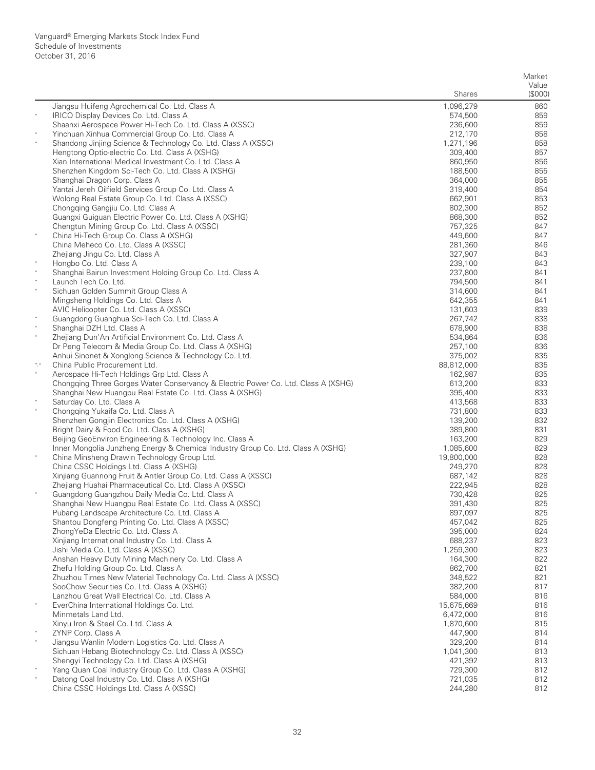| | | Shares | Market Value ($000) |
|---|---|---|---|
| | Jiangsu Huifeng Agrochemical Co. Ltd. Class A | 1,096,279 | 860 |
| * | IRICO Display Devices Co. Ltd. Class A | 574,500 | 859 |
| | Shaanxi Aerospace Power Hi-Tech Co. Ltd. Class A (XSSC) | 236,600 | 859 |
| * | Yinchuan Xinhua Commercial Group Co. Ltd. Class A | 212,170 | 858 |
| * | Shandong Jinjing Science & Technology Co. Ltd. Class A (XSSC) | 1,271,196 | 858 |
| | Hengtong Optic-electric Co. Ltd. Class A (XSHG) | 309,400 | 857 |
| | Xian International Medical Investment Co. Ltd. Class A | 860,950 | 856 |
| | Shenzhen Kingdom Sci-Tech Co. Ltd. Class A (XSHG) | 188,500 | 855 |
| | Shanghai Dragon Corp. Class A | 364,000 | 855 |
| | Yantai Jereh Oilfield Services Group Co. Ltd. Class A | 319,400 | 854 |
| | Wolong Real Estate Group Co. Ltd. Class A (XSSC) | 662,901 | 853 |
| | Chongqing Gangjiu Co. Ltd. Class A | 802,300 | 852 |
| | Guangxi Guiguan Electric Power Co. Ltd. Class A (XSHG) | 868,300 | 852 |
| | Chengtun Mining Group Co. Ltd. Class A (XSSC) | 757,325 | 847 |
| * | China Hi-Tech Group Co. Class A (XSHG) | 449,600 | 847 |
| | China Meheco Co. Ltd. Class A (XSSC) | 281,360 | 846 |
| | Zhejiang Jingu Co. Ltd. Class A | 327,907 | 843 |
| * | Hongbo Co. Ltd. Class A | 239,100 | 843 |
| * | Shanghai Bairun Investment Holding Group Co. Ltd. Class A | 237,800 | 841 |
| * | Launch Tech Co. Ltd. | 794,500 | 841 |
| * | Sichuan Golden Summit Group Class A | 314,600 | 841 |
| | Mingsheng Holdings Co. Ltd. Class A | 642,355 | 841 |
| | AVIC Helicopter Co. Ltd. Class A (XSSC) | 131,603 | 839 |
| * | Guangdong Guanghua Sci-Tech Co. Ltd. Class A | 267,742 | 838 |
| * | Shanghai DZH Ltd. Class A | 678,900 | 838 |
| * | Zhejiang Dun'An Artificial Environment Co. Ltd. Class A | 534,864 | 836 |
| | Dr Peng Telecom & Media Group Co. Ltd. Class A (XSHG) | 257,100 | 836 |
| | Anhui Sinonet & Xonglong Science & Technology Co. Ltd. | 375,002 | 835 |
| *,^ | China Public Procurement Ltd. | 88,812,000 | 835 |
| * | Aerospace Hi-Tech Holdings Grp Ltd. Class A | 162,987 | 835 |
| | Chongqing Three Gorges Water Conservancy & Electric Power Co. Ltd. Class A (XSHG) | 613,200 | 833 |
| | Shanghai New Huangpu Real Estate Co. Ltd. Class A (XSHG) | 395,400 | 833 |
| * | Saturday Co. Ltd. Class A | 413,568 | 833 |
| * | Chongqing Yukaifa Co. Ltd. Class A | 731,800 | 833 |
| | Shenzhen Gongjin Electronics Co. Ltd. Class A (XSHG) | 139,200 | 832 |
| | Bright Dairy & Food Co. Ltd. Class A (XSHG) | 389,800 | 831 |
| | Beijing GeoEnviron Engineering & Technology Inc. Class A | 163,200 | 829 |
| | Inner Mongolia Junzheng Energy & Chemical Industry Group Co. Ltd. Class A (XSHG) | 1,085,600 | 829 |
| * | China Minsheng Drawin Technology Group Ltd. | 19,800,000 | 828 |
| | China CSSC Holdings Ltd. Class A (XSHG) | 249,270 | 828 |
| | Xinjiang Guannong Fruit & Antler Group Co. Ltd. Class A (XSSC) | 687,142 | 828 |
| | Zhejiang Huahai Pharmaceutical Co. Ltd. Class A (XSSC) | 222,945 | 828 |
| * | Guangdong Guangzhou Daily Media Co. Ltd. Class A | 730,428 | 825 |
| | Shanghai New Huangpu Real Estate Co. Ltd. Class A (XSSC) | 391,430 | 825 |
| | Pubang Landscape Architecture Co. Ltd. Class A | 897,097 | 825 |
| | Shantou Dongfeng Printing Co. Ltd. Class A (XSSC) | 457,042 | 825 |
| | ZhongYeDa Electric Co. Ltd. Class A | 395,000 | 824 |
| | Xinjiang International Industry Co. Ltd. Class A | 688,237 | 823 |
| | Jishi Media Co. Ltd. Class A (XSSC) | 1,259,300 | 823 |
| | Anshan Heavy Duty Mining Machinery Co. Ltd. Class A | 164,300 | 822 |
| | Zhefu Holding Group Co. Ltd. Class A | 862,700 | 821 |
| | Zhuzhou Times New Material Technology Co. Ltd. Class A (XSSC) | 348,522 | 821 |
| | SooChow Securities Co. Ltd. Class A (XSHG) | 382,200 | 817 |
| | Lanzhou Great Wall Electrical Co. Ltd. Class A | 584,000 | 816 |
| * | EverChina International Holdings Co. Ltd. | 15,675,669 | 816 |
| | Minmetals Land Ltd. | 6,472,000 | 816 |
| | Xinyu Iron & Steel Co. Ltd. Class A | 1,870,600 | 815 |
| * | ZYNP Corp. Class A | 447,900 | 814 |
| * | Jiangsu Wanlin Modern Logistics Co. Ltd. Class A | 329,200 | 814 |
| | Sichuan Hebang Biotechnology Co. Ltd. Class A (XSSC) | 1,041,300 | 813 |
| | Shengyi Technology Co. Ltd. Class A (XSHG) | 421,392 | 813 |
| * | Yang Quan Coal Industry Group Co. Ltd. Class A (XSHG) | 729,300 | 812 |
| * | Datong Coal Industry Co. Ltd. Class A (XSHG) | 721,035 | 812 |
| | China CSSC Holdings Ltd. Class A (XSSC) | 244,280 | 812 |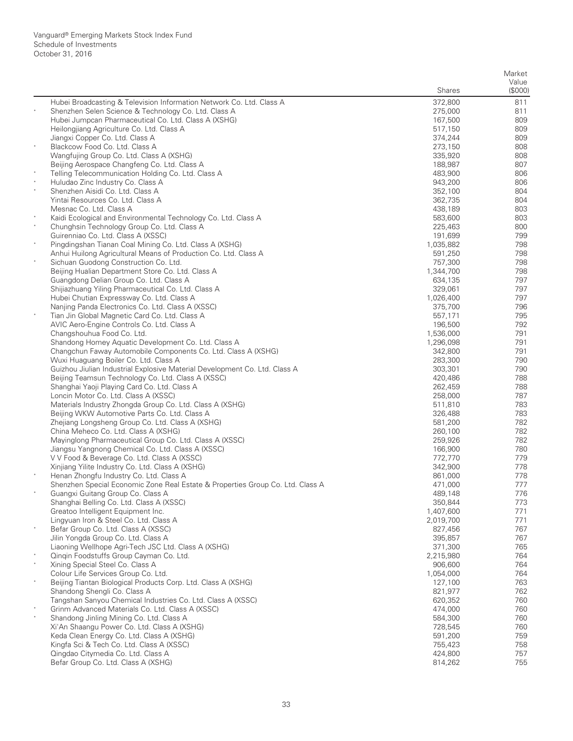|  |  | Shares | Market Value ($000) |
|---|---|---|---|
|  | Hubei Broadcasting & Television Information Network Co. Ltd. Class A | 372,800 | 811 |
| * | Shenzhen Selen Science & Technology Co. Ltd. Class A | 275,000 | 811 |
|  | Hubei Jumpcan Pharmaceutical Co. Ltd. Class A (XSHG) | 167,500 | 809 |
|  | Heilongjiang Agriculture Co. Ltd. Class A | 517,150 | 809 |
|  | Jiangxi Copper Co. Ltd. Class A | 374,244 | 809 |
| * | Blackcow Food Co. Ltd. Class A | 273,150 | 808 |
|  | Wangfujing Group Co. Ltd. Class A (XSHG) | 335,920 | 808 |
|  | Beijing Aerospace Changfeng Co. Ltd. Class A | 188,987 | 807 |
| * | Telling Telecommunication Holding Co. Ltd. Class A | 483,900 | 806 |
| * | Huludao Zinc Industry Co. Class A | 943,200 | 806 |
| * | Shenzhen Aisidi Co. Ltd. Class A | 352,100 | 804 |
|  | Yintai Resources Co. Ltd. Class A | 362,735 | 804 |
|  | Mesnac Co. Ltd. Class A | 438,189 | 803 |
| * | Kaidi Ecological and Environmental Technology Co. Ltd. Class A | 583,600 | 803 |
| * | Chunghsin Technology Group Co. Ltd. Class A | 225,463 | 800 |
|  | Guirenniao Co. Ltd. Class A (XSSC) | 191,699 | 799 |
| * | Pingdingshan Tianan Coal Mining Co. Ltd. Class A (XSHG) | 1,035,882 | 798 |
|  | Anhui Huilong Agricultural Means of Production Co. Ltd. Class A | 591,250 | 798 |
| * | Sichuan Guodong Construction Co. Ltd. | 757,300 | 798 |
|  | Beijing Hualian Department Store Co. Ltd. Class A | 1,344,700 | 798 |
|  | Guangdong Delian Group Co. Ltd. Class A | 634,135 | 797 |
|  | Shijiazhuang Yiling Pharmaceutical Co. Ltd. Class A | 329,061 | 797 |
|  | Hubei Chutian Expressway Co. Ltd. Class A | 1,026,400 | 797 |
|  | Nanjing Panda Electronics Co. Ltd. Class A (XSSC) | 375,700 | 796 |
| * | Tian Jin Global Magnetic Card Co. Ltd. Class A | 557,171 | 795 |
|  | AVIC Aero-Engine Controls Co. Ltd. Class A | 196,500 | 792 |
|  | Changshouhua Food Co. Ltd. | 1,536,000 | 791 |
|  | Shandong Homey Aquatic Development Co. Ltd. Class A | 1,296,098 | 791 |
|  | Changchun Faway Automobile Components Co. Ltd. Class A (XSHG) | 342,800 | 791 |
|  | Wuxi Huaguang Boiler Co. Ltd. Class A | 283,300 | 790 |
|  | Guizhou Jiulian Industrial Explosive Material Development Co. Ltd. Class A | 303,301 | 790 |
|  | Beijing Teamsun Technology Co. Ltd. Class A (XSSC) | 420,486 | 788 |
|  | Shanghai Yaoji Playing Card Co. Ltd. Class A | 262,459 | 788 |
|  | Loncin Motor Co. Ltd. Class A (XSSC) | 258,000 | 787 |
|  | Materials Industry Zhongda Group Co. Ltd. Class A (XSHG) | 511,810 | 783 |
|  | Beijing WKW Automotive Parts Co. Ltd. Class A | 326,488 | 783 |
|  | Zhejiang Longsheng Group Co. Ltd. Class A (XSHG) | 581,200 | 782 |
|  | China Meheco Co. Ltd. Class A (XSHG) | 260,100 | 782 |
|  | Mayinglong Pharmaceutical Group Co. Ltd. Class A (XSSC) | 259,926 | 782 |
|  | Jiangsu Yangnong Chemical Co. Ltd. Class A (XSSC) | 166,900 | 780 |
|  | V V Food & Beverage Co. Ltd. Class A (XSSC) | 772,770 | 779 |
|  | Xinjiang Yilite Industry Co. Ltd. Class A (XSHG) | 342,900 | 778 |
| * | Henan Zhongfu Industry Co. Ltd. Class A | 861,000 | 778 |
|  | Shenzhen Special Economic Zone Real Estate & Properties Group Co. Ltd. Class A | 471,000 | 777 |
| * | Guangxi Guitang Group Co. Class A | 489,148 | 776 |
|  | Shanghai Belling Co. Ltd. Class A (XSSC) | 350,844 | 773 |
|  | Greatoo Intelligent Equipment Inc. | 1,407,600 | 771 |
|  | Lingyuan Iron & Steel Co. Ltd. Class A | 2,019,700 | 771 |
| * | Befar Group Co. Ltd. Class A (XSSC) | 827,456 | 767 |
|  | Jilin Yongda Group Co. Ltd. Class A | 395,857 | 767 |
|  | Liaoning Wellhope Agri-Tech JSC Ltd. Class A (XSHG) | 371,300 | 765 |
| * | Qinqin Foodstuffs Group Cayman Co. Ltd. | 2,215,980 | 764 |
| * | Xining Special Steel Co. Class A | 906,600 | 764 |
|  | Colour Life Services Group Co. Ltd. | 1,054,000 | 764 |
| * | Beijing Tiantan Biological Products Corp. Ltd. Class A (XSHG) | 127,100 | 763 |
|  | Shandong Shengli Co. Class A | 821,977 | 762 |
|  | Tangshan Sanyou Chemical Industries Co. Ltd. Class A (XSSC) | 620,352 | 760 |
| * | Grinm Advanced Materials Co. Ltd. Class A (XSSC) | 474,000 | 760 |
| * | Shandong Jinling Mining Co. Ltd. Class A | 584,300 | 760 |
|  | Xi'An Shaangu Power Co. Ltd. Class A (XSHG) | 728,545 | 760 |
|  | Keda Clean Energy Co. Ltd. Class A (XSHG) | 591,200 | 759 |
|  | Kingfa Sci & Tech Co. Ltd. Class A (XSSC) | 755,423 | 758 |
|  | Qingdao Citymedia Co. Ltd. Class A | 424,800 | 757 |
|  | Befar Group Co. Ltd. Class A (XSHG) | 814,262 | 755 |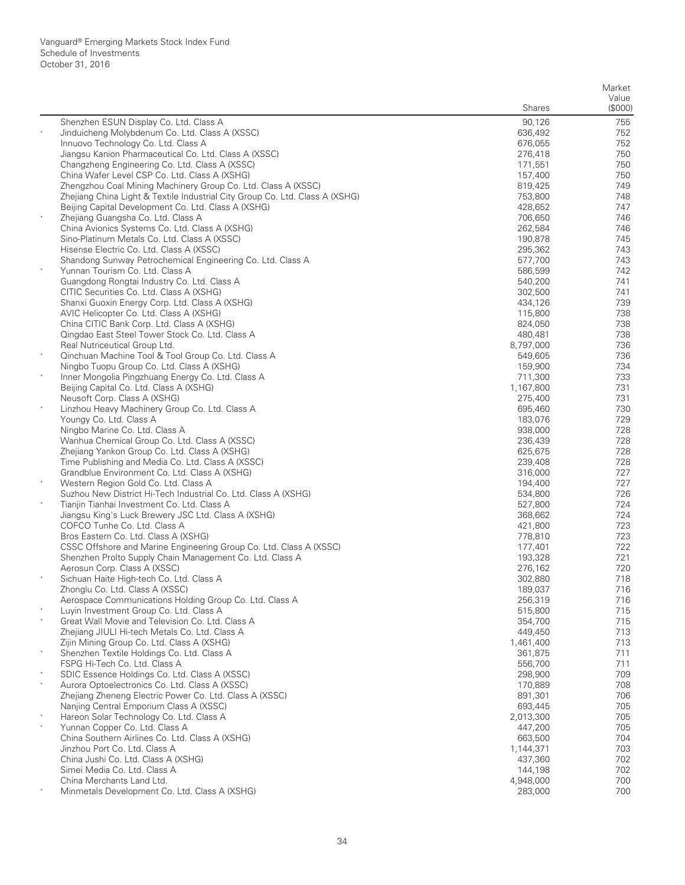| | | Shares | Market Value ($000) |
|---|---|---|---|
| | Shenzhen ESUN Display Co. Ltd. Class A | 90,126 | 755 |
| * | Jinduicheng Molybdenum Co. Ltd. Class A (XSSC) | 636,492 | 752 |
| | Innuovo Technology Co. Ltd. Class A | 676,055 | 752 |
| | Jiangsu Kanion Pharmaceutical Co. Ltd. Class A (XSSC) | 276,418 | 750 |
| | Changzheng Engineering Co. Ltd. Class A (XSSC) | 171,551 | 750 |
| | China Wafer Level CSP Co. Ltd. Class A (XSHG) | 157,400 | 750 |
| | Zhengzhou Coal Mining Machinery Group Co. Ltd. Class A (XSSC) | 819,425 | 749 |
| | Zhejiang China Light & Textile Industrial City Group Co. Ltd. Class A (XSHG) | 753,800 | 748 |
| | Beijing Capital Development Co. Ltd. Class A (XSHG) | 428,652 | 747 |
| * | Zhejiang Guangsha Co. Ltd. Class A | 706,650 | 746 |
| | China Avionics Systems Co. Ltd. Class A (XSHG) | 262,584 | 746 |
| | Sino-Platinum Metals Co. Ltd. Class A (XSSC) | 190,878 | 745 |
| | Hisense Electric Co. Ltd. Class A (XSSC) | 295,362 | 743 |
| | Shandong Sunway Petrochemical Engineering Co. Ltd. Class A | 577,700 | 743 |
| * | Yunnan Tourism Co. Ltd. Class A | 586,599 | 742 |
| | Guangdong Rongtai Industry Co. Ltd. Class A | 540,200 | 741 |
| | CITIC Securities Co. Ltd. Class A (XSHG) | 302,500 | 741 |
| | Shanxi Guoxin Energy Corp. Ltd. Class A (XSHG) | 434,126 | 739 |
| | AVIC Helicopter Co. Ltd. Class A (XSHG) | 115,800 | 738 |
| | China CITIC Bank Corp. Ltd. Class A (XSHG) | 824,050 | 738 |
| | Qingdao East Steel Tower Stock Co. Ltd. Class A | 480,481 | 738 |
| | Real Nutriceutical Group Ltd. | 8,797,000 | 736 |
| * | Qinchuan Machine Tool & Tool Group Co. Ltd. Class A | 549,605 | 736 |
| | Ningbo Tuopu Group Co. Ltd. Class A (XSHG) | 159,900 | 734 |
| * | Inner Mongolia Pingzhuang Energy Co. Ltd. Class A | 711,300 | 733 |
| | Beijing Capital Co. Ltd. Class A (XSHG) | 1,167,800 | 731 |
| | Neusoft Corp. Class A (XSHG) | 275,400 | 731 |
| * | Linzhou Heavy Machinery Group Co. Ltd. Class A | 695,460 | 730 |
| | Youngy Co. Ltd. Class A | 183,076 | 729 |
| | Ningbo Marine Co. Ltd. Class A | 938,000 | 728 |
| | Wanhua Chemical Group Co. Ltd. Class A (XSSC) | 236,439 | 728 |
| | Zhejiang Yankon Group Co. Ltd. Class A (XSHG) | 625,675 | 728 |
| | Time Publishing and Media Co. Ltd. Class A (XSSC) | 239,408 | 728 |
| | Grandblue Environment Co. Ltd. Class A (XSHG) | 316,000 | 727 |
| * | Western Region Gold Co. Ltd. Class A | 194,400 | 727 |
| | Suzhou New District Hi-Tech Industrial Co. Ltd. Class A (XSHG) | 534,800 | 726 |
| * | Tianjin Tianhai Investment Co. Ltd. Class A | 527,800 | 724 |
| | Jiangsu King's Luck Brewery JSC Ltd. Class A (XSHG) | 368,662 | 724 |
| | COFCO Tunhe Co. Ltd. Class A | 421,800 | 723 |
| | Bros Eastern Co. Ltd. Class A (XSHG) | 778,810 | 723 |
| | CSSC Offshore and Marine Engineering Group Co. Ltd. Class A (XSSC) | 177,401 | 722 |
| | Shenzhen Prolto Supply Chain Management Co. Ltd. Class A | 193,328 | 721 |
| | Aerosun Corp. Class A (XSSC) | 276,162 | 720 |
| * | Sichuan Haite High-tech Co. Ltd. Class A | 302,880 | 718 |
| | Zhonglu Co. Ltd. Class A (XSSC) | 189,037 | 716 |
| | Aerospace Communications Holding Group Co. Ltd. Class A | 256,319 | 716 |
| * | Luyin Investment Group Co. Ltd. Class A | 515,800 | 715 |
| * | Great Wall Movie and Television Co. Ltd. Class A | 354,700 | 715 |
| | Zhejiang JIULI Hi-tech Metals Co. Ltd. Class A | 449,450 | 713 |
| | Zijin Mining Group Co. Ltd. Class A (XSHG) | 1,461,400 | 713 |
| * | Shenzhen Textile Holdings Co. Ltd. Class A | 361,875 | 711 |
| | FSPG Hi-Tech Co. Ltd. Class A | 556,700 | 711 |
| * | SDIC Essence Holdings Co. Ltd. Class A (XSSC) | 298,900 | 709 |
| * | Aurora Optoelectronics Co. Ltd. Class A (XSSC) | 170,889 | 708 |
| | Zhejiang Zheneng Electric Power Co. Ltd. Class A (XSSC) | 891,301 | 706 |
| | Nanjing Central Emporium Class A (XSSC) | 693,445 | 705 |
| * | Hareon Solar Technology Co. Ltd. Class A | 2,013,300 | 705 |
| * | Yunnan Copper Co. Ltd. Class A | 447,200 | 705 |
| | China Southern Airlines Co. Ltd. Class A (XSHG) | 663,500 | 704 |
| | Jinzhou Port Co. Ltd. Class A | 1,144,371 | 703 |
| | China Jushi Co. Ltd. Class A (XSHG) | 437,360 | 702 |
| | Simei Media Co. Ltd. Class A | 144,198 | 702 |
| | China Merchants Land Ltd. | 4,948,000 | 700 |
| * | Minmetals Development Co. Ltd. Class A (XSHG) | 283,000 | 700 |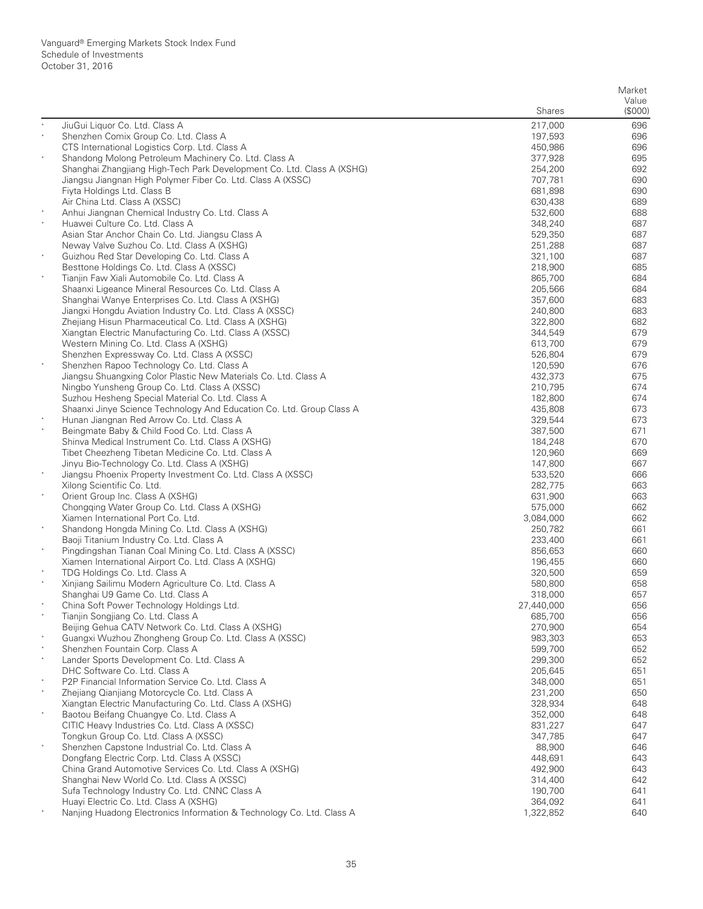Vanguard® Emerging Markets Stock Index Fund
Schedule of Investments
October 31, 2016

| | | Shares | Market Value ($000) |
|---|---|---|---|
| * | JiuGui Liquor Co. Ltd. Class A | 217,000 | 696 |
| * | Shenzhen Comix Group Co. Ltd. Class A | 197,593 | 696 |
| | CTS International Logistics Corp. Ltd. Class A | 450,986 | 696 |
| * | Shandong Molong Petroleum Machinery Co. Ltd. Class A | 377,928 | 695 |
| | Shanghai Zhangjiang High-Tech Park Development Co. Ltd. Class A (XSHG) | 254,200 | 692 |
| | Jiangsu Jiangnan High Polymer Fiber Co. Ltd. Class A (XSSC) | 707,781 | 690 |
| | Fiyta Holdings Ltd. Class B | 681,898 | 690 |
| | Air China Ltd. Class A (XSSC) | 630,438 | 689 |
| * | Anhui Jiangnan Chemical Industry Co. Ltd. Class A | 532,600 | 688 |
| * | Huawei Culture Co. Ltd. Class A | 348,240 | 687 |
| | Asian Star Anchor Chain Co. Ltd. Jiangsu Class A | 529,350 | 687 |
| | Neway Valve Suzhou Co. Ltd. Class A (XSHG) | 251,288 | 687 |
| * | Guizhou Red Star Developing Co. Ltd. Class A | 321,100 | 687 |
| | Besttone Holdings Co. Ltd. Class A (XSSC) | 218,900 | 685 |
| * | Tianjin Faw Xiali Automobile Co. Ltd. Class A | 865,700 | 684 |
| | Shaanxi Ligeance Mineral Resources Co. Ltd. Class A | 205,566 | 684 |
| | Shanghai Wanye Enterprises Co. Ltd. Class A (XSHG) | 357,600 | 683 |
| | Jiangxi Hongdu Aviation Industry Co. Ltd. Class A (XSSC) | 240,800 | 683 |
| | Zhejiang Hisun Pharmaceutical Co. Ltd. Class A (XSHG) | 322,800 | 682 |
| | Xiangtan Electric Manufacturing Co. Ltd. Class A (XSSC) | 344,549 | 679 |
| | Western Mining Co. Ltd. Class A (XSHG) | 613,700 | 679 |
| | Shenzhen Expressway Co. Ltd. Class A (XSSC) | 526,804 | 679 |
| * | Shenzhen Rapoo Technology Co. Ltd. Class A | 120,590 | 676 |
| | Jiangsu Shuangxing Color Plastic New Materials Co. Ltd. Class A | 432,373 | 675 |
| | Ningbo Yunsheng Group Co. Ltd. Class A (XSSC) | 210,795 | 674 |
| | Suzhou Hesheng Special Material Co. Ltd. Class A | 182,800 | 674 |
| | Shaanxi Jinye Science Technology And Education Co. Ltd. Group Class A | 435,808 | 673 |
| * | Hunan Jiangnan Red Arrow Co. Ltd. Class A | 329,544 | 673 |
| * | Beingmate Baby & Child Food Co. Ltd. Class A | 387,500 | 671 |
| | Shinva Medical Instrument Co. Ltd. Class A (XSHG) | 184,248 | 670 |
| | Tibet Cheezheng Tibetan Medicine Co. Ltd. Class A | 120,960 | 669 |
| | Jinyu Bio-Technology Co. Ltd. Class A (XSHG) | 147,800 | 667 |
| * | Jiangsu Phoenix Property Investment Co. Ltd. Class A (XSSC) | 533,520 | 666 |
| | Xilong Scientific Co. Ltd. | 282,775 | 663 |
| * | Orient Group Inc. Class A (XSHG) | 631,900 | 663 |
| | Chongqing Water Group Co. Ltd. Class A (XSHG) | 575,000 | 662 |
| | Xiamen International Port Co. Ltd. | 3,084,000 | 662 |
| * | Shandong Hongda Mining Co. Ltd. Class A (XSHG) | 250,782 | 661 |
| | Baoji Titanium Industry Co. Ltd. Class A | 233,400 | 661 |
| * | Pingdingshan Tianan Coal Mining Co. Ltd. Class A (XSSC) | 856,653 | 660 |
| | Xiamen International Airport Co. Ltd. Class A (XSHG) | 196,455 | 660 |
| * | TDG Holdings Co. Ltd. Class A | 320,500 | 659 |
| * | Xinjiang Sailimu Modern Agriculture Co. Ltd. Class A | 580,800 | 658 |
| | Shanghai U9 Game Co. Ltd. Class A | 318,000 | 657 |
| * | China Soft Power Technology Holdings Ltd. | 27,440,000 | 656 |
| * | Tianjin Songjiang Co. Ltd. Class A | 685,700 | 656 |
| | Beijing Gehua CATV Network Co. Ltd. Class A (XSHG) | 270,900 | 654 |
| * | Guangxi Wuzhou Zhongheng Group Co. Ltd. Class A (XSSC) | 983,303 | 653 |
| * | Shenzhen Fountain Corp. Class A | 599,700 | 652 |
| * | Lander Sports Development Co. Ltd. Class A | 299,300 | 652 |
| | DHC Software Co. Ltd. Class A | 205,645 | 651 |
| * | P2P Financial Information Service Co. Ltd. Class A | 348,000 | 651 |
| * | Zhejiang Qianjiang Motorcycle Co. Ltd. Class A | 231,200 | 650 |
| | Xiangtan Electric Manufacturing Co. Ltd. Class A (XSHG) | 328,934 | 648 |
| * | Baotou Beifang Chuangye Co. Ltd. Class A | 352,000 | 648 |
| | CITIC Heavy Industries Co. Ltd. Class A (XSSC) | 831,227 | 647 |
| | Tongkun Group Co. Ltd. Class A (XSSC) | 347,785 | 647 |
| * | Shenzhen Capstone Industrial Co. Ltd. Class A | 88,900 | 646 |
| | Dongfang Electric Corp. Ltd. Class A (XSSC) | 448,691 | 643 |
| | China Grand Automotive Services Co. Ltd. Class A (XSHG) | 492,900 | 643 |
| | Shanghai New World Co. Ltd. Class A (XSSC) | 314,400 | 642 |
| | Sufa Technology Industry Co. Ltd. CNNC Class A | 190,700 | 641 |
| | Huayi Electric Co. Ltd. Class A (XSHG) | 364,092 | 641 |
| * | Nanjing Huadong Electronics Information & Technology Co. Ltd. Class A | 1,322,852 | 640 |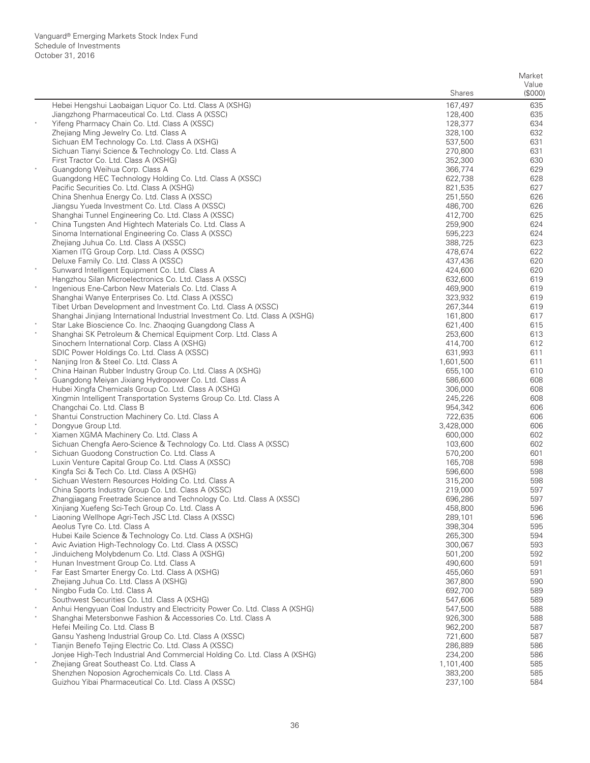Vanguard® Emerging Markets Stock Index Fund
Schedule of Investments
October 31, 2016

| | | Shares | Market Value ($000) |
|---|---|---|---|
| | Hebei Hengshui Laobaigan Liquor Co. Ltd. Class A (XSHG) | 167,497 | 635 |
| | Jiangzhong Pharmaceutical Co. Ltd. Class A (XSSC) | 128,400 | 635 |
| * | Yifeng Pharmacy Chain Co. Ltd. Class A (XSSC) | 128,377 | 634 |
| | Zhejiang Ming Jewelry Co. Ltd. Class A | 328,100 | 632 |
| | Sichuan EM Technology Co. Ltd. Class A (XSHG) | 537,500 | 631 |
| | Sichuan Tianyi Science & Technology Co. Ltd. Class A | 270,800 | 631 |
| | First Tractor Co. Ltd. Class A (XSHG) | 352,300 | 630 |
| * | Guangdong Weihua Corp. Class A | 366,774 | 629 |
| | Guangdong HEC Technology Holding Co. Ltd. Class A (XSSC) | 622,738 | 628 |
| | Pacific Securities Co. Ltd. Class A (XSHG) | 821,535 | 627 |
| | China Shenhua Energy Co. Ltd. Class A (XSSC) | 251,550 | 626 |
| | Jiangsu Yueda Investment Co. Ltd. Class A (XSSC) | 486,700 | 626 |
| | Shanghai Tunnel Engineering Co. Ltd. Class A (XSSC) | 412,700 | 625 |
| * | China Tungsten And Hightech Materials Co. Ltd. Class A | 259,900 | 624 |
| | Sinoma International Engineering Co. Class A (XSSC) | 595,223 | 624 |
| | Zhejiang Juhua Co. Ltd. Class A (XSSC) | 388,725 | 623 |
| | Xiamen ITG Group Corp. Ltd. Class A (XSSC) | 478,674 | 622 |
| | Deluxe Family Co. Ltd. Class A (XSSC) | 437,436 | 620 |
| * | Sunward Intelligent Equipment Co. Ltd. Class A | 424,600 | 620 |
| | Hangzhou Silan Microelectronics Co. Ltd. Class A (XSSC) | 632,600 | 619 |
| * | Ingenious Ene-Carbon New Materials Co. Ltd. Class A | 469,900 | 619 |
| | Shanghai Wanye Enterprises Co. Ltd. Class A (XSSC) | 323,932 | 619 |
| | Tibet Urban Development and Investment Co. Ltd. Class A (XSSC) | 267,344 | 619 |
| | Shanghai Jinjiang International Industrial Investment Co. Ltd. Class A (XSHG) | 161,800 | 617 |
| * | Star Lake Bioscience Co. Inc. Zhaoqing Guangdong Class A | 621,400 | 615 |
| * | Shanghai SK Petroleum & Chemical Equipment Corp. Ltd. Class A | 253,600 | 613 |
| | Sinochem International Corp. Class A (XSHG) | 414,700 | 612 |
| | SDIC Power Holdings Co. Ltd. Class A (XSSC) | 631,993 | 611 |
| * | Nanjing Iron & Steel Co. Ltd. Class A | 1,601,500 | 611 |
| * | China Hainan Rubber Industry Group Co. Ltd. Class A (XSHG) | 655,100 | 610 |
| * | Guangdong Meiyan Jixiang Hydropower Co. Ltd. Class A | 586,600 | 608 |
| | Hubei Xingfa Chemicals Group Co. Ltd. Class A (XSHG) | 306,000 | 608 |
| | Xingmin Intelligent Transportation Systems Group Co. Ltd. Class A | 245,226 | 608 |
| | Changchai Co. Ltd. Class B | 954,342 | 606 |
| * | Shantui Construction Machinery Co. Ltd. Class A | 722,635 | 606 |
| * | Dongyue Group Ltd. | 3,428,000 | 606 |
| * | Xiamen XGMA Machinery Co. Ltd. Class A | 600,000 | 602 |
| | Sichuan Chengfa Aero-Science & Technology Co. Ltd. Class A (XSSC) | 103,600 | 602 |
| * | Sichuan Guodong Construction Co. Ltd. Class A | 570,200 | 601 |
| | Luxin Venture Capital Group Co. Ltd. Class A (XSSC) | 165,708 | 598 |
| | Kingfa Sci & Tech Co. Ltd. Class A (XSHG) | 596,600 | 598 |
| * | Sichuan Western Resources Holding Co. Ltd. Class A | 315,200 | 598 |
| | China Sports Industry Group Co. Ltd. Class A (XSSC) | 219,000 | 597 |
| | Zhangjiagang Freetrade Science and Technology Co. Ltd. Class A (XSSC) | 696,286 | 597 |
| | Xinjiang Xuefeng Sci-Tech Group Co. Ltd. Class A | 458,800 | 596 |
| * | Liaoning Wellhope Agri-Tech JSC Ltd. Class A (XSSC) | 289,101 | 596 |
| | Aeolus Tyre Co. Ltd. Class A | 398,304 | 595 |
| | Hubei Kaile Science & Technology Co. Ltd. Class A (XSHG) | 265,300 | 594 |
| * | Avic Aviation High-Technology Co. Ltd. Class A (XSSC) | 300,067 | 593 |
| * | Jinduicheng Molybdenum Co. Ltd. Class A (XSHG) | 501,200 | 592 |
| * | Hunan Investment Group Co. Ltd. Class A | 490,600 | 591 |
| * | Far East Smarter Energy Co. Ltd. Class A (XSHG) | 455,060 | 591 |
| | Zhejiang Juhua Co. Ltd. Class A (XSHG) | 367,800 | 590 |
| * | Ningbo Fuda Co. Ltd. Class A | 692,700 | 589 |
| | Southwest Securities Co. Ltd. Class A (XSHG) | 547,606 | 589 |
| * | Anhui Hengyuan Coal Industry and Electricity Power Co. Ltd. Class A (XSHG) | 547,500 | 588 |
| * | Shanghai Metersbonwe Fashion & Accessories Co. Ltd. Class A | 926,300 | 588 |
| | Hefei Meiling Co. Ltd. Class B | 962,200 | 587 |
| | Gansu Yasheng Industrial Group Co. Ltd. Class A (XSSC) | 721,600 | 587 |
| * | Tianjin Benefo Tejing Electric Co. Ltd. Class A (XSSC) | 286,889 | 586 |
| | Jonjee High-Tech Industrial And Commercial Holding Co. Ltd. Class A (XSHG) | 234,200 | 586 |
| * | Zhejiang Great Southeast Co. Ltd. Class A | 1,101,400 | 585 |
| | Shenzhen Noposion Agrochemicals Co. Ltd. Class A | 383,200 | 585 |
| | Guizhou Yibai Pharmaceutical Co. Ltd. Class A (XSSC) | 237,100 | 584 |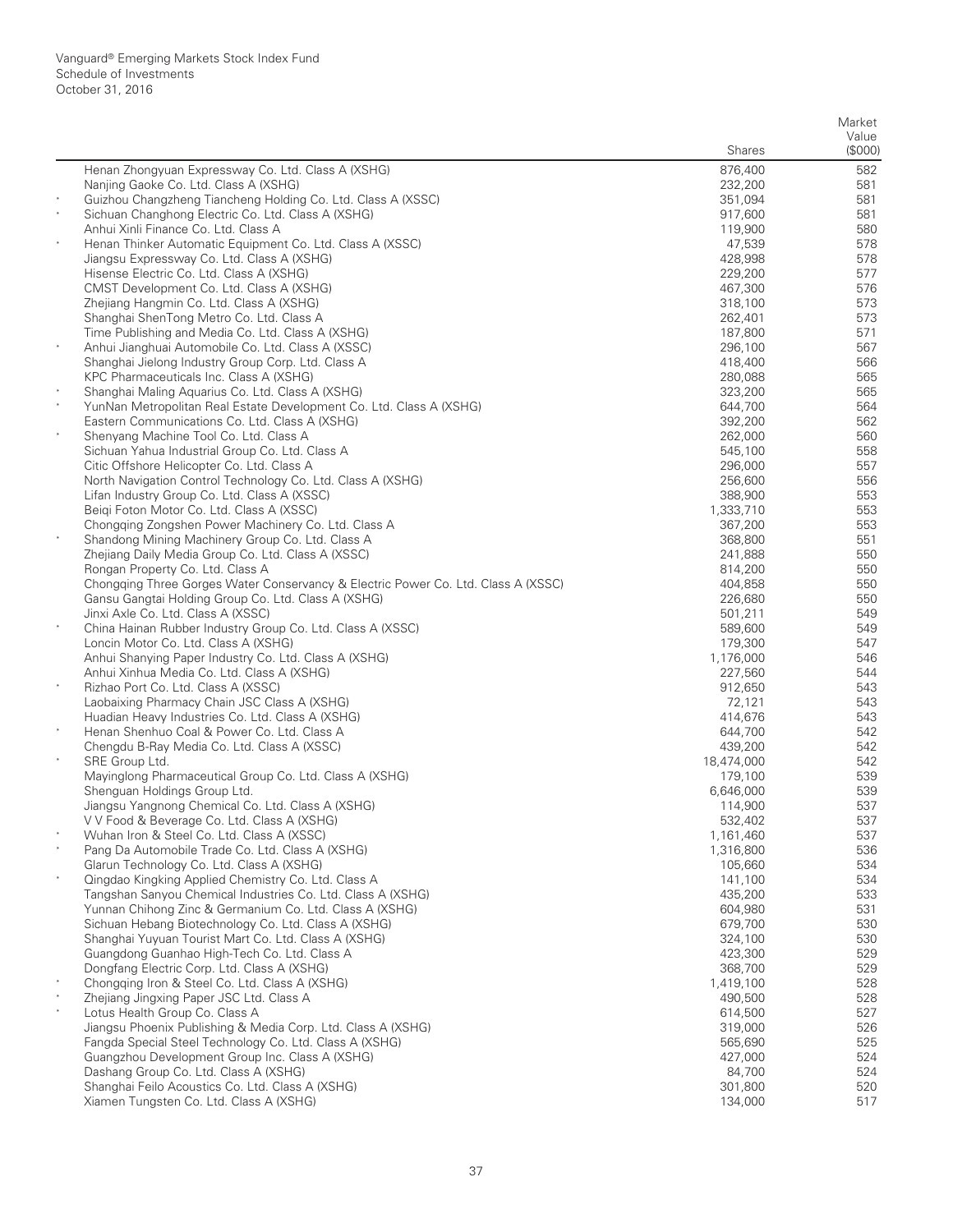| | | Shares | Market Value ($000) |
|---|---|---|---|
| | Henan Zhongyuan Expressway Co. Ltd. Class A (XSHG) | 876,400 | 582 |
| | Nanjing Gaoke Co. Ltd. Class A (XSHG) | 232,200 | 581 |
| * | Guizhou Changzheng Tiancheng Holding Co. Ltd. Class A (XSSC) | 351,094 | 581 |
| * | Sichuan Changhong Electric Co. Ltd. Class A (XSHG) | 917,600 | 581 |
| | Anhui Xinli Finance Co. Ltd. Class A | 119,900 | 580 |
| * | Henan Thinker Automatic Equipment Co. Ltd. Class A (XSSC) | 47,539 | 578 |
| | Jiangsu Expressway Co. Ltd. Class A (XSHG) | 428,998 | 578 |
| | Hisense Electric Co. Ltd. Class A (XSHG) | 229,200 | 577 |
| | CMST Development Co. Ltd. Class A (XSHG) | 467,300 | 576 |
| | Zhejiang Hangmin Co. Ltd. Class A (XSHG) | 318,100 | 573 |
| | Shanghai ShenTong Metro Co. Ltd. Class A | 262,401 | 573 |
| | Time Publishing and Media Co. Ltd. Class A (XSHG) | 187,800 | 571 |
| * | Anhui Jianghuai Automobile Co. Ltd. Class A (XSSC) | 296,100 | 567 |
| | Shanghai Jielong Industry Group Corp. Ltd. Class A | 418,400 | 566 |
| | KPC Pharmaceuticals Inc. Class A (XSHG) | 280,088 | 565 |
| * | Shanghai Maling Aquarius Co. Ltd. Class A (XSHG) | 323,200 | 565 |
| * | YunNan Metropolitan Real Estate Development Co. Ltd. Class A (XSHG) | 644,700 | 564 |
| | Eastern Communications Co. Ltd. Class A (XSHG) | 392,200 | 562 |
| * | Shenyang Machine Tool Co. Ltd. Class A | 262,000 | 560 |
| | Sichuan Yahua Industrial Group Co. Ltd. Class A | 545,100 | 558 |
| | Citic Offshore Helicopter Co. Ltd. Class A | 296,000 | 557 |
| | North Navigation Control Technology Co. Ltd. Class A (XSHG) | 256,600 | 556 |
| | Lifan Industry Group Co. Ltd. Class A (XSSC) | 388,900 | 553 |
| | Beiqi Foton Motor Co. Ltd. Class A (XSSC) | 1,333,710 | 553 |
| | Chongqing Zongshen Power Machinery Co. Ltd. Class A | 367,200 | 553 |
| * | Shandong Mining Machinery Group Co. Ltd. Class A | 368,800 | 551 |
| | Zhejiang Daily Media Group Co. Ltd. Class A (XSSC) | 241,888 | 550 |
| | Rongan Property Co. Ltd. Class A | 814,200 | 550 |
| | Chongqing Three Gorges Water Conservancy & Electric Power Co. Ltd. Class A (XSSC) | 404,858 | 550 |
| | Gansu Gangtai Holding Group Co. Ltd. Class A (XSHG) | 226,680 | 550 |
| | Jinxi Axle Co. Ltd. Class A (XSSC) | 501,211 | 549 |
| * | China Hainan Rubber Industry Group Co. Ltd. Class A (XSSC) | 589,600 | 549 |
| | Loncin Motor Co. Ltd. Class A (XSHG) | 179,300 | 547 |
| | Anhui Shanying Paper Industry Co. Ltd. Class A (XSHG) | 1,176,000 | 546 |
| | Anhui Xinhua Media Co. Ltd. Class A (XSHG) | 227,560 | 544 |
| * | Rizhao Port Co. Ltd. Class A (XSSC) | 912,650 | 543 |
| | Laobaixing Pharmacy Chain JSC Class A (XSHG) | 72,121 | 543 |
| | Huadian Heavy Industries Co. Ltd. Class A (XSHG) | 414,676 | 543 |
| * | Henan Shenhuo Coal & Power Co. Ltd. Class A | 644,700 | 542 |
| | Chengdu B-Ray Media Co. Ltd. Class A (XSSC) | 439,200 | 542 |
| * | SRE Group Ltd. | 18,474,000 | 542 |
| | Mayinglong Pharmaceutical Group Co. Ltd. Class A (XSHG) | 179,100 | 539 |
| | Shenguan Holdings Group Ltd. | 6,646,000 | 539 |
| | Jiangsu Yangnong Chemical Co. Ltd. Class A (XSHG) | 114,900 | 537 |
| | V V Food & Beverage Co. Ltd. Class A (XSHG) | 532,402 | 537 |
| * | Wuhan Iron & Steel Co. Ltd. Class A (XSSC) | 1,161,460 | 537 |
| * | Pang Da Automobile Trade Co. Ltd. Class A (XSHG) | 1,316,800 | 536 |
| | Glarun Technology Co. Ltd. Class A (XSHG) | 105,660 | 534 |
| * | Qingdao Kingking Applied Chemistry Co. Ltd. Class A | 141,100 | 534 |
| | Tangshan Sanyou Chemical Industries Co. Ltd. Class A (XSHG) | 435,200 | 533 |
| | Yunnan Chihong Zinc & Germanium Co. Ltd. Class A (XSHG) | 604,980 | 531 |
| | Sichuan Hebang Biotechnology Co. Ltd. Class A (XSHG) | 679,700 | 530 |
| | Shanghai Yuyuan Tourist Mart Co. Ltd. Class A (XSHG) | 324,100 | 530 |
| | Guangdong Guanhao High-Tech Co. Ltd. Class A | 423,300 | 529 |
| | Dongfang Electric Corp. Ltd. Class A (XSHG) | 368,700 | 529 |
| * | Chongqing Iron & Steel Co. Ltd. Class A (XSHG) | 1,419,100 | 528 |
| * | Zhejiang Jingxing Paper JSC Ltd. Class A | 490,500 | 528 |
| * | Lotus Health Group Co. Class A | 614,500 | 527 |
| | Jiangsu Phoenix Publishing & Media Corp. Ltd. Class A (XSHG) | 319,000 | 526 |
| | Fangda Special Steel Technology Co. Ltd. Class A (XSHG) | 565,690 | 525 |
| | Guangzhou Development Group Inc. Class A (XSHG) | 427,000 | 524 |
| | Dashang Group Co. Ltd. Class A (XSHG) | 84,700 | 524 |
| | Shanghai Feilo Acoustics Co. Ltd. Class A (XSHG) | 301,800 | 520 |
| | Xiamen Tungsten Co. Ltd. Class A (XSHG) | 134,000 | 517 |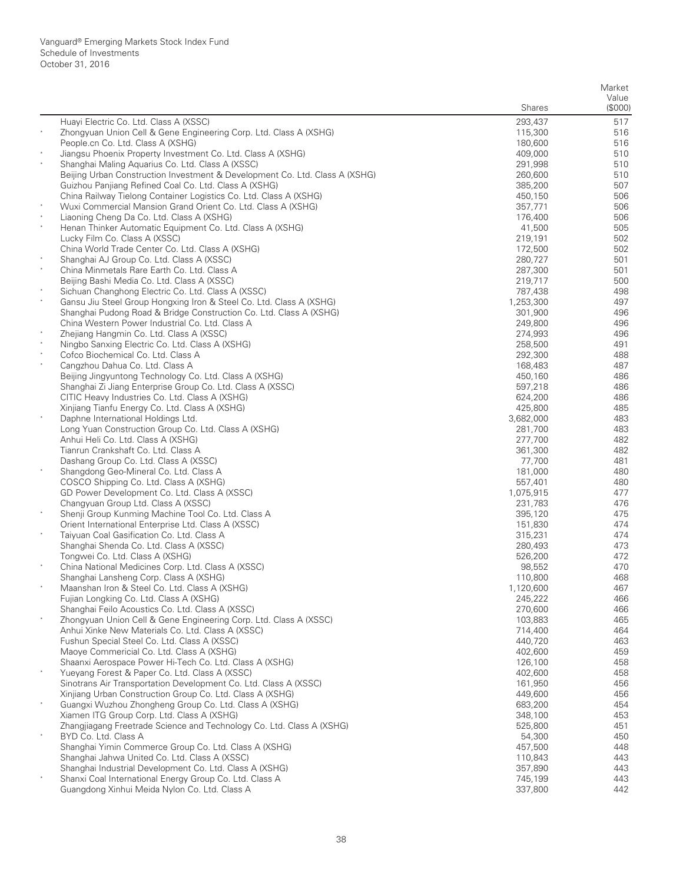Vanguard® Emerging Markets Stock Index Fund
Schedule of Investments
October 31, 2016

| | | Shares | Market Value ($000) |
|---|---|---|---|
| | Huayi Electric Co. Ltd. Class A (XSSC) | 293,437 | 517 |
| * | Zhongyuan Union Cell & Gene Engineering Corp. Ltd. Class A (XSHG) | 115,300 | 516 |
| | People.cn Co. Ltd. Class A (XSHG) | 180,600 | 516 |
| * | Jiangsu Phoenix Property Investment Co. Ltd. Class A (XSHG) | 409,000 | 510 |
| * | Shanghai Maling Aquarius Co. Ltd. Class A (XSSC) | 291,998 | 510 |
| | Beijing Urban Construction Investment & Development Co. Ltd. Class A (XSHG) | 260,600 | 510 |
| | Guizhou Panjiang Refined Coal Co. Ltd. Class A (XSHG) | 385,200 | 507 |
| | China Railway Tielong Container Logistics Co. Ltd. Class A (XSHG) | 450,150 | 506 |
| * | Wuxi Commercial Mansion Grand Orient Co. Ltd. Class A (XSHG) | 357,771 | 506 |
| * | Liaoning Cheng Da Co. Ltd. Class A (XSHG) | 176,400 | 506 |
| * | Henan Thinker Automatic Equipment Co. Ltd. Class A (XSHG) | 41,500 | 505 |
| | Lucky Film Co. Class A (XSSC) | 219,191 | 502 |
| | China World Trade Center Co. Ltd. Class A (XSHG) | 172,500 | 502 |
| * | Shanghai AJ Group Co. Ltd. Class A (XSSC) | 280,727 | 501 |
| * | China Minmetals Rare Earth Co. Ltd. Class A | 287,300 | 501 |
| | Beijing Bashi Media Co. Ltd. Class A (XSSC) | 219,717 | 500 |
| * | Sichuan Changhong Electric Co. Ltd. Class A (XSSC) | 787,438 | 498 |
| * | Gansu Jiu Steel Group Hongxing Iron & Steel Co. Ltd. Class A (XSHG) | 1,253,300 | 497 |
| | Shanghai Pudong Road & Bridge Construction Co. Ltd. Class A (XSHG) | 301,900 | 496 |
| | China Western Power Industrial Co. Ltd. Class A | 249,800 | 496 |
| * | Zhejiang Hangmin Co. Ltd. Class A (XSSC) | 274,993 | 496 |
| * | Ningbo Sanxing Electric Co. Ltd. Class A (XSHG) | 258,500 | 491 |
| * | Cofco Biochemical Co. Ltd. Class A | 292,300 | 488 |
| * | Cangzhou Dahua Co. Ltd. Class A | 168,483 | 487 |
| | Beijing Jingyuntong Technology Co. Ltd. Class A (XSHG) | 450,160 | 486 |
| | Shanghai Zi Jiang Enterprise Group Co. Ltd. Class A (XSSC) | 597,218 | 486 |
| | CITIC Heavy Industries Co. Ltd. Class A (XSHG) | 624,200 | 486 |
| | Xinjiang Tianfu Energy Co. Ltd. Class A (XSHG) | 425,800 | 485 |
| * | Daphne International Holdings Ltd. | 3,682,000 | 483 |
| | Long Yuan Construction Group Co. Ltd. Class A (XSHG) | 281,700 | 483 |
| | Anhui Heli Co. Ltd. Class A (XSHG) | 277,700 | 482 |
| | Tianrun Crankshaft Co. Ltd. Class A | 361,300 | 482 |
| | Dashang Group Co. Ltd. Class A (XSSC) | 77,700 | 481 |
| * | Shangdong Geo-Mineral Co. Ltd. Class A | 181,000 | 480 |
| | COSCO Shipping Co. Ltd. Class A (XSHG) | 557,401 | 480 |
| | GD Power Development Co. Ltd. Class A (XSSC) | 1,075,915 | 477 |
| | Changyuan Group Ltd. Class A (XSSC) | 231,783 | 476 |
| * | Shenji Group Kunming Machine Tool Co. Ltd. Class A | 395,120 | 475 |
| | Orient International Enterprise Ltd. Class A (XSSC) | 151,830 | 474 |
| * | Taiyuan Coal Gasification Co. Ltd. Class A | 315,231 | 474 |
| | Shanghai Shenda Co. Ltd. Class A (XSSC) | 280,493 | 473 |
| | Tongwei Co. Ltd. Class A (XSHG) | 526,200 | 472 |
| * | China National Medicines Corp. Ltd. Class A (XSSC) | 98,552 | 470 |
| | Shanghai Lansheng Corp. Class A (XSHG) | 110,800 | 468 |
| * | Maanshan Iron & Steel Co. Ltd. Class A (XSHG) | 1,120,600 | 467 |
| | Fujian Longking Co. Ltd. Class A (XSHG) | 245,222 | 466 |
| | Shanghai Feilo Acoustics Co. Ltd. Class A (XSSC) | 270,600 | 466 |
| * | Zhongyuan Union Cell & Gene Engineering Corp. Ltd. Class A (XSSC) | 103,883 | 465 |
| | Anhui Xinke New Materials Co. Ltd. Class A (XSSC) | 714,400 | 464 |
| | Fushun Special Steel Co. Ltd. Class A (XSSC) | 440,720 | 463 |
| | Maoye Commericial Co. Ltd. Class A (XSHG) | 402,600 | 459 |
| | Shaanxi Aerospace Power Hi-Tech Co. Ltd. Class A (XSHG) | 126,100 | 458 |
| * | Yueyang Forest & Paper Co. Ltd. Class A (XSSC) | 402,600 | 458 |
| | Sinotrans Air Transportation Development Co. Ltd. Class A (XSSC) | 161,950 | 456 |
| | Xinjiang Urban Construction Group Co. Ltd. Class A (XSHG) | 449,600 | 456 |
| * | Guangxi Wuzhou Zhongheng Group Co. Ltd. Class A (XSHG) | 683,200 | 454 |
| | Xiamen ITG Group Corp. Ltd. Class A (XSHG) | 348,100 | 453 |
| | Zhangjiagang Freetrade Science and Technology Co. Ltd. Class A (XSHG) | 525,800 | 451 |
| * | BYD Co. Ltd. Class A | 54,300 | 450 |
| | Shanghai Yimin Commerce Group Co. Ltd. Class A (XSHG) | 457,500 | 448 |
| | Shanghai Jahwa United Co. Ltd. Class A (XSSC) | 110,843 | 443 |
| | Shanghai Industrial Development Co. Ltd. Class A (XSHG) | 357,890 | 443 |
| * | Shanxi Coal International Energy Group Co. Ltd. Class A | 745,199 | 443 |
| | Guangdong Xinhui Meida Nylon Co. Ltd. Class A | 337,800 | 442 |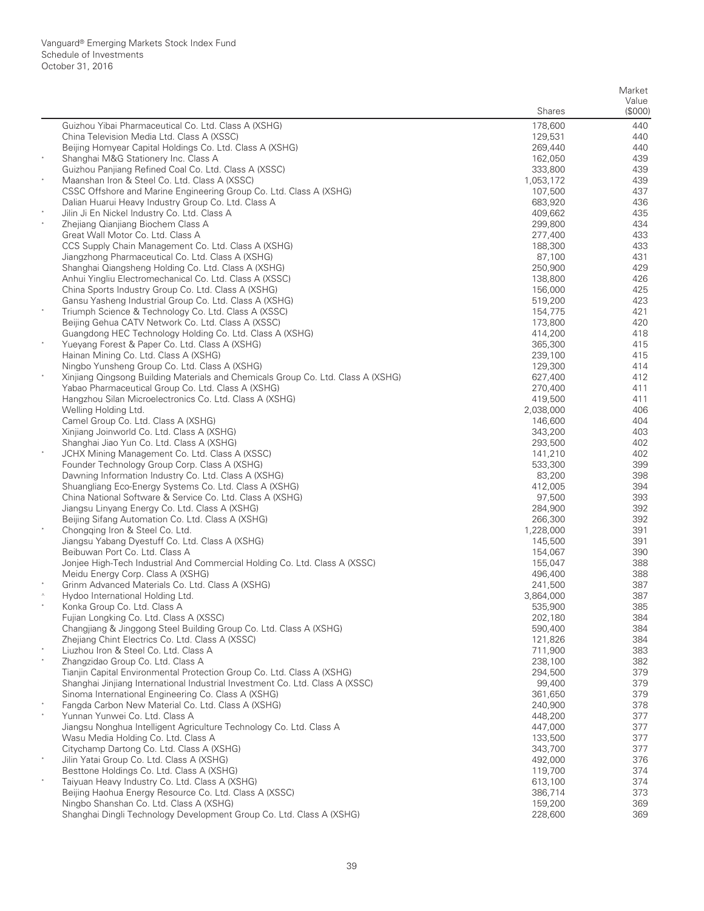| | | Shares | Market Value ($000) |
|---|---|---|---|
| | Guizhou Yibai Pharmaceutical Co. Ltd. Class A (XSHG) | 178,600 | 440 |
| | China Television Media Ltd. Class A (XSSC) | 129,531 | 440 |
| | Beijing Homyear Capital Holdings Co. Ltd. Class A (XSHG) | 269,440 | 440 |
| * | Shanghai M&G Stationery Inc. Class A | 162,050 | 439 |
| | Guizhou Panjiang Refined Coal Co. Ltd. Class A (XSSC) | 333,800 | 439 |
| * | Maanshan Iron & Steel Co. Ltd. Class A (XSSC) | 1,053,172 | 439 |
| | CSSC Offshore and Marine Engineering Group Co. Ltd. Class A (XSHG) | 107,500 | 437 |
| | Dalian Huarui Heavy Industry Group Co. Ltd. Class A | 683,920 | 436 |
| * | Jilin Ji En Nickel Industry Co. Ltd. Class A | 409,662 | 435 |
| * | Zhejiang Qianjiang Biochem Class A | 299,800 | 434 |
| | Great Wall Motor Co. Ltd. Class A | 277,400 | 433 |
| | CCS Supply Chain Management Co. Ltd. Class A (XSHG) | 188,300 | 433 |
| | Jiangzhong Pharmaceutical Co. Ltd. Class A (XSHG) | 87,100 | 431 |
| | Shanghai Qiangsheng Holding Co. Ltd. Class A (XSHG) | 250,900 | 429 |
| | Anhui Yingliu Electromechanical Co. Ltd. Class A (XSSC) | 138,800 | 426 |
| | China Sports Industry Group Co. Ltd. Class A (XSHG) | 156,000 | 425 |
| | Gansu Yasheng Industrial Group Co. Ltd. Class A (XSHG) | 519,200 | 423 |
| * | Triumph Science & Technology Co. Ltd. Class A (XSSC) | 154,775 | 421 |
| | Beijing Gehua CATV Network Co. Ltd. Class A (XSSC) | 173,800 | 420 |
| | Guangdong HEC Technology Holding Co. Ltd. Class A (XSHG) | 414,200 | 418 |
| * | Yueyang Forest & Paper Co. Ltd. Class A (XSHG) | 365,300 | 415 |
| | Hainan Mining Co. Ltd. Class A (XSHG) | 239,100 | 415 |
| | Ningbo Yunsheng Group Co. Ltd. Class A (XSHG) | 129,300 | 414 |
| * | Xinjiang Qingsong Building Materials and Chemicals Group Co. Ltd. Class A (XSHG) | 627,400 | 412 |
| | Yabao Pharmaceutical Group Co. Ltd. Class A (XSHG) | 270,400 | 411 |
| | Hangzhou Silan Microelectronics Co. Ltd. Class A (XSHG) | 419,500 | 411 |
| | Welling Holding Ltd. | 2,038,000 | 406 |
| | Camel Group Co. Ltd. Class A (XSHG) | 146,600 | 404 |
| | Xinjiang Joinworld Co. Ltd. Class A (XSHG) | 343,200 | 403 |
| | Shanghai Jiao Yun Co. Ltd. Class A (XSHG) | 293,500 | 402 |
| * | JCHX Mining Management Co. Ltd. Class A (XSSC) | 141,210 | 402 |
| | Founder Technology Group Corp. Class A (XSHG) | 533,300 | 399 |
| | Dawning Information Industry Co. Ltd. Class A (XSHG) | 83,200 | 398 |
| | Shuangliang Eco-Energy Systems Co. Ltd. Class A (XSHG) | 412,005 | 394 |
| | China National Software & Service Co. Ltd. Class A (XSHG) | 97,500 | 393 |
| | Jiangsu Linyang Energy Co. Ltd. Class A (XSHG) | 284,900 | 392 |
| | Beijing Sifang Automation Co. Ltd. Class A (XSHG) | 266,300 | 392 |
| * | Chongqing Iron & Steel Co. Ltd. | 1,228,000 | 391 |
| | Jiangsu Yabang Dyestuff Co. Ltd. Class A (XSHG) | 145,500 | 391 |
| | Beibuwan Port Co. Ltd. Class A | 154,067 | 390 |
| | Jonjee High-Tech Industrial And Commercial Holding Co. Ltd. Class A (XSSC) | 155,047 | 388 |
| | Meidu Energy Corp. Class A (XSHG) | 496,400 | 388 |
| * | Grinm Advanced Materials Co. Ltd. Class A (XSHG) | 241,500 | 387 |
| ^ | Hydoo International Holding Ltd. | 3,864,000 | 387 |
| * | Konka Group Co. Ltd. Class A | 535,900 | 385 |
| | Fujian Longking Co. Ltd. Class A (XSSC) | 202,180 | 384 |
| | Changjiang & Jinggong Steel Building Group Co. Ltd. Class A (XSHG) | 590,400 | 384 |
| | Zhejiang Chint Electrics Co. Ltd. Class A (XSSC) | 121,826 | 384 |
| * | Liuzhou Iron & Steel Co. Ltd. Class A | 711,900 | 383 |
| * | Zhangzidao Group Co. Ltd. Class A | 238,100 | 382 |
| | Tianjin Capital Environmental Protection Group Co. Ltd. Class A (XSHG) | 294,500 | 379 |
| | Shanghai Jinjiang International Industrial Investment Co. Ltd. Class A (XSSC) | 99,400 | 379 |
| | Sinoma International Engineering Co. Class A (XSHG) | 361,650 | 379 |
| * | Fangda Carbon New Material Co. Ltd. Class A (XSHG) | 240,900 | 378 |
| * | Yunnan Yunwei Co. Ltd. Class A | 448,200 | 377 |
| | Jiangsu Nonghua Intelligent Agriculture Technology Co. Ltd. Class A | 447,000 | 377 |
| | Wasu Media Holding Co. Ltd. Class A | 133,500 | 377 |
| | Citychamp Dartong Co. Ltd. Class A (XSHG) | 343,700 | 377 |
| * | Jilin Yatai Group Co. Ltd. Class A (XSHG) | 492,000 | 376 |
| | Besttone Holdings Co. Ltd. Class A (XSHG) | 119,700 | 374 |
| * | Taiyuan Heavy Industry Co. Ltd. Class A (XSHG) | 613,100 | 374 |
| | Beijing Haohua Energy Resource Co. Ltd. Class A (XSSC) | 386,714 | 373 |
| | Ningbo Shanshan Co. Ltd. Class A (XSHG) | 159,200 | 369 |
| | Shanghai Dingli Technology Development Group Co. Ltd. Class A (XSHG) | 228,600 | 369 |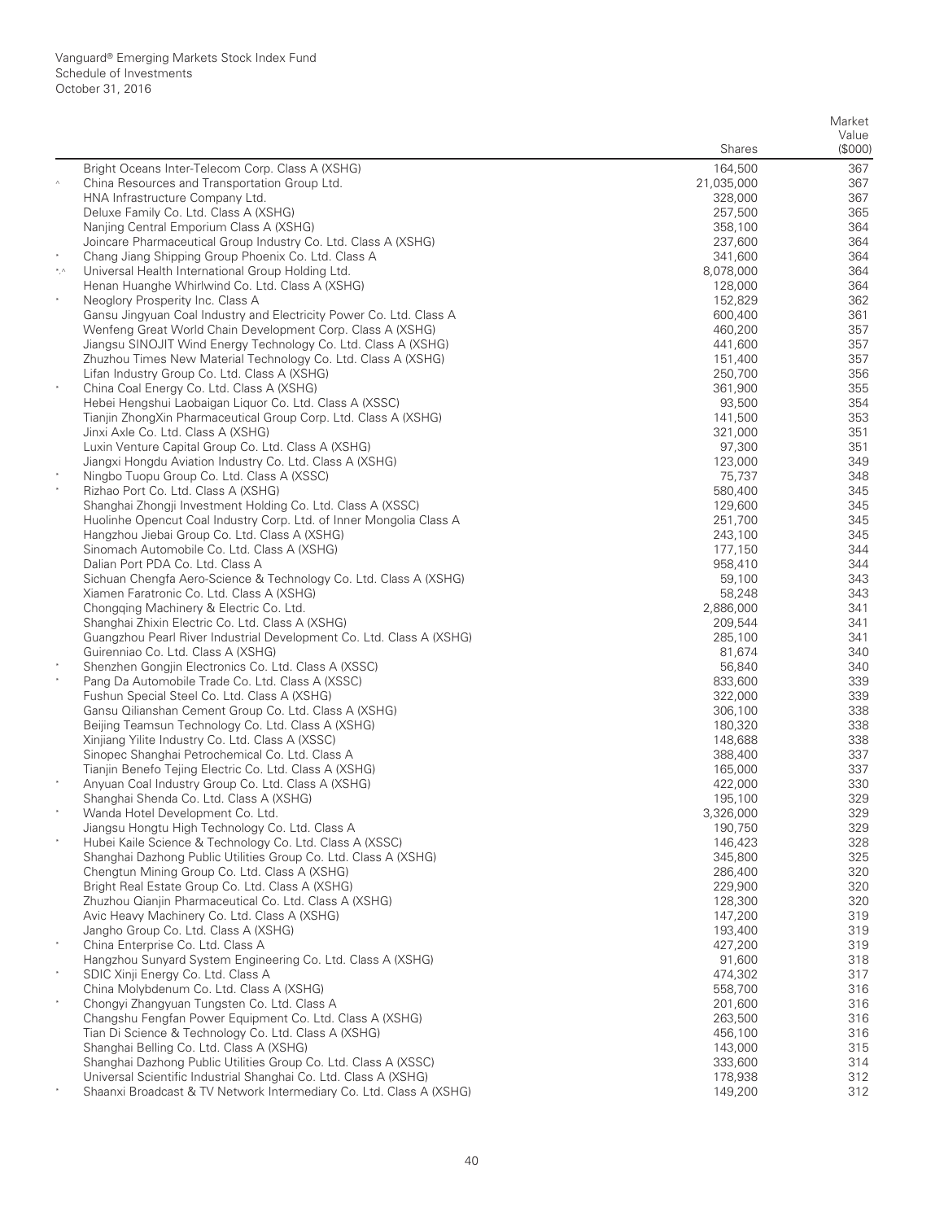|  |  | Shares | Market Value ($000) |
|---|---|---|---|
|  | Bright Oceans Inter-Telecom Corp. Class A (XSHG) | 164,500 | 367 |
| ^ | China Resources and Transportation Group Ltd. | 21,035,000 | 367 |
|  | HNA Infrastructure Company Ltd. | 328,000 | 367 |
|  | Deluxe Family Co. Ltd. Class A (XSHG) | 257,500 | 365 |
|  | Nanjing Central Emporium Class A (XSHG) | 358,100 | 364 |
|  | Joincare Pharmaceutical Group Industry Co. Ltd. Class A (XSHG) | 237,600 | 364 |
| * | Chang Jiang Shipping Group Phoenix Co. Ltd. Class A | 341,600 | 364 |
| *,^ | Universal Health International Group Holding Ltd. | 8,078,000 | 364 |
|  | Henan Huanghe Whirlwind Co. Ltd. Class A (XSHG) | 128,000 | 364 |
| * | Neoglory Prosperity Inc. Class A | 152,829 | 362 |
|  | Gansu Jingyuan Coal Industry and Electricity Power Co. Ltd. Class A | 600,400 | 361 |
|  | Wenfeng Great World Chain Development Corp. Class A (XSHG) | 460,200 | 357 |
|  | Jiangsu SINOJIT Wind Energy Technology Co. Ltd. Class A (XSHG) | 441,600 | 357 |
|  | Zhuzhou Times New Material Technology Co. Ltd. Class A (XSHG) | 151,400 | 357 |
|  | Lifan Industry Group Co. Ltd. Class A (XSHG) | 250,700 | 356 |
| * | China Coal Energy Co. Ltd. Class A (XSHG) | 361,900 | 355 |
|  | Hebei Hengshui Laobaigan Liquor Co. Ltd. Class A (XSSC) | 93,500 | 354 |
|  | Tianjin ZhongXin Pharmaceutical Group Corp. Ltd. Class A (XSHG) | 141,500 | 353 |
|  | Jinxi Axle Co. Ltd. Class A (XSHG) | 321,000 | 351 |
|  | Luxin Venture Capital Group Co. Ltd. Class A (XSHG) | 97,300 | 351 |
|  | Jiangxi Hongdu Aviation Industry Co. Ltd. Class A (XSHG) | 123,000 | 349 |
| * | Ningbo Tuopu Group Co. Ltd. Class A (XSSC) | 75,737 | 348 |
| * | Rizhao Port Co. Ltd. Class A (XSHG) | 580,400 | 345 |
|  | Shanghai Zhongji Investment Holding Co. Ltd. Class A (XSSC) | 129,600 | 345 |
|  | Huolinhe Opencut Coal Industry Corp. Ltd. of Inner Mongolia Class A | 251,700 | 345 |
|  | Hangzhou Jiebai Group Co. Ltd. Class A (XSHG) | 243,100 | 345 |
|  | Sinomach Automobile Co. Ltd. Class A (XSHG) | 177,150 | 344 |
|  | Dalian Port PDA Co. Ltd. Class A | 958,410 | 344 |
|  | Sichuan Chengfa Aero-Science & Technology Co. Ltd. Class A (XSHG) | 59,100 | 343 |
|  | Xiamen Faratronic Co. Ltd. Class A (XSHG) | 58,248 | 343 |
|  | Chongqing Machinery & Electric Co. Ltd. | 2,886,000 | 341 |
|  | Shanghai Zhixin Electric Co. Ltd. Class A (XSHG) | 209,544 | 341 |
|  | Guangzhou Pearl River Industrial Development Co. Ltd. Class A (XSHG) | 285,100 | 341 |
|  | Guirenniao Co. Ltd. Class A (XSHG) | 81,674 | 340 |
| * | Shenzhen Gongjin Electronics Co. Ltd. Class A (XSSC) | 56,840 | 340 |
| * | Pang Da Automobile Trade Co. Ltd. Class A (XSSC) | 833,600 | 339 |
|  | Fushun Special Steel Co. Ltd. Class A (XSHG) | 322,000 | 339 |
|  | Gansu Qilianshan Cement Group Co. Ltd. Class A (XSHG) | 306,100 | 338 |
|  | Beijing Teamsun Technology Co. Ltd. Class A (XSHG) | 180,320 | 338 |
|  | Xinjiang Yilite Industry Co. Ltd. Class A (XSSC) | 148,688 | 338 |
|  | Sinopec Shanghai Petrochemical Co. Ltd. Class A | 388,400 | 337 |
|  | Tianjin Benefo Tejing Electric Co. Ltd. Class A (XSHG) | 165,000 | 337 |
| * | Anyuan Coal Industry Group Co. Ltd. Class A (XSHG) | 422,000 | 330 |
|  | Shanghai Shenda Co. Ltd. Class A (XSHG) | 195,100 | 329 |
| * | Wanda Hotel Development Co. Ltd. | 3,326,000 | 329 |
|  | Jiangsu Hongtu High Technology Co. Ltd. Class A | 190,750 | 329 |
| * | Hubei Kaile Science & Technology Co. Ltd. Class A (XSSC) | 146,423 | 328 |
|  | Shanghai Dazhong Public Utilities Group Co. Ltd. Class A (XSHG) | 345,800 | 325 |
|  | Chengtun Mining Group Co. Ltd. Class A (XSHG) | 286,400 | 320 |
|  | Bright Real Estate Group Co. Ltd. Class A (XSHG) | 229,900 | 320 |
|  | Zhuzhou Qianjin Pharmaceutical Co. Ltd. Class A (XSHG) | 128,300 | 320 |
|  | Avic Heavy Machinery Co. Ltd. Class A (XSHG) | 147,200 | 319 |
|  | Jangho Group Co. Ltd. Class A (XSHG) | 193,400 | 319 |
| * | China Enterprise Co. Ltd. Class A | 427,200 | 319 |
|  | Hangzhou Sunyard System Engineering Co. Ltd. Class A (XSHG) | 91,600 | 318 |
| * | SDIC Xinji Energy Co. Ltd. Class A | 474,302 | 317 |
|  | China Molybdenum Co. Ltd. Class A (XSHG) | 558,700 | 316 |
| * | Chongyi Zhangyuan Tungsten Co. Ltd. Class A | 201,600 | 316 |
|  | Changshu Fengfan Power Equipment Co. Ltd. Class A (XSHG) | 263,500 | 316 |
|  | Tian Di Science & Technology Co. Ltd. Class A (XSHG) | 456,100 | 316 |
|  | Shanghai Belling Co. Ltd. Class A (XSHG) | 143,000 | 315 |
|  | Shanghai Dazhong Public Utilities Group Co. Ltd. Class A (XSSC) | 333,600 | 314 |
|  | Universal Scientific Industrial Shanghai Co. Ltd. Class A (XSHG) | 178,938 | 312 |
| * | Shaanxi Broadcast & TV Network Intermediary Co. Ltd. Class A (XSHG) | 149,200 | 312 |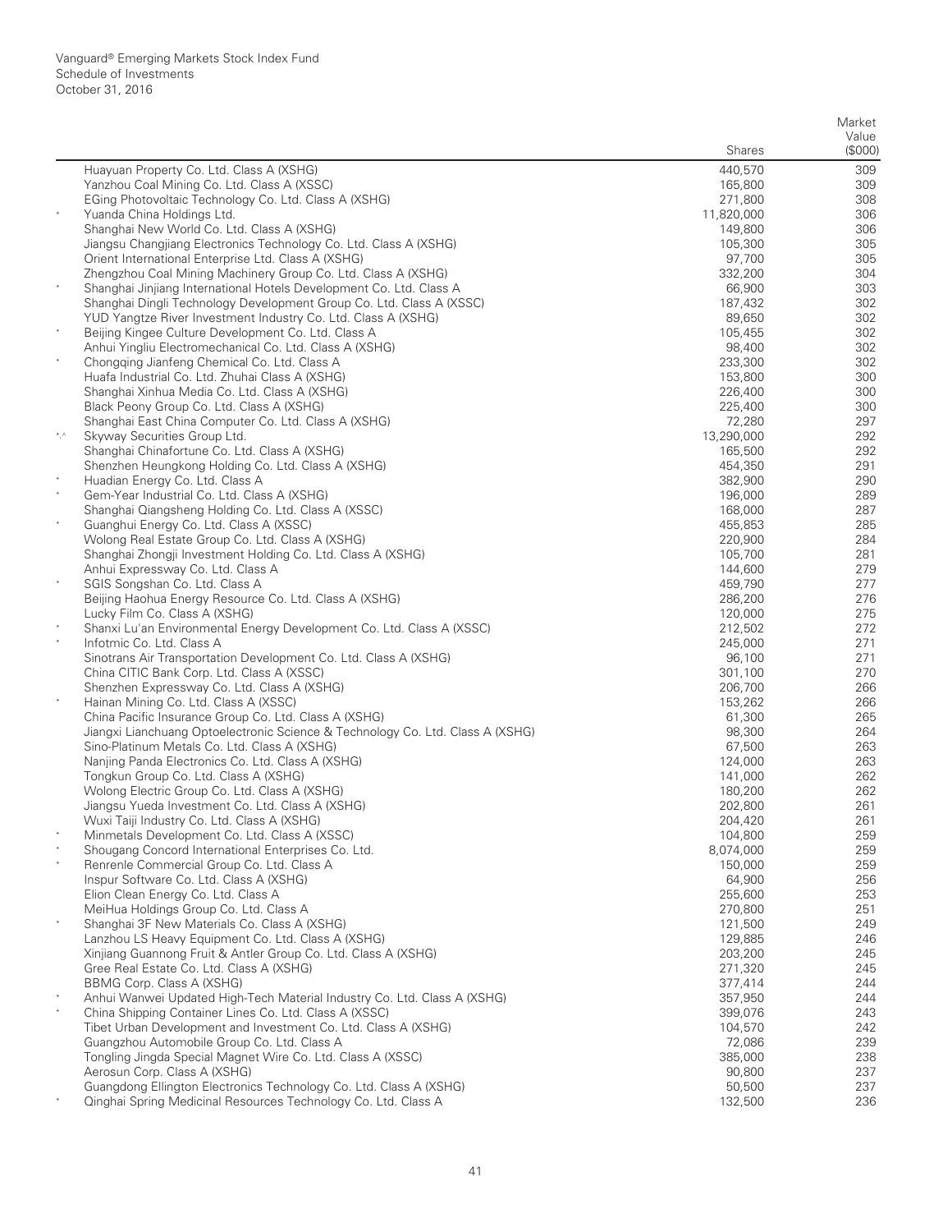| | | Shares | Market Value ($000) |
|---|---|---|---|
| | Huayuan Property Co. Ltd. Class A (XSHG) | 440,570 | 309 |
| | Yanzhou Coal Mining Co. Ltd. Class A (XSSC) | 165,800 | 309 |
| | EGing Photovoltaic Technology Co. Ltd. Class A (XSHG) | 271,800 | 308 |
| * | Yuanda China Holdings Ltd. | 11,820,000 | 306 |
| | Shanghai New World Co. Ltd. Class A (XSHG) | 149,800 | 306 |
| | Jiangsu Changjiang Electronics Technology Co. Ltd. Class A (XSHG) | 105,300 | 305 |
| | Orient International Enterprise Ltd. Class A (XSHG) | 97,700 | 305 |
| | Zhengzhou Coal Mining Machinery Group Co. Ltd. Class A (XSHG) | 332,200 | 304 |
| * | Shanghai Jinjiang International Hotels Development Co. Ltd. Class A | 66,900 | 303 |
| | Shanghai Dingli Technology Development Group Co. Ltd. Class A (XSSC) | 187,432 | 302 |
| | YUD Yangtze River Investment Industry Co. Ltd. Class A (XSHG) | 89,650 | 302 |
| * | Beijing Kingee Culture Development Co. Ltd. Class A | 105,455 | 302 |
| | Anhui Yingliu Electromechanical Co. Ltd. Class A (XSHG) | 98,400 | 302 |
| * | Chongqing Jianfeng Chemical Co. Ltd. Class A | 233,300 | 302 |
| | Huafa Industrial Co. Ltd. Zhuhai Class A (XSHG) | 153,800 | 300 |
| | Shanghai Xinhua Media Co. Ltd. Class A (XSHG) | 226,400 | 300 |
| | Black Peony Group Co. Ltd. Class A (XSHG) | 225,400 | 300 |
| | Shanghai East China Computer Co. Ltd. Class A (XSHG) | 72,280 | 297 |
| *,^ | Skyway Securities Group Ltd. | 13,290,000 | 292 |
| | Shanghai Chinafortune Co. Ltd. Class A (XSHG) | 165,500 | 292 |
| | Shenzhen Heungkong Holding Co. Ltd. Class A (XSHG) | 454,350 | 291 |
| * | Huadian Energy Co. Ltd. Class A | 382,900 | 290 |
| * | Gem-Year Industrial Co. Ltd. Class A (XSHG) | 196,000 | 289 |
| | Shanghai Qiangsheng Holding Co. Ltd. Class A (XSSC) | 168,000 | 287 |
| * | Guanghui Energy Co. Ltd. Class A (XSSC) | 455,853 | 285 |
| | Wolong Real Estate Group Co. Ltd. Class A (XSHG) | 220,900 | 284 |
| | Shanghai Zhongji Investment Holding Co. Ltd. Class A (XSHG) | 105,700 | 281 |
| | Anhui Expressway Co. Ltd. Class A | 144,600 | 279 |
| * | SGIS Songshan Co. Ltd. Class A | 459,790 | 277 |
| | Beijing Haohua Energy Resource Co. Ltd. Class A (XSHG) | 286,200 | 276 |
| | Lucky Film Co. Class A (XSHG) | 120,000 | 275 |
| * | Shanxi Lu'an Environmental Energy Development Co. Ltd. Class A (XSSC) | 212,502 | 272 |
| * | Infotmic Co. Ltd. Class A | 245,000 | 271 |
| | Sinotrans Air Transportation Development Co. Ltd. Class A (XSHG) | 96,100 | 271 |
| | China CITIC Bank Corp. Ltd. Class A (XSSC) | 301,100 | 270 |
| | Shenzhen Expressway Co. Ltd. Class A (XSHG) | 206,700 | 266 |
| * | Hainan Mining Co. Ltd. Class A (XSSC) | 153,262 | 266 |
| | China Pacific Insurance Group Co. Ltd. Class A (XSHG) | 61,300 | 265 |
| | Jiangxi Lianchuang Optoelectronic Science & Technology Co. Ltd. Class A (XSHG) | 98,300 | 264 |
| | Sino-Platinum Metals Co. Ltd. Class A (XSHG) | 67,500 | 263 |
| | Nanjing Panda Electronics Co. Ltd. Class A (XSHG) | 124,000 | 263 |
| | Tongkun Group Co. Ltd. Class A (XSHG) | 141,000 | 262 |
| | Wolong Electric Group Co. Ltd. Class A (XSHG) | 180,200 | 262 |
| | Jiangsu Yueda Investment Co. Ltd. Class A (XSHG) | 202,800 | 261 |
| | Wuxi Taiji Industry Co. Ltd. Class A (XSHG) | 204,420 | 261 |
| * | Minmetals Development Co. Ltd. Class A (XSSC) | 104,800 | 259 |
| * | Shougang Concord International Enterprises Co. Ltd. | 8,074,000 | 259 |
| * | Renrenle Commercial Group Co. Ltd. Class A | 150,000 | 259 |
| | Inspur Software Co. Ltd. Class A (XSHG) | 64,900 | 256 |
| | Elion Clean Energy Co. Ltd. Class A | 255,600 | 253 |
| | MeiHua Holdings Group Co. Ltd. Class A | 270,800 | 251 |
| * | Shanghai 3F New Materials Co. Class A (XSHG) | 121,500 | 249 |
| | Lanzhou LS Heavy Equipment Co. Ltd. Class A (XSHG) | 129,885 | 246 |
| | Xinjiang Guannong Fruit & Antler Group Co. Ltd. Class A (XSHG) | 203,200 | 245 |
| | Gree Real Estate Co. Ltd. Class A (XSHG) | 271,320 | 245 |
| | BBMG Corp. Class A (XSHG) | 377,414 | 244 |
| * | Anhui Wanwei Updated High-Tech Material Industry Co. Ltd. Class A (XSHG) | 357,950 | 244 |
| * | China Shipping Container Lines Co. Ltd. Class A (XSSC) | 399,076 | 243 |
| | Tibet Urban Development and Investment Co. Ltd. Class A (XSHG) | 104,570 | 242 |
| | Guangzhou Automobile Group Co. Ltd. Class A | 72,086 | 239 |
| | Tongling Jingda Special Magnet Wire Co. Ltd. Class A (XSSC) | 385,000 | 238 |
| | Aerosun Corp. Class A (XSHG) | 90,800 | 237 |
| | Guangdong Ellington Electronics Technology Co. Ltd. Class A (XSHG) | 50,500 | 237 |
| * | Qinghai Spring Medicinal Resources Technology Co. Ltd. Class A | 132,500 | 236 |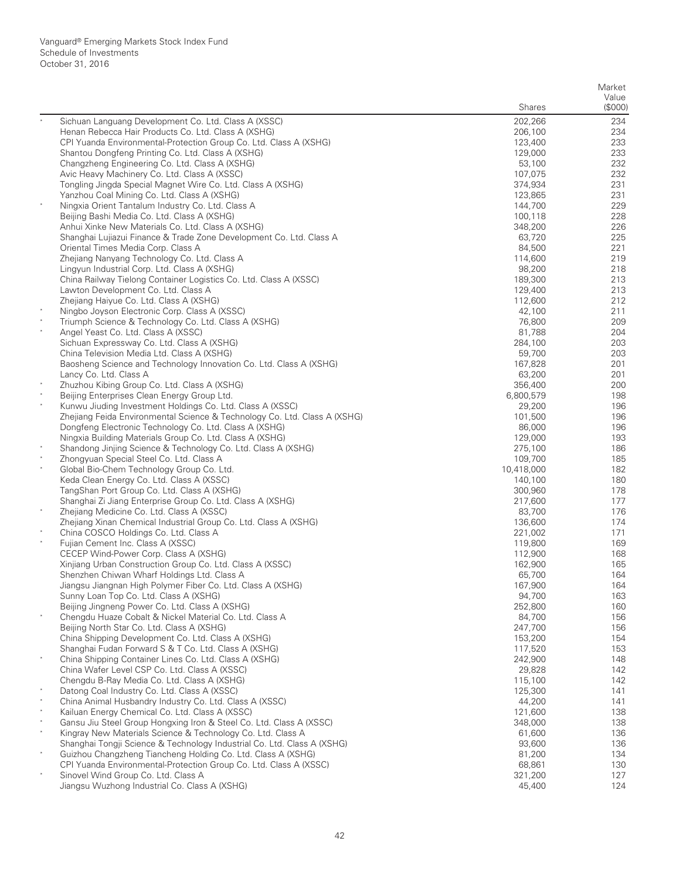Vanguard® Emerging Markets Stock Index Fund
Schedule of Investments
October 31, 2016

| | | Shares | Market Value ($000) |
|---|---|---|---|
| * | Sichuan Languang Development Co. Ltd. Class A (XSSC) | 202,266 | 234 |
| | Henan Rebecca Hair Products Co. Ltd. Class A (XSHG) | 206,100 | 234 |
| | CPI Yuanda Environmental-Protection Group Co. Ltd. Class A (XSHG) | 123,400 | 233 |
| | Shantou Dongfeng Printing Co. Ltd. Class A (XSHG) | 129,000 | 233 |
| | Changzheng Engineering Co. Ltd. Class A (XSHG) | 53,100 | 232 |
| | Avic Heavy Machinery Co. Ltd. Class A (XSSC) | 107,075 | 232 |
| | Tongling Jingda Special Magnet Wire Co. Ltd. Class A (XSHG) | 374,934 | 231 |
| | Yanzhou Coal Mining Co. Ltd. Class A (XSHG) | 123,865 | 231 |
| * | Ningxia Orient Tantalum Industry Co. Ltd. Class A | 144,700 | 229 |
| | Beijing Bashi Media Co. Ltd. Class A (XSHG) | 100,118 | 228 |
| | Anhui Xinke New Materials Co. Ltd. Class A (XSHG) | 348,200 | 226 |
| | Shanghai Lujiazui Finance & Trade Zone Development Co. Ltd. Class A | 63,720 | 225 |
| | Oriental Times Media Corp. Class A | 84,500 | 221 |
| | Zhejiang Nanyang Technology Co. Ltd. Class A | 114,600 | 219 |
| | Lingyun Industrial Corp. Ltd. Class A (XSHG) | 98,200 | 218 |
| | China Railway Tielong Container Logistics Co. Ltd. Class A (XSSC) | 189,300 | 213 |
| | Lawton Development Co. Ltd. Class A | 129,400 | 213 |
| | Zhejiang Haiyue Co. Ltd. Class A (XSHG) | 112,600 | 212 |
| * | Ningbo Joyson Electronic Corp. Class A (XSSC) | 42,100 | 211 |
| * | Triumph Science & Technology Co. Ltd. Class A (XSHG) | 76,800 | 209 |
| * | Angel Yeast Co. Ltd. Class A (XSSC) | 81,788 | 204 |
| | Sichuan Expressway Co. Ltd. Class A (XSHG) | 284,100 | 203 |
| | China Television Media Ltd. Class A (XSHG) | 59,700 | 203 |
| | Baosheng Science and Technology Innovation Co. Ltd. Class A (XSHG) | 167,828 | 201 |
| | Lancy Co. Ltd. Class A | 63,200 | 201 |
| * | Zhuzhou Kibing Group Co. Ltd. Class A (XSHG) | 356,400 | 200 |
| * | Beijing Enterprises Clean Energy Group Ltd. | 6,800,579 | 198 |
| * | Kunwu Jiuding Investment Holdings Co. Ltd. Class A (XSSC) | 29,200 | 196 |
| | Zhejiang Feida Environmental Science & Technology Co. Ltd. Class A (XSHG) | 101,500 | 196 |
| | Dongfeng Electronic Technology Co. Ltd. Class A (XSHG) | 86,000 | 196 |
| | Ningxia Building Materials Group Co. Ltd. Class A (XSHG) | 129,000 | 193 |
| * | Shandong Jinjing Science & Technology Co. Ltd. Class A (XSHG) | 275,100 | 186 |
| * | Zhongyuan Special Steel Co. Ltd. Class A | 109,700 | 185 |
| * | Global Bio-Chem Technology Group Co. Ltd. | 10,418,000 | 182 |
| | Keda Clean Energy Co. Ltd. Class A (XSSC) | 140,100 | 180 |
| | TangShan Port Group Co. Ltd. Class A (XSHG) | 300,960 | 178 |
| | Shanghai Zi Jiang Enterprise Group Co. Ltd. Class A (XSHG) | 217,600 | 177 |
| * | Zhejiang Medicine Co. Ltd. Class A (XSSC) | 83,700 | 176 |
| | Zhejiang Xinan Chemical Industrial Group Co. Ltd. Class A (XSHG) | 136,600 | 174 |
| * | China COSCO Holdings Co. Ltd. Class A | 221,002 | 171 |
| * | Fujian Cement Inc. Class A (XSSC) | 119,800 | 169 |
| | CECEP Wind-Power Corp. Class A (XSHG) | 112,900 | 168 |
| | Xinjiang Urban Construction Group Co. Ltd. Class A (XSSC) | 162,900 | 165 |
| | Shenzhen Chiwan Wharf Holdings Ltd. Class A | 65,700 | 164 |
| | Jiangsu Jiangnan High Polymer Fiber Co. Ltd. Class A (XSHG) | 167,900 | 164 |
| | Sunny Loan Top Co. Ltd. Class A (XSHG) | 94,700 | 163 |
| | Beijing Jingneng Power Co. Ltd. Class A (XSHG) | 252,800 | 160 |
| * | Chengdu Huaze Cobalt & Nickel Material Co. Ltd. Class A | 84,700 | 156 |
| | Beijing North Star Co. Ltd. Class A (XSHG) | 247,700 | 156 |
| | China Shipping Development Co. Ltd. Class A (XSHG) | 153,200 | 154 |
| | Shanghai Fudan Forward S & T Co. Ltd. Class A (XSHG) | 117,520 | 153 |
| * | China Shipping Container Lines Co. Ltd. Class A (XSHG) | 242,900 | 148 |
| | China Wafer Level CSP Co. Ltd. Class A (XSSC) | 29,828 | 142 |
| | Chengdu B-Ray Media Co. Ltd. Class A (XSHG) | 115,100 | 142 |
| * | Datong Coal Industry Co. Ltd. Class A (XSSC) | 125,300 | 141 |
| * | China Animal Husbandry Industry Co. Ltd. Class A (XSSC) | 44,200 | 141 |
| * | Kailuan Energy Chemical Co. Ltd. Class A (XSSC) | 121,600 | 138 |
| * | Gansu Jiu Steel Group Hongxing Iron & Steel Co. Ltd. Class A (XSSC) | 348,000 | 138 |
| * | Kingray New Materials Science & Technology Co. Ltd. Class A | 61,600 | 136 |
| | Shanghai Tongji Science & Technology Industrial Co. Ltd. Class A (XSHG) | 93,600 | 136 |
| * | Guizhou Changzheng Tiancheng Holding Co. Ltd. Class A (XSHG) | 81,200 | 134 |
| | CPI Yuanda Environmental-Protection Group Co. Ltd. Class A (XSSC) | 68,861 | 130 |
| * | Sinovel Wind Group Co. Ltd. Class A | 321,200 | 127 |
| | Jiangsu Wuzhong Industrial Co. Ltd. Class A (XSHG) | 45,400 | 124 |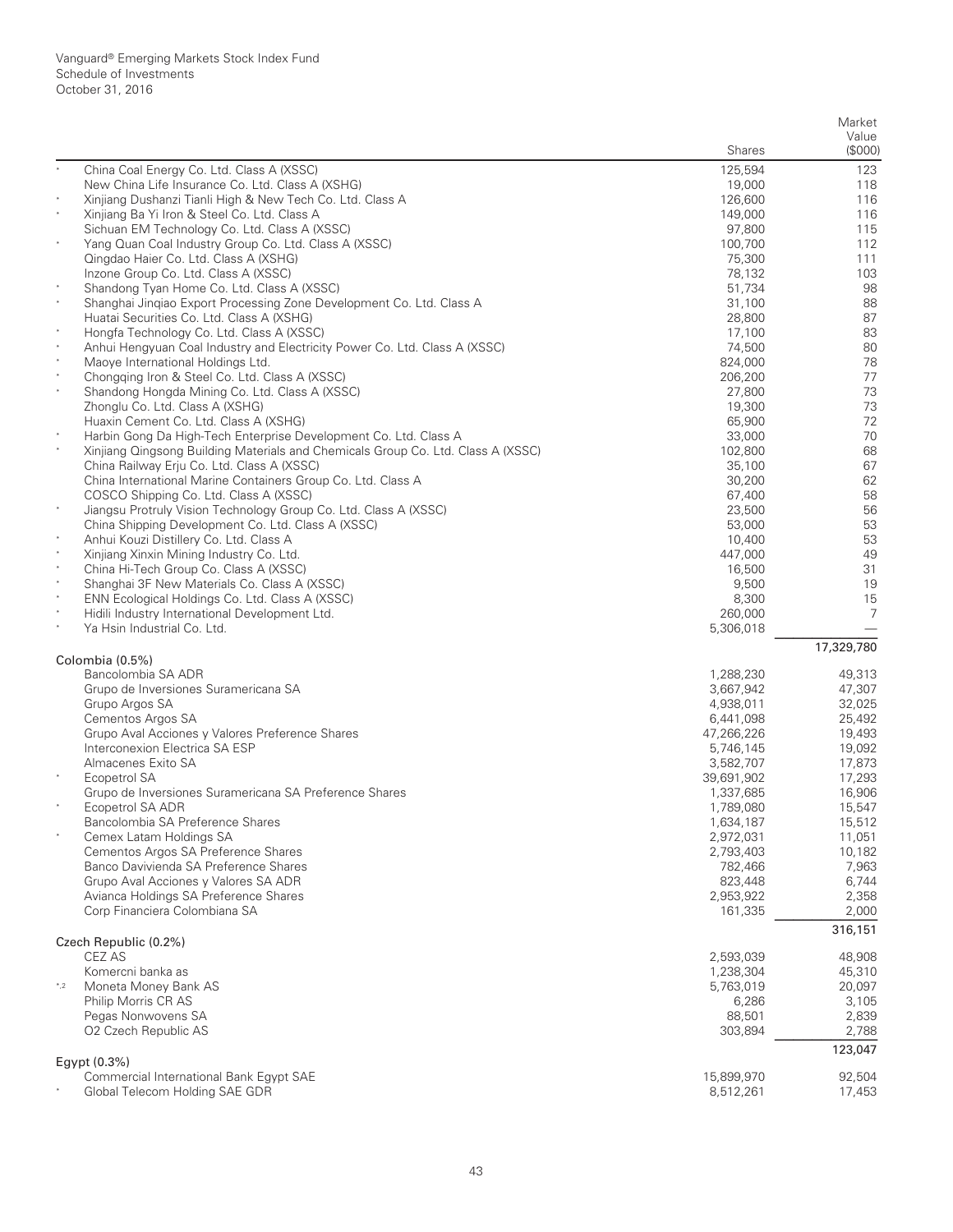| | | Shares | Market Value ($000) |
|---|---|---|---|
| * | China Coal Energy Co. Ltd. Class A (XSSC) | 125,594 | 123 |
| | New China Life Insurance Co. Ltd. Class A (XSHG) | 19,000 | 118 |
| * | Xinjiang Dushanzi Tianli High & New Tech Co. Ltd. Class A | 126,600 | 116 |
| * | Xinjiang Ba Yi Iron & Steel Co. Ltd. Class A | 149,000 | 116 |
| | Sichuan EM Technology Co. Ltd. Class A (XSSC) | 97,800 | 115 |
| * | Yang Quan Coal Industry Group Co. Ltd. Class A (XSSC) | 100,700 | 112 |
| | Qingdao Haier Co. Ltd. Class A (XSHG) | 75,300 | 111 |
| | Inzone Group Co. Ltd. Class A (XSSC) | 78,132 | 103 |
| * | Shandong Tyan Home Co. Ltd. Class A (XSSC) | 51,734 | 98 |
| * | Shanghai Jinqiao Export Processing Zone Development Co. Ltd. Class A | 31,100 | 88 |
| | Huatai Securities Co. Ltd. Class A (XSHG) | 28,800 | 87 |
| * | Hongfa Technology Co. Ltd. Class A (XSSC) | 17,100 | 83 |
| * | Anhui Hengyuan Coal Industry and Electricity Power Co. Ltd. Class A (XSSC) | 74,500 | 80 |
| * | Maoye International Holdings Ltd. | 824,000 | 78 |
| * | Chongqing Iron & Steel Co. Ltd. Class A (XSSC) | 206,200 | 77 |
| * | Shandong Hongda Mining Co. Ltd. Class A (XSSC) | 27,800 | 73 |
| | Zhonglu Co. Ltd. Class A (XSHG) | 19,300 | 73 |
| | Huaxin Cement Co. Ltd. Class A (XSHG) | 65,900 | 72 |
| * | Harbin Gong Da High-Tech Enterprise Development Co. Ltd. Class A | 33,000 | 70 |
| * | Xinjiang Qingsong Building Materials and Chemicals Group Co. Ltd. Class A (XSSC) | 102,800 | 68 |
| | China Railway Erju Co. Ltd. Class A (XSSC) | 35,100 | 67 |
| | China International Marine Containers Group Co. Ltd. Class A | 30,200 | 62 |
| | COSCO Shipping Co. Ltd. Class A (XSSC) | 67,400 | 58 |
| * | Jiangsu Protruly Vision Technology Group Co. Ltd. Class A (XSSC) | 23,500 | 56 |
| | China Shipping Development Co. Ltd. Class A (XSSC) | 53,000 | 53 |
| * | Anhui Kouzi Distillery Co. Ltd. Class A | 10,400 | 53 |
| * | Xinjiang Xinxin Mining Industry Co. Ltd. | 447,000 | 49 |
| * | China Hi-Tech Group Co. Class A (XSSC) | 16,500 | 31 |
| * | Shanghai 3F New Materials Co. Class A (XSSC) | 9,500 | 19 |
| * | ENN Ecological Holdings Co. Ltd. Class A (XSSC) | 8,300 | 15 |
| * | Hidili Industry International Development Ltd. | 260,000 | 7 |
| * | Ya Hsin Industrial Co. Ltd. | 5,306,018 | — |
| | | | 17,329,780 |
| | **Colombia (0.5%)** | | |
| | Bancolombia SA ADR | 1,288,230 | 49,313 |
| | Grupo de Inversiones Suramericana SA | 3,667,942 | 47,307 |
| | Grupo Argos SA | 4,938,011 | 32,025 |
| | Cementos Argos SA | 6,441,098 | 25,492 |
| | Grupo Aval Acciones y Valores Preference Shares | 47,266,226 | 19,493 |
| | Interconexion Electrica SA ESP | 5,746,145 | 19,092 |
| | Almacenes Exito SA | 3,582,707 | 17,873 |
| * | Ecopetrol SA | 39,691,902 | 17,293 |
| | Grupo de Inversiones Suramericana SA Preference Shares | 1,337,685 | 16,906 |
| * | Ecopetrol SA ADR | 1,789,080 | 15,547 |
| | Bancolombia SA Preference Shares | 1,634,187 | 15,512 |
| * | Cemex Latam Holdings SA | 2,972,031 | 11,051 |
| | Cementos Argos SA Preference Shares | 2,793,403 | 10,182 |
| | Banco Davivienda SA Preference Shares | 782,466 | 7,963 |
| | Grupo Aval Acciones y Valores SA ADR | 823,448 | 6,744 |
| | Avianca Holdings SA Preference Shares | 2,953,922 | 2,358 |
| | Corp Financiera Colombiana SA | 161,335 | 2,000 |
| | | | 316,151 |
| | **Czech Republic (0.2%)** | | |
| | CEZ AS | 2,593,039 | 48,908 |
| | Komercni banka as | 1,238,304 | 45,310 |
| *,2 | Moneta Money Bank AS | 5,763,019 | 20,097 |
| | Philip Morris CR AS | 6,286 | 3,105 |
| | Pegas Nonwovens SA | 88,501 | 2,839 |
| | O2 Czech Republic AS | 303,894 | 2,788 |
| | | | 123,047 |
| | **Egypt (0.3%)** | | |
| | Commercial International Bank Egypt SAE | 15,899,970 | 92,504 |
| * | Global Telecom Holding SAE GDR | 8,512,261 | 17,453 |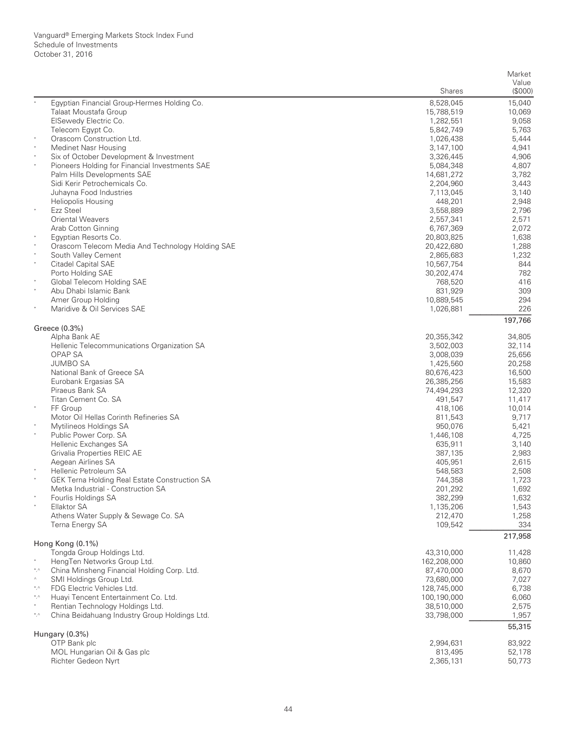| | | Shares | Market Value ($000) |
|---|---|---|---|
| * | Egyptian Financial Group-Hermes Holding Co. | 8,528,045 | 15,040 |
| | Talaat Moustafa Group | 15,788,519 | 10,069 |
| | ElSewedy Electric Co. | 1,282,551 | 9,058 |
| | Telecom Egypt Co. | 5,842,749 | 5,763 |
| * | Orascom Construction Ltd. | 1,026,438 | 5,444 |
| * | Medinet Nasr Housing | 3,147,100 | 4,941 |
| * | Six of October Development & Investment | 3,326,445 | 4,906 |
| * | Pioneers Holding for Financial Investments SAE | 5,084,348 | 4,807 |
| | Palm Hills Developments SAE | 14,681,272 | 3,782 |
| | Sidi Kerir Petrochemicals Co. | 2,204,960 | 3,443 |
| | Juhayna Food Industries | 7,113,045 | 3,140 |
| | Heliopolis Housing | 448,201 | 2,948 |
| * | Ezz Steel | 3,558,889 | 2,796 |
| | Oriental Weavers | 2,557,341 | 2,571 |
| | Arab Cotton Ginning | 6,767,369 | 2,072 |
| * | Egyptian Resorts Co. | 20,803,825 | 1,638 |
| * | Orascom Telecom Media And Technology Holding SAE | 20,422,680 | 1,288 |
| * | South Valley Cement | 2,865,683 | 1,232 |
| * | Citadel Capital SAE | 10,567,754 | 844 |
| | Porto Holding SAE | 30,202,474 | 782 |
| * | Global Telecom Holding SAE | 768,520 | 416 |
| * | Abu Dhabi Islamic Bank | 831,929 | 309 |
| | Amer Group Holding | 10,889,545 | 294 |
| * | Maridive & Oil Services SAE | 1,026,881 | 226 |
| | | | 197,766 |
| | **Greece (0.3%)** | | |
| | Alpha Bank AE | 20,355,342 | 34,805 |
| | Hellenic Telecommunications Organization SA | 3,502,003 | 32,114 |
| | OPAP SA | 3,008,039 | 25,656 |
| | JUMBO SA | 1,425,560 | 20,258 |
| | National Bank of Greece SA | 80,676,423 | 16,500 |
| | Eurobank Ergasias SA | 26,385,256 | 15,583 |
| | Piraeus Bank SA | 74,494,293 | 12,320 |
| | Titan Cement Co. SA | 491,547 | 11,417 |
| * | FF Group | 418,106 | 10,014 |
| | Motor Oil Hellas Corinth Refineries SA | 811,543 | 9,717 |
| * | Mytilineos Holdings SA | 950,076 | 5,421 |
| * | Public Power Corp. SA | 1,446,108 | 4,725 |
| | Hellenic Exchanges SA | 635,911 | 3,140 |
| | Grivalia Properties REIC AE | 387,135 | 2,983 |
| | Aegean Airlines SA | 405,951 | 2,615 |
| * | Hellenic Petroleum SA | 548,583 | 2,508 |
| * | GEK Terna Holding Real Estate Construction SA | 744,358 | 1,723 |
| | Metka Industrial - Construction SA | 201,292 | 1,692 |
| * | Fourlis Holdings SA | 382,299 | 1,632 |
| * | Ellaktor SA | 1,135,206 | 1,543 |
| | Athens Water Supply & Sewage Co. SA | 212,470 | 1,258 |
| | Terna Energy SA | 109,542 | 334 |
| | | | 217,958 |
| | **Hong Kong (0.1%)** | | |
| | Tongda Group Holdings Ltd. | 43,310,000 | 11,428 |
| * | HengTen Networks Group Ltd. | 162,208,000 | 10,860 |
| *,^ | China Minsheng Financial Holding Corp. Ltd. | 87,470,000 | 8,670 |
| ^ | SMI Holdings Group Ltd. | 73,680,000 | 7,027 |
| *,^ | FDG Electric Vehicles Ltd. | 128,745,000 | 6,738 |
| *,^ | Huayi Tencent Entertainment Co. Ltd. | 100,190,000 | 6,060 |
| * | Rentian Technology Holdings Ltd. | 38,510,000 | 2,575 |
| *,^ | China Beidahuang Industry Group Holdings Ltd. | 33,798,000 | 1,957 |
| | | | 55,315 |
| | **Hungary (0.3%)** | | |
| | OTP Bank plc | 2,994,631 | 83,922 |
| | MOL Hungarian Oil & Gas plc | 813,495 | 52,178 |
| | Richter Gedeon Nyrt | 2,365,131 | 50,773 |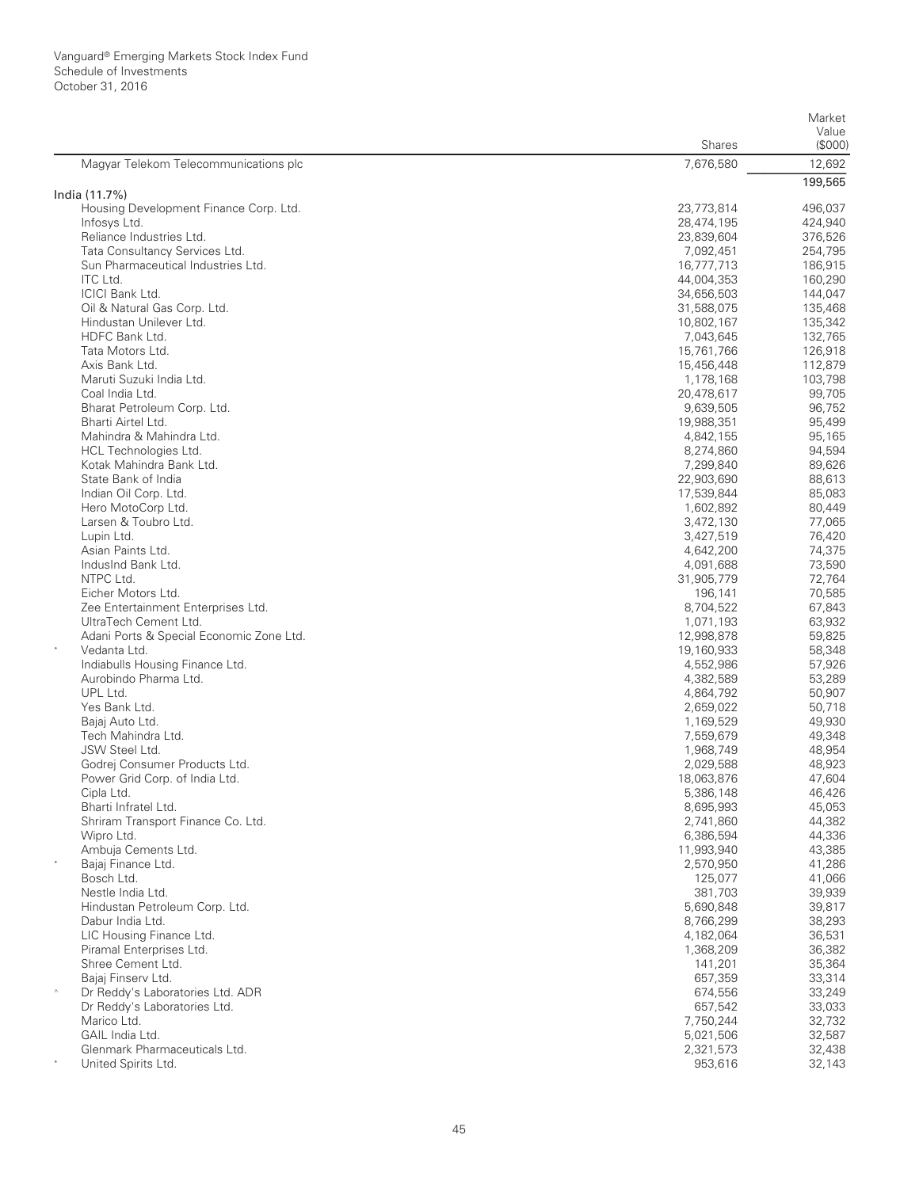Vanguard® Emerging Markets Stock Index Fund
Schedule of Investments
October 31, 2016

| | | Shares | Market Value ($000) |
|---|---|---|---|
| | Magyar Telekom Telecommunications plc | 7,676,580 | 12,692 |
| | | | 199,565 |
| **India (11.7%)** | | | |
| | Housing Development Finance Corp. Ltd. | 23,773,814 | 496,037 |
| | Infosys Ltd. | 28,474,195 | 424,940 |
| | Reliance Industries Ltd. | 23,839,604 | 376,526 |
| | Tata Consultancy Services Ltd. | 7,092,451 | 254,795 |
| | Sun Pharmaceutical Industries Ltd. | 16,777,713 | 186,915 |
| | ITC Ltd. | 44,004,353 | 160,290 |
| | ICICI Bank Ltd. | 34,656,503 | 144,047 |
| | Oil & Natural Gas Corp. Ltd. | 31,588,075 | 135,468 |
| | Hindustan Unilever Ltd. | 10,802,167 | 135,342 |
| | HDFC Bank Ltd. | 7,043,645 | 132,765 |
| | Tata Motors Ltd. | 15,761,766 | 126,918 |
| | Axis Bank Ltd. | 15,456,448 | 112,879 |
| | Maruti Suzuki India Ltd. | 1,178,168 | 103,798 |
| | Coal India Ltd. | 20,478,617 | 99,705 |
| | Bharat Petroleum Corp. Ltd. | 9,639,505 | 96,752 |
| | Bharti Airtel Ltd. | 19,988,351 | 95,499 |
| | Mahindra & Mahindra Ltd. | 4,842,155 | 95,165 |
| | HCL Technologies Ltd. | 8,274,860 | 94,594 |
| | Kotak Mahindra Bank Ltd. | 7,299,840 | 89,626 |
| | State Bank of India | 22,903,690 | 88,613 |
| | Indian Oil Corp. Ltd. | 17,539,844 | 85,083 |
| | Hero MotoCorp Ltd. | 1,602,892 | 80,449 |
| | Larsen & Toubro Ltd. | 3,472,130 | 77,065 |
| | Lupin Ltd. | 3,427,519 | 76,420 |
| | Asian Paints Ltd. | 4,642,200 | 74,375 |
| | IndusInd Bank Ltd. | 4,091,688 | 73,590 |
| | NTPC Ltd. | 31,905,779 | 72,764 |
| | Eicher Motors Ltd. | 196,141 | 70,585 |
| | Zee Entertainment Enterprises Ltd. | 8,704,522 | 67,843 |
| | UltraTech Cement Ltd. | 1,071,193 | 63,932 |
| | Adani Ports & Special Economic Zone Ltd. | 12,998,878 | 59,825 |
| * | Vedanta Ltd. | 19,160,933 | 58,348 |
| | Indiabulls Housing Finance Ltd. | 4,552,986 | 57,926 |
| | Aurobindo Pharma Ltd. | 4,382,589 | 53,289 |
| | UPL Ltd. | 4,864,792 | 50,907 |
| | Yes Bank Ltd. | 2,659,022 | 50,718 |
| | Bajaj Auto Ltd. | 1,169,529 | 49,930 |
| | Tech Mahindra Ltd. | 7,559,679 | 49,348 |
| | JSW Steel Ltd. | 1,968,749 | 48,954 |
| | Godrej Consumer Products Ltd. | 2,029,588 | 48,923 |
| | Power Grid Corp. of India Ltd. | 18,063,876 | 47,604 |
| | Cipla Ltd. | 5,386,148 | 46,426 |
| | Bharti Infratel Ltd. | 8,695,993 | 45,053 |
| | Shriram Transport Finance Co. Ltd. | 2,741,860 | 44,382 |
| | Wipro Ltd. | 6,386,594 | 44,336 |
| | Ambuja Cements Ltd. | 11,993,940 | 43,385 |
| * | Bajaj Finance Ltd. | 2,570,950 | 41,286 |
| | Bosch Ltd. | 125,077 | 41,066 |
| | Nestle India Ltd. | 381,703 | 39,939 |
| | Hindustan Petroleum Corp. Ltd. | 5,690,848 | 39,817 |
| | Dabur India Ltd. | 8,766,299 | 38,293 |
| | LIC Housing Finance Ltd. | 4,182,064 | 36,531 |
| | Piramal Enterprises Ltd. | 1,368,209 | 36,382 |
| | Shree Cement Ltd. | 141,201 | 35,364 |
| | Bajaj Finserv Ltd. | 657,359 | 33,314 |
| ^ | Dr Reddy's Laboratories Ltd. ADR | 674,556 | 33,249 |
| | Dr Reddy's Laboratories Ltd. | 657,542 | 33,033 |
| | Marico Ltd. | 7,750,244 | 32,732 |
| | GAIL India Ltd. | 5,021,506 | 32,587 |
| | Glenmark Pharmaceuticals Ltd. | 2,321,573 | 32,438 |
| * | United Spirits Ltd. | 953,616 | 32,143 |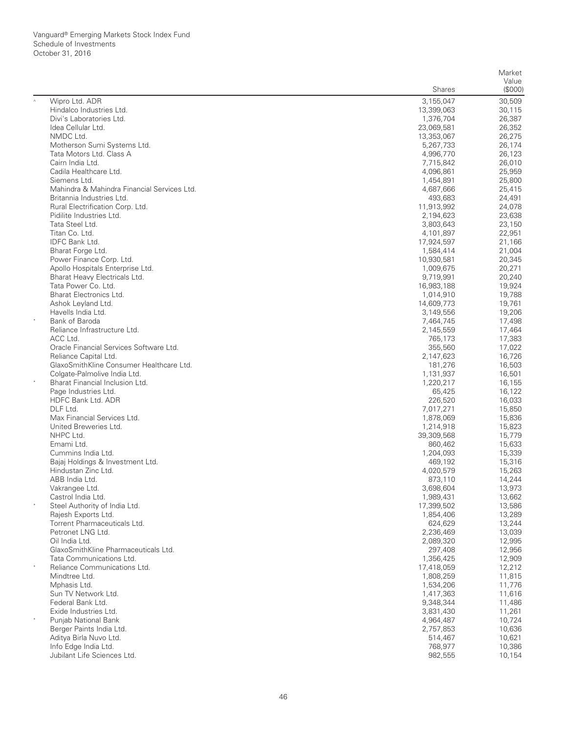Vanguard® Emerging Markets Stock Index Fund
Schedule of Investments
October 31, 2016

| | | Shares | Market Value ($000) |
|---|---|---|---|
| ^ | Wipro Ltd. ADR | 3,155,047 | 30,509 |
| | Hindalco Industries Ltd. | 13,399,063 | 30,115 |
| | Divi's Laboratories Ltd. | 1,376,704 | 26,387 |
| | Idea Cellular Ltd. | 23,069,581 | 26,352 |
| | NMDC Ltd. | 13,353,067 | 26,275 |
| | Motherson Sumi Systems Ltd. | 5,267,733 | 26,174 |
| | Tata Motors Ltd. Class A | 4,996,770 | 26,123 |
| | Cairn India Ltd. | 7,715,842 | 26,010 |
| | Cadila Healthcare Ltd. | 4,096,861 | 25,959 |
| | Siemens Ltd. | 1,454,891 | 25,800 |
| | Mahindra & Mahindra Financial Services Ltd. | 4,687,666 | 25,415 |
| | Britannia Industries Ltd. | 493,683 | 24,491 |
| | Rural Electrification Corp. Ltd. | 11,913,992 | 24,078 |
| | Pidilite Industries Ltd. | 2,194,623 | 23,638 |
| | Tata Steel Ltd. | 3,803,643 | 23,150 |
| | Titan Co. Ltd. | 4,101,897 | 22,951 |
| | IDFC Bank Ltd. | 17,924,597 | 21,166 |
| | Bharat Forge Ltd. | 1,584,414 | 21,004 |
| | Power Finance Corp. Ltd. | 10,930,581 | 20,345 |
| | Apollo Hospitals Enterprise Ltd. | 1,009,675 | 20,271 |
| | Bharat Heavy Electricals Ltd. | 9,719,991 | 20,240 |
| | Tata Power Co. Ltd. | 16,983,188 | 19,924 |
| | Bharat Electronics Ltd. | 1,014,910 | 19,788 |
| | Ashok Leyland Ltd. | 14,609,773 | 19,761 |
| | Havells India Ltd. | 3,149,556 | 19,206 |
| * | Bank of Baroda | 7,464,745 | 17,498 |
| | Reliance Infrastructure Ltd. | 2,145,559 | 17,464 |
| | ACC Ltd. | 765,173 | 17,383 |
| | Oracle Financial Services Software Ltd. | 355,560 | 17,022 |
| | Reliance Capital Ltd. | 2,147,623 | 16,726 |
| | GlaxoSmithKline Consumer Healthcare Ltd. | 181,276 | 16,503 |
| | Colgate-Palmolive India Ltd. | 1,131,937 | 16,501 |
| * | Bharat Financial Inclusion Ltd. | 1,220,217 | 16,155 |
| | Page Industries Ltd. | 65,425 | 16,122 |
| | HDFC Bank Ltd. ADR | 226,520 | 16,033 |
| | DLF Ltd. | 7,017,271 | 15,850 |
| | Max Financial Services Ltd. | 1,878,069 | 15,836 |
| | United Breweries Ltd. | 1,214,918 | 15,823 |
| | NHPC Ltd. | 39,309,568 | 15,779 |
| | Emami Ltd. | 860,462 | 15,633 |
| | Cummins India Ltd. | 1,204,093 | 15,339 |
| | Bajaj Holdings & Investment Ltd. | 469,192 | 15,316 |
| | Hindustan Zinc Ltd. | 4,020,579 | 15,263 |
| | ABB India Ltd. | 873,110 | 14,244 |
| | Vakrangee Ltd. | 3,698,604 | 13,973 |
| | Castrol India Ltd. | 1,989,431 | 13,662 |
| * | Steel Authority of India Ltd. | 17,399,502 | 13,586 |
| | Rajesh Exports Ltd. | 1,854,406 | 13,289 |
| | Torrent Pharmaceuticals Ltd. | 624,629 | 13,244 |
| | Petronet LNG Ltd. | 2,236,469 | 13,039 |
| | Oil India Ltd. | 2,089,320 | 12,995 |
| | GlaxoSmithKline Pharmaceuticals Ltd. | 297,408 | 12,956 |
| | Tata Communications Ltd. | 1,356,425 | 12,909 |
| * | Reliance Communications Ltd. | 17,418,059 | 12,212 |
| | Mindtree Ltd. | 1,808,259 | 11,815 |
| | Mphasis Ltd. | 1,534,206 | 11,776 |
| | Sun TV Network Ltd. | 1,417,363 | 11,616 |
| | Federal Bank Ltd. | 9,348,344 | 11,486 |
| | Exide Industries Ltd. | 3,831,430 | 11,261 |
| * | Punjab National Bank | 4,964,487 | 10,724 |
| | Berger Paints India Ltd. | 2,757,853 | 10,636 |
| | Aditya Birla Nuvo Ltd. | 514,467 | 10,621 |
| | Info Edge India Ltd. | 768,977 | 10,386 |
| | Jubilant Life Sciences Ltd. | 982,555 | 10,154 |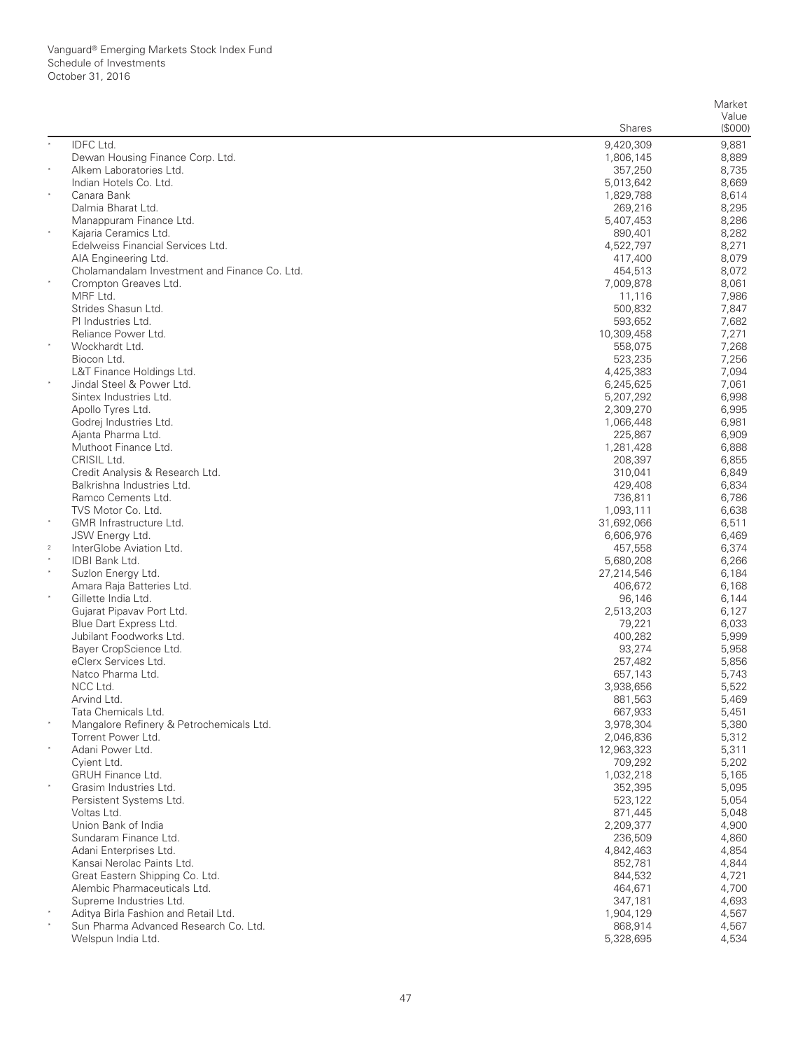Vanguard® Emerging Markets Stock Index Fund
Schedule of Investments
October 31, 2016

| | | Shares | Market Value ($000) |
|---|---|---|---|
| * | IDFC Ltd. | 9,420,309 | 9,881 |
| | Dewan Housing Finance Corp. Ltd. | 1,806,145 | 8,889 |
| * | Alkem Laboratories Ltd. | 357,250 | 8,735 |
| | Indian Hotels Co. Ltd. | 5,013,642 | 8,669 |
| * | Canara Bank | 1,829,788 | 8,614 |
| | Dalmia Bharat Ltd. | 269,216 | 8,295 |
| | Manappuram Finance Ltd. | 5,407,453 | 8,286 |
| * | Kajaria Ceramics Ltd. | 890,401 | 8,282 |
| | Edelweiss Financial Services Ltd. | 4,522,797 | 8,271 |
| | AIA Engineering Ltd. | 417,400 | 8,079 |
| | Cholamandalam Investment and Finance Co. Ltd. | 454,513 | 8,072 |
| * | Crompton Greaves Ltd. | 7,009,878 | 8,061 |
| | MRF Ltd. | 11,116 | 7,986 |
| | Strides Shasun Ltd. | 500,832 | 7,847 |
| | PI Industries Ltd. | 593,652 | 7,682 |
| | Reliance Power Ltd. | 10,309,458 | 7,271 |
| * | Wockhardt Ltd. | 558,075 | 7,268 |
| | Biocon Ltd. | 523,235 | 7,256 |
| | L&T Finance Holdings Ltd. | 4,425,383 | 7,094 |
| * | Jindal Steel & Power Ltd. | 6,245,625 | 7,061 |
| | Sintex Industries Ltd. | 5,207,292 | 6,998 |
| | Apollo Tyres Ltd. | 2,309,270 | 6,995 |
| | Godrej Industries Ltd. | 1,066,448 | 6,981 |
| | Ajanta Pharma Ltd. | 225,867 | 6,909 |
| | Muthoot Finance Ltd. | 1,281,428 | 6,888 |
| | CRISIL Ltd. | 208,397 | 6,855 |
| | Credit Analysis & Research Ltd. | 310,041 | 6,849 |
| | Balkrishna Industries Ltd. | 429,408 | 6,834 |
| | Ramco Cements Ltd. | 736,811 | 6,786 |
| | TVS Motor Co. Ltd. | 1,093,111 | 6,638 |
| * | GMR Infrastructure Ltd. | 31,692,066 | 6,511 |
| | JSW Energy Ltd. | 6,606,976 | 6,469 |
| 2 | InterGlobe Aviation Ltd. | 457,558 | 6,374 |
| * | IDBI Bank Ltd. | 5,680,208 | 6,266 |
| * | Suzlon Energy Ltd. | 27,214,546 | 6,184 |
| | Amara Raja Batteries Ltd. | 406,672 | 6,168 |
| * | Gillette India Ltd. | 96,146 | 6,144 |
| | Gujarat Pipavav Port Ltd. | 2,513,203 | 6,127 |
| | Blue Dart Express Ltd. | 79,221 | 6,033 |
| | Jubilant Foodworks Ltd. | 400,282 | 5,999 |
| | Bayer CropScience Ltd. | 93,274 | 5,958 |
| | eClerx Services Ltd. | 257,482 | 5,856 |
| | Natco Pharma Ltd. | 657,143 | 5,743 |
| | NCC Ltd. | 3,938,656 | 5,522 |
| | Arvind Ltd. | 881,563 | 5,469 |
| | Tata Chemicals Ltd. | 667,933 | 5,451 |
| * | Mangalore Refinery & Petrochemicals Ltd. | 3,978,304 | 5,380 |
| | Torrent Power Ltd. | 2,046,836 | 5,312 |
| * | Adani Power Ltd. | 12,963,323 | 5,311 |
| | Cyient Ltd. | 709,292 | 5,202 |
| | GRUH Finance Ltd. | 1,032,218 | 5,165 |
| * | Grasim Industries Ltd. | 352,395 | 5,095 |
| | Persistent Systems Ltd. | 523,122 | 5,054 |
| | Voltas Ltd. | 871,445 | 5,048 |
| | Union Bank of India | 2,209,377 | 4,900 |
| | Sundaram Finance Ltd. | 236,509 | 4,860 |
| | Adani Enterprises Ltd. | 4,842,463 | 4,854 |
| | Kansai Nerolac Paints Ltd. | 852,781 | 4,844 |
| | Great Eastern Shipping Co. Ltd. | 844,532 | 4,721 |
| | Alembic Pharmaceuticals Ltd. | 464,671 | 4,700 |
| | Supreme Industries Ltd. | 347,181 | 4,693 |
| * | Aditya Birla Fashion and Retail Ltd. | 1,904,129 | 4,567 |
| * | Sun Pharma Advanced Research Co. Ltd. | 868,914 | 4,567 |
| | Welspun India Ltd. | 5,328,695 | 4,534 |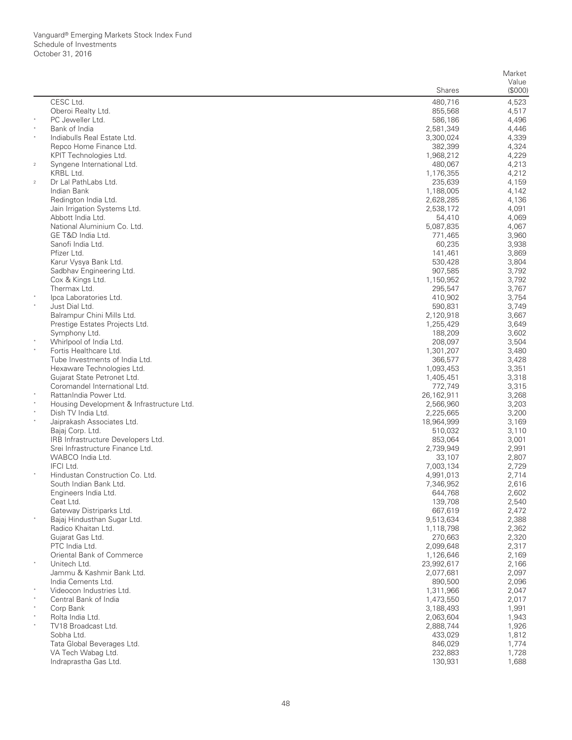Vanguard® Emerging Markets Stock Index Fund
Schedule of Investments
October 31, 2016

| | | Shares | Market Value ($000) |
|---|---|---|---|
| | CESC Ltd. | 480,716 | 4,523 |
| | Oberoi Realty Ltd. | 855,568 | 4,517 |
| * | PC Jeweller Ltd. | 586,186 | 4,496 |
| * | Bank of India | 2,581,349 | 4,446 |
| * | Indiabulls Real Estate Ltd. | 3,300,024 | 4,339 |
| | Repco Home Finance Ltd. | 382,399 | 4,324 |
| | KPIT Technologies Ltd. | 1,968,212 | 4,229 |
| 2 | Syngene International Ltd. | 480,067 | 4,213 |
| | KRBL Ltd. | 1,176,355 | 4,212 |
| 2 | Dr Lal PathLabs Ltd. | 235,639 | 4,159 |
| | Indian Bank | 1,188,005 | 4,142 |
| | Redington India Ltd. | 2,628,285 | 4,136 |
| | Jain Irrigation Systems Ltd. | 2,538,172 | 4,091 |
| | Abbott India Ltd. | 54,410 | 4,069 |
| | National Aluminium Co. Ltd. | 5,087,835 | 4,067 |
| | GE T&D India Ltd. | 771,465 | 3,960 |
| | Sanofi India Ltd. | 60,235 | 3,938 |
| | Pfizer Ltd. | 141,461 | 3,869 |
| | Karur Vysya Bank Ltd. | 530,428 | 3,804 |
| | Sadbhav Engineering Ltd. | 907,585 | 3,792 |
| | Cox & Kings Ltd. | 1,150,952 | 3,792 |
| | Thermax Ltd. | 295,547 | 3,767 |
| * | Ipca Laboratories Ltd. | 410,902 | 3,754 |
| * | Just Dial Ltd. | 590,831 | 3,749 |
| | Balrampur Chini Mills Ltd. | 2,120,918 | 3,667 |
| | Prestige Estates Projects Ltd. | 1,255,429 | 3,649 |
| | Symphony Ltd. | 188,209 | 3,602 |
| * | Whirlpool of India Ltd. | 208,097 | 3,504 |
| * | Fortis Healthcare Ltd. | 1,301,207 | 3,480 |
| | Tube Investments of India Ltd. | 366,577 | 3,428 |
| | Hexaware Technologies Ltd. | 1,093,453 | 3,351 |
| | Gujarat State Petronet Ltd. | 1,405,451 | 3,318 |
| | Coromandel International Ltd. | 772,749 | 3,315 |
| * | RattanIndia Power Ltd. | 26,162,911 | 3,268 |
| * | Housing Development & Infrastructure Ltd. | 2,566,960 | 3,203 |
| * | Dish TV India Ltd. | 2,225,665 | 3,200 |
| * | Jaiprakash Associates Ltd. | 18,964,999 | 3,169 |
| | Bajaj Corp. Ltd. | 510,032 | 3,110 |
| | IRB Infrastructure Developers Ltd. | 853,064 | 3,001 |
| | Srei Infrastructure Finance Ltd. | 2,739,949 | 2,991 |
| | WABCO India Ltd. | 33,107 | 2,807 |
| | IFCI Ltd. | 7,003,134 | 2,729 |
| * | Hindustan Construction Co. Ltd. | 4,991,013 | 2,714 |
| | South Indian Bank Ltd. | 7,346,952 | 2,616 |
| | Engineers India Ltd. | 644,768 | 2,602 |
| | Ceat Ltd. | 139,708 | 2,540 |
| | Gateway Distriparks Ltd. | 667,619 | 2,472 |
| * | Bajaj Hindusthan Sugar Ltd. | 9,513,634 | 2,388 |
| | Radico Khaitan Ltd. | 1,118,798 | 2,362 |
| | Gujarat Gas Ltd. | 270,663 | 2,320 |
| | PTC India Ltd. | 2,099,648 | 2,317 |
| | Oriental Bank of Commerce | 1,126,646 | 2,169 |
| * | Unitech Ltd. | 23,992,617 | 2,166 |
| | Jammu & Kashmir Bank Ltd. | 2,077,681 | 2,097 |
| | India Cements Ltd. | 890,500 | 2,096 |
| * | Videocon Industries Ltd. | 1,311,966 | 2,047 |
| * | Central Bank of India | 1,473,550 | 2,017 |
| * | Corp Bank | 3,188,493 | 1,991 |
| * | Rolta India Ltd. | 2,063,604 | 1,943 |
| * | TV18 Broadcast Ltd. | 2,888,744 | 1,926 |
| | Sobha Ltd. | 433,029 | 1,812 |
| | Tata Global Beverages Ltd. | 846,029 | 1,774 |
| | VA Tech Wabag Ltd. | 232,883 | 1,728 |
| | Indraprastha Gas Ltd. | 130,931 | 1,688 |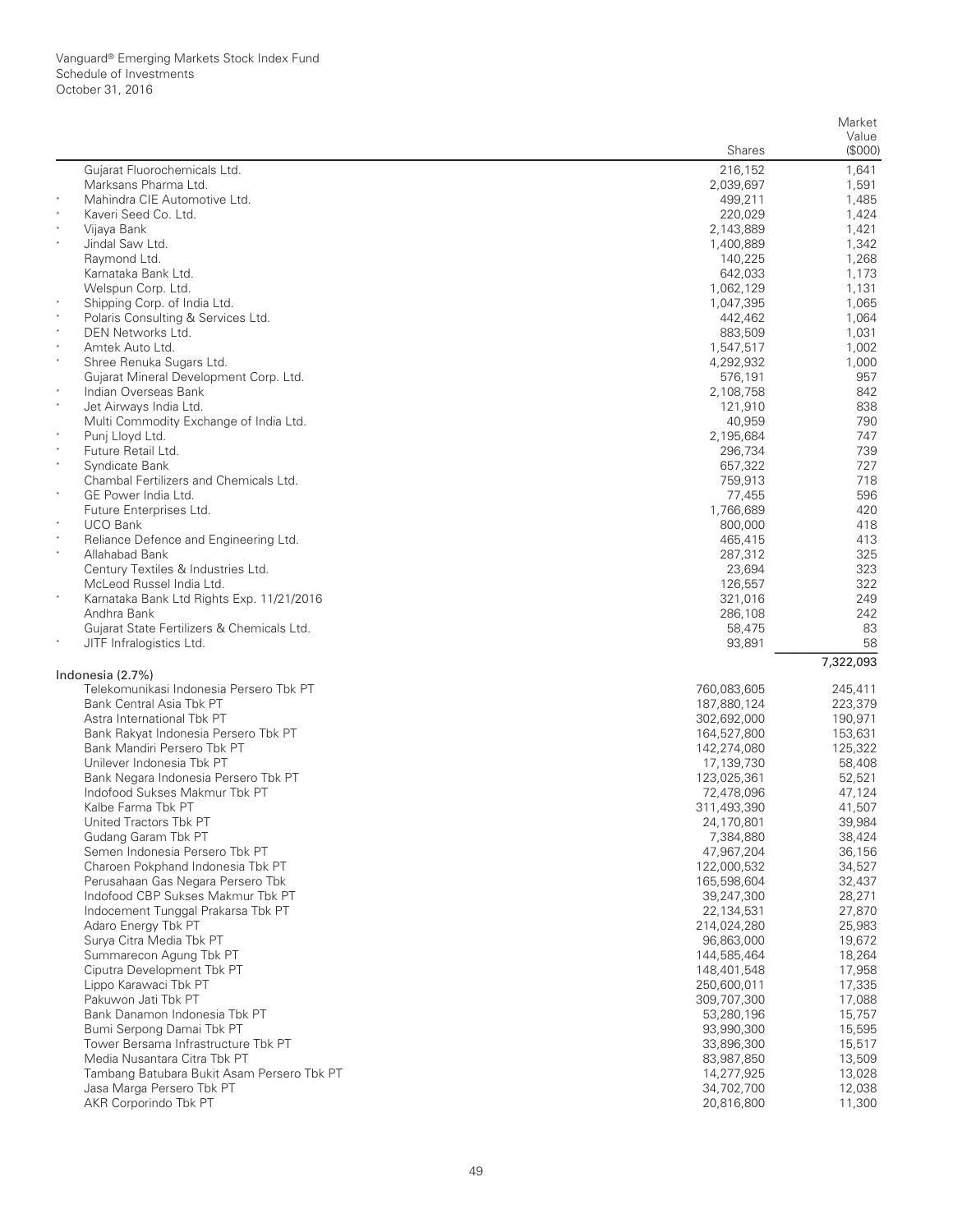| | | Shares | Market Value ($000) |
|---|---|---|---|
| | Gujarat Fluorochemicals Ltd. | 216,152 | 1,641 |
| | Marksans Pharma Ltd. | 2,039,697 | 1,591 |
| * | Mahindra CIE Automotive Ltd. | 499,211 | 1,485 |
| * | Kaveri Seed Co. Ltd. | 220,029 | 1,424 |
| * | Vijaya Bank | 2,143,889 | 1,421 |
| * | Jindal Saw Ltd. | 1,400,889 | 1,342 |
| | Raymond Ltd. | 140,225 | 1,268 |
| | Karnataka Bank Ltd. | 642,033 | 1,173 |
| | Welspun Corp. Ltd. | 1,062,129 | 1,131 |
| * | Shipping Corp. of India Ltd. | 1,047,395 | 1,065 |
| * | Polaris Consulting & Services Ltd. | 442,462 | 1,064 |
| * | DEN Networks Ltd. | 883,509 | 1,031 |
| * | Amtek Auto Ltd. | 1,547,517 | 1,002 |
| * | Shree Renuka Sugars Ltd. | 4,292,932 | 1,000 |
| | Gujarat Mineral Development Corp. Ltd. | 576,191 | 957 |
| * | Indian Overseas Bank | 2,108,758 | 842 |
| * | Jet Airways India Ltd. | 121,910 | 838 |
| | Multi Commodity Exchange of India Ltd. | 40,959 | 790 |
| * | Punj Lloyd Ltd. | 2,195,684 | 747 |
| * | Future Retail Ltd. | 296,734 | 739 |
| * | Syndicate Bank | 657,322 | 727 |
| | Chambal Fertilizers and Chemicals Ltd. | 759,913 | 718 |
| * | GE Power India Ltd. | 77,455 | 596 |
| | Future Enterprises Ltd. | 1,766,689 | 420 |
| * | UCO Bank | 800,000 | 418 |
| * | Reliance Defence and Engineering Ltd. | 465,415 | 413 |
| * | Allahabad Bank | 287,312 | 325 |
| | Century Textiles & Industries Ltd. | 23,694 | 323 |
| | McLeod Russel India Ltd. | 126,557 | 322 |
| * | Karnataka Bank Ltd Rights Exp. 11/21/2016 | 321,016 | 249 |
| | Andhra Bank | 286,108 | 242 |
| | Gujarat State Fertilizers & Chemicals Ltd. | 58,475 | 83 |
| * | JITF Infralogistics Ltd. | 93,891 | 58 |
| | | | 7,322,093 |
| | **Indonesia (2.7%)** | | |
| | Telekomunikasi Indonesia Persero Tbk PT | 760,083,605 | 245,411 |
| | Bank Central Asia Tbk PT | 187,880,124 | 223,379 |
| | Astra International Tbk PT | 302,692,000 | 190,971 |
| | Bank Rakyat Indonesia Persero Tbk PT | 164,527,800 | 153,631 |
| | Bank Mandiri Persero Tbk PT | 142,274,080 | 125,322 |
| | Unilever Indonesia Tbk PT | 17,139,730 | 58,408 |
| | Bank Negara Indonesia Persero Tbk PT | 123,025,361 | 52,521 |
| | Indofood Sukses Makmur Tbk PT | 72,478,096 | 47,124 |
| | Kalbe Farma Tbk PT | 311,493,390 | 41,507 |
| | United Tractors Tbk PT | 24,170,801 | 39,984 |
| | Gudang Garam Tbk PT | 7,384,880 | 38,424 |
| | Semen Indonesia Persero Tbk PT | 47,967,204 | 36,156 |
| | Charoen Pokphand Indonesia Tbk PT | 122,000,532 | 34,527 |
| | Perusahaan Gas Negara Persero Tbk | 165,598,604 | 32,437 |
| | Indofood CBP Sukses Makmur Tbk PT | 39,247,300 | 28,271 |
| | Indocement Tunggal Prakarsa Tbk PT | 22,134,531 | 27,870 |
| | Adaro Energy Tbk PT | 214,024,280 | 25,983 |
| | Surya Citra Media Tbk PT | 96,863,000 | 19,672 |
| | Summarecon Agung Tbk PT | 144,585,464 | 18,264 |
| | Ciputra Development Tbk PT | 148,401,548 | 17,958 |
| | Lippo Karawaci Tbk PT | 250,600,011 | 17,335 |
| | Pakuwon Jati Tbk PT | 309,707,300 | 17,088 |
| | Bank Danamon Indonesia Tbk PT | 53,280,196 | 15,757 |
| | Bumi Serpong Damai Tbk PT | 93,990,300 | 15,595 |
| | Tower Bersama Infrastructure Tbk PT | 33,896,300 | 15,517 |
| | Media Nusantara Citra Tbk PT | 83,987,850 | 13,509 |
| | Tambang Batubara Bukit Asam Persero Tbk PT | 14,277,925 | 13,028 |
| | Jasa Marga Persero Tbk PT | 34,702,700 | 12,038 |
| | AKR Corporindo Tbk PT | 20,816,800 | 11,300 |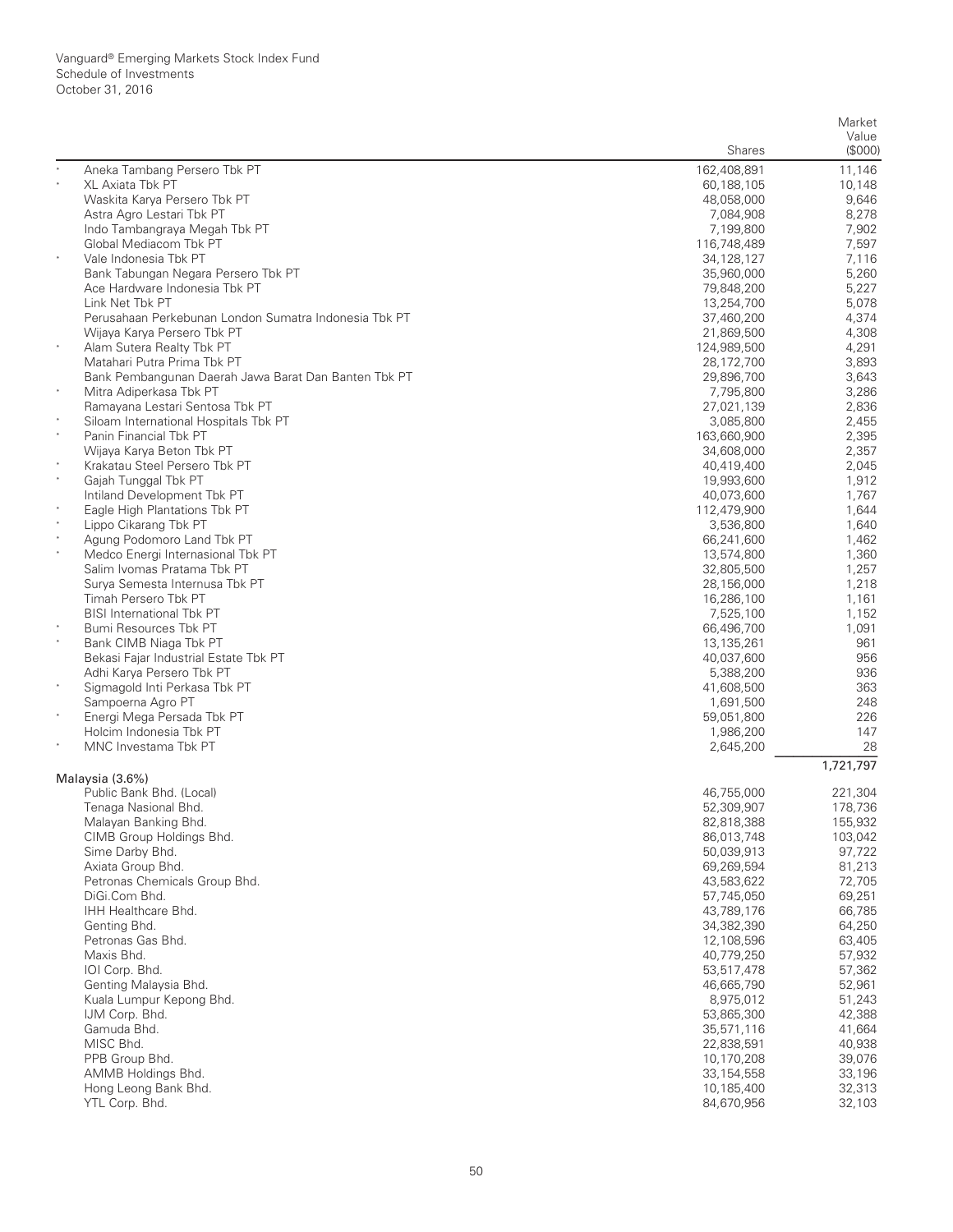Vanguard® Emerging Markets Stock Index Fund
Schedule of Investments
October 31, 2016

| | | Shares | Market Value ($000) |
|---|---|---|---|
| * | Aneka Tambang Persero Tbk PT | 162,408,891 | 11,146 |
| * | XL Axiata Tbk PT | 60,188,105 | 10,148 |
| | Waskita Karya Persero Tbk PT | 48,058,000 | 9,646 |
| | Astra Agro Lestari Tbk PT | 7,084,908 | 8,278 |
| | Indo Tambangraya Megah Tbk PT | 7,199,800 | 7,902 |
| | Global Mediacom Tbk PT | 116,748,489 | 7,597 |
| * | Vale Indonesia Tbk PT | 34,128,127 | 7,116 |
| | Bank Tabungan Negara Persero Tbk PT | 35,960,000 | 5,260 |
| | Ace Hardware Indonesia Tbk PT | 79,848,200 | 5,227 |
| | Link Net Tbk PT | 13,254,700 | 5,078 |
| | Perusahaan Perkebunan London Sumatra Indonesia Tbk PT | 37,460,200 | 4,374 |
| | Wijaya Karya Persero Tbk PT | 21,869,500 | 4,308 |
| * | Alam Sutera Realty Tbk PT | 124,989,500 | 4,291 |
| | Matahari Putra Prima Tbk PT | 28,172,700 | 3,893 |
| | Bank Pembangunan Daerah Jawa Barat Dan Banten Tbk PT | 29,896,700 | 3,643 |
| * | Mitra Adiperkasa Tbk PT | 7,795,800 | 3,286 |
| | Ramayana Lestari Sentosa Tbk PT | 27,021,139 | 2,836 |
| * | Siloam International Hospitals Tbk PT | 3,085,800 | 2,455 |
| * | Panin Financial Tbk PT | 163,660,900 | 2,395 |
| | Wijaya Karya Beton Tbk PT | 34,608,000 | 2,357 |
| * | Krakatau Steel Persero Tbk PT | 40,419,400 | 2,045 |
| * | Gajah Tunggal Tbk PT | 19,993,600 | 1,912 |
| | Intiland Development Tbk PT | 40,073,600 | 1,767 |
| * | Eagle High Plantations Tbk PT | 112,479,900 | 1,644 |
| * | Lippo Cikarang Tbk PT | 3,536,800 | 1,640 |
| * | Agung Podomoro Land Tbk PT | 66,241,600 | 1,462 |
| * | Medco Energi Internasional Tbk PT | 13,574,800 | 1,360 |
| | Salim Ivomas Pratama Tbk PT | 32,805,500 | 1,257 |
| | Surya Semesta Internusa Tbk PT | 28,156,000 | 1,218 |
| | Timah Persero Tbk PT | 16,286,100 | 1,161 |
| | BISI International Tbk PT | 7,525,100 | 1,152 |
| * | Bumi Resources Tbk PT | 66,496,700 | 1,091 |
| * | Bank CIMB Niaga Tbk PT | 13,135,261 | 961 |
| | Bekasi Fajar Industrial Estate Tbk PT | 40,037,600 | 956 |
| | Adhi Karya Persero Tbk PT | 5,388,200 | 936 |
| * | Sigmagold Inti Perkasa Tbk PT | 41,608,500 | 363 |
| | Sampoerna Agro PT | 1,691,500 | 248 |
| * | Energi Mega Persada Tbk PT | 59,051,800 | 226 |
| | Holcim Indonesia Tbk PT | 1,986,200 | 147 |
| * | MNC Investama Tbk PT | 2,645,200 | 28 |
| | | | 1,721,797 |
| | **Malaysia (3.6%)** | | |
| | Public Bank Bhd. (Local) | 46,755,000 | 221,304 |
| | Tenaga Nasional Bhd. | 52,309,907 | 178,736 |
| | Malayan Banking Bhd. | 82,818,388 | 155,932 |
| | CIMB Group Holdings Bhd. | 86,013,748 | 103,042 |
| | Sime Darby Bhd. | 50,039,913 | 97,722 |
| | Axiata Group Bhd. | 69,269,594 | 81,213 |
| | Petronas Chemicals Group Bhd. | 43,583,622 | 72,705 |
| | DiGi.Com Bhd. | 57,745,050 | 69,251 |
| | IHH Healthcare Bhd. | 43,789,176 | 66,785 |
| | Genting Bhd. | 34,382,390 | 64,250 |
| | Petronas Gas Bhd. | 12,108,596 | 63,405 |
| | Maxis Bhd. | 40,779,250 | 57,932 |
| | IOI Corp. Bhd. | 53,517,478 | 57,362 |
| | Genting Malaysia Bhd. | 46,665,790 | 52,961 |
| | Kuala Lumpur Kepong Bhd. | 8,975,012 | 51,243 |
| | IJM Corp. Bhd. | 53,865,300 | 42,388 |
| | Gamuda Bhd. | 35,571,116 | 41,664 |
| | MISC Bhd. | 22,838,591 | 40,938 |
| | PPB Group Bhd. | 10,170,208 | 39,076 |
| | AMMB Holdings Bhd. | 33,154,558 | 33,196 |
| | Hong Leong Bank Bhd. | 10,185,400 | 32,313 |
| | YTL Corp. Bhd. | 84,670,956 | 32,103 |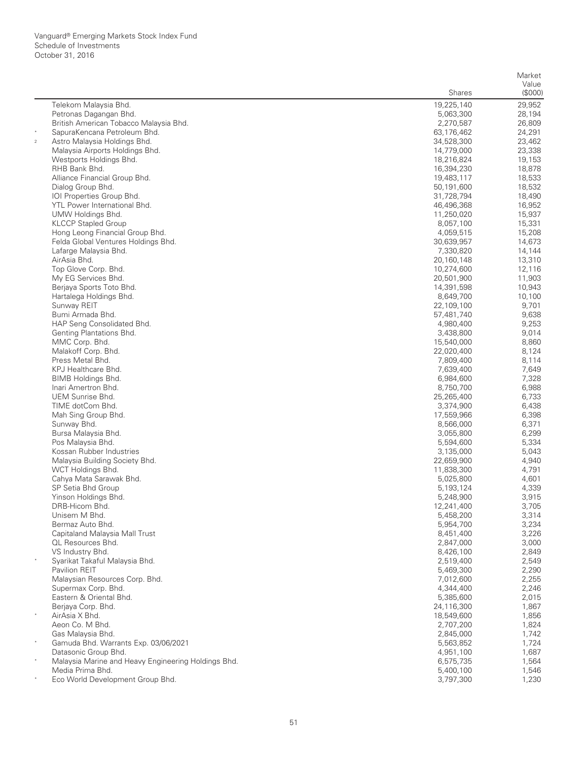Vanguard® Emerging Markets Stock Index Fund
Schedule of Investments
October 31, 2016

| | | Shares | Market Value ($000) |
|---|---|---|---|
| | Telekom Malaysia Bhd. | 19,225,140 | 29,952 |
| | Petronas Dagangan Bhd. | 5,063,300 | 28,194 |
| | British American Tobacco Malaysia Bhd. | 2,270,587 | 26,809 |
| * | SapuraKencana Petroleum Bhd. | 63,176,462 | 24,291 |
| 2 | Astro Malaysia Holdings Bhd. | 34,528,300 | 23,462 |
| | Malaysia Airports Holdings Bhd. | 14,779,000 | 23,338 |
| | Westports Holdings Bhd. | 18,216,824 | 19,153 |
| | RHB Bank Bhd. | 16,394,230 | 18,878 |
| | Alliance Financial Group Bhd. | 19,483,117 | 18,533 |
| | Dialog Group Bhd. | 50,191,600 | 18,532 |
| | IOI Properties Group Bhd. | 31,728,794 | 18,490 |
| | YTL Power International Bhd. | 46,496,368 | 16,952 |
| | UMW Holdings Bhd. | 11,250,020 | 15,937 |
| | KLCCP Stapled Group | 8,057,100 | 15,331 |
| | Hong Leong Financial Group Bhd. | 4,059,515 | 15,208 |
| | Felda Global Ventures Holdings Bhd. | 30,639,957 | 14,673 |
| | Lafarge Malaysia Bhd. | 7,330,820 | 14,144 |
| | AirAsia Bhd. | 20,160,148 | 13,310 |
| | Top Glove Corp. Bhd. | 10,274,600 | 12,116 |
| | My EG Services Bhd. | 20,501,900 | 11,903 |
| | Berjaya Sports Toto Bhd. | 14,391,598 | 10,943 |
| | Hartalega Holdings Bhd. | 8,649,700 | 10,100 |
| | Sunway REIT | 22,109,100 | 9,701 |
| | Bumi Armada Bhd. | 57,481,740 | 9,638 |
| | HAP Seng Consolidated Bhd. | 4,980,400 | 9,253 |
| | Genting Plantations Bhd. | 3,438,800 | 9,014 |
| | MMC Corp. Bhd. | 15,540,000 | 8,860 |
| | Malakoff Corp. Bhd. | 22,020,400 | 8,124 |
| | Press Metal Bhd. | 7,809,400 | 8,114 |
| | KPJ Healthcare Bhd. | 7,639,400 | 7,649 |
| | BIMB Holdings Bhd. | 6,984,600 | 7,328 |
| | Inari Amertron Bhd. | 8,750,700 | 6,988 |
| | UEM Sunrise Bhd. | 25,265,400 | 6,733 |
| | TIME dotCom Bhd. | 3,374,900 | 6,438 |
| | Mah Sing Group Bhd. | 17,559,966 | 6,398 |
| | Sunway Bhd. | 8,566,000 | 6,371 |
| | Bursa Malaysia Bhd. | 3,055,800 | 6,299 |
| | Pos Malaysia Bhd. | 5,594,600 | 5,334 |
| | Kossan Rubber Industries | 3,135,000 | 5,043 |
| | Malaysia Building Society Bhd. | 22,659,900 | 4,940 |
| | WCT Holdings Bhd. | 11,838,300 | 4,791 |
| | Cahya Mata Sarawak Bhd. | 5,025,800 | 4,601 |
| | SP Setia Bhd Group | 5,193,124 | 4,339 |
| | Yinson Holdings Bhd. | 5,248,900 | 3,915 |
| | DRB-Hicom Bhd. | 12,241,400 | 3,705 |
| | Unisem M Bhd. | 5,458,200 | 3,314 |
| | Bermaz Auto Bhd. | 5,954,700 | 3,234 |
| | Capitaland Malaysia Mall Trust | 8,451,400 | 3,226 |
| | QL Resources Bhd. | 2,847,000 | 3,000 |
| | VS Industry Bhd. | 8,426,100 | 2,849 |
| * | Syarikat Takaful Malaysia Bhd. | 2,519,400 | 2,549 |
| | Pavilion REIT | 5,469,300 | 2,290 |
| | Malaysian Resources Corp. Bhd. | 7,012,600 | 2,255 |
| | Supermax Corp. Bhd. | 4,344,400 | 2,246 |
| | Eastern & Oriental Bhd. | 5,385,600 | 2,015 |
| | Berjaya Corp. Bhd. | 24,116,300 | 1,867 |
| * | AirAsia X Bhd. | 18,549,600 | 1,856 |
| | Aeon Co. M Bhd. | 2,707,200 | 1,824 |
| | Gas Malaysia Bhd. | 2,845,000 | 1,742 |
| * | Gamuda Bhd. Warrants Exp. 03/06/2021 | 5,563,852 | 1,724 |
| | Datasonic Group Bhd. | 4,951,100 | 1,687 |
| * | Malaysia Marine and Heavy Engineering Holdings Bhd. | 6,575,735 | 1,564 |
| | Media Prima Bhd. | 5,400,100 | 1,546 |
| * | Eco World Development Group Bhd. | 3,797,300 | 1,230 |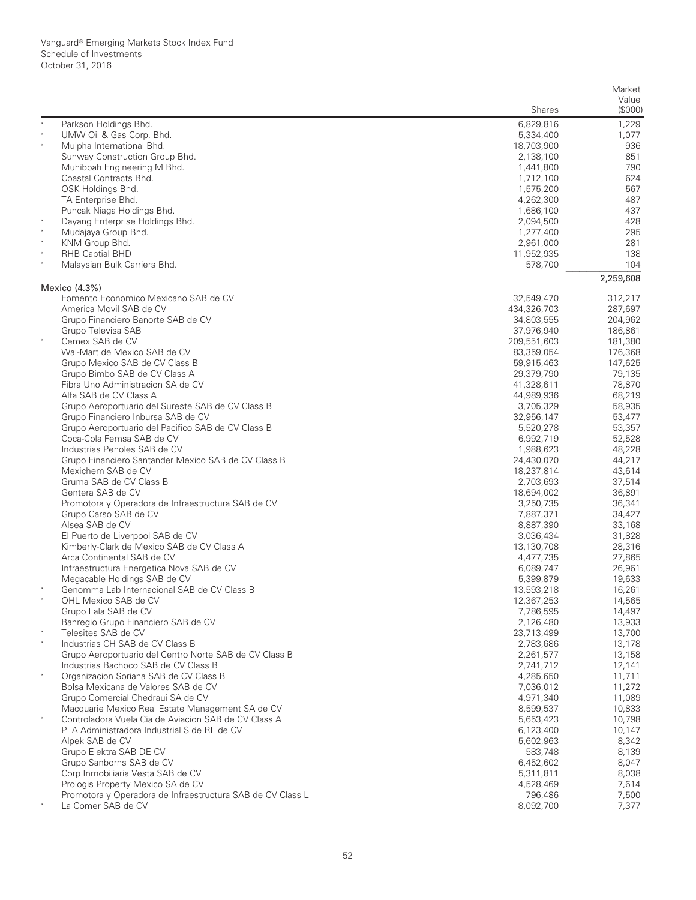Vanguard® Emerging Markets Stock Index Fund
Schedule of Investments
October 31, 2016

| | | Shares | Market Value ($000) |
|---|---|---|---|
| * | Parkson Holdings Bhd. | 6,829,816 | 1,229 |
| * | UMW Oil & Gas Corp. Bhd. | 5,334,400 | 1,077 |
| * | Mulpha International Bhd. | 18,703,900 | 936 |
| | Sunway Construction Group Bhd. | 2,138,100 | 851 |
| | Muhibbah Engineering M Bhd. | 1,441,800 | 790 |
| | Coastal Contracts Bhd. | 1,712,100 | 624 |
| | OSK Holdings Bhd. | 1,575,200 | 567 |
| | TA Enterprise Bhd. | 4,262,300 | 487 |
| | Puncak Niaga Holdings Bhd. | 1,686,100 | 437 |
| * | Dayang Enterprise Holdings Bhd. | 2,094,500 | 428 |
| * | Mudajaya Group Bhd. | 1,277,400 | 295 |
| * | KNM Group Bhd. | 2,961,000 | 281 |
| * | RHB Captial BHD | 11,952,935 | 138 |
| * | Malaysian Bulk Carriers Bhd. | 578,700 | 104 |
| | | | 2,259,608 |
| | **Mexico (4.3%)** | | |
| | Fomento Economico Mexicano SAB de CV | 32,549,470 | 312,217 |
| | America Movil SAB de CV | 434,326,703 | 287,697 |
| | Grupo Financiero Banorte SAB de CV | 34,803,555 | 204,962 |
| | Grupo Televisa SAB | 37,976,940 | 186,861 |
| * | Cemex SAB de CV | 209,551,603 | 181,380 |
| | Wal-Mart de Mexico SAB de CV | 83,359,054 | 176,368 |
| | Grupo Mexico SAB de CV Class B | 59,915,463 | 147,625 |
| | Grupo Bimbo SAB de CV Class A | 29,379,790 | 79,135 |
| | Fibra Uno Administracion SA de CV | 41,328,611 | 78,870 |
| | Alfa SAB de CV Class A | 44,989,936 | 68,219 |
| | Grupo Aeroportuario del Sureste SAB de CV Class B | 3,705,329 | 58,935 |
| | Grupo Financiero Inbursa SAB de CV | 32,956,147 | 53,477 |
| | Grupo Aeroportuario del Pacifico SAB de CV Class B | 5,520,278 | 53,357 |
| | Coca-Cola Femsa SAB de CV | 6,992,719 | 52,528 |
| | Industrias Penoles SAB de CV | 1,988,623 | 48,228 |
| | Grupo Financiero Santander Mexico SAB de CV Class B | 24,430,070 | 44,217 |
| | Mexichem SAB de CV | 18,237,814 | 43,614 |
| | Gruma SAB de CV Class B | 2,703,693 | 37,514 |
| | Gentera SAB de CV | 18,694,002 | 36,891 |
| | Promotora y Operadora de Infraestructura SAB de CV | 3,250,735 | 36,341 |
| | Grupo Carso SAB de CV | 7,887,371 | 34,427 |
| | Alsea SAB de CV | 8,887,390 | 33,168 |
| | El Puerto de Liverpool SAB de CV | 3,036,434 | 31,828 |
| | Kimberly-Clark de Mexico SAB de CV Class A | 13,130,708 | 28,316 |
| | Arca Continental SAB de CV | 4,477,735 | 27,865 |
| | Infraestructura Energetica Nova SAB de CV | 6,089,747 | 26,961 |
| | Megacable Holdings SAB de CV | 5,399,879 | 19,633 |
| * | Genomma Lab Internacional SAB de CV Class B | 13,593,218 | 16,261 |
| * | OHL Mexico SAB de CV | 12,367,253 | 14,565 |
| | Grupo Lala SAB de CV | 7,786,595 | 14,497 |
| | Banregio Grupo Financiero SAB de CV | 2,126,480 | 13,933 |
| * | Telesites SAB de CV | 23,713,499 | 13,700 |
| * | Industrias CH SAB de CV Class B | 2,783,686 | 13,178 |
| | Grupo Aeroportuario del Centro Norte SAB de CV Class B | 2,261,577 | 13,158 |
| | Industrias Bachoco SAB de CV Class B | 2,741,712 | 12,141 |
| * | Organizacion Soriana SAB de CV Class B | 4,285,650 | 11,711 |
| | Bolsa Mexicana de Valores SAB de CV | 7,036,012 | 11,272 |
| | Grupo Comercial Chedraui SA de CV | 4,971,340 | 11,089 |
| | Macquarie Mexico Real Estate Management SA de CV | 8,599,537 | 10,833 |
| * | Controladora Vuela Cia de Aviacion SAB de CV Class A | 5,653,423 | 10,798 |
| | PLA Administradora Industrial S de RL de CV | 6,123,400 | 10,147 |
| | Alpek SAB de CV | 5,602,963 | 8,342 |
| | Grupo Elektra SAB DE CV | 583,748 | 8,139 |
| | Grupo Sanborns SAB de CV | 6,452,602 | 8,047 |
| | Corp Inmobiliaria Vesta SAB de CV | 5,311,811 | 8,038 |
| | Prologis Property Mexico SA de CV | 4,528,469 | 7,614 |
| | Promotora y Operadora de Infraestructura SAB de CV Class L | 796,486 | 7,500 |
| * | La Comer SAB de CV | 8,092,700 | 7,377 |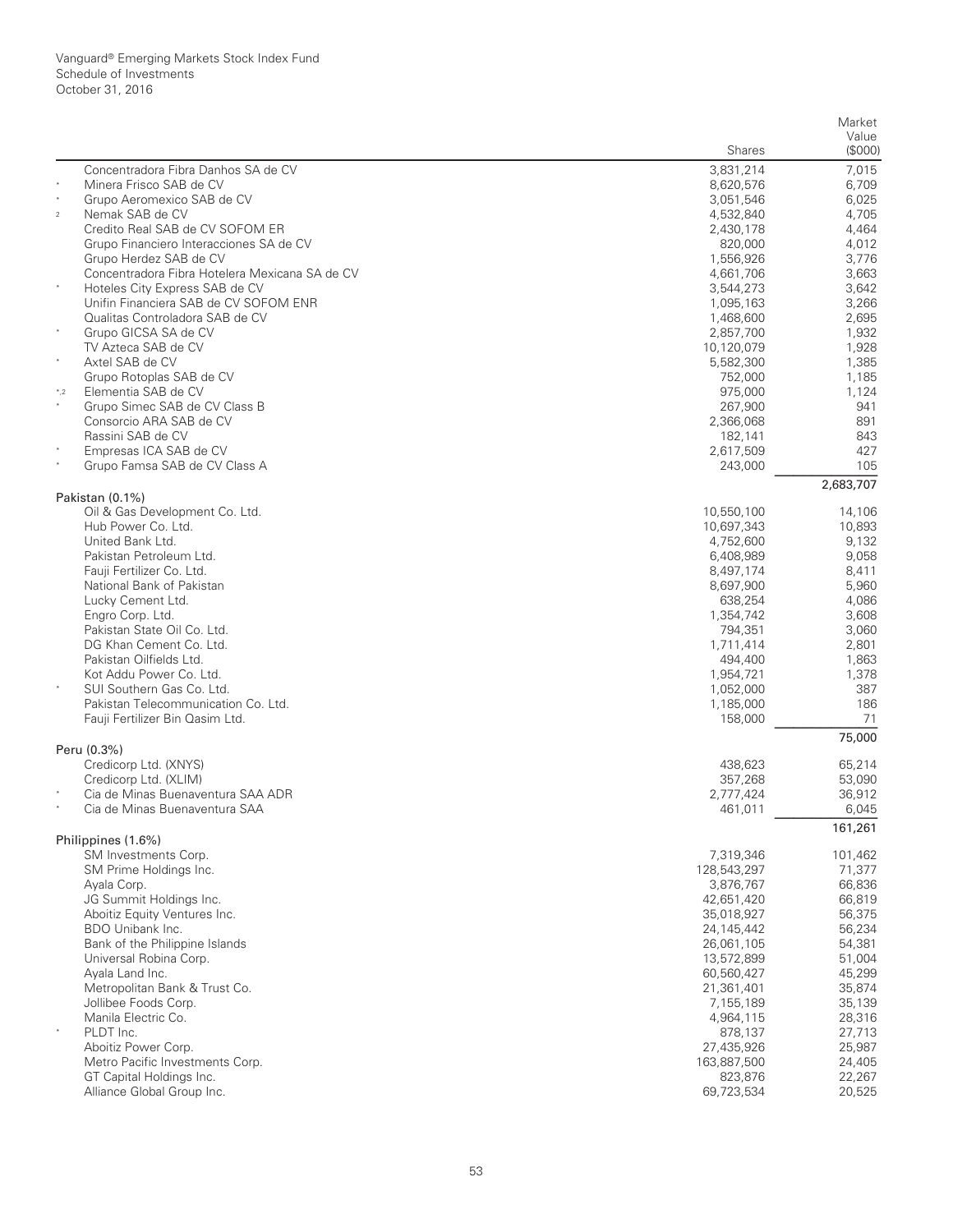| | | Shares | Market Value ($000) |
|---|---|---|---|
| | Concentradora Fibra Danhos SA de CV | 3,831,214 | 7,015 |
| * | Minera Frisco SAB de CV | 8,620,576 | 6,709 |
| * | Grupo Aeromexico SAB de CV | 3,051,546 | 6,025 |
| 2 | Nemak SAB de CV | 4,532,840 | 4,705 |
| | Credito Real SAB de CV SOFOM ER | 2,430,178 | 4,464 |
| | Grupo Financiero Interacciones SA de CV | 820,000 | 4,012 |
| | Grupo Herdez SAB de CV | 1,556,926 | 3,776 |
| | Concentradora Fibra Hotelera Mexicana SA de CV | 4,661,706 | 3,663 |
| * | Hoteles City Express SAB de CV | 3,544,273 | 3,642 |
| | Unifin Financiera SAB de CV SOFOM ENR | 1,095,163 | 3,266 |
| | Qualitas Controladora SAB de CV | 1,468,600 | 2,695 |
| * | Grupo GICSA SA de CV | 2,857,700 | 1,932 |
| | TV Azteca SAB de CV | 10,120,079 | 1,928 |
| * | Axtel SAB de CV | 5,582,300 | 1,385 |
| | Grupo Rotoplas SAB de CV | 752,000 | 1,185 |
| *,2 | Elementia SAB de CV | 975,000 | 1,124 |
| * | Grupo Simec SAB de CV Class B | 267,900 | 941 |
| | Consorcio ARA SAB de CV | 2,366,068 | 891 |
| | Rassini SAB de CV | 182,141 | 843 |
| * | Empresas ICA SAB de CV | 2,617,509 | 427 |
| * | Grupo Famsa SAB de CV Class A | 243,000 | 105 |
| | | | 2,683,707 |
| | **Pakistan (0.1%)** | | |
| | Oil & Gas Development Co. Ltd. | 10,550,100 | 14,106 |
| | Hub Power Co. Ltd. | 10,697,343 | 10,893 |
| | United Bank Ltd. | 4,752,600 | 9,132 |
| | Pakistan Petroleum Ltd. | 6,408,989 | 9,058 |
| | Fauji Fertilizer Co. Ltd. | 8,497,174 | 8,411 |
| | National Bank of Pakistan | 8,697,900 | 5,960 |
| | Lucky Cement Ltd. | 638,254 | 4,086 |
| | Engro Corp. Ltd. | 1,354,742 | 3,608 |
| | Pakistan State Oil Co. Ltd. | 794,351 | 3,060 |
| | DG Khan Cement Co. Ltd. | 1,711,414 | 2,801 |
| | Pakistan Oilfields Ltd. | 494,400 | 1,863 |
| | Kot Addu Power Co. Ltd. | 1,954,721 | 1,378 |
| * | SUI Southern Gas Co. Ltd. | 1,052,000 | 387 |
| | Pakistan Telecommunication Co. Ltd. | 1,185,000 | 186 |
| | Fauji Fertilizer Bin Qasim Ltd. | 158,000 | 71 |
| | | | 75,000 |
| | **Peru (0.3%)** | | |
| | Credicorp Ltd. (XNYS) | 438,623 | 65,214 |
| | Credicorp Ltd. (XLIM) | 357,268 | 53,090 |
| * | Cia de Minas Buenaventura SAA ADR | 2,777,424 | 36,912 |
| * | Cia de Minas Buenaventura SAA | 461,011 | 6,045 |
| | | | 161,261 |
| | **Philippines (1.6%)** | | |
| | SM Investments Corp. | 7,319,346 | 101,462 |
| | SM Prime Holdings Inc. | 128,543,297 | 71,377 |
| | Ayala Corp. | 3,876,767 | 66,836 |
| | JG Summit Holdings Inc. | 42,651,420 | 66,819 |
| | Aboitiz Equity Ventures Inc. | 35,018,927 | 56,375 |
| | BDO Unibank Inc. | 24,145,442 | 56,234 |
| | Bank of the Philippine Islands | 26,061,105 | 54,381 |
| | Universal Robina Corp. | 13,572,899 | 51,004 |
| | Ayala Land Inc. | 60,560,427 | 45,299 |
| | Metropolitan Bank & Trust Co. | 21,361,401 | 35,874 |
| | Jollibee Foods Corp. | 7,155,189 | 35,139 |
| | Manila Electric Co. | 4,964,115 | 28,316 |
| * | PLDT Inc. | 878,137 | 27,713 |
| | Aboitiz Power Corp. | 27,435,926 | 25,987 |
| | Metro Pacific Investments Corp. | 163,887,500 | 24,405 |
| | GT Capital Holdings Inc. | 823,876 | 22,267 |
| | Alliance Global Group Inc. | 69,723,534 | 20,525 |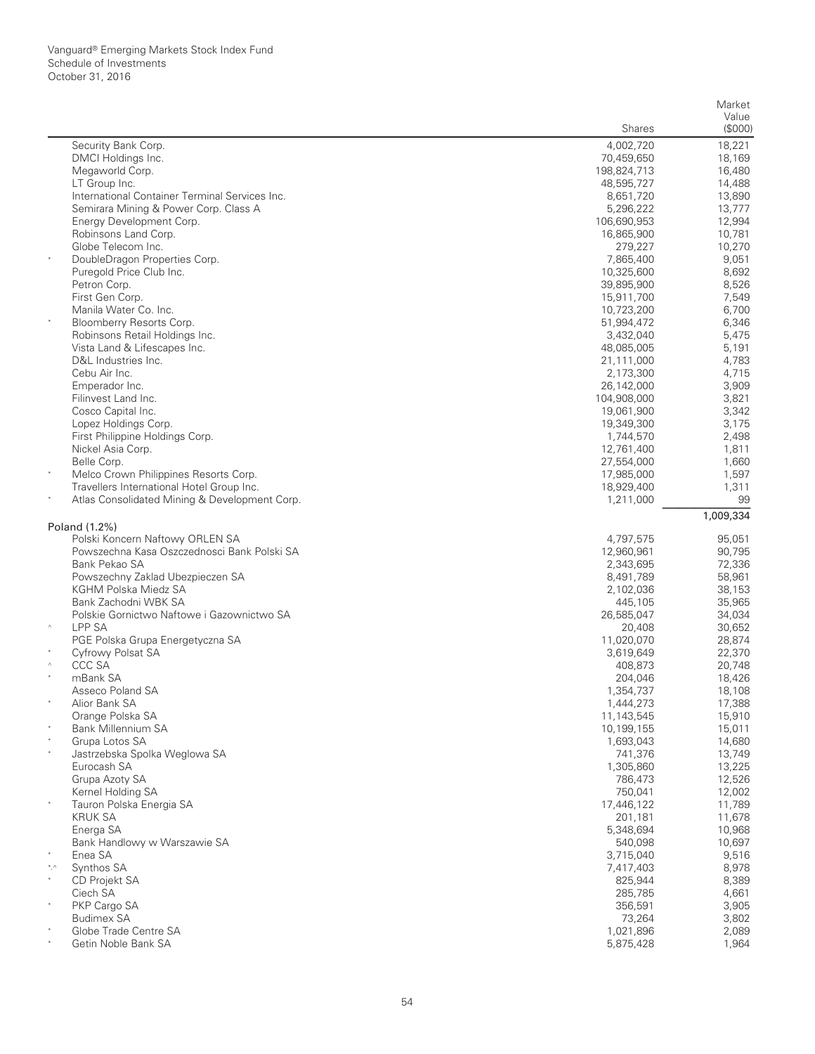| | | Shares | Market Value ($000) |
|---|---|---|---|
| | Security Bank Corp. | 4,002,720 | 18,221 |
| | DMCI Holdings Inc. | 70,459,650 | 18,169 |
| | Megaworld Corp. | 198,824,713 | 16,480 |
| | LT Group Inc. | 48,595,727 | 14,488 |
| | International Container Terminal Services Inc. | 8,651,720 | 13,890 |
| | Semirara Mining & Power Corp. Class A | 5,296,222 | 13,777 |
| | Energy Development Corp. | 106,690,953 | 12,994 |
| | Robinsons Land Corp. | 16,865,900 | 10,781 |
| | Globe Telecom Inc. | 279,227 | 10,270 |
| * | DoubleDragon Properties Corp. | 7,865,400 | 9,051 |
| | Puregold Price Club Inc. | 10,325,600 | 8,692 |
| | Petron Corp. | 39,895,900 | 8,526 |
| | First Gen Corp. | 15,911,700 | 7,549 |
| | Manila Water Co. Inc. | 10,723,200 | 6,700 |
| * | Bloomberry Resorts Corp. | 51,994,472 | 6,346 |
| | Robinsons Retail Holdings Inc. | 3,432,040 | 5,475 |
| | Vista Land & Lifescapes Inc. | 48,085,005 | 5,191 |
| | D&L Industries Inc. | 21,111,000 | 4,783 |
| | Cebu Air Inc. | 2,173,300 | 4,715 |
| | Emperador Inc. | 26,142,000 | 3,909 |
| | Filinvest Land Inc. | 104,908,000 | 3,821 |
| | Cosco Capital Inc. | 19,061,900 | 3,342 |
| | Lopez Holdings Corp. | 19,349,300 | 3,175 |
| | First Philippine Holdings Corp. | 1,744,570 | 2,498 |
| | Nickel Asia Corp. | 12,761,400 | 1,811 |
| | Belle Corp. | 27,554,000 | 1,660 |
| * | Melco Crown Philippines Resorts Corp. | 17,985,000 | 1,597 |
| | Travellers International Hotel Group Inc. | 18,929,400 | 1,311 |
| * | Atlas Consolidated Mining & Development Corp. | 1,211,000 | 99 |
| | | | 1,009,334 |
| | **Poland (1.2%)** | | |
| | Polski Koncern Naftowy ORLEN SA | 4,797,575 | 95,051 |
| | Powszechna Kasa Oszczednosci Bank Polski SA | 12,960,961 | 90,795 |
| | Bank Pekao SA | 2,343,695 | 72,336 |
| | Powszechny Zaklad Ubezpieczen SA | 8,491,789 | 58,961 |
| | KGHM Polska Miedz SA | 2,102,036 | 38,153 |
| | Bank Zachodni WBK SA | 445,105 | 35,965 |
| | Polskie Gornictwo Naftowe i Gazownictwo SA | 26,585,047 | 34,034 |
| ^ | LPP SA | 20,408 | 30,652 |
| | PGE Polska Grupa Energetyczna SA | 11,020,070 | 28,874 |
| * | Cyfrowy Polsat SA | 3,619,649 | 22,370 |
| ^ | CCC SA | 408,873 | 20,748 |
| * | mBank SA | 204,046 | 18,426 |
| | Asseco Poland SA | 1,354,737 | 18,108 |
| * | Alior Bank SA | 1,444,273 | 17,388 |
| | Orange Polska SA | 11,143,545 | 15,910 |
| * | Bank Millennium SA | 10,199,155 | 15,011 |
| * | Grupa Lotos SA | 1,693,043 | 14,680 |
| * | Jastrzebska Spolka Weglowa SA | 741,376 | 13,749 |
| | Eurocash SA | 1,305,860 | 13,225 |
| | Grupa Azoty SA | 786,473 | 12,526 |
| | Kernel Holding SA | 750,041 | 12,002 |
| * | Tauron Polska Energia SA | 17,446,122 | 11,789 |
| | KRUK SA | 201,181 | 11,678 |
| | Energa SA | 5,348,694 | 10,968 |
| | Bank Handlowy w Warszawie SA | 540,098 | 10,697 |
| * | Enea SA | 3,715,040 | 9,516 |
| *,^ | Synthos SA | 7,417,403 | 8,978 |
| * | CD Projekt SA | 825,944 | 8,389 |
| | Ciech SA | 285,785 | 4,661 |
| * | PKP Cargo SA | 356,591 | 3,905 |
| | Budimex SA | 73,264 | 3,802 |
| * | Globe Trade Centre SA | 1,021,896 | 2,089 |
| * | Getin Noble Bank SA | 5,875,428 | 1,964 |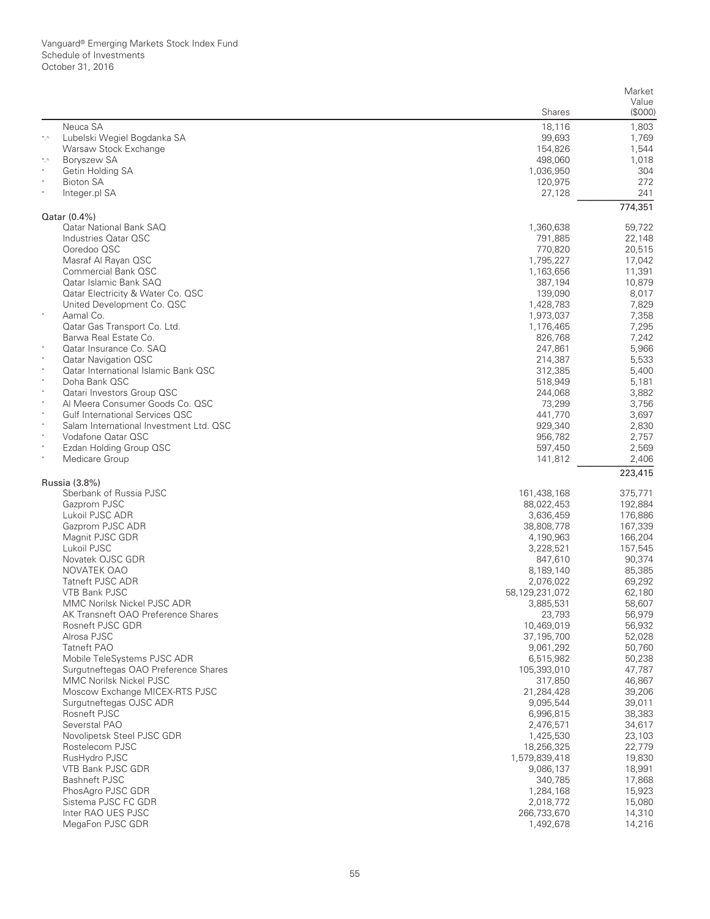| | | Shares | Market Value ($000) |
|---|---|---|---|
| | Neuca SA | 18,116 | 1,803 |
| *,^ | Lubelski Wegiel Bogdanka SA | 99,693 | 1,769 |
| | Warsaw Stock Exchange | 154,826 | 1,544 |
| *,^ | Boryszew SA | 498,060 | 1,018 |
| * | Getin Holding SA | 1,036,950 | 304 |
| * | Bioton SA | 120,975 | 272 |
| * | Integer.pl SA | 27,128 | 241 |
| | | | 774,351 |
| | **Qatar (0.4%)** | | |
| | Qatar National Bank SAQ | 1,360,638 | 59,722 |
| | Industries Qatar QSC | 791,885 | 22,148 |
| | Ooredoo QSC | 770,820 | 20,515 |
| | Masraf Al Rayan QSC | 1,795,227 | 17,042 |
| | Commercial Bank QSC | 1,163,656 | 11,391 |
| | Qatar Islamic Bank SAQ | 387,194 | 10,879 |
| | Qatar Electricity & Water Co. QSC | 139,090 | 8,017 |
| | United Development Co. QSC | 1,428,783 | 7,829 |
| * | Aamal Co. | 1,973,037 | 7,358 |
| | Qatar Gas Transport Co. Ltd. | 1,176,465 | 7,295 |
| | Barwa Real Estate Co. | 826,768 | 7,242 |
| * | Qatar Insurance Co. SAQ | 247,861 | 5,966 |
| * | Qatar Navigation QSC | 214,387 | 5,533 |
| * | Qatar International Islamic Bank QSC | 312,385 | 5,400 |
| * | Doha Bank QSC | 518,949 | 5,181 |
| * | Qatari Investors Group QSC | 244,068 | 3,882 |
| * | Al Meera Consumer Goods Co. QSC | 73,299 | 3,756 |
| * | Gulf International Services QSC | 441,770 | 3,697 |
| * | Salam International Investment Ltd. QSC | 929,340 | 2,830 |
| * | Vodafone Qatar QSC | 956,782 | 2,757 |
| * | Ezdan Holding Group QSC | 597,450 | 2,569 |
| * | Medicare Group | 141,812 | 2,406 |
| | | | 223,415 |
| | **Russia (3.8%)** | | |
| | Sberbank of Russia PJSC | 161,438,168 | 375,771 |
| | Gazprom PJSC | 88,022,453 | 192,884 |
| | Lukoil PJSC ADR | 3,636,459 | 176,886 |
| | Gazprom PJSC ADR | 38,808,778 | 167,339 |
| | Magnit PJSC GDR | 4,190,963 | 166,204 |
| | Lukoil PJSC | 3,228,521 | 157,545 |
| | Novatek OJSC GDR | 847,610 | 90,374 |
| | NOVATEK OAO | 8,189,140 | 85,385 |
| | Tatneft PJSC ADR | 2,076,022 | 69,292 |
| | VTB Bank PJSC | 58,129,231,072 | 62,180 |
| | MMC Norilsk Nickel PJSC ADR | 3,885,531 | 58,607 |
| | AK Transneft OAO Preference Shares | 23,793 | 56,979 |
| | Rosneft PJSC GDR | 10,469,019 | 56,932 |
| | Alrosa PJSC | 37,195,700 | 52,028 |
| | Tatneft PAO | 9,061,292 | 50,760 |
| | Mobile TeleSystems PJSC ADR | 6,515,982 | 50,238 |
| | Surgutneftegas OAO Preference Shares | 105,393,010 | 47,787 |
| | MMC Norilsk Nickel PJSC | 317,850 | 46,867 |
| | Moscow Exchange MICEX-RTS PJSC | 21,284,428 | 39,206 |
| | Surgutneftegas OJSC ADR | 9,095,544 | 39,011 |
| | Rosneft PJSC | 6,996,815 | 38,383 |
| | Severstal PAO | 2,476,571 | 34,617 |
| | Novolipetsk Steel PJSC GDR | 1,425,530 | 23,103 |
| | Rostelecom PJSC | 18,256,325 | 22,779 |
| | RusHydro PJSC | 1,579,839,418 | 19,830 |
| | VTB Bank PJSC GDR | 9,086,137 | 18,991 |
| | Bashneft PJSC | 340,785 | 17,868 |
| | PhosAgro PJSC GDR | 1,284,168 | 15,923 |
| | Sistema PJSC FC GDR | 2,018,772 | 15,080 |
| | Inter RAO UES PJSC | 266,733,670 | 14,310 |
| | MegaFon PJSC GDR | 1,492,678 | 14,216 |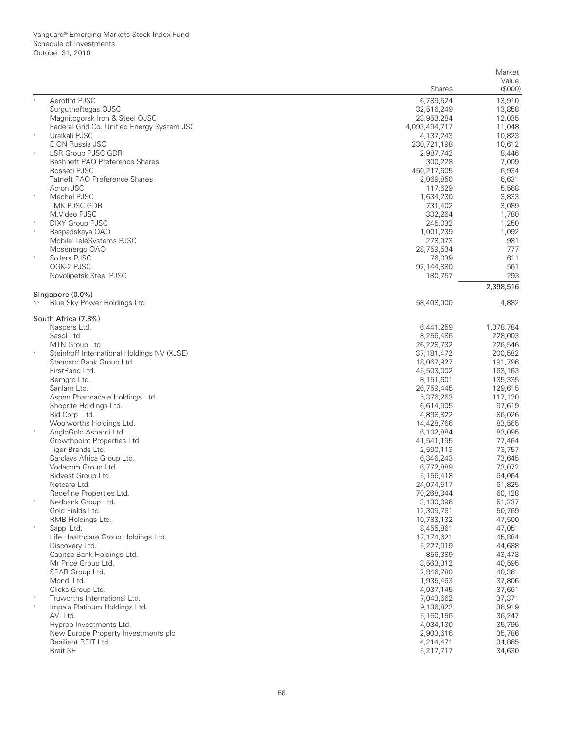Vanguard® Emerging Markets Stock Index Fund
Schedule of Investments
October 31, 2016

| | | Shares | Market Value ($000) |
|---|---|---|---|
| * | Aeroflot PJSC | 6,789,524 | 13,910 |
| | Surgutneftegas OJSC | 32,516,249 | 13,858 |
| | Magnitogorsk Iron & Steel OJSC | 23,953,284 | 12,035 |
| | Federal Grid Co. Unified Energy System JSC | 4,093,494,717 | 11,048 |
| * | Uralkali PJSC | 4,137,243 | 10,823 |
| | E.ON Russia JSC | 230,721,198 | 10,612 |
| ^ | LSR Group PJSC GDR | 2,987,742 | 8,446 |
| | Bashneft PAO Preference Shares | 300,228 | 7,009 |
| | Rosseti PJSC | 450,217,605 | 6,934 |
| | Tatneft PAO Preference Shares | 2,069,850 | 6,631 |
| | Acron JSC | 117,629 | 5,568 |
| * | Mechel PJSC | 1,634,230 | 3,833 |
| | TMK PJSC GDR | 731,402 | 3,089 |
| | M.Video PJSC | 332,264 | 1,780 |
| * | DIXY Group PJSC | 245,032 | 1,250 |
| * | Raspadskaya OAO | 1,001,239 | 1,092 |
| | Mobile TeleSystems PJSC | 278,073 | 981 |
| | Mosenergo OAO | 28,759,534 | 777 |
| * | Sollers PJSC | 76,039 | 611 |
| | OGK-2 PJSC | 97,144,880 | 561 |
| | Novolipetsk Steel PJSC | 180,757 | 293 |
| | | | 2,398,516 |
| | **Singapore (0.0%)** | | |
| *,^ | Blue Sky Power Holdings Ltd. | 58,408,000 | 4,882 |
| | **South Africa (7.8%)** | | |
| | Naspers Ltd. | 6,441,259 | 1,078,784 |
| | Sasol Ltd. | 8,256,486 | 228,003 |
| | MTN Group Ltd. | 26,228,732 | 226,546 |
| * | Steinhoff International Holdings NV (XJSE) | 37,181,472 | 200,582 |
| | Standard Bank Group Ltd. | 18,067,927 | 191,796 |
| | FirstRand Ltd. | 45,503,002 | 163,163 |
| | Remgro Ltd. | 8,151,601 | 135,335 |
| | Sanlam Ltd. | 26,759,445 | 129,615 |
| | Aspen Pharmacare Holdings Ltd. | 5,376,263 | 117,120 |
| | Shoprite Holdings Ltd. | 6,614,905 | 97,619 |
| | Bid Corp. Ltd. | 4,898,822 | 86,026 |
| | Woolworths Holdings Ltd. | 14,428,766 | 83,565 |
| * | AngloGold Ashanti Ltd. | 6,102,884 | 83,095 |
| | Growthpoint Properties Ltd. | 41,541,195 | 77,464 |
| | Tiger Brands Ltd. | 2,590,113 | 73,757 |
| | Barclays Africa Group Ltd. | 6,346,243 | 73,645 |
| | Vodacom Group Ltd. | 6,772,889 | 73,072 |
| | Bidvest Group Ltd. | 5,156,418 | 64,064 |
| | Netcare Ltd. | 24,074,517 | 61,825 |
| | Redefine Properties Ltd. | 70,268,344 | 60,128 |
| ^ | Nedbank Group Ltd. | 3,130,096 | 51,237 |
| | Gold Fields Ltd. | 12,309,761 | 50,769 |
| | RMB Holdings Ltd. | 10,783,132 | 47,500 |
| * | Sappi Ltd. | 8,455,861 | 47,051 |
| | Life Healthcare Group Holdings Ltd. | 17,174,621 | 45,884 |
| | Discovery Ltd. | 5,227,919 | 44,688 |
| | Capitec Bank Holdings Ltd. | 856,389 | 43,473 |
| | Mr Price Group Ltd. | 3,563,312 | 40,595 |
| | SPAR Group Ltd. | 2,846,780 | 40,361 |
| | Mondi Ltd. | 1,935,463 | 37,806 |
| | Clicks Group Ltd. | 4,037,145 | 37,661 |
| ^ | Truworths International Ltd. | 7,043,662 | 37,371 |
| * | Impala Platinum Holdings Ltd. | 9,136,822 | 36,919 |
| | AVI Ltd. | 5,160,156 | 36,247 |
| | Hyprop Investments Ltd. | 4,034,130 | 35,795 |
| | New Europe Property Investments plc | 2,903,616 | 35,786 |
| | Resilient REIT Ltd. | 4,214,471 | 34,865 |
| | Brait SE | 5,217,717 | 34,630 |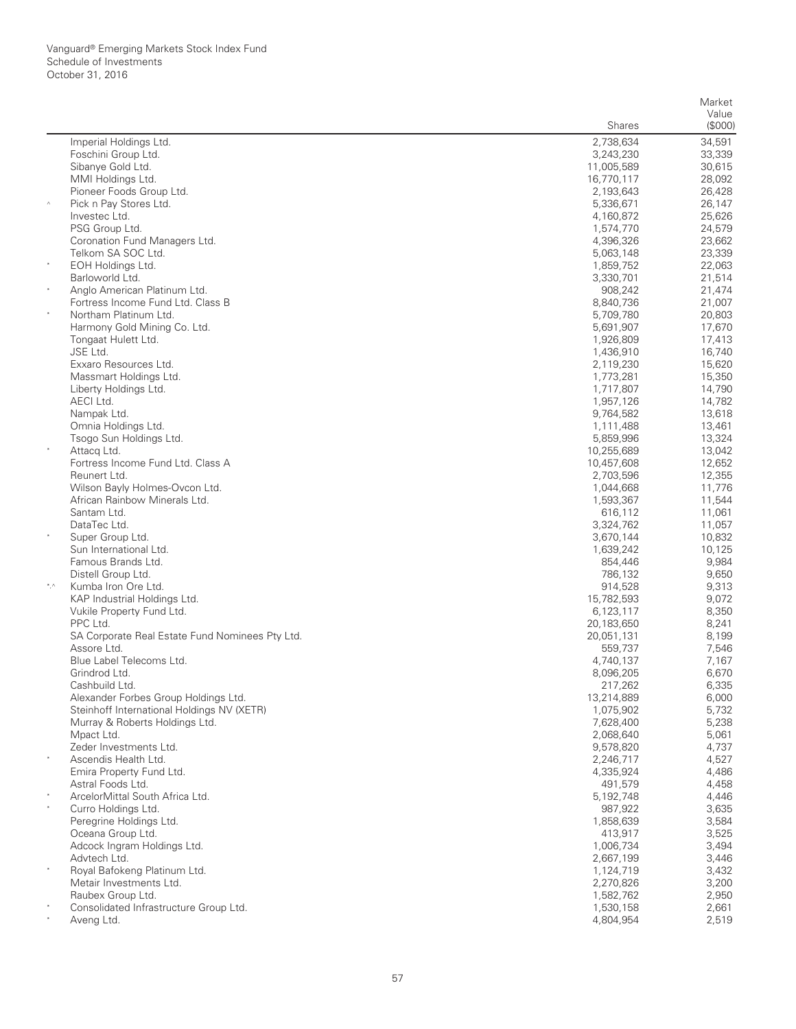Vanguard® Emerging Markets Stock Index Fund
Schedule of Investments
October 31, 2016

| | | Shares | Market Value ($000) |
|---|---|---|---|
| | Imperial Holdings Ltd. | 2,738,634 | 34,591 |
| | Foschini Group Ltd. | 3,243,230 | 33,339 |
| | Sibanye Gold Ltd. | 11,005,589 | 30,615 |
| | MMI Holdings Ltd. | 16,770,117 | 28,092 |
| | Pioneer Foods Group Ltd. | 2,193,643 | 26,428 |
| ^ | Pick n Pay Stores Ltd. | 5,336,671 | 26,147 |
| | Investec Ltd. | 4,160,872 | 25,626 |
| | PSG Group Ltd. | 1,574,770 | 24,579 |
| | Coronation Fund Managers Ltd. | 4,396,326 | 23,662 |
| | Telkom SA SOC Ltd. | 5,063,148 | 23,339 |
| * | EOH Holdings Ltd. | 1,859,752 | 22,063 |
| | Barloworld Ltd. | 3,330,701 | 21,514 |
| * | Anglo American Platinum Ltd. | 908,242 | 21,474 |
| | Fortress Income Fund Ltd. Class B | 8,840,736 | 21,007 |
| * | Northam Platinum Ltd. | 5,709,780 | 20,803 |
| | Harmony Gold Mining Co. Ltd. | 5,691,907 | 17,670 |
| | Tongaat Hulett Ltd. | 1,926,809 | 17,413 |
| | JSE Ltd. | 1,436,910 | 16,740 |
| | Exxaro Resources Ltd. | 2,119,230 | 15,620 |
| | Massmart Holdings Ltd. | 1,773,281 | 15,350 |
| | Liberty Holdings Ltd. | 1,717,807 | 14,790 |
| | AECI Ltd. | 1,957,126 | 14,782 |
| | Nampak Ltd. | 9,764,582 | 13,618 |
| | Omnia Holdings Ltd. | 1,111,488 | 13,461 |
| | Tsogo Sun Holdings Ltd. | 5,859,996 | 13,324 |
| * | Attacq Ltd. | 10,255,689 | 13,042 |
| | Fortress Income Fund Ltd. Class A | 10,457,608 | 12,652 |
| | Reunert Ltd. | 2,703,596 | 12,355 |
| | Wilson Bayly Holmes-Ovcon Ltd. | 1,044,668 | 11,776 |
| | African Rainbow Minerals Ltd. | 1,593,367 | 11,544 |
| | Santam Ltd. | 616,112 | 11,061 |
| | DataTec Ltd. | 3,324,762 | 11,057 |
| * | Super Group Ltd. | 3,670,144 | 10,832 |
| | Sun International Ltd. | 1,639,242 | 10,125 |
| | Famous Brands Ltd. | 854,446 | 9,984 |
| | Distell Group Ltd. | 786,132 | 9,650 |
| *,^ | Kumba Iron Ore Ltd. | 914,528 | 9,313 |
| | KAP Industrial Holdings Ltd. | 15,782,593 | 9,072 |
| | Vukile Property Fund Ltd. | 6,123,117 | 8,350 |
| | PPC Ltd. | 20,183,650 | 8,241 |
| | SA Corporate Real Estate Fund Nominees Pty Ltd. | 20,051,131 | 8,199 |
| | Assore Ltd. | 559,737 | 7,546 |
| | Blue Label Telecoms Ltd. | 4,740,137 | 7,167 |
| | Grindrod Ltd. | 8,096,205 | 6,670 |
| | Cashbuild Ltd. | 217,262 | 6,335 |
| | Alexander Forbes Group Holdings Ltd. | 13,214,889 | 6,000 |
| | Steinhoff International Holdings NV (XETR) | 1,075,902 | 5,732 |
| | Murray & Roberts Holdings Ltd. | 7,628,400 | 5,238 |
| | Mpact Ltd. | 2,068,640 | 5,061 |
| | Zeder Investments Ltd. | 9,578,820 | 4,737 |
| * | Ascendis Health Ltd. | 2,246,717 | 4,527 |
| | Emira Property Fund Ltd. | 4,335,924 | 4,486 |
| | Astral Foods Ltd. | 491,579 | 4,458 |
| * | ArcelorMittal South Africa Ltd. | 5,192,748 | 4,446 |
| * | Curro Holdings Ltd. | 987,922 | 3,635 |
| | Peregrine Holdings Ltd. | 1,858,639 | 3,584 |
| | Oceana Group Ltd. | 413,917 | 3,525 |
| | Adcock Ingram Holdings Ltd. | 1,006,734 | 3,494 |
| | Advtech Ltd. | 2,667,199 | 3,446 |
| * | Royal Bafokeng Platinum Ltd. | 1,124,719 | 3,432 |
| | Metair Investments Ltd. | 2,270,826 | 3,200 |
| | Raubex Group Ltd. | 1,582,762 | 2,950 |
| * | Consolidated Infrastructure Group Ltd. | 1,530,158 | 2,661 |
| * | Aveng Ltd. | 4,804,954 | 2,519 |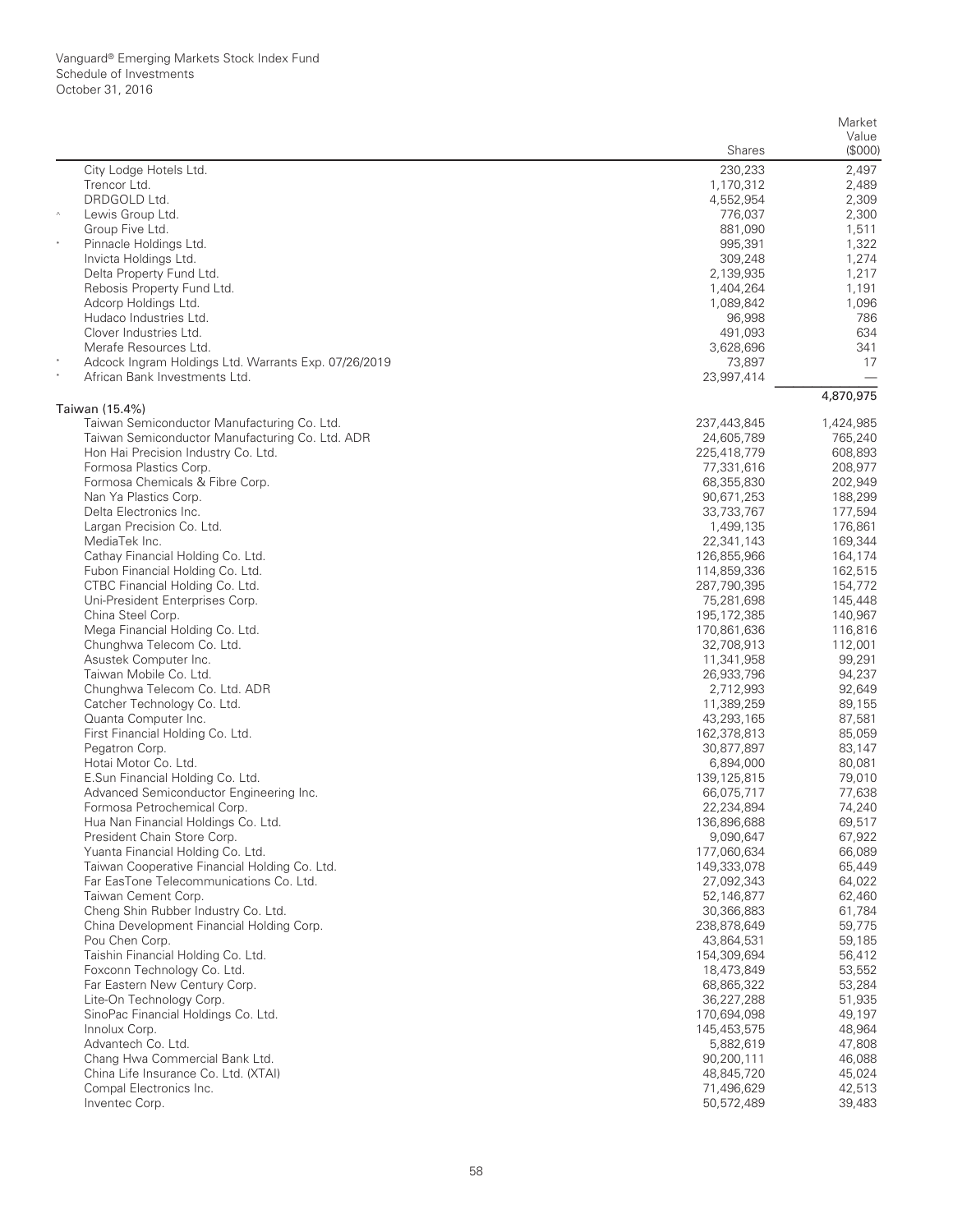| | | Shares | Market Value ($000) |
|---|---|---|---|
| | City Lodge Hotels Ltd. | 230,233 | 2,497 |
| | Trencor Ltd. | 1,170,312 | 2,489 |
| | DRDGOLD Ltd. | 4,552,954 | 2,309 |
| ^ | Lewis Group Ltd. | 776,037 | 2,300 |
| | Group Five Ltd. | 881,090 | 1,511 |
| * | Pinnacle Holdings Ltd. | 995,391 | 1,322 |
| | Invicta Holdings Ltd. | 309,248 | 1,274 |
| | Delta Property Fund Ltd. | 2,139,935 | 1,217 |
| | Rebosis Property Fund Ltd. | 1,404,264 | 1,191 |
| | Adcorp Holdings Ltd. | 1,089,842 | 1,096 |
| | Hudaco Industries Ltd. | 96,998 | 786 |
| | Clover Industries Ltd. | 491,093 | 634 |
| | Merafe Resources Ltd. | 3,628,696 | 341 |
| * | Adcock Ingram Holdings Ltd. Warrants Exp. 07/26/2019 | 73,897 | 17 |
| * | African Bank Investments Ltd. | 23,997,414 | — |
| | | | 4,870,975 |
| | **Taiwan (15.4%)** | | |
| | Taiwan Semiconductor Manufacturing Co. Ltd. | 237,443,845 | 1,424,985 |
| | Taiwan Semiconductor Manufacturing Co. Ltd. ADR | 24,605,789 | 765,240 |
| | Hon Hai Precision Industry Co. Ltd. | 225,418,779 | 608,893 |
| | Formosa Plastics Corp. | 77,331,616 | 208,977 |
| | Formosa Chemicals & Fibre Corp. | 68,355,830 | 202,949 |
| | Nan Ya Plastics Corp. | 90,671,253 | 188,299 |
| | Delta Electronics Inc. | 33,733,767 | 177,594 |
| | Largan Precision Co. Ltd. | 1,499,135 | 176,861 |
| | MediaTek Inc. | 22,341,143 | 169,344 |
| | Cathay Financial Holding Co. Ltd. | 126,855,966 | 164,174 |
| | Fubon Financial Holding Co. Ltd. | 114,859,336 | 162,515 |
| | CTBC Financial Holding Co. Ltd. | 287,790,395 | 154,772 |
| | Uni-President Enterprises Corp. | 75,281,698 | 145,448 |
| | China Steel Corp. | 195,172,385 | 140,967 |
| | Mega Financial Holding Co. Ltd. | 170,861,636 | 116,816 |
| | Chunghwa Telecom Co. Ltd. | 32,708,913 | 112,001 |
| | Asustek Computer Inc. | 11,341,958 | 99,291 |
| | Taiwan Mobile Co. Ltd. | 26,933,796 | 94,237 |
| | Chunghwa Telecom Co. Ltd. ADR | 2,712,993 | 92,649 |
| | Catcher Technology Co. Ltd. | 11,389,259 | 89,155 |
| | Quanta Computer Inc. | 43,293,165 | 87,581 |
| | First Financial Holding Co. Ltd. | 162,378,813 | 85,059 |
| | Pegatron Corp. | 30,877,897 | 83,147 |
| | Hotai Motor Co. Ltd. | 6,894,000 | 80,081 |
| | E.Sun Financial Holding Co. Ltd. | 139,125,815 | 79,010 |
| | Advanced Semiconductor Engineering Inc. | 66,075,717 | 77,638 |
| | Formosa Petrochemical Corp. | 22,234,894 | 74,240 |
| | Hua Nan Financial Holdings Co. Ltd. | 136,896,688 | 69,517 |
| | President Chain Store Corp. | 9,090,647 | 67,922 |
| | Yuanta Financial Holding Co. Ltd. | 177,060,634 | 66,089 |
| | Taiwan Cooperative Financial Holding Co. Ltd. | 149,333,078 | 65,449 |
| | Far EasTone Telecommunications Co. Ltd. | 27,092,343 | 64,022 |
| | Taiwan Cement Corp. | 52,146,877 | 62,460 |
| | Cheng Shin Rubber Industry Co. Ltd. | 30,366,883 | 61,784 |
| | China Development Financial Holding Corp. | 238,878,649 | 59,775 |
| | Pou Chen Corp. | 43,864,531 | 59,185 |
| | Taishin Financial Holding Co. Ltd. | 154,309,694 | 56,412 |
| | Foxconn Technology Co. Ltd. | 18,473,849 | 53,552 |
| | Far Eastern New Century Corp. | 68,865,322 | 53,284 |
| | Lite-On Technology Corp. | 36,227,288 | 51,935 |
| | SinoPac Financial Holdings Co. Ltd. | 170,694,098 | 49,197 |
| | Innolux Corp. | 145,453,575 | 48,964 |
| | Advantech Co. Ltd. | 5,882,619 | 47,808 |
| | Chang Hwa Commercial Bank Ltd. | 90,200,111 | 46,088 |
| | China Life Insurance Co. Ltd. (XTAI) | 48,845,720 | 45,024 |
| | Compal Electronics Inc. | 71,496,629 | 42,513 |
| | Inventec Corp. | 50,572,489 | 39,483 |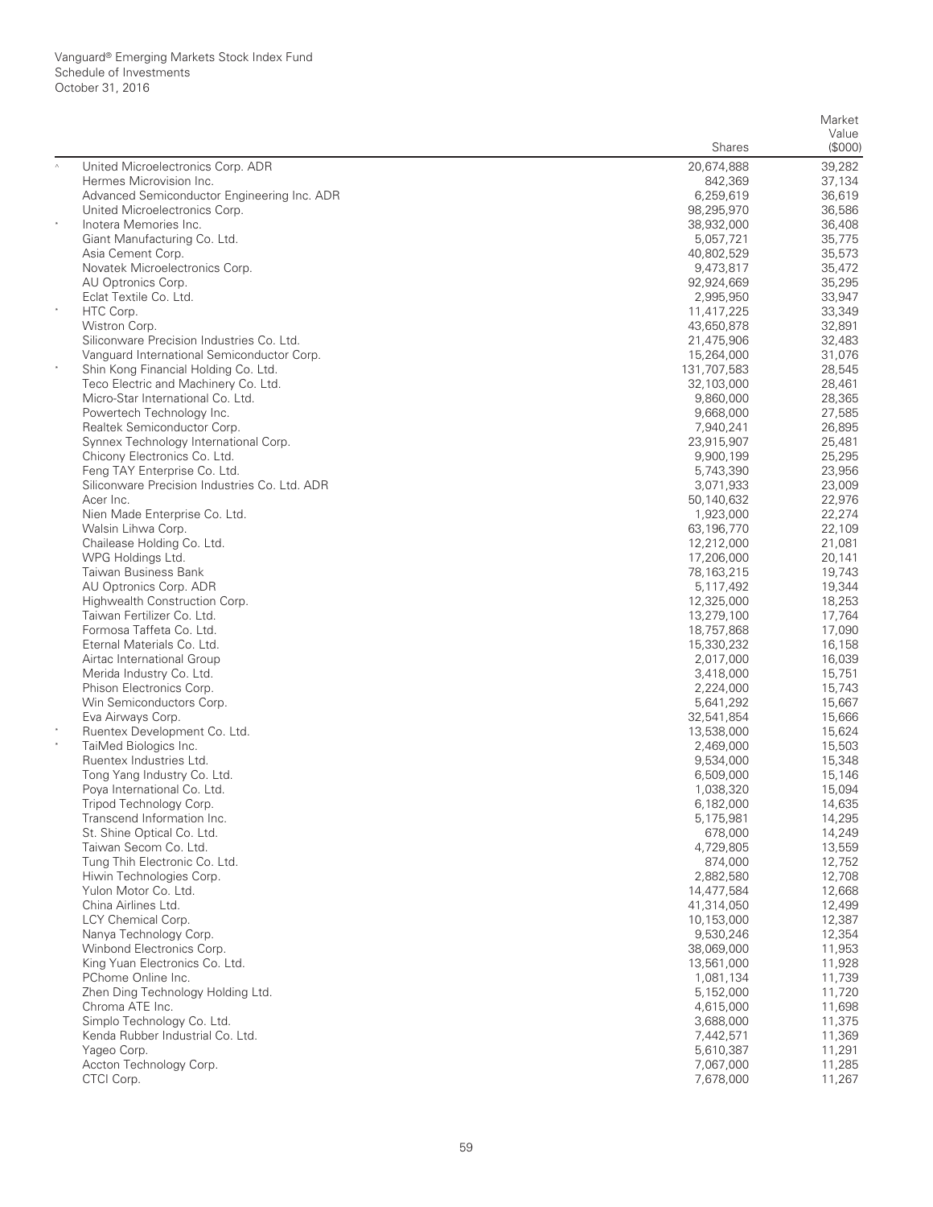Vanguard® Emerging Markets Stock Index Fund
Schedule of Investments
October 31, 2016

| | | Shares | Market Value ($000) |
|---|---|---|---|
| ^ | United Microelectronics Corp. ADR | 20,674,888 | 39,282 |
| | Hermes Microvision Inc. | 842,369 | 37,134 |
| | Advanced Semiconductor Engineering Inc. ADR | 6,259,619 | 36,619 |
| | United Microelectronics Corp. | 98,295,970 | 36,586 |
| * | Inotera Memories Inc. | 38,932,000 | 36,408 |
| | Giant Manufacturing Co. Ltd. | 5,057,721 | 35,775 |
| | Asia Cement Corp. | 40,802,529 | 35,573 |
| | Novatek Microelectronics Corp. | 9,473,817 | 35,472 |
| | AU Optronics Corp. | 92,924,669 | 35,295 |
| | Eclat Textile Co. Ltd. | 2,995,950 | 33,947 |
| * | HTC Corp. | 11,417,225 | 33,349 |
| | Wistron Corp. | 43,650,878 | 32,891 |
| | Siliconware Precision Industries Co. Ltd. | 21,475,906 | 32,483 |
| | Vanguard International Semiconductor Corp. | 15,264,000 | 31,076 |
| * | Shin Kong Financial Holding Co. Ltd. | 131,707,583 | 28,545 |
| | Teco Electric and Machinery Co. Ltd. | 32,103,000 | 28,461 |
| | Micro-Star International Co. Ltd. | 9,860,000 | 28,365 |
| | Powertech Technology Inc. | 9,668,000 | 27,585 |
| | Realtek Semiconductor Corp. | 7,940,241 | 26,895 |
| | Synnex Technology International Corp. | 23,915,907 | 25,481 |
| | Chicony Electronics Co. Ltd. | 9,900,199 | 25,295 |
| | Feng TAY Enterprise Co. Ltd. | 5,743,390 | 23,956 |
| | Siliconware Precision Industries Co. Ltd. ADR | 3,071,933 | 23,009 |
| | Acer Inc. | 50,140,632 | 22,976 |
| | Nien Made Enterprise Co. Ltd. | 1,923,000 | 22,274 |
| | Walsin Lihwa Corp. | 63,196,770 | 22,109 |
| | Chailease Holding Co. Ltd. | 12,212,000 | 21,081 |
| | WPG Holdings Ltd. | 17,206,000 | 20,141 |
| | Taiwan Business Bank | 78,163,215 | 19,743 |
| | AU Optronics Corp. ADR | 5,117,492 | 19,344 |
| | Highwealth Construction Corp. | 12,325,000 | 18,253 |
| | Taiwan Fertilizer Co. Ltd. | 13,279,100 | 17,764 |
| | Formosa Taffeta Co. Ltd. | 18,757,868 | 17,090 |
| | Eternal Materials Co. Ltd. | 15,330,232 | 16,158 |
| | Airtac International Group | 2,017,000 | 16,039 |
| | Merida Industry Co. Ltd. | 3,418,000 | 15,751 |
| | Phison Electronics Corp. | 2,224,000 | 15,743 |
| | Win Semiconductors Corp. | 5,641,292 | 15,667 |
| | Eva Airways Corp. | 32,541,854 | 15,666 |
| * | Ruentex Development Co. Ltd. | 13,538,000 | 15,624 |
| * | TaiMed Biologics Inc. | 2,469,000 | 15,503 |
| | Ruentex Industries Ltd. | 9,534,000 | 15,348 |
| | Tong Yang Industry Co. Ltd. | 6,509,000 | 15,146 |
| | Poya International Co. Ltd. | 1,038,320 | 15,094 |
| | Tripod Technology Corp. | 6,182,000 | 14,635 |
| | Transcend Information Inc. | 5,175,981 | 14,295 |
| | St. Shine Optical Co. Ltd. | 678,000 | 14,249 |
| | Taiwan Secom Co. Ltd. | 4,729,805 | 13,559 |
| | Tung Thih Electronic Co. Ltd. | 874,000 | 12,752 |
| | Hiwin Technologies Corp. | 2,882,580 | 12,708 |
| | Yulon Motor Co. Ltd. | 14,477,584 | 12,668 |
| | China Airlines Ltd. | 41,314,050 | 12,499 |
| | LCY Chemical Corp. | 10,153,000 | 12,387 |
| | Nanya Technology Corp. | 9,530,246 | 12,354 |
| | Winbond Electronics Corp. | 38,069,000 | 11,953 |
| | King Yuan Electronics Co. Ltd. | 13,561,000 | 11,928 |
| | PChome Online Inc. | 1,081,134 | 11,739 |
| | Zhen Ding Technology Holding Ltd. | 5,152,000 | 11,720 |
| | Chroma ATE Inc. | 4,615,000 | 11,698 |
| | Simplo Technology Co. Ltd. | 3,688,000 | 11,375 |
| | Kenda Rubber Industrial Co. Ltd. | 7,442,571 | 11,369 |
| | Yageo Corp. | 5,610,387 | 11,291 |
| | Accton Technology Corp. | 7,067,000 | 11,285 |
| | CTCI Corp. | 7,678,000 | 11,267 |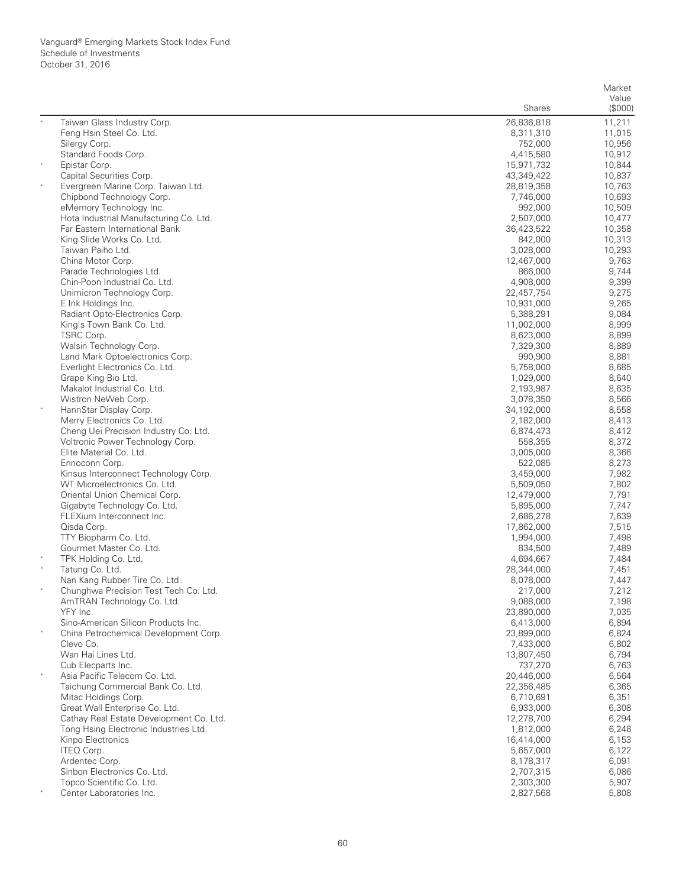Vanguard® Emerging Markets Stock Index Fund
Schedule of Investments
October 31, 2016

| | | Shares | Market Value ($000) |
|---|---|---|---|
| * | Taiwan Glass Industry Corp. | 26,836,818 | 11,211 |
| | Feng Hsin Steel Co. Ltd. | 8,311,310 | 11,015 |
| | Silergy Corp. | 752,000 | 10,956 |
| | Standard Foods Corp. | 4,415,580 | 10,912 |
| * | Epistar Corp. | 15,971,732 | 10,844 |
| | Capital Securities Corp. | 43,349,422 | 10,837 |
| * | Evergreen Marine Corp. Taiwan Ltd. | 28,819,358 | 10,763 |
| | Chipbond Technology Corp. | 7,746,000 | 10,693 |
| | eMemory Technology Inc. | 992,000 | 10,509 |
| | Hota Industrial Manufacturing Co. Ltd. | 2,507,000 | 10,477 |
| | Far Eastern International Bank | 36,423,522 | 10,358 |
| | King Slide Works Co. Ltd. | 842,000 | 10,313 |
| | Taiwan Paiho Ltd. | 3,028,000 | 10,293 |
| | China Motor Corp. | 12,467,000 | 9,763 |
| | Parade Technologies Ltd. | 866,000 | 9,744 |
| | Chin-Poon Industrial Co. Ltd. | 4,908,000 | 9,399 |
| | Unimicron Technology Corp. | 22,457,754 | 9,275 |
| | E Ink Holdings Inc. | 10,931,000 | 9,265 |
| | Radiant Opto-Electronics Corp. | 5,388,291 | 9,084 |
| | King's Town Bank Co. Ltd. | 11,002,000 | 8,999 |
| | TSRC Corp. | 8,623,000 | 8,899 |
| | Walsin Technology Corp. | 7,329,300 | 8,889 |
| | Land Mark Optoelectronics Corp. | 990,900 | 8,881 |
| | Everlight Electronics Co. Ltd. | 5,758,000 | 8,685 |
| | Grape King Bio Ltd. | 1,029,000 | 8,640 |
| | Makalot Industrial Co. Ltd. | 2,193,987 | 8,635 |
| | Wistron NeWeb Corp. | 3,078,350 | 8,566 |
| * | HannStar Display Corp. | 34,192,000 | 8,558 |
| | Merry Electronics Co. Ltd. | 2,182,000 | 8,413 |
| | Cheng Uei Precision Industry Co. Ltd. | 6,874,473 | 8,412 |
| | Voltronic Power Technology Corp. | 558,355 | 8,372 |
| | Elite Material Co. Ltd. | 3,005,000 | 8,366 |
| | Ennoconn Corp. | 522,085 | 8,273 |
| | Kinsus Interconnect Technology Corp. | 3,459,000 | 7,982 |
| | WT Microelectronics Co. Ltd. | 5,509,050 | 7,802 |
| | Oriental Union Chemical Corp. | 12,479,000 | 7,791 |
| | Gigabyte Technology Co. Ltd. | 5,895,000 | 7,747 |
| | FLEXium Interconnect Inc. | 2,686,278 | 7,639 |
| | Qisda Corp. | 17,862,000 | 7,515 |
| | TTY Biopharm Co. Ltd. | 1,994,000 | 7,498 |
| | Gourmet Master Co. Ltd. | 834,500 | 7,489 |
| * | TPK Holding Co. Ltd. | 4,694,667 | 7,484 |
| * | Tatung Co. Ltd. | 28,344,000 | 7,451 |
| | Nan Kang Rubber Tire Co. Ltd. | 8,078,000 | 7,447 |
| * | Chunghwa Precision Test Tech Co. Ltd. | 217,000 | 7,212 |
| | AmTRAN Technology Co. Ltd. | 9,088,000 | 7,198 |
| | YFY Inc. | 23,890,000 | 7,035 |
| | Sino-American Silicon Products Inc. | 6,413,000 | 6,894 |
| * | China Petrochemical Development Corp. | 23,899,000 | 6,824 |
| | Clevo Co. | 7,433,000 | 6,802 |
| | Wan Hai Lines Ltd. | 13,807,450 | 6,794 |
| | Cub Elecparts Inc. | 737,270 | 6,763 |
| * | Asia Pacific Telecom Co. Ltd. | 20,446,000 | 6,564 |
| | Taichung Commercial Bank Co. Ltd. | 22,356,485 | 6,365 |
| | Mitac Holdings Corp. | 6,710,691 | 6,351 |
| | Great Wall Enterprise Co. Ltd. | 6,933,000 | 6,308 |
| | Cathay Real Estate Development Co. Ltd. | 12,278,700 | 6,294 |
| | Tong Hsing Electronic Industries Ltd. | 1,812,000 | 6,248 |
| | Kinpo Electronics | 16,414,000 | 6,153 |
| | ITEQ Corp. | 5,657,000 | 6,122 |
| | Ardentec Corp. | 8,178,317 | 6,091 |
| | Sinbon Electronics Co. Ltd. | 2,707,315 | 6,086 |
| | Topco Scientific Co. Ltd. | 2,303,300 | 5,907 |
| * | Center Laboratories Inc. | 2,827,568 | 5,808 |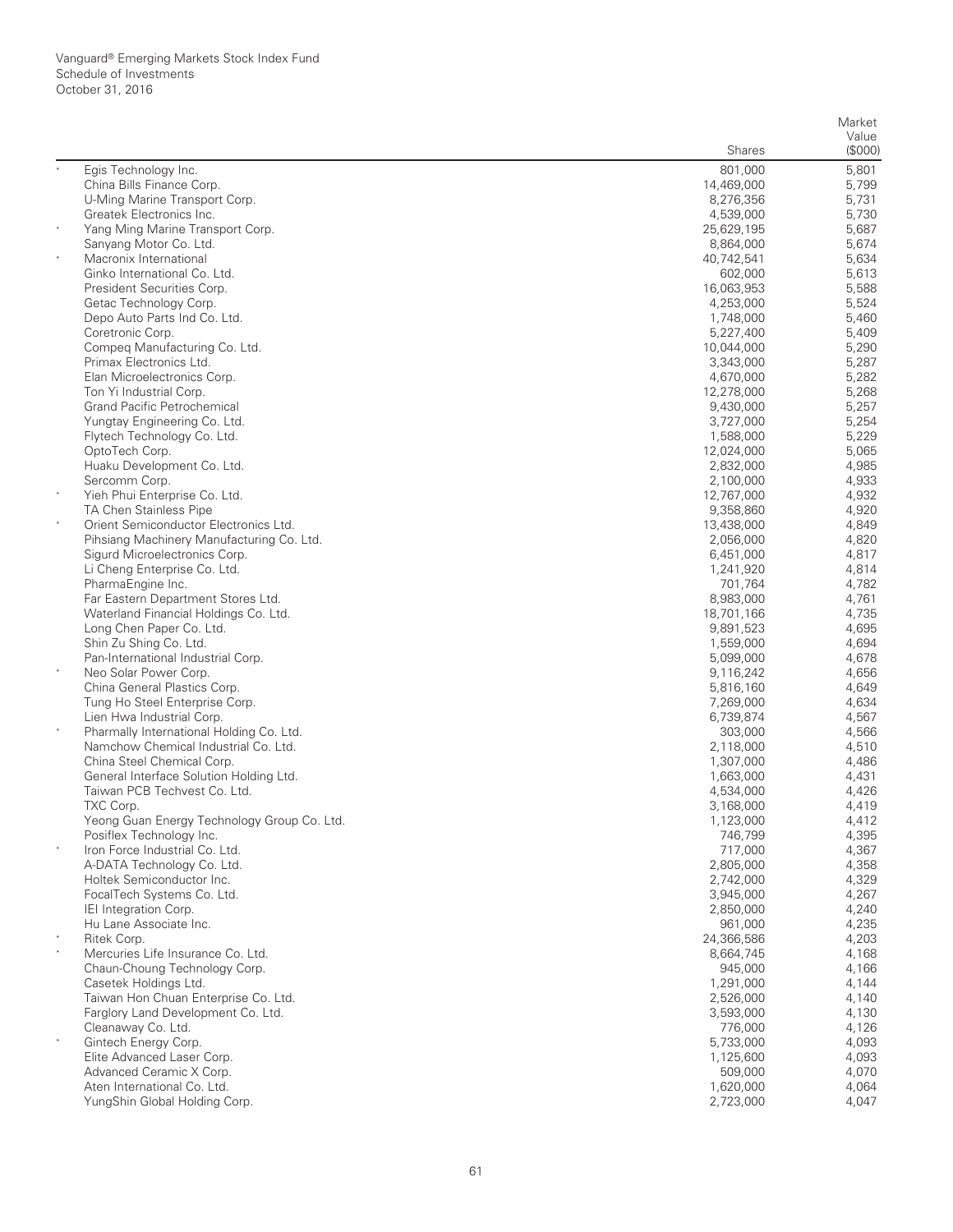Vanguard® Emerging Markets Stock Index Fund
Schedule of Investments
October 31, 2016

| | | Shares | Market Value ($000) |
|---|---|---|---|
| * | Egis Technology Inc. | 801,000 | 5,801 |
| | China Bills Finance Corp. | 14,469,000 | 5,799 |
| | U-Ming Marine Transport Corp. | 8,276,356 | 5,731 |
| | Greatek Electronics Inc. | 4,539,000 | 5,730 |
| * | Yang Ming Marine Transport Corp. | 25,629,195 | 5,687 |
| | Sanyang Motor Co. Ltd. | 8,864,000 | 5,674 |
| * | Macronix International | 40,742,541 | 5,634 |
| | Ginko International Co. Ltd. | 602,000 | 5,613 |
| | President Securities Corp. | 16,063,953 | 5,588 |
| | Getac Technology Corp. | 4,253,000 | 5,524 |
| | Depo Auto Parts Ind Co. Ltd. | 1,748,000 | 5,460 |
| | Coretronic Corp. | 5,227,400 | 5,409 |
| | Compeq Manufacturing Co. Ltd. | 10,044,000 | 5,290 |
| | Primax Electronics Ltd. | 3,343,000 | 5,287 |
| | Elan Microelectronics Corp. | 4,670,000 | 5,282 |
| | Ton Yi Industrial Corp. | 12,278,000 | 5,268 |
| | Grand Pacific Petrochemical | 9,430,000 | 5,257 |
| | Yungtay Engineering Co. Ltd. | 3,727,000 | 5,254 |
| | Flytech Technology Co. Ltd. | 1,588,000 | 5,229 |
| | OptoTech Corp. | 12,024,000 | 5,065 |
| | Huaku Development Co. Ltd. | 2,832,000 | 4,985 |
| | Sercomm Corp. | 2,100,000 | 4,933 |
| * | Yieh Phui Enterprise Co. Ltd. | 12,767,000 | 4,932 |
| | TA Chen Stainless Pipe | 9,358,860 | 4,920 |
| * | Orient Semiconductor Electronics Ltd. | 13,438,000 | 4,849 |
| | Pihsiang Machinery Manufacturing Co. Ltd. | 2,056,000 | 4,820 |
| | Sigurd Microelectronics Corp. | 6,451,000 | 4,817 |
| | Li Cheng Enterprise Co. Ltd. | 1,241,920 | 4,814 |
| | PharmaEngine Inc. | 701,764 | 4,782 |
| | Far Eastern Department Stores Ltd. | 8,983,000 | 4,761 |
| | Waterland Financial Holdings Co. Ltd. | 18,701,166 | 4,735 |
| | Long Chen Paper Co. Ltd. | 9,891,523 | 4,695 |
| | Shin Zu Shing Co. Ltd. | 1,559,000 | 4,694 |
| | Pan-International Industrial Corp. | 5,099,000 | 4,678 |
| * | Neo Solar Power Corp. | 9,116,242 | 4,656 |
| | China General Plastics Corp. | 5,816,160 | 4,649 |
| | Tung Ho Steel Enterprise Corp. | 7,269,000 | 4,634 |
| | Lien Hwa Industrial Corp. | 6,739,874 | 4,567 |
| * | Pharmally International Holding Co. Ltd. | 303,000 | 4,566 |
| | Namchow Chemical Industrial Co. Ltd. | 2,118,000 | 4,510 |
| | China Steel Chemical Corp. | 1,307,000 | 4,486 |
| | General Interface Solution Holding Ltd. | 1,663,000 | 4,431 |
| | Taiwan PCB Techvest Co. Ltd. | 4,534,000 | 4,426 |
| | TXC Corp. | 3,168,000 | 4,419 |
| | Yeong Guan Energy Technology Group Co. Ltd. | 1,123,000 | 4,412 |
| | Posiflex Technology Inc. | 746,799 | 4,395 |
| * | Iron Force Industrial Co. Ltd. | 717,000 | 4,367 |
| | A-DATA Technology Co. Ltd. | 2,805,000 | 4,358 |
| | Holtek Semiconductor Inc. | 2,742,000 | 4,329 |
| | FocalTech Systems Co. Ltd. | 3,945,000 | 4,267 |
| | IEI Integration Corp. | 2,850,000 | 4,240 |
| | Hu Lane Associate Inc. | 961,000 | 4,235 |
| * | Ritek Corp. | 24,366,586 | 4,203 |
| * | Mercuries Life Insurance Co. Ltd. | 8,664,745 | 4,168 |
| | Chaun-Choung Technology Corp. | 945,000 | 4,166 |
| | Casetek Holdings Ltd. | 1,291,000 | 4,144 |
| | Taiwan Hon Chuan Enterprise Co. Ltd. | 2,526,000 | 4,140 |
| | Farglory Land Development Co. Ltd. | 3,593,000 | 4,130 |
| | Cleanaway Co. Ltd. | 776,000 | 4,126 |
| * | Gintech Energy Corp. | 5,733,000 | 4,093 |
| | Elite Advanced Laser Corp. | 1,125,600 | 4,093 |
| | Advanced Ceramic X Corp. | 509,000 | 4,070 |
| | Aten International Co. Ltd. | 1,620,000 | 4,064 |
| | YungShin Global Holding Corp. | 2,723,000 | 4,047 |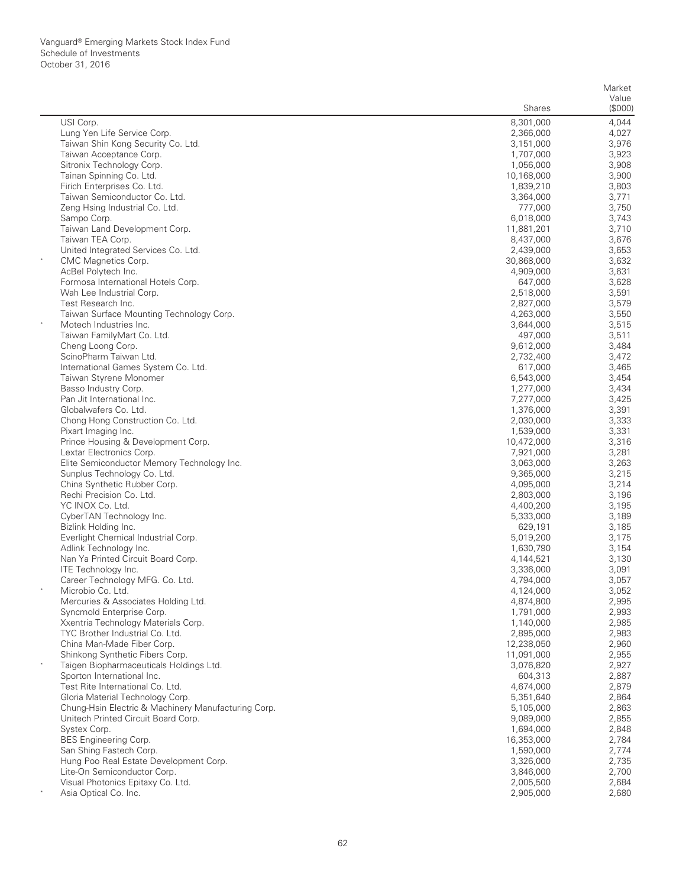Vanguard® Emerging Markets Stock Index Fund
Schedule of Investments
October 31, 2016

| | | Shares | Market Value ($000) |
|---|---|---|---|
| | USI Corp. | 8,301,000 | 4,044 |
| | Lung Yen Life Service Corp. | 2,366,000 | 4,027 |
| | Taiwan Shin Kong Security Co. Ltd. | 3,151,000 | 3,976 |
| | Taiwan Acceptance Corp. | 1,707,000 | 3,923 |
| | Sitronix Technology Corp. | 1,056,000 | 3,908 |
| | Tainan Spinning Co. Ltd. | 10,168,000 | 3,900 |
| | Firich Enterprises Co. Ltd. | 1,839,210 | 3,803 |
| | Taiwan Semiconductor Co. Ltd. | 3,364,000 | 3,771 |
| | Zeng Hsing Industrial Co. Ltd. | 777,000 | 3,750 |
| | Sampo Corp. | 6,018,000 | 3,743 |
| | Taiwan Land Development Corp. | 11,881,201 | 3,710 |
| | Taiwan TEA Corp. | 8,437,000 | 3,676 |
| | United Integrated Services Co. Ltd. | 2,439,000 | 3,653 |
| * | CMC Magnetics Corp. | 30,868,000 | 3,632 |
| | AcBel Polytech Inc. | 4,909,000 | 3,631 |
| | Formosa International Hotels Corp. | 647,000 | 3,628 |
| | Wah Lee Industrial Corp. | 2,518,000 | 3,591 |
| | Test Research Inc. | 2,827,000 | 3,579 |
| | Taiwan Surface Mounting Technology Corp. | 4,263,000 | 3,550 |
| * | Motech Industries Inc. | 3,644,000 | 3,515 |
| | Taiwan FamilyMart Co. Ltd. | 497,000 | 3,511 |
| | Cheng Loong Corp. | 9,612,000 | 3,484 |
| | ScinoPharm Taiwan Ltd. | 2,732,400 | 3,472 |
| | International Games System Co. Ltd. | 617,000 | 3,465 |
| | Taiwan Styrene Monomer | 6,543,000 | 3,454 |
| | Basso Industry Corp. | 1,277,000 | 3,434 |
| | Pan Jit International Inc. | 7,277,000 | 3,425 |
| | Globalwafers Co. Ltd. | 1,376,000 | 3,391 |
| | Chong Hong Construction Co. Ltd. | 2,030,000 | 3,333 |
| | Pixart Imaging Inc. | 1,539,000 | 3,331 |
| | Prince Housing & Development Corp. | 10,472,000 | 3,316 |
| | Lextar Electronics Corp. | 7,921,000 | 3,281 |
| | Elite Semiconductor Memory Technology Inc. | 3,063,000 | 3,263 |
| | Sunplus Technology Co. Ltd. | 9,365,000 | 3,215 |
| | China Synthetic Rubber Corp. | 4,095,000 | 3,214 |
| | Rechi Precision Co. Ltd. | 2,803,000 | 3,196 |
| | YC INOX Co. Ltd. | 4,400,200 | 3,195 |
| | CyberTAN Technology Inc. | 5,333,000 | 3,189 |
| | Bizlink Holding Inc. | 629,191 | 3,185 |
| | Everlight Chemical Industrial Corp. | 5,019,200 | 3,175 |
| | Adlink Technology Inc. | 1,630,790 | 3,154 |
| | Nan Ya Printed Circuit Board Corp. | 4,144,521 | 3,130 |
| | ITE Technology Inc. | 3,336,000 | 3,091 |
| | Career Technology MFG. Co. Ltd. | 4,794,000 | 3,057 |
| * | Microbio Co. Ltd. | 4,124,000 | 3,052 |
| | Mercuries & Associates Holding Ltd. | 4,874,800 | 2,995 |
| | Syncmold Enterprise Corp. | 1,791,000 | 2,993 |
| | Xxentria Technology Materials Corp. | 1,140,000 | 2,985 |
| | TYC Brother Industrial Co. Ltd. | 2,895,000 | 2,983 |
| | China Man-Made Fiber Corp. | 12,238,050 | 2,960 |
| | Shinkong Synthetic Fibers Corp. | 11,091,000 | 2,955 |
| * | Taigen Biopharmaceuticals Holdings Ltd. | 3,076,820 | 2,927 |
| | Sporton International Inc. | 604,313 | 2,887 |
| | Test Rite International Co. Ltd. | 4,674,000 | 2,879 |
| | Gloria Material Technology Corp. | 5,351,640 | 2,864 |
| | Chung-Hsin Electric & Machinery Manufacturing Corp. | 5,105,000 | 2,863 |
| | Unitech Printed Circuit Board Corp. | 9,089,000 | 2,855 |
| | Systex Corp. | 1,694,000 | 2,848 |
| | BES Engineering Corp. | 16,353,000 | 2,784 |
| | San Shing Fastech Corp. | 1,590,000 | 2,774 |
| | Hung Poo Real Estate Development Corp. | 3,326,000 | 2,735 |
| | Lite-On Semiconductor Corp. | 3,846,000 | 2,700 |
| | Visual Photonics Epitaxy Co. Ltd. | 2,005,500 | 2,684 |
| * | Asia Optical Co. Inc. | 2,905,000 | 2,680 |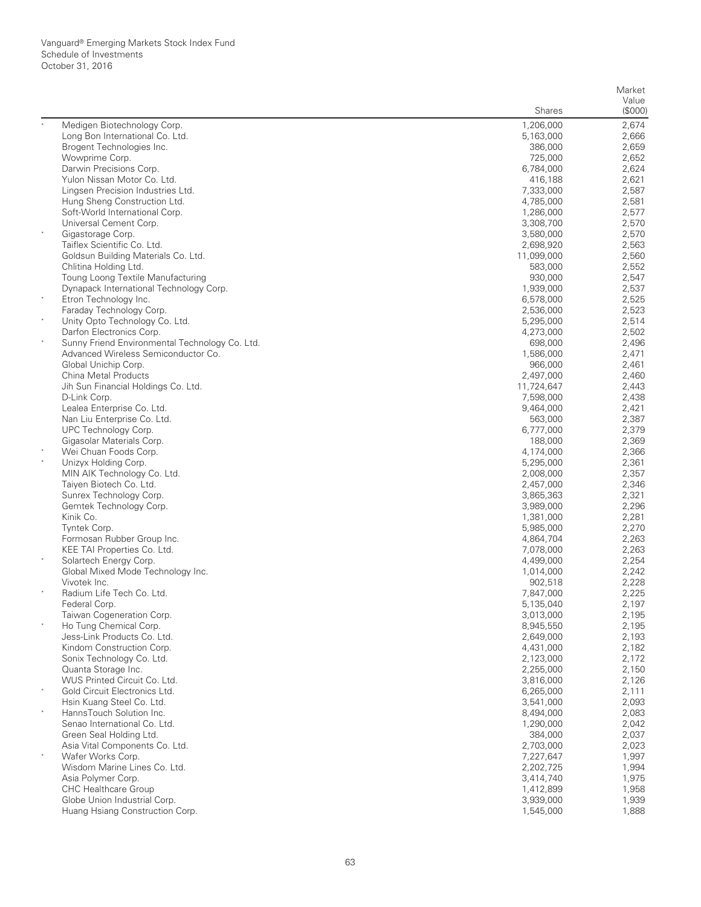Vanguard® Emerging Markets Stock Index Fund
Schedule of Investments
October 31, 2016

| | | Shares | Market Value ($000) |
|---|---|---|---|
| * | Medigen Biotechnology Corp. | 1,206,000 | 2,674 |
| | Long Bon International Co. Ltd. | 5,163,000 | 2,666 |
| | Brogent Technologies Inc. | 386,000 | 2,659 |
| | Wowprime Corp. | 725,000 | 2,652 |
| | Darwin Precisions Corp. | 6,784,000 | 2,624 |
| | Yulon Nissan Motor Co. Ltd. | 416,188 | 2,621 |
| | Lingsen Precision Industries Ltd. | 7,333,000 | 2,587 |
| | Hung Sheng Construction Ltd. | 4,785,000 | 2,581 |
| | Soft-World International Corp. | 1,286,000 | 2,577 |
| | Universal Cement Corp. | 3,308,700 | 2,570 |
| * | Gigastorage Corp. | 3,580,000 | 2,570 |
| | Taiflex Scientific Co. Ltd. | 2,698,920 | 2,563 |
| | Goldsun Building Materials Co. Ltd. | 11,099,000 | 2,560 |
| | Chlitina Holding Ltd. | 583,000 | 2,552 |
| | Toung Loong Textile Manufacturing | 930,000 | 2,547 |
| | Dynapack International Technology Corp. | 1,939,000 | 2,537 |
| * | Etron Technology Inc. | 6,578,000 | 2,525 |
| | Faraday Technology Corp. | 2,536,000 | 2,523 |
| * | Unity Opto Technology Co. Ltd. | 5,295,000 | 2,514 |
| | Darfon Electronics Corp. | 4,273,000 | 2,502 |
| * | Sunny Friend Environmental Technology Co. Ltd. | 698,000 | 2,496 |
| | Advanced Wireless Semiconductor Co. | 1,586,000 | 2,471 |
| | Global Unichip Corp. | 966,000 | 2,461 |
| | China Metal Products | 2,497,000 | 2,460 |
| | Jih Sun Financial Holdings Co. Ltd. | 11,724,647 | 2,443 |
| | D-Link Corp. | 7,598,000 | 2,438 |
| | Lealea Enterprise Co. Ltd. | 9,464,000 | 2,421 |
| | Nan Liu Enterprise Co. Ltd. | 563,000 | 2,387 |
| | UPC Technology Corp. | 6,777,000 | 2,379 |
| | Gigasolar Materials Corp. | 188,000 | 2,369 |
| * | Wei Chuan Foods Corp. | 4,174,000 | 2,366 |
| * | Unizyx Holding Corp. | 5,295,000 | 2,361 |
| | MIN AIK Technology Co. Ltd. | 2,008,000 | 2,357 |
| | Taiyen Biotech Co. Ltd. | 2,457,000 | 2,346 |
| | Sunrex Technology Corp. | 3,865,363 | 2,321 |
| | Gemtek Technology Corp. | 3,989,000 | 2,296 |
| | Kinik Co. | 1,381,000 | 2,281 |
| | Tyntek Corp. | 5,985,000 | 2,270 |
| | Formosan Rubber Group Inc. | 4,864,704 | 2,263 |
| | KEE TAI Properties Co. Ltd. | 7,078,000 | 2,263 |
| * | Solartech Energy Corp. | 4,499,000 | 2,254 |
| | Global Mixed Mode Technology Inc. | 1,014,000 | 2,242 |
| | Vivotek Inc. | 902,518 | 2,228 |
| * | Radium Life Tech Co. Ltd. | 7,847,000 | 2,225 |
| | Federal Corp. | 5,135,040 | 2,197 |
| | Taiwan Cogeneration Corp. | 3,013,000 | 2,195 |
| * | Ho Tung Chemical Corp. | 8,945,550 | 2,195 |
| | Jess-Link Products Co. Ltd. | 2,649,000 | 2,193 |
| | Kindom Construction Corp. | 4,431,000 | 2,182 |
| | Sonix Technology Co. Ltd. | 2,123,000 | 2,172 |
| | Quanta Storage Inc. | 2,255,000 | 2,150 |
| | WUS Printed Circuit Co. Ltd. | 3,816,000 | 2,126 |
| * | Gold Circuit Electronics Ltd. | 6,265,000 | 2,111 |
| | Hsin Kuang Steel Co. Ltd. | 3,541,000 | 2,093 |
| * | HannsTouch Solution Inc. | 8,494,000 | 2,083 |
| | Senao International Co. Ltd. | 1,290,000 | 2,042 |
| | Green Seal Holding Ltd. | 384,000 | 2,037 |
| | Asia Vital Components Co. Ltd. | 2,703,000 | 2,023 |
| * | Wafer Works Corp. | 7,227,647 | 1,997 |
| | Wisdom Marine Lines Co. Ltd. | 2,202,725 | 1,994 |
| | Asia Polymer Corp. | 3,414,740 | 1,975 |
| | CHC Healthcare Group | 1,412,899 | 1,958 |
| | Globe Union Industrial Corp. | 3,939,000 | 1,939 |
| | Huang Hsiang Construction Corp. | 1,545,000 | 1,888 |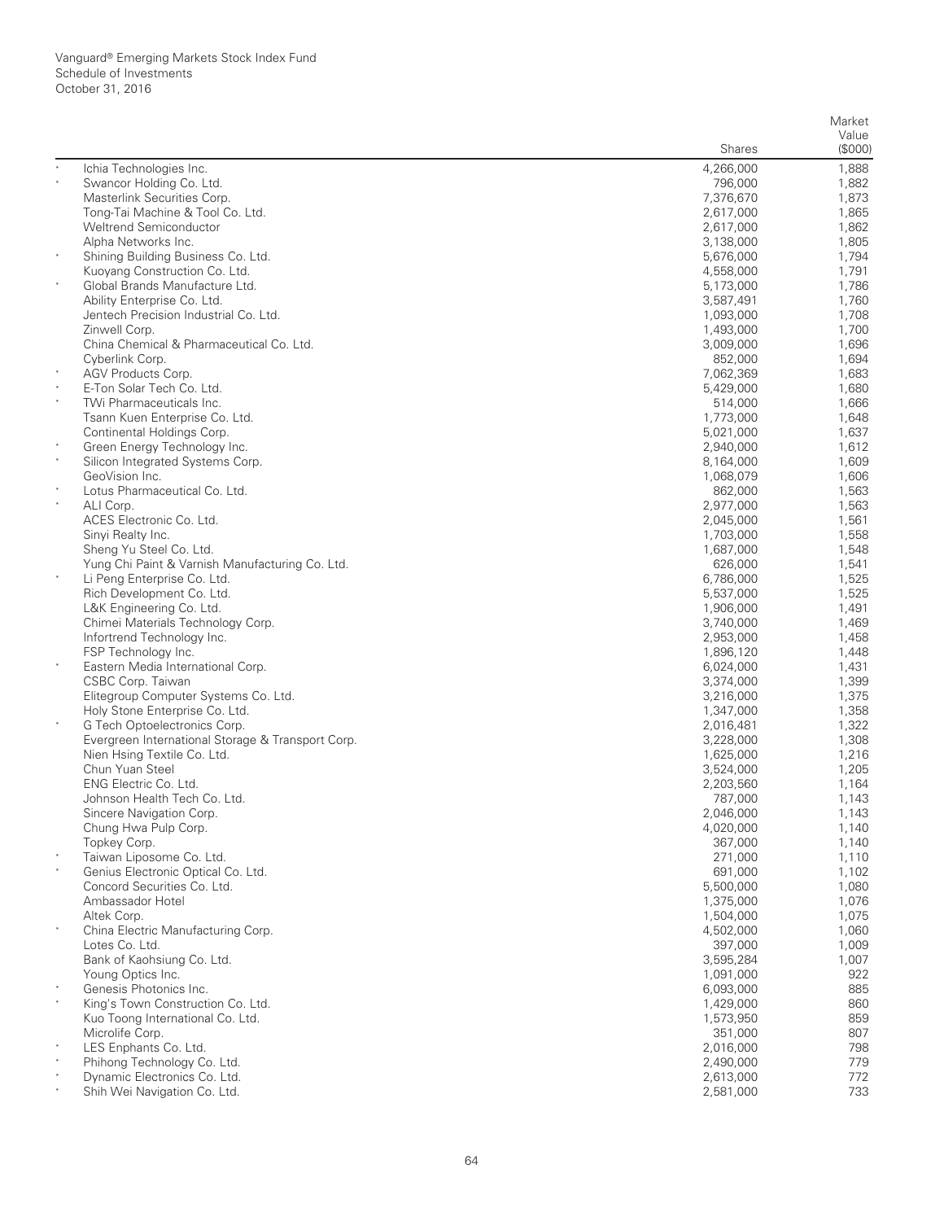Vanguard® Emerging Markets Stock Index Fund
Schedule of Investments
October 31, 2016

| | | Shares | Market Value ($000) |
|---|---|---|---|
| * | Ichia Technologies Inc. | 4,266,000 | 1,888 |
| * | Swancor Holding Co. Ltd. | 796,000 | 1,882 |
| | Masterlink Securities Corp. | 7,376,670 | 1,873 |
| | Tong-Tai Machine & Tool Co. Ltd. | 2,617,000 | 1,865 |
| | Weltrend Semiconductor | 2,617,000 | 1,862 |
| | Alpha Networks Inc. | 3,138,000 | 1,805 |
| * | Shining Building Business Co. Ltd. | 5,676,000 | 1,794 |
| | Kuoyang Construction Co. Ltd. | 4,558,000 | 1,791 |
| * | Global Brands Manufacture Ltd. | 5,173,000 | 1,786 |
| | Ability Enterprise Co. Ltd. | 3,587,491 | 1,760 |
| | Jentech Precision Industrial Co. Ltd. | 1,093,000 | 1,708 |
| | Zinwell Corp. | 1,493,000 | 1,700 |
| | China Chemical & Pharmaceutical Co. Ltd. | 3,009,000 | 1,696 |
| | Cyberlink Corp. | 852,000 | 1,694 |
| * | AGV Products Corp. | 7,062,369 | 1,683 |
| * | E-Ton Solar Tech Co. Ltd. | 5,429,000 | 1,680 |
| * | TWi Pharmaceuticals Inc. | 514,000 | 1,666 |
| | Tsann Kuen Enterprise Co. Ltd. | 1,773,000 | 1,648 |
| | Continental Holdings Corp. | 5,021,000 | 1,637 |
| * | Green Energy Technology Inc. | 2,940,000 | 1,612 |
| * | Silicon Integrated Systems Corp. | 8,164,000 | 1,609 |
| | GeoVision Inc. | 1,068,079 | 1,606 |
| * | Lotus Pharmaceutical Co. Ltd. | 862,000 | 1,563 |
| * | ALI Corp. | 2,977,000 | 1,563 |
| | ACES Electronic Co. Ltd. | 2,045,000 | 1,561 |
| | Sinyi Realty Inc. | 1,703,000 | 1,558 |
| | Sheng Yu Steel Co. Ltd. | 1,687,000 | 1,548 |
| | Yung Chi Paint & Varnish Manufacturing Co. Ltd. | 626,000 | 1,541 |
| * | Li Peng Enterprise Co. Ltd. | 6,786,000 | 1,525 |
| | Rich Development Co. Ltd. | 5,537,000 | 1,525 |
| | L&K Engineering Co. Ltd. | 1,906,000 | 1,491 |
| | Chimei Materials Technology Corp. | 3,740,000 | 1,469 |
| | Infortrend Technology Inc. | 2,953,000 | 1,458 |
| | FSP Technology Inc. | 1,896,120 | 1,448 |
| * | Eastern Media International Corp. | 6,024,000 | 1,431 |
| | CSBC Corp. Taiwan | 3,374,000 | 1,399 |
| | Elitegroup Computer Systems Co. Ltd. | 3,216,000 | 1,375 |
| | Holy Stone Enterprise Co. Ltd. | 1,347,000 | 1,358 |
| * | G Tech Optoelectronics Corp. | 2,016,481 | 1,322 |
| | Evergreen International Storage & Transport Corp. | 3,228,000 | 1,308 |
| | Nien Hsing Textile Co. Ltd. | 1,625,000 | 1,216 |
| | Chun Yuan Steel | 3,524,000 | 1,205 |
| | ENG Electric Co. Ltd. | 2,203,560 | 1,164 |
| | Johnson Health Tech Co. Ltd. | 787,000 | 1,143 |
| | Sincere Navigation Corp. | 2,046,000 | 1,143 |
| | Chung Hwa Pulp Corp. | 4,020,000 | 1,140 |
| | Topkey Corp. | 367,000 | 1,140 |
| * | Taiwan Liposome Co. Ltd. | 271,000 | 1,110 |
| * | Genius Electronic Optical Co. Ltd. | 691,000 | 1,102 |
| | Concord Securities Co. Ltd. | 5,500,000 | 1,080 |
| | Ambassador Hotel | 1,375,000 | 1,076 |
| | Altek Corp. | 1,504,000 | 1,075 |
| * | China Electric Manufacturing Corp. | 4,502,000 | 1,060 |
| | Lotes Co. Ltd. | 397,000 | 1,009 |
| | Bank of Kaohsiung Co. Ltd. | 3,595,284 | 1,007 |
| | Young Optics Inc. | 1,091,000 | 922 |
| * | Genesis Photonics Inc. | 6,093,000 | 885 |
| * | King's Town Construction Co. Ltd. | 1,429,000 | 860 |
| | Kuo Toong International Co. Ltd. | 1,573,950 | 859 |
| | Microlife Corp. | 351,000 | 807 |
| * | LES Enphants Co. Ltd. | 2,016,000 | 798 |
| * | Phihong Technology Co. Ltd. | 2,490,000 | 779 |
| * | Dynamic Electronics Co. Ltd. | 2,613,000 | 772 |
| * | Shih Wei Navigation Co. Ltd. | 2,581,000 | 733 |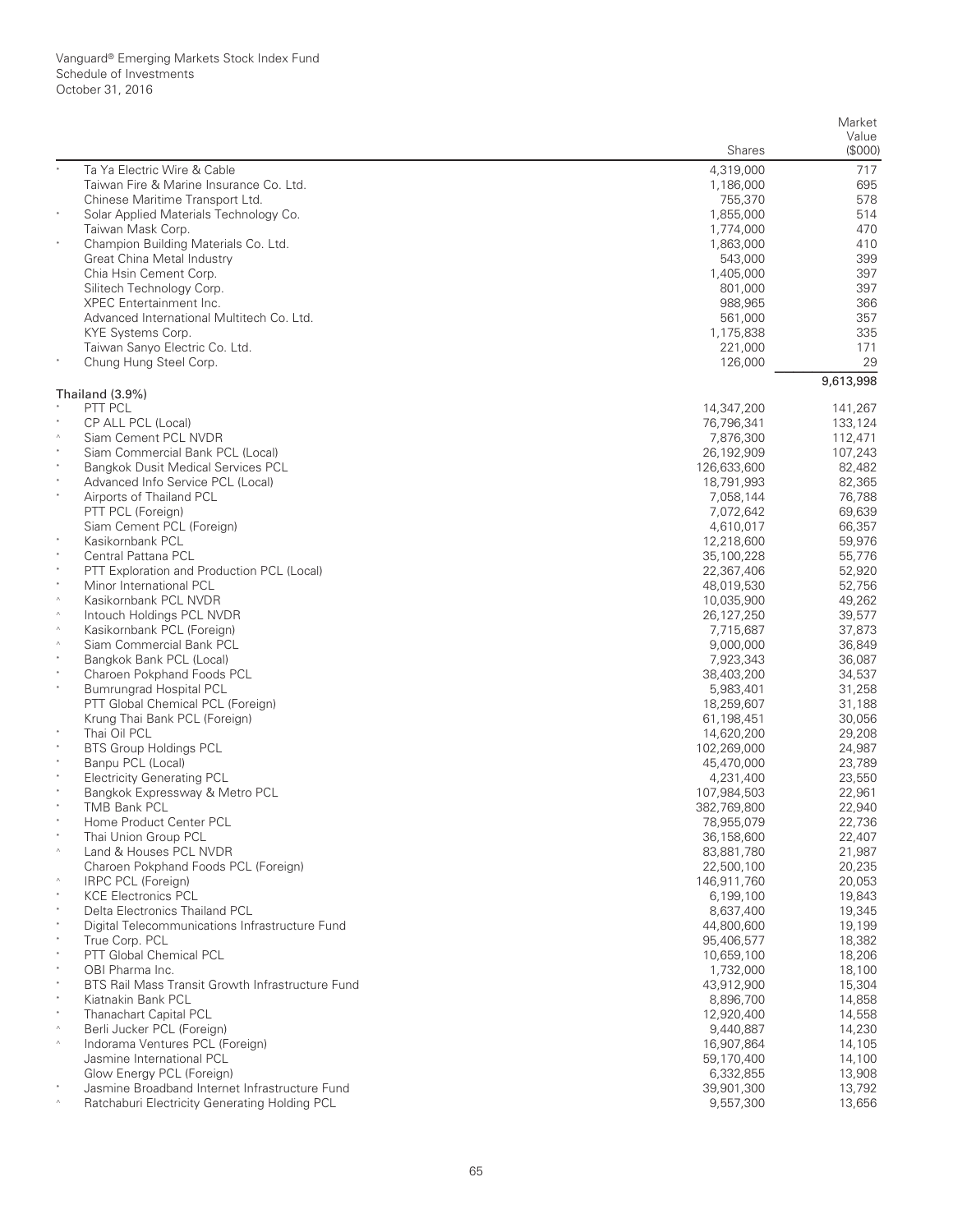Vanguard® Emerging Markets Stock Index Fund
Schedule of Investments
October 31, 2016

| | | Shares | Market Value ($000) |
|---|---|---|---|
| * | Ta Ya Electric Wire & Cable | 4,319,000 | 717 |
| | Taiwan Fire & Marine Insurance Co. Ltd. | 1,186,000 | 695 |
| | Chinese Maritime Transport Ltd. | 755,370 | 578 |
| * | Solar Applied Materials Technology Co. | 1,855,000 | 514 |
| | Taiwan Mask Corp. | 1,774,000 | 470 |
| * | Champion Building Materials Co. Ltd. | 1,863,000 | 410 |
| | Great China Metal Industry | 543,000 | 399 |
| | Chia Hsin Cement Corp. | 1,405,000 | 397 |
| | Silitech Technology Corp. | 801,000 | 397 |
| | XPEC Entertainment Inc. | 988,965 | 366 |
| | Advanced International Multitech Co. Ltd. | 561,000 | 357 |
| | KYE Systems Corp. | 1,175,838 | 335 |
| | Taiwan Sanyo Electric Co. Ltd. | 221,000 | 171 |
| * | Chung Hung Steel Corp. | 126,000 | 29 |
| | | | 9,613,998 |
| | **Thailand (3.9%)** | | |
| * | PTT PCL | 14,347,200 | 141,267 |
| * | CP ALL PCL (Local) | 76,796,341 | 133,124 |
| ^ | Siam Cement PCL NVDR | 7,876,300 | 112,471 |
| * | Siam Commercial Bank PCL (Local) | 26,192,909 | 107,243 |
| * | Bangkok Dusit Medical Services PCL | 126,633,600 | 82,482 |
| * | Advanced Info Service PCL (Local) | 18,791,993 | 82,365 |
| * | Airports of Thailand PCL | 7,058,144 | 76,788 |
| | PTT PCL (Foreign) | 7,072,642 | 69,639 |
| | Siam Cement PCL (Foreign) | 4,610,017 | 66,357 |
| * | Kasikornbank PCL | 12,218,600 | 59,976 |
| * | Central Pattana PCL | 35,100,228 | 55,776 |
| * | PTT Exploration and Production PCL (Local) | 22,367,406 | 52,920 |
| * | Minor International PCL | 48,019,530 | 52,756 |
| ^ | Kasikornbank PCL NVDR | 10,035,900 | 49,262 |
| ^ | Intouch Holdings PCL NVDR | 26,127,250 | 39,577 |
| ^ | Kasikornbank PCL (Foreign) | 7,715,687 | 37,873 |
| ^ | Siam Commercial Bank PCL | 9,000,000 | 36,849 |
| * | Bangkok Bank PCL (Local) | 7,923,343 | 36,087 |
| * | Charoen Pokphand Foods PCL | 38,403,200 | 34,537 |
| * | Bumrungrad Hospital PCL | 5,983,401 | 31,258 |
| | PTT Global Chemical PCL (Foreign) | 18,259,607 | 31,188 |
| | Krung Thai Bank PCL (Foreign) | 61,198,451 | 30,056 |
| * | Thai Oil PCL | 14,620,200 | 29,208 |
| * | BTS Group Holdings PCL | 102,269,000 | 24,987 |
| * | Banpu PCL (Local) | 45,470,000 | 23,789 |
| * | Electricity Generating PCL | 4,231,400 | 23,550 |
| * | Bangkok Expressway & Metro PCL | 107,984,503 | 22,961 |
| * | TMB Bank PCL | 382,769,800 | 22,940 |
| * | Home Product Center PCL | 78,955,079 | 22,736 |
| * | Thai Union Group PCL | 36,158,600 | 22,407 |
| ^ | Land & Houses PCL NVDR | 83,881,780 | 21,987 |
| | Charoen Pokphand Foods PCL (Foreign) | 22,500,100 | 20,235 |
| ^ | IRPC PCL (Foreign) | 146,911,760 | 20,053 |
| * | KCE Electronics PCL | 6,199,100 | 19,843 |
| * | Delta Electronics Thailand PCL | 8,637,400 | 19,345 |
| * | Digital Telecommunications Infrastructure Fund | 44,800,600 | 19,199 |
| * | True Corp. PCL | 95,406,577 | 18,382 |
| * | PTT Global Chemical PCL | 10,659,100 | 18,206 |
| * | OBI Pharma Inc. | 1,732,000 | 18,100 |
| * | BTS Rail Mass Transit Growth Infrastructure Fund | 43,912,900 | 15,304 |
| * | Kiatnakin Bank PCL | 8,896,700 | 14,858 |
| * | Thanachart Capital PCL | 12,920,400 | 14,558 |
| ^ | Berli Jucker PCL (Foreign) | 9,440,887 | 14,230 |
| ^ | Indorama Ventures PCL (Foreign) | 16,907,864 | 14,105 |
| | Jasmine International PCL | 59,170,400 | 14,100 |
| | Glow Energy PCL (Foreign) | 6,332,855 | 13,908 |
| * | Jasmine Broadband Internet Infrastructure Fund | 39,901,300 | 13,792 |
| ^ | Ratchaburi Electricity Generating Holding PCL | 9,557,300 | 13,656 |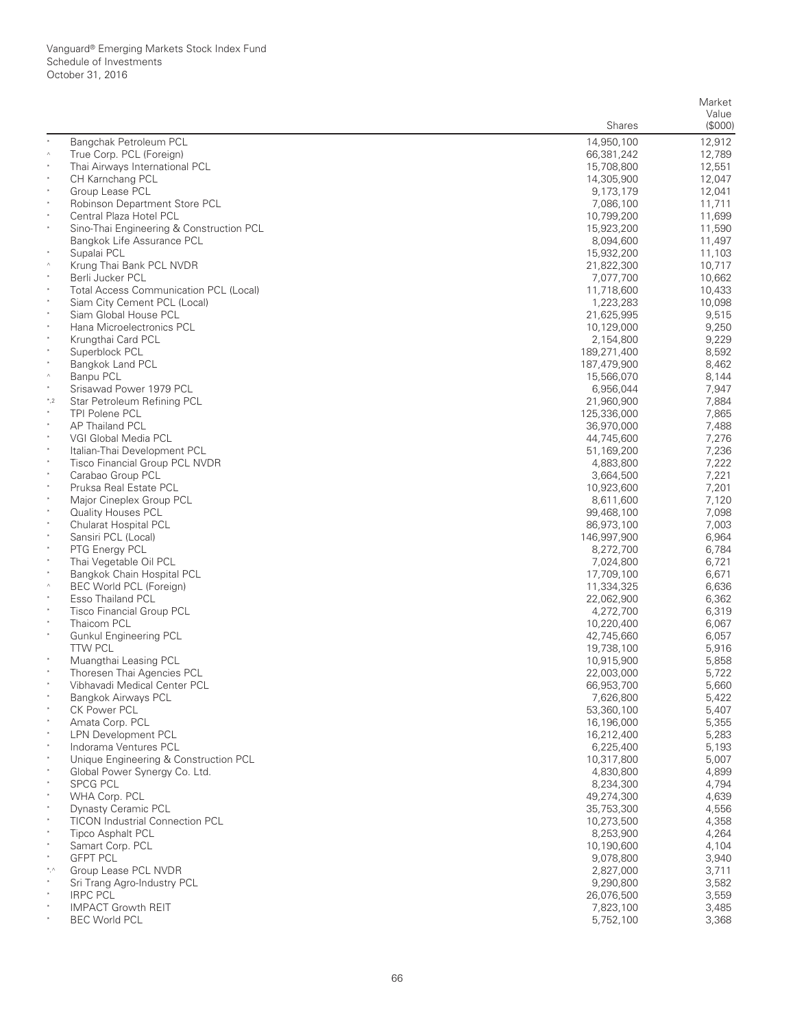Vanguard® Emerging Markets Stock Index Fund
Schedule of Investments
October 31, 2016

| | | Shares | Market Value ($000) |
|---|---|---|---|
| * | Bangchak Petroleum PCL | 14,950,100 | 12,912 |
| ^ | True Corp. PCL (Foreign) | 66,381,242 | 12,789 |
| * | Thai Airways International PCL | 15,708,800 | 12,551 |
| * | CH Karnchang PCL | 14,305,900 | 12,047 |
| * | Group Lease PCL | 9,173,179 | 12,041 |
| * | Robinson Department Store PCL | 7,086,100 | 11,711 |
| * | Central Plaza Hotel PCL | 10,799,200 | 11,699 |
| * | Sino-Thai Engineering & Construction PCL | 15,923,200 | 11,590 |
| | Bangkok Life Assurance PCL | 8,094,600 | 11,497 |
| * | Supalai PCL | 15,932,200 | 11,103 |
| ^ | Krung Thai Bank PCL NVDR | 21,822,300 | 10,717 |
| * | Berli Jucker PCL | 7,077,700 | 10,662 |
| * | Total Access Communication PCL (Local) | 11,718,600 | 10,433 |
| * | Siam City Cement PCL (Local) | 1,223,283 | 10,098 |
| * | Siam Global House PCL | 21,625,995 | 9,515 |
| * | Hana Microelectronics PCL | 10,129,000 | 9,250 |
| * | Krungthai Card PCL | 2,154,800 | 9,229 |
| * | Superblock PCL | 189,271,400 | 8,592 |
| * | Bangkok Land PCL | 187,479,900 | 8,462 |
| ^ | Banpu PCL | 15,566,070 | 8,144 |
| * | Srisawad Power 1979 PCL | 6,956,044 | 7,947 |
| *,2 | Star Petroleum Refining PCL | 21,960,900 | 7,884 |
| * | TPI Polene PCL | 125,336,000 | 7,865 |
| * | AP Thailand PCL | 36,970,000 | 7,488 |
| * | VGI Global Media PCL | 44,745,600 | 7,276 |
| * | Italian-Thai Development PCL | 51,169,200 | 7,236 |
| * | Tisco Financial Group PCL NVDR | 4,883,800 | 7,222 |
| * | Carabao Group PCL | 3,664,500 | 7,221 |
| * | Pruksa Real Estate PCL | 10,923,600 | 7,201 |
| * | Major Cineplex Group PCL | 8,611,600 | 7,120 |
| * | Quality Houses PCL | 99,468,100 | 7,098 |
| * | Chularat Hospital PCL | 86,973,100 | 7,003 |
| * | Sansiri PCL (Local) | 146,997,900 | 6,964 |
| * | PTG Energy PCL | 8,272,700 | 6,784 |
| * | Thai Vegetable Oil PCL | 7,024,800 | 6,721 |
| * | Bangkok Chain Hospital PCL | 17,709,100 | 6,671 |
| ^ | BEC World PCL (Foreign) | 11,334,325 | 6,636 |
| * | Esso Thailand PCL | 22,062,900 | 6,362 |
| * | Tisco Financial Group PCL | 4,272,700 | 6,319 |
| * | Thaicom PCL | 10,220,400 | 6,067 |
| * | Gunkul Engineering PCL | 42,745,660 | 6,057 |
| | TTW PCL | 19,738,100 | 5,916 |
| * | Muangthai Leasing PCL | 10,915,900 | 5,858 |
| * | Thoresen Thai Agencies PCL | 22,003,000 | 5,722 |
| * | Vibhavadi Medical Center PCL | 66,953,700 | 5,660 |
| * | Bangkok Airways PCL | 7,626,800 | 5,422 |
| * | CK Power PCL | 53,360,100 | 5,407 |
| * | Amata Corp. PCL | 16,196,000 | 5,355 |
| * | LPN Development PCL | 16,212,400 | 5,283 |
| * | Indorama Ventures PCL | 6,225,400 | 5,193 |
| * | Unique Engineering & Construction PCL | 10,317,800 | 5,007 |
| * | Global Power Synergy Co. Ltd. | 4,830,800 | 4,899 |
| * | SPCG PCL | 8,234,300 | 4,794 |
| * | WHA Corp. PCL | 49,274,300 | 4,639 |
| * | Dynasty Ceramic PCL | 35,753,300 | 4,556 |
| * | TICON Industrial Connection PCL | 10,273,500 | 4,358 |
| * | Tipco Asphalt PCL | 8,253,900 | 4,264 |
| * | Samart Corp. PCL | 10,190,600 | 4,104 |
| * | GFPT PCL | 9,078,800 | 3,940 |
| *,^ | Group Lease PCL NVDR | 2,827,000 | 3,711 |
| * | Sri Trang Agro-Industry PCL | 9,290,800 | 3,582 |
| * | IRPC PCL | 26,076,500 | 3,559 |
| * | IMPACT Growth REIT | 7,823,100 | 3,485 |
| * | BEC World PCL | 5,752,100 | 3,368 |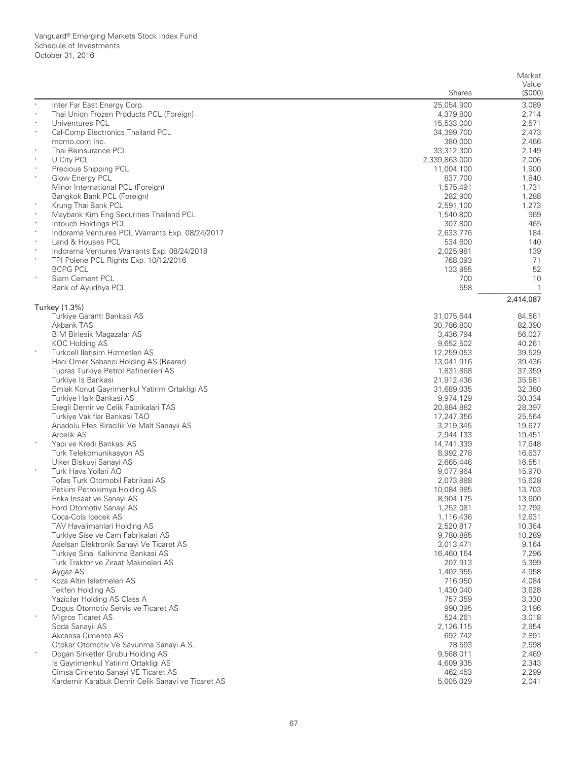Vanguard® Emerging Markets Stock Index Fund
Schedule of Investments
October 31, 2016

| | | Shares | Market Value ($000) |
|---|---|---|---|
| * | Inter Far East Energy Corp. | 25,054,900 | 3,089 |
| ^ | Thai Union Frozen Products PCL (Foreign) | 4,379,800 | 2,714 |
| * | Univentures PCL | 15,533,000 | 2,571 |
| * | Cal-Comp Electronics Thailand PCL | 34,399,700 | 2,473 |
| | momo.com Inc. | 380,000 | 2,466 |
| * | Thai Reinsurance PCL | 33,312,300 | 2,149 |
| * | U City PCL | 2,339,863,000 | 2,006 |
| * | Precious Shipping PCL | 11,004,100 | 1,900 |
| * | Glow Energy PCL | 837,700 | 1,840 |
| | Minor International PCL (Foreign) | 1,575,491 | 1,731 |
| | Bangkok Bank PCL (Foreign) | 282,900 | 1,288 |
| * | Krung Thai Bank PCL | 2,591,100 | 1,273 |
| * | Maybank Kim Eng Securities Thailand PCL | 1,540,800 | 969 |
| * | Intouch Holdings PCL | 307,800 | 465 |
| * | Indorama Ventures PCL Warrants Exp. 08/24/2017 | 2,633,776 | 184 |
| * | Land & Houses PCL | 534,600 | 140 |
| * | Indorama Ventures Warrants Exp. 08/24/2018 | 2,025,981 | 139 |
| * | TPI Polene PCL Rights Exp. 10/12/2016 | 768,093 | 71 |
| | BCPG PCL | 133,955 | 52 |
| * | Siam Cement PCL | 700 | 10 |
| | Bank of Ayudhya PCL | 558 | 1 |
| | | | 2,414,087 |
| | **Turkey (1.3%)** | | |
| | Turkiye Garanti Bankasi AS | 31,075,644 | 84,561 |
| | Akbank TAS | 30,786,800 | 82,390 |
| | BIM Birlesik Magazalar AS | 3,436,794 | 56,027 |
| | KOC Holding AS | 9,652,502 | 40,261 |
| * | Turkcell Iletisim Hizmetleri AS | 12,259,053 | 39,529 |
| | Haci Omer Sabanci Holding AS (Bearer) | 13,041,916 | 39,436 |
| | Tupras Turkiye Petrol Rafinerileri AS | 1,831,868 | 37,359 |
| | Turkiye Is Bankasi | 21,912,436 | 35,581 |
| | Emlak Konut Gayrimenkul Yatirim Ortakligi AS | 31,689,035 | 32,380 |
| | Turkiye Halk Bankasi AS | 9,974,129 | 30,334 |
| | Eregli Demir ve Celik Fabrikalari TAS | 20,884,882 | 28,397 |
| | Turkiye Vakiflar Bankasi TAO | 17,247,356 | 25,564 |
| | Anadolu Efes Biracilik Ve Malt Sanayii AS | 3,219,345 | 19,677 |
| | Arcelik AS | 2,944,133 | 19,451 |
| * | Yapi ve Kredi Bankasi AS | 14,741,339 | 17,648 |
| | Turk Telekomunikasyon AS | 8,992,278 | 16,637 |
| | Ulker Biskuvi Sanayi AS | 2,665,446 | 16,551 |
| * | Turk Hava Yollari AO | 9,077,964 | 15,970 |
| | Tofas Turk Otomobil Fabrikasi AS | 2,073,888 | 15,628 |
| | Petkim Petrokimya Holding AS | 10,084,985 | 13,703 |
| | Enka Insaat ve Sanayi AS | 8,904,175 | 13,600 |
| | Ford Otomotiv Sanayi AS | 1,252,081 | 12,792 |
| | Coca-Cola Icecek AS | 1,116,436 | 12,631 |
| | TAV Havalimanlari Holding AS | 2,520,817 | 10,364 |
| | Turkiye Sise ve Cam Fabrikalari AS | 9,780,885 | 10,289 |
| | Aselsan Elektronik Sanayi Ve Ticaret AS | 3,013,471 | 9,164 |
| | Turkiye Sinai Kalkinma Bankasi AS | 16,460,164 | 7,296 |
| | Turk Traktor ve Ziraat Makineleri AS | 207,913 | 5,399 |
| | Aygaz AS | 1,402,955 | 4,958 |
| * | Koza Altin Isletmeleri AS | 716,950 | 4,084 |
| | Tekfen Holding AS | 1,430,040 | 3,628 |
| | Yazicilar Holding AS Class A | 757,359 | 3,330 |
| | Dogus Otomotiv Servis ve Ticaret AS | 990,395 | 3,196 |
| * | Migros Ticaret AS | 524,261 | 3,018 |
| | Soda Sanayii AS | 2,126,115 | 2,954 |
| | Akcansa Cimento AS | 692,742 | 2,891 |
| | Otokar Otomotiv Ve Savunma Sanayi A.S. | 78,593 | 2,598 |
| * | Dogan Sirketler Grubu Holding AS | 9,568,011 | 2,469 |
| | Is Gayrimenkul Yatirim Ortakligi AS | 4,609,935 | 2,343 |
| | Cimsa Cimento Sanayi VE Ticaret AS | 462,453 | 2,299 |
| | Kardemir Karabuk Demir Celik Sanayi ve Ticaret AS | 5,005,029 | 2,041 |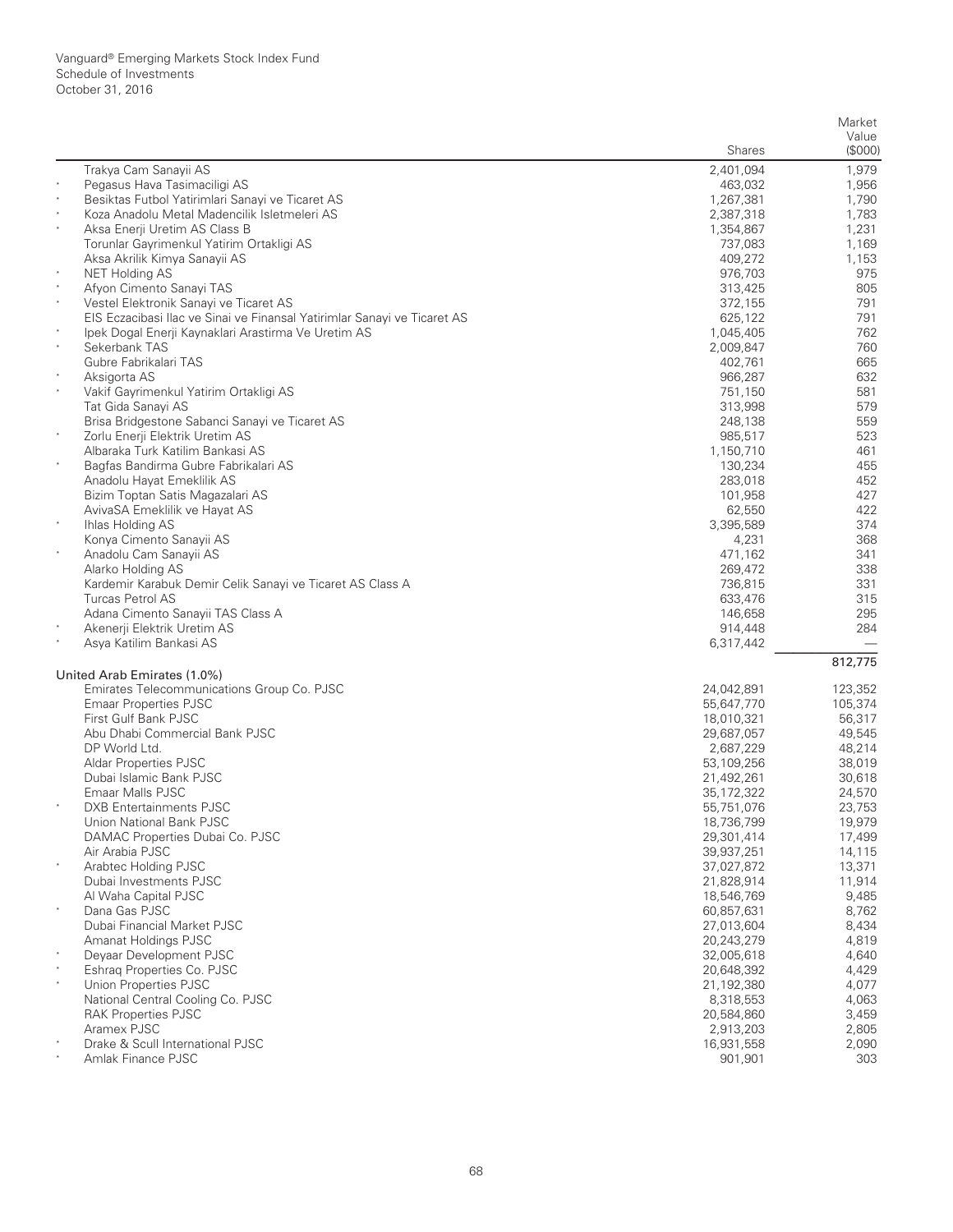| | | Shares | Market Value ($000) |
|---|---|---|---|
| | Trakya Cam Sanayii AS | 2,401,094 | 1,979 |
| * | Pegasus Hava Tasimaciligi AS | 463,032 | 1,956 |
| * | Besiktas Futbol Yatirimlari Sanayi ve Ticaret AS | 1,267,381 | 1,790 |
| * | Koza Anadolu Metal Madencilik Isletmeleri AS | 2,387,318 | 1,783 |
| * | Aksa Enerji Uretim AS Class B | 1,354,867 | 1,231 |
| | Torunlar Gayrimenkul Yatirim Ortakligi AS | 737,083 | 1,169 |
| | Aksa Akrilik Kimya Sanayii AS | 409,272 | 1,153 |
| * | NET Holding AS | 976,703 | 975 |
| * | Afyon Cimento Sanayi TAS | 313,425 | 805 |
| * | Vestel Elektronik Sanayi ve Ticaret AS | 372,155 | 791 |
| | EIS Eczacibasi Ilac ve Sinai ve Finansal Yatirimlar Sanayi ve Ticaret AS | 625,122 | 791 |
| * | Ipek Dogal Enerji Kaynaklari Arastirma Ve Uretim AS | 1,045,405 | 762 |
| * | Sekerbank TAS | 2,009,847 | 760 |
| | Gubre Fabrikalari TAS | 402,761 | 665 |
| * | Aksigorta AS | 966,287 | 632 |
| * | Vakif Gayrimenkul Yatirim Ortakligi AS | 751,150 | 581 |
| | Tat Gida Sanayi AS | 313,998 | 579 |
| | Brisa Bridgestone Sabanci Sanayi ve Ticaret AS | 248,138 | 559 |
| * | Zorlu Enerji Elektrik Uretim AS | 985,517 | 523 |
| | Albaraka Turk Katilim Bankasi AS | 1,150,710 | 461 |
| * | Bagfas Bandirma Gubre Fabrikalari AS | 130,234 | 455 |
| | Anadolu Hayat Emeklilik AS | 283,018 | 452 |
| | Bizim Toptan Satis Magazalari AS | 101,958 | 427 |
| | AvivaSA Emeklilik ve Hayat AS | 62,550 | 422 |
| * | Ihlas Holding AS | 3,395,589 | 374 |
| | Konya Cimento Sanayii AS | 4,231 | 368 |
| * | Anadolu Cam Sanayii AS | 471,162 | 341 |
| | Alarko Holding AS | 269,472 | 338 |
| | Kardemir Karabuk Demir Celik Sanayi ve Ticaret AS Class A | 736,815 | 331 |
| | Turcas Petrol AS | 633,476 | 315 |
| | Adana Cimento Sanayii TAS Class A | 146,658 | 295 |
| * | Akenerji Elektrik Uretim AS | 914,448 | 284 |
| * | Asya Katilim Bankasi AS | 6,317,442 | — |
| | | | 812,775 |
| | **United Arab Emirates (1.0%)** | | |
| | Emirates Telecommunications Group Co. PJSC | 24,042,891 | 123,352 |
| | Emaar Properties PJSC | 55,647,770 | 105,374 |
| | First Gulf Bank PJSC | 18,010,321 | 56,317 |
| | Abu Dhabi Commercial Bank PJSC | 29,687,057 | 49,545 |
| | DP World Ltd. | 2,687,229 | 48,214 |
| | Aldar Properties PJSC | 53,109,256 | 38,019 |
| | Dubai Islamic Bank PJSC | 21,492,261 | 30,618 |
| | Emaar Malls PJSC | 35,172,322 | 24,570 |
| * | DXB Entertainments PJSC | 55,751,076 | 23,753 |
| | Union National Bank PJSC | 18,736,799 | 19,979 |
| | DAMAC Properties Dubai Co. PJSC | 29,301,414 | 17,499 |
| | Air Arabia PJSC | 39,937,251 | 14,115 |
| * | Arabtec Holding PJSC | 37,027,872 | 13,371 |
| | Dubai Investments PJSC | 21,828,914 | 11,914 |
| | Al Waha Capital PJSC | 18,546,769 | 9,485 |
| * | Dana Gas PJSC | 60,857,631 | 8,762 |
| | Dubai Financial Market PJSC | 27,013,604 | 8,434 |
| | Amanat Holdings PJSC | 20,243,279 | 4,819 |
| * | Deyaar Development PJSC | 32,005,618 | 4,640 |
| * | Eshraq Properties Co. PJSC | 20,648,392 | 4,429 |
| * | Union Properties PJSC | 21,192,380 | 4,077 |
| | National Central Cooling Co. PJSC | 8,318,553 | 4,063 |
| | RAK Properties PJSC | 20,584,860 | 3,459 |
| | Aramex PJSC | 2,913,203 | 2,805 |
| * | Drake & Scull International PJSC | 16,931,558 | 2,090 |
| * | Amlak Finance PJSC | 901,901 | 303 |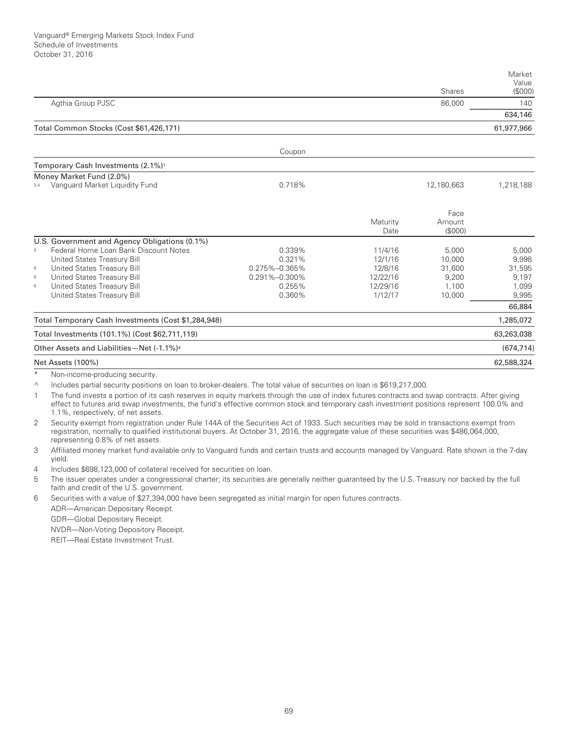Vanguard® Emerging Markets Stock Index Fund
Schedule of Investments
October 31, 2016

| | | | Shares | Market Value ($000) |
|---|---|---|---|---|
| Agthia Group PJSC | | | 86,000 | 140 |
| | | | | 634,146 |
| Total Common Stocks (Cost $61,426,171) | | | | 61,977,966 |
| | Coupon | | | |
| Temporary Cash Investments (2.1%)[1] | | | | |
| Money Market Fund (2.0%) | | | | |
| [3,4] Vanguard Market Liquidity Fund | 0.718% | | 12,180,663 | 1,218,188 |
| | | Maturity Date | Face Amount ($000) | |
| U.S. Government and Agency Obligations (0.1%) | | | | |
| [5] Federal Home Loan Bank Discount Notes | 0.339% | 11/4/16 | 5,000 | 5,000 |
| United States Treasury Bill | 0.321% | 12/1/16 | 10,000 | 9,998 |
| [6] United States Treasury Bill | 0.275%–0.365% | 12/8/16 | 31,600 | 31,595 |
| [6] United States Treasury Bill | 0.291%–0.300% | 12/22/16 | 9,200 | 9,197 |
| [6] United States Treasury Bill | 0.255% | 12/29/16 | 1,100 | 1,099 |
| United States Treasury Bill | 0.360% | 1/12/17 | 10,000 | 9,995 |
| | | | | 66,884 |
| Total Temporary Cash Investments (Cost $1,284,948) | | | | 1,285,072 |
| Total Investments (101.1%) (Cost $62,711,119) | | | | 63,263,038 |
| Other Assets and Liabilities—Net (-1.1%)[4] | | | | (674,714) |
| Net Assets (100%) | | | | 62,588,324 |

\* Non-income-producing security.

^ Includes partial security positions on loan to broker-dealers. The total value of securities on loan is $619,217,000.

1 The fund invests a portion of its cash reserves in equity markets through the use of index futures contracts and swap contracts. After giving effect to futures and swap investments, the fund's effective common stock and temporary cash investment positions represent 100.0% and 1.1%, respectively, of net assets.

2 Security exempt from registration under Rule 144A of the Securities Act of 1933. Such securities may be sold in transactions exempt from registration, normally to qualified institutional buyers. At October 31, 2016, the aggregate value of these securities was $486,064,000, representing 0.8% of net assets.

3 Affiliated money market fund available only to Vanguard funds and certain trusts and accounts managed by Vanguard. Rate shown is the 7-day yield.

4 Includes $698,123,000 of collateral received for securities on loan.

5 The issuer operates under a congressional charter; its securities are generally neither guaranteed by the U.S. Treasury nor backed by the full faith and credit of the U.S. government.

6 Securities with a value of $27,394,000 have been segregated as initial margin for open futures contracts.

ADR—American Depositary Receipt.

GDR—Global Depositary Receipt.

NVDR—Non-Voting Depository Receipt.

REIT—Real Estate Investment Trust.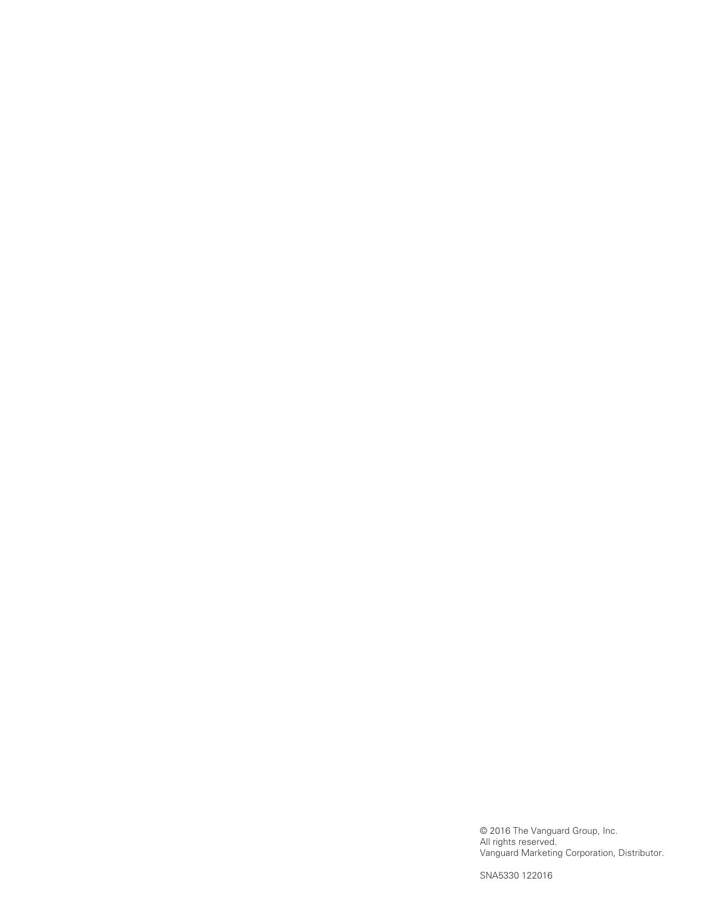© 2016 The Vanguard Group, Inc.
All rights reserved.
Vanguard Marketing Corporation, Distributor.

SNA5330 122016